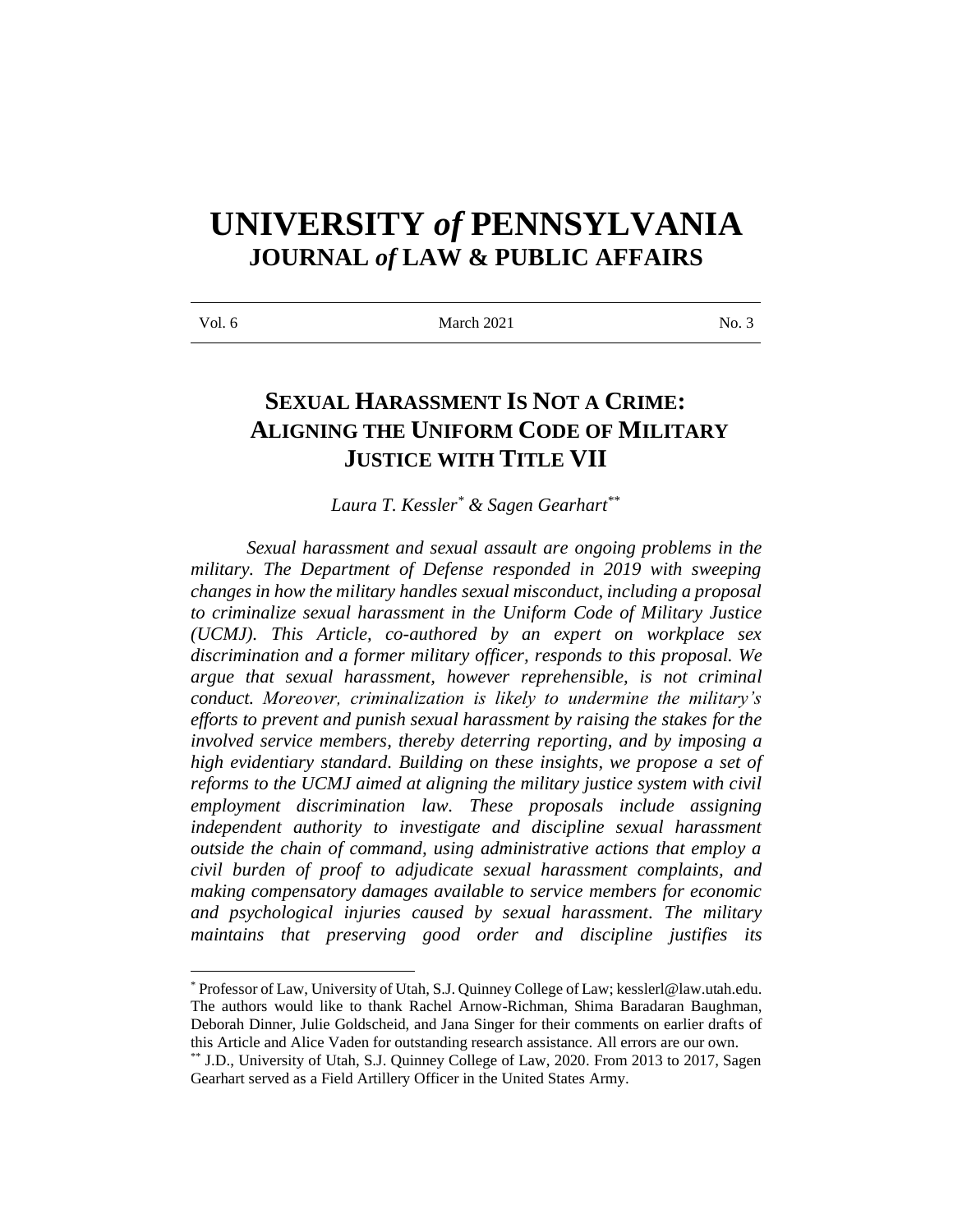# UNIVERSITY *of* PENNSYLVANIA
## JOURNAL *of* LAW & PUBLIC AFFAIRS

Vol. 6 March 2021 No. 3

## SEXUAL HARASSMENT IS NOT A CRIME: ALIGNING THE UNIFORM CODE OF MILITARY JUSTICE WITH TITLE VII

*Laura T. Kessler*[*] *& Sagen Gearhart*[**]

***Sexual harassment and sexual assault are ongoing problems in the military. The Department of Defense responded in 2019 with sweeping changes in how the military handles sexual misconduct, including a proposal to criminalize sexual harassment in the Uniform Code of Military Justice (UCMJ). This Article, co-authored by an expert on workplace sex discrimination and a former military officer, responds to this proposal. We argue that sexual harassment, however reprehensible, is not criminal conduct. Moreover, criminalization is likely to undermine the military's efforts to prevent and punish sexual harassment by raising the stakes for the involved service members, thereby deterring reporting, and by imposing a high evidentiary standard. Building on these insights, we propose a set of reforms to the UCMJ aimed at aligning the military justice system with civil employment discrimination law. These proposals include assigning independent authority to investigate and discipline sexual harassment outside the chain of command, using administrative actions that employ a civil burden of proof to adjudicate sexual harassment complaints, and making compensatory damages available to service members for economic and psychological injuries caused by sexual harassment. The military maintains that preserving good order and discipline justifies its***

[*] Professor of Law, University of Utah, S.J. Quinney College of Law; kesslerl@law.utah.edu. The authors would like to thank Rachel Arnow-Richman, Shima Baradaran Baughman, Deborah Dinner, Julie Goldscheid, and Jana Singer for their comments on earlier drafts of this Article and Alice Vaden for outstanding research assistance. All errors are our own.

[**] J.D., University of Utah, S.J. Quinney College of Law, 2020. From 2013 to 2017, Sagen Gearhart served as a Field Artillery Officer in the United States Army.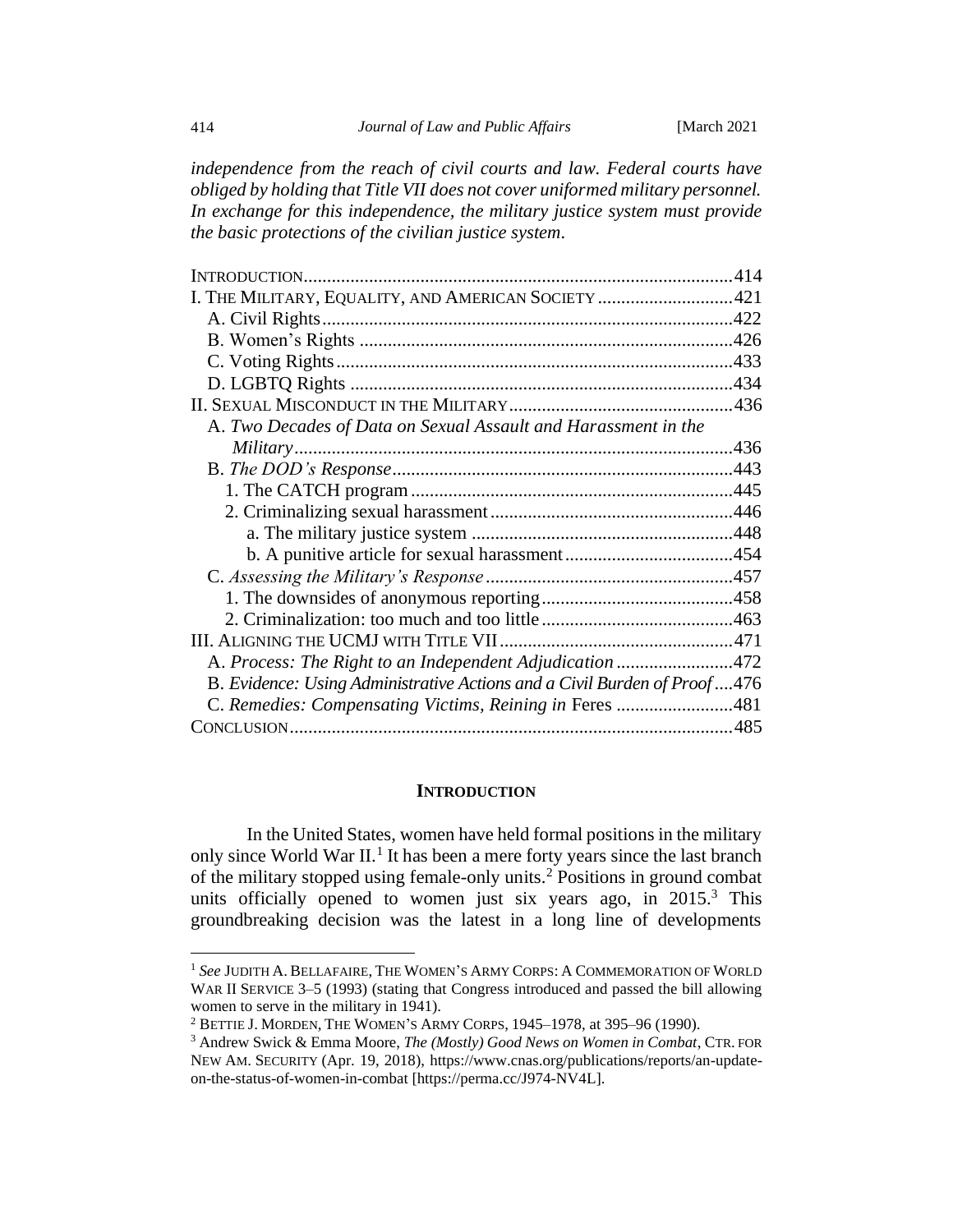*independence from the reach of civil courts and law. Federal courts have obliged by holding that Title VII does not cover uniformed military personnel. In exchange for this independence, the military justice system must provide the basic protections of the civilian justice system.*

| | |
|---|---|
| INTRODUCTION | 414 |
| I. THE MILITARY, EQUALITY, AND AMERICAN SOCIETY | 421 |
| A. Civil Rights | 422 |
| B. Women's Rights | 426 |
| C. Voting Rights | 433 |
| D. LGBTQ Rights | 434 |
| II. SEXUAL MISCONDUCT IN THE MILITARY | 436 |
| A. *Two Decades of Data on Sexual Assault and Harassment in the Military* | 436 |
| B. *The DOD's Response* | 443 |
| 1. The CATCH program | 445 |
| 2. Criminalizing sexual harassment | 446 |
| a. The military justice system | 448 |
| b. A punitive article for sexual harassment | 454 |
| C. *Assessing the Military's Response* | 457 |
| 1. The downsides of anonymous reporting | 458 |
| 2. Criminalization: too much and too little | 463 |
| III. ALIGNING THE UCMJ WITH TITLE VII | 471 |
| A. *Process: The Right to an Independent Adjudication* | 472 |
| B. *Evidence: Using Administrative Actions and a Civil Burden of Proof* | 476 |
| C. *Remedies: Compensating Victims, Reining in* Feres | 481 |
| CONCLUSION | 485 |

## INTRODUCTION

In the United States, women have held formal positions in the military only since World War II.[1] It has been a mere forty years since the last branch of the military stopped using female-only units.[2] Positions in ground combat units officially opened to women just six years ago, in 2015.[3] This groundbreaking decision was the latest in a long line of developments

---

[1] *See* JUDITH A. BELLAFAIRE, THE WOMEN'S ARMY CORPS: A COMMEMORATION OF WORLD WAR II SERVICE 3–5 (1993) (stating that Congress introduced and passed the bill allowing women to serve in the military in 1941).

[2] BETTIE J. MORDEN, THE WOMEN'S ARMY CORPS, 1945–1978, at 395–96 (1990).

[3] Andrew Swick & Emma Moore, *The (Mostly) Good News on Women in Combat*, CTR. FOR NEW AM. SECURITY (Apr. 19, 2018), https://www.cnas.org/publications/reports/an-update-on-the-status-of-women-in-combat [https://perma.cc/J974-NV4L].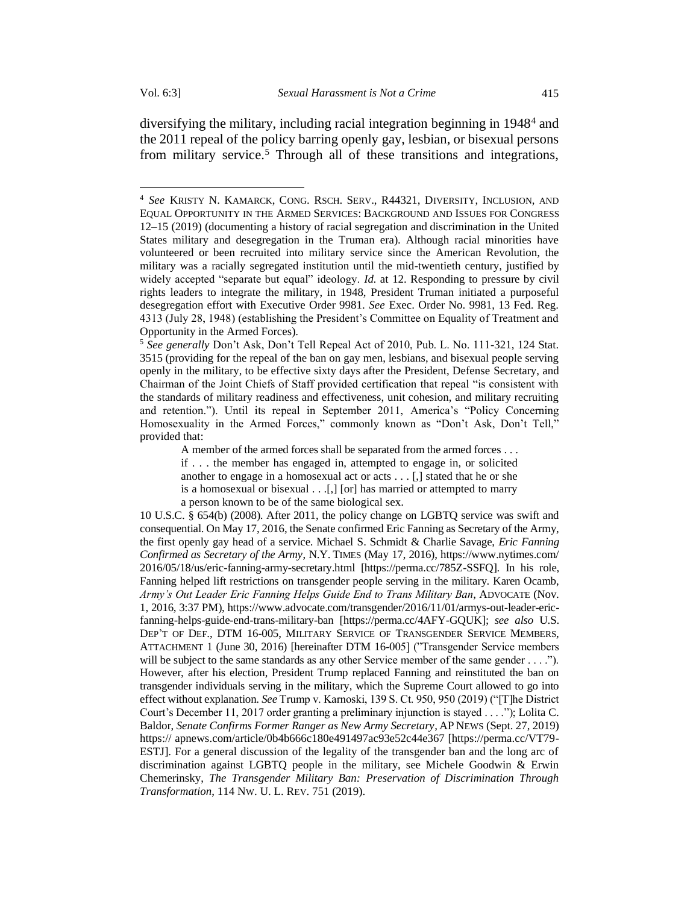diversifying the military, including racial integration beginning in 1948[4] and the 2011 repeal of the policy barring openly gay, lesbian, or bisexual persons from military service.[5] Through all of these transitions and integrations,

---

[4] *See* KRISTY N. KAMARCK, CONG. RSCH. SERV., R44321, DIVERSITY, INCLUSION, AND EQUAL OPPORTUNITY IN THE ARMED SERVICES: BACKGROUND AND ISSUES FOR CONGRESS 12–15 (2019) (documenting a history of racial segregation and discrimination in the United States military and desegregation in the Truman era). Although racial minorities have volunteered or been recruited into military service since the American Revolution, the military was a racially segregated institution until the mid-twentieth century, justified by widely accepted "separate but equal" ideology. *Id.* at 12. Responding to pressure by civil rights leaders to integrate the military, in 1948, President Truman initiated a purposeful desegregation effort with Executive Order 9981. *See* Exec. Order No. 9981, 13 Fed. Reg. 4313 (July 28, 1948) (establishing the President's Committee on Equality of Treatment and Opportunity in the Armed Forces).

[5] *See generally* Don't Ask, Don't Tell Repeal Act of 2010, Pub. L. No. 111-321, 124 Stat. 3515 (providing for the repeal of the ban on gay men, lesbians, and bisexual people serving openly in the military, to be effective sixty days after the President, Defense Secretary, and Chairman of the Joint Chiefs of Staff provided certification that repeal "is consistent with the standards of military readiness and effectiveness, unit cohesion, and military recruiting and retention."). Until its repeal in September 2011, America's "Policy Concerning Homosexuality in the Armed Forces," commonly known as "Don't Ask, Don't Tell," provided that:

> A member of the armed forces shall be separated from the armed forces . . . if . . . the member has engaged in, attempted to engage in, or solicited another to engage in a homosexual act or acts . . . [,] stated that he or she is a homosexual or bisexual . . .[,] [or] has married or attempted to marry a person known to be of the same biological sex.

10 U.S.C. § 654(b) (2008). After 2011, the policy change on LGBTQ service was swift and consequential. On May 17, 2016, the Senate confirmed Eric Fanning as Secretary of the Army, the first openly gay head of a service. Michael S. Schmidt & Charlie Savage, *Eric Fanning Confirmed as Secretary of the Army*, N.Y. TIMES (May 17, 2016), https://www.nytimes.com/2016/05/18/us/eric-fanning-army-secretary.html [https://perma.cc/785Z-SSFQ]. In his role, Fanning helped lift restrictions on transgender people serving in the military. Karen Ocamb, *Army's Out Leader Eric Fanning Helps Guide End to Trans Military Ban*, ADVOCATE (Nov. 1, 2016, 3:37 PM), https://www.advocate.com/transgender/2016/11/01/armys-out-leader-eric-fanning-helps-guide-end-trans-military-ban [https://perma.cc/4AFY-GQUK]; *see also* U.S. DEP'T OF DEF., DTM 16-005, MILITARY SERVICE OF TRANSGENDER SERVICE MEMBERS, ATTACHMENT 1 (June 30, 2016) [hereinafter DTM 16-005] ("Transgender Service members will be subject to the same standards as any other Service member of the same gender . . . ."). However, after his election, President Trump replaced Fanning and reinstituted the ban on transgender individuals serving in the military, which the Supreme Court allowed to go into effect without explanation. *See* Trump v. Karnoski, 139 S. Ct. 950, 950 (2019) ("[T]he District Court's December 11, 2017 order granting a preliminary injunction is stayed . . . ."); Lolita C. Baldor, *Senate Confirms Former Ranger as New Army Secretary*, AP NEWS (Sept. 27, 2019) https:// apnews.com/article/0b4b666c180e491497ac93e52c44e367 [https://perma.cc/VT79-ESTJ]. For a general discussion of the legality of the transgender ban and the long arc of discrimination against LGBTQ people in the military, see Michele Goodwin & Erwin Chemerinsky, *The Transgender Military Ban: Preservation of Discrimination Through Transformation*, 114 NW. U. L. REV. 751 (2019).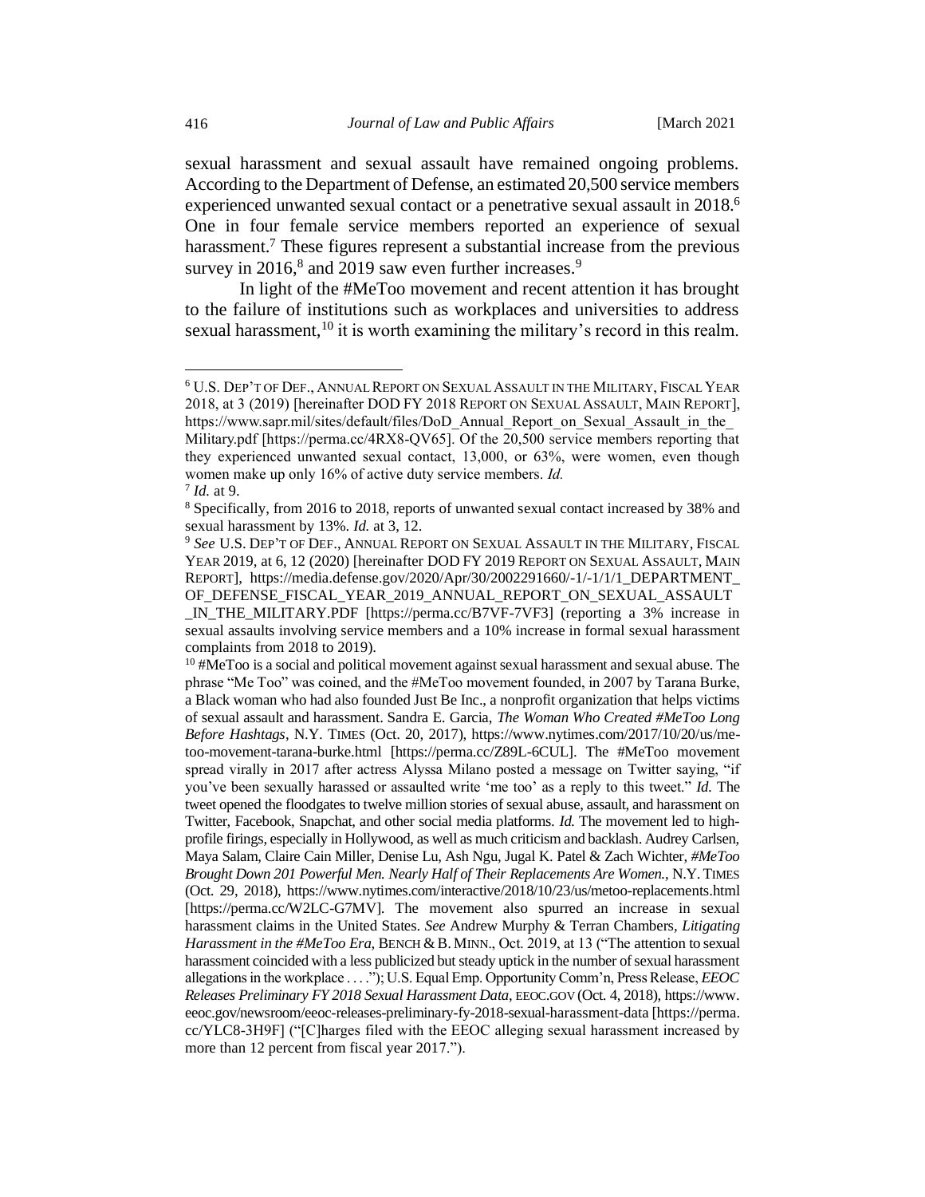sexual harassment and sexual assault have remained ongoing problems. According to the Department of Defense, an estimated 20,500 service members experienced unwanted sexual contact or a penetrative sexual assault in 2018.[6] One in four female service members reported an experience of sexual harassment.[7] These figures represent a substantial increase from the previous survey in 2016,[8] and 2019 saw even further increases.[9]

In light of the #MeToo movement and recent attention it has brought to the failure of institutions such as workplaces and universities to address sexual harassment,[10] it is worth examining the military's record in this realm.

---

[6] U.S. DEP'T OF DEF., ANNUAL REPORT ON SEXUAL ASSAULT IN THE MILITARY, FISCAL YEAR 2018, at 3 (2019) [hereinafter DOD FY 2018 REPORT ON SEXUAL ASSAULT, MAIN REPORT], https://www.sapr.mil/sites/default/files/DoD_Annual_Report_on_Sexual_Assault_in_the_Military.pdf [https://perma.cc/4RX8-QV65]. Of the 20,500 service members reporting that they experienced unwanted sexual contact, 13,000, or 63%, were women, even though women make up only 16% of active duty service members. *Id.*

[7] *Id.* at 9.

[8] Specifically, from 2016 to 2018, reports of unwanted sexual contact increased by 38% and sexual harassment by 13%. *Id.* at 3, 12.

[9] *See* U.S. DEP'T OF DEF., ANNUAL REPORT ON SEXUAL ASSAULT IN THE MILITARY, FISCAL YEAR 2019, at 6, 12 (2020) [hereinafter DOD FY 2019 REPORT ON SEXUAL ASSAULT, MAIN REPORT], https://media.defense.gov/2020/Apr/30/2002291660/-1/-1/1/1_DEPARTMENT_OF_DEFENSE_FISCAL_YEAR_2019_ANNUAL_REPORT_ON_SEXUAL_ASSAULT_IN_THE_MILITARY.PDF [https://perma.cc/B7VF-7VF3] (reporting a 3% increase in sexual assaults involving service members and a 10% increase in formal sexual harassment complaints from 2018 to 2019).

[10] #MeToo is a social and political movement against sexual harassment and sexual abuse. The phrase "Me Too" was coined, and the #MeToo movement founded, in 2007 by Tarana Burke, a Black woman who had also founded Just Be Inc., a nonprofit organization that helps victims of sexual assault and harassment. Sandra E. Garcia, *The Woman Who Created #MeToo Long Before Hashtags*, N.Y. TIMES (Oct. 20, 2017), https://www.nytimes.com/2017/10/20/us/me-too-movement-tarana-burke.html [https://perma.cc/Z89L-6CUL]. The #MeToo movement spread virally in 2017 after actress Alyssa Milano posted a message on Twitter saying, "if you've been sexually harassed or assaulted write 'me too' as a reply to this tweet." *Id.* The tweet opened the floodgates to twelve million stories of sexual abuse, assault, and harassment on Twitter, Facebook, Snapchat, and other social media platforms. *Id.* The movement led to high-profile firings, especially in Hollywood, as well as much criticism and backlash. Audrey Carlsen, Maya Salam, Claire Cain Miller, Denise Lu, Ash Ngu, Jugal K. Patel & Zach Wichter, *#MeToo Brought Down 201 Powerful Men. Nearly Half of Their Replacements Are Women.*, N.Y. TIMES (Oct. 29, 2018), https://www.nytimes.com/interactive/2018/10/23/us/metoo-replacements.html [https://perma.cc/W2LC-G7MV]. The movement also spurred an increase in sexual harassment claims in the United States. *See* Andrew Murphy & Terran Chambers, *Litigating Harassment in the #MeToo Era*, BENCH & B. MINN., Oct. 2019, at 13 ("The attention to sexual harassment coincided with a less publicized but steady uptick in the number of sexual harassment allegations in the workplace . . . ."); U.S. Equal Emp. Opportunity Comm'n, Press Release, *EEOC Releases Preliminary FY 2018 Sexual Harassment Data*, EEOC.GOV (Oct. 4, 2018), https://www.eeoc.gov/newsroom/eeoc-releases-preliminary-fy-2018-sexual-harassment-data [https://perma.cc/YLC8-3H9F] ("[C]harges filed with the EEOC alleging sexual harassment increased by more than 12 percent from fiscal year 2017.").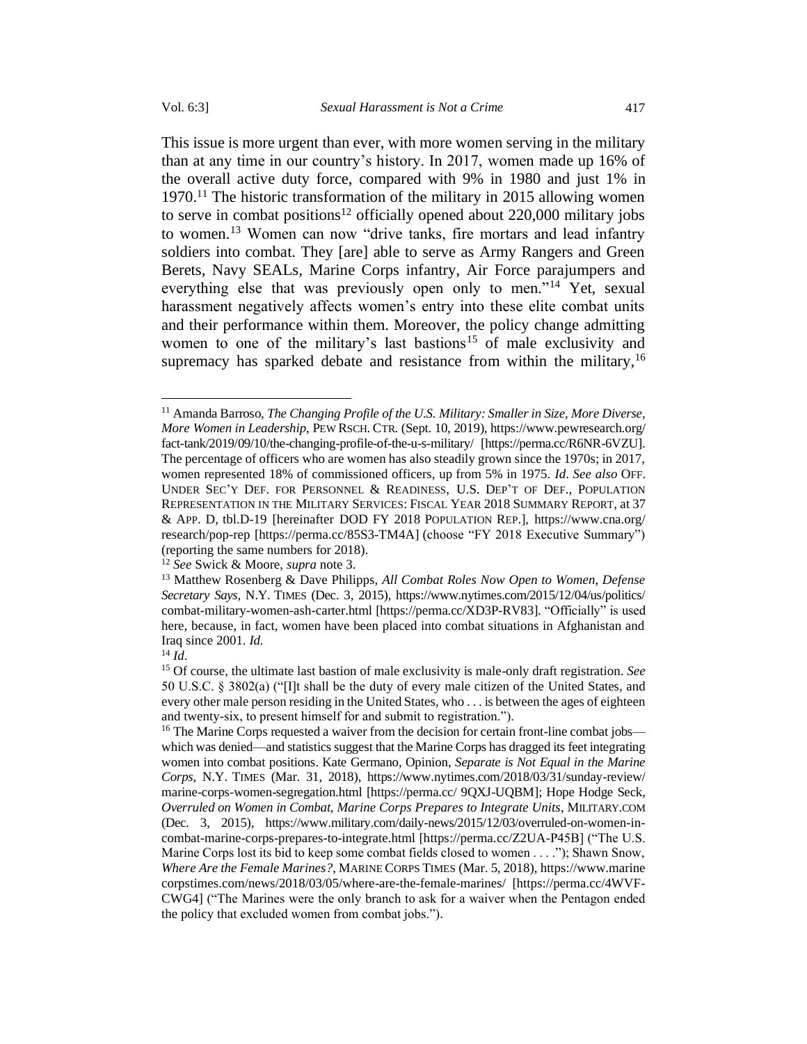This issue is more urgent than ever, with more women serving in the military than at any time in our country's history. In 2017, women made up 16% of the overall active duty force, compared with 9% in 1980 and just 1% in 1970.[11] The historic transformation of the military in 2015 allowing women to serve in combat positions[12] officially opened about 220,000 military jobs to women.[13] Women can now "drive tanks, fire mortars and lead infantry soldiers into combat. They [are] able to serve as Army Rangers and Green Berets, Navy SEALs, Marine Corps infantry, Air Force parajumpers and everything else that was previously open only to men."[14] Yet, sexual harassment negatively affects women's entry into these elite combat units and their performance within them. Moreover, the policy change admitting women to one of the military's last bastions[15] of male exclusivity and supremacy has sparked debate and resistance from within the military,[16]

---

[11] Amanda Barroso, *The Changing Profile of the U.S. Military: Smaller in Size, More Diverse, More Women in Leadership*, PEW RSCH. CTR. (Sept. 10, 2019), https://www.pewresearch.org/fact-tank/2019/09/10/the-changing-profile-of-the-u-s-military/ [https://perma.cc/R6NR-6VZU]. The percentage of officers who are women has also steadily grown since the 1970s; in 2017, women represented 18% of commissioned officers, up from 5% in 1975. *Id*. *See also* OFF. UNDER SEC'Y DEF. FOR PERSONNEL & READINESS, U.S. DEP'T OF DEF., POPULATION REPRESENTATION IN THE MILITARY SERVICES: FISCAL YEAR 2018 SUMMARY REPORT, at 37 & APP. D, tbl.D-19 [hereinafter DOD FY 2018 POPULATION REP.], https://www.cna.org/research/pop-rep [https://perma.cc/85S3-TM4A] (choose "FY 2018 Executive Summary") (reporting the same numbers for 2018).

[12] *See* Swick & Moore, *supra* note 3.

[13] Matthew Rosenberg & Dave Philipps, *All Combat Roles Now Open to Women, Defense Secretary Says*, N.Y. TIMES (Dec. 3, 2015), https://www.nytimes.com/2015/12/04/us/politics/combat-military-women-ash-carter.html [https://perma.cc/XD3P-RV83]. "Officially" is used here, because, in fact, women have been placed into combat situations in Afghanistan and Iraq since 2001. *Id.*

[14] *Id*.

[15] Of course, the ultimate last bastion of male exclusivity is male-only draft registration. *See* 50 U.S.C. § 3802(a) ("[I]t shall be the duty of every male citizen of the United States, and every other male person residing in the United States, who . . . is between the ages of eighteen and twenty-six, to present himself for and submit to registration.").

[16] The Marine Corps requested a waiver from the decision for certain front-line combat jobs—which was denied—and statistics suggest that the Marine Corps has dragged its feet integrating women into combat positions. Kate Germano, Opinion, *Separate is Not Equal in the Marine Corps*, N.Y. TIMES (Mar. 31, 2018), https://www.nytimes.com/2018/03/31/sunday-review/marine-corps-women-segregation.html [https://perma.cc/ 9QXJ-UQBM]; Hope Hodge Seck, *Overruled on Women in Combat, Marine Corps Prepares to Integrate Units*, MILITARY.COM (Dec. 3, 2015), https://www.military.com/daily-news/2015/12/03/overruled-on-women-in-combat-marine-corps-prepares-to-integrate.html [https://perma.cc/Z2UA-P45B] ("The U.S. Marine Corps lost its bid to keep some combat fields closed to women . . . ."); Shawn Snow, *Where Are the Female Marines?*, MARINE CORPS TIMES (Mar. 5, 2018), https://www.marinecorpstimes.com/news/2018/03/05/where-are-the-female-marines/ [https://perma.cc/4WVF-CWG4] ("The Marines were the only branch to ask for a waiver when the Pentagon ended the policy that excluded women from combat jobs.").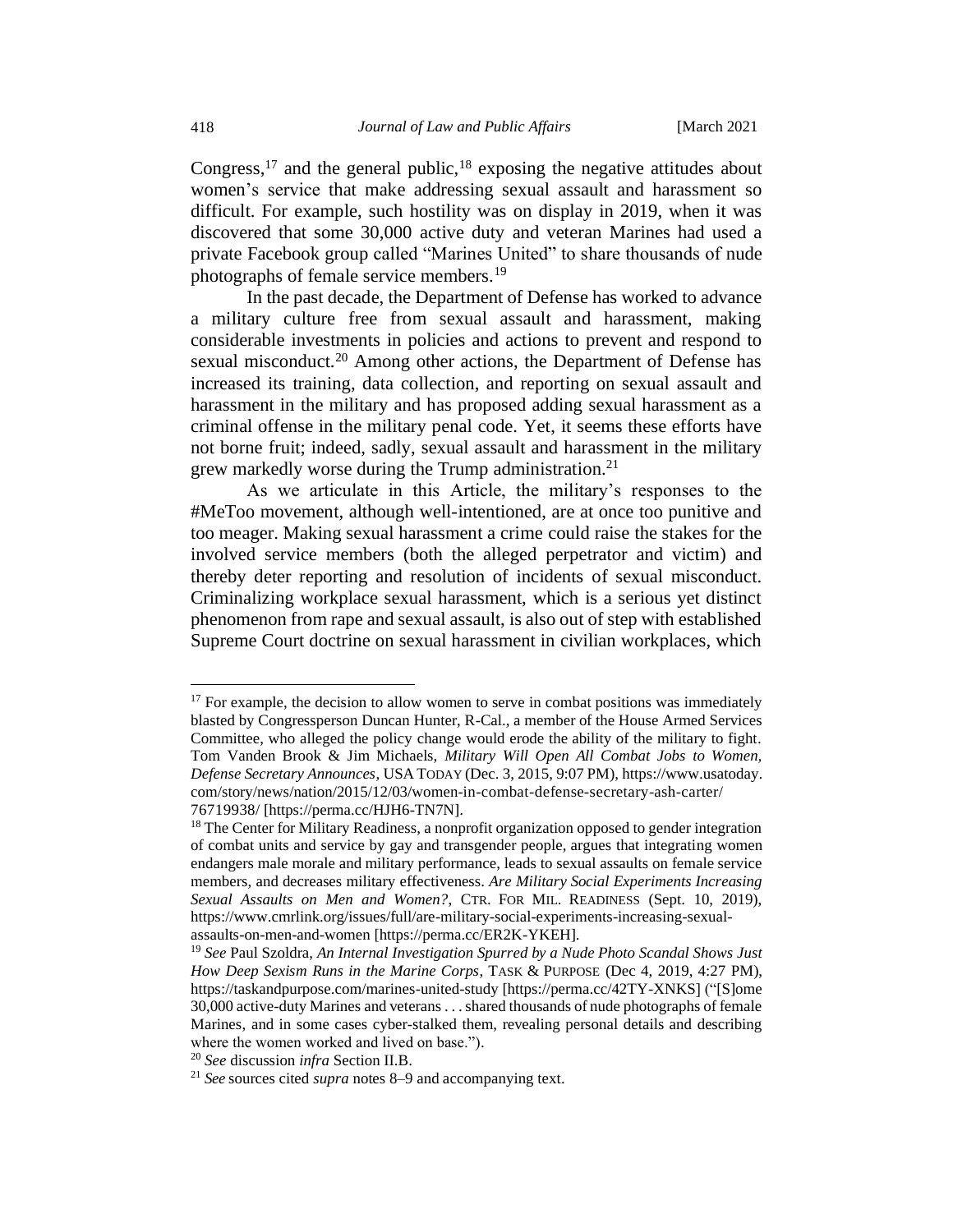Congress,[17] and the general public,[18] exposing the negative attitudes about women's service that make addressing sexual assault and harassment so difficult. For example, such hostility was on display in 2019, when it was discovered that some 30,000 active duty and veteran Marines had used a private Facebook group called "Marines United" to share thousands of nude photographs of female service members.[19]

In the past decade, the Department of Defense has worked to advance a military culture free from sexual assault and harassment, making considerable investments in policies and actions to prevent and respond to sexual misconduct.[20] Among other actions, the Department of Defense has increased its training, data collection, and reporting on sexual assault and harassment in the military and has proposed adding sexual harassment as a criminal offense in the military penal code. Yet, it seems these efforts have not borne fruit; indeed, sadly, sexual assault and harassment in the military grew markedly worse during the Trump administration.[21]

As we articulate in this Article, the military's responses to the #MeToo movement, although well-intentioned, are at once too punitive and too meager. Making sexual harassment a crime could raise the stakes for the involved service members (both the alleged perpetrator and victim) and thereby deter reporting and resolution of incidents of sexual misconduct. Criminalizing workplace sexual harassment, which is a serious yet distinct phenomenon from rape and sexual assault, is also out of step with established Supreme Court doctrine on sexual harassment in civilian workplaces, which

---

[17] For example, the decision to allow women to serve in combat positions was immediately blasted by Congressperson Duncan Hunter, R-Cal., a member of the House Armed Services Committee, who alleged the policy change would erode the ability of the military to fight. Tom Vanden Brook & Jim Michaels, *Military Will Open All Combat Jobs to Women, Defense Secretary Announces*, USA TODAY (Dec. 3, 2015, 9:07 PM), https://www.usatoday.com/story/news/nation/2015/12/03/women-in-combat-defense-secretary-ash-carter/76719938/ [https://perma.cc/HJH6-TN7N].

[18] The Center for Military Readiness, a nonprofit organization opposed to gender integration of combat units and service by gay and transgender people, argues that integrating women endangers male morale and military performance, leads to sexual assaults on female service members, and decreases military effectiveness. *Are Military Social Experiments Increasing Sexual Assaults on Men and Women?*, CTR. FOR MIL. READINESS (Sept. 10, 2019), https://www.cmrlink.org/issues/full/are-military-social-experiments-increasing-sexual-assaults-on-men-and-women [https://perma.cc/ER2K-YKEH].

[19] *See* Paul Szoldra, *An Internal Investigation Spurred by a Nude Photo Scandal Shows Just How Deep Sexism Runs in the Marine Corps*, TASK & PURPOSE (Dec 4, 2019, 4:27 PM), https://taskandpurpose.com/marines-united-study [https://perma.cc/42TY-XNKS] ("[S]ome 30,000 active-duty Marines and veterans . . . shared thousands of nude photographs of female Marines, and in some cases cyber-stalked them, revealing personal details and describing where the women worked and lived on base.").

[20] *See* discussion *infra* Section II.B.

[21] *See* sources cited *supra* notes 8–9 and accompanying text.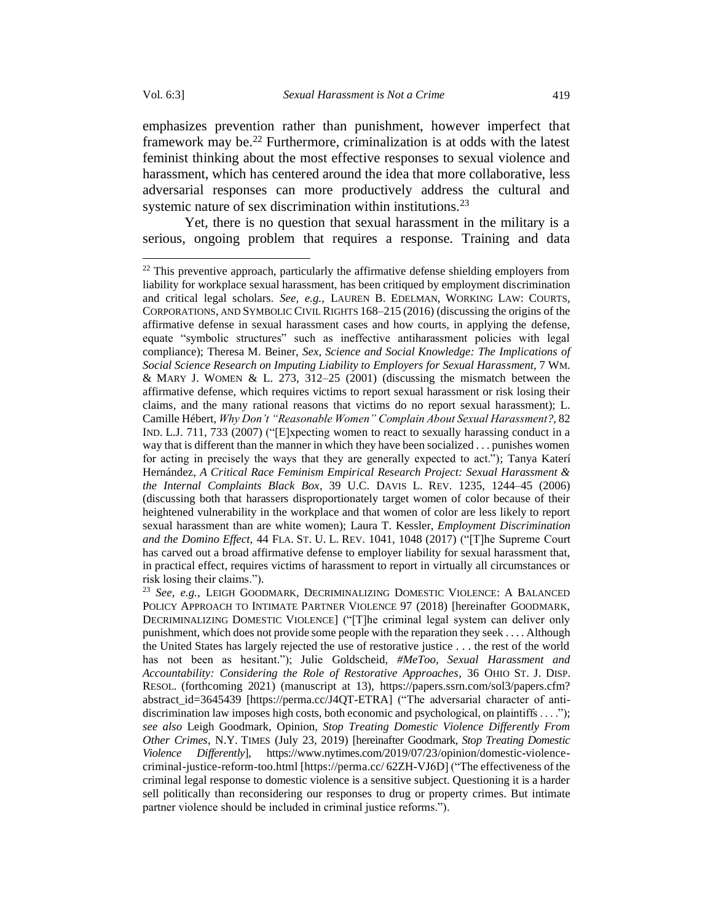emphasizes prevention rather than punishment, however imperfect that framework may be.[22] Furthermore, criminalization is at odds with the latest feminist thinking about the most effective responses to sexual violence and harassment, which has centered around the idea that more collaborative, less adversarial responses can more productively address the cultural and systemic nature of sex discrimination within institutions.[23]

Yet, there is no question that sexual harassment in the military is a serious, ongoing problem that requires a response. Training and data

---

[22] This preventive approach, particularly the affirmative defense shielding employers from liability for workplace sexual harassment, has been critiqued by employment discrimination and critical legal scholars. *See, e.g.*, LAUREN B. EDELMAN, WORKING LAW: COURTS, CORPORATIONS, AND SYMBOLIC CIVIL RIGHTS 168–215 (2016) (discussing the origins of the affirmative defense in sexual harassment cases and how courts, in applying the defense, equate "symbolic structures" such as ineffective antiharassment policies with legal compliance); Theresa M. Beiner, *Sex, Science and Social Knowledge: The Implications of Social Science Research on Imputing Liability to Employers for Sexual Harassment*, 7 WM. & MARY J. WOMEN & L. 273, 312–25 (2001) (discussing the mismatch between the affirmative defense, which requires victims to report sexual harassment or risk losing their claims, and the many rational reasons that victims do no report sexual harassment); L. Camille Hébert, *Why Don't "Reasonable Women" Complain About Sexual Harassment?*, 82 IND. L.J. 711, 733 (2007) ("[E]xpecting women to react to sexually harassing conduct in a way that is different than the manner in which they have been socialized . . . punishes women for acting in precisely the ways that they are generally expected to act."); Tanya Katerí Hernández, *A Critical Race Feminism Empirical Research Project: Sexual Harassment & the Internal Complaints Black Box*, 39 U.C. DAVIS L. REV. 1235, 1244–45 (2006) (discussing both that harassers disproportionately target women of color because of their heightened vulnerability in the workplace and that women of color are less likely to report sexual harassment than are white women); Laura T. Kessler, *Employment Discrimination and the Domino Effect*, 44 FLA. ST. U. L. REV. 1041, 1048 (2017) ("[T]he Supreme Court has carved out a broad affirmative defense to employer liability for sexual harassment that, in practical effect, requires victims of harassment to report in virtually all circumstances or risk losing their claims.").

[23] *See, e.g.*, LEIGH GOODMARK, DECRIMINALIZING DOMESTIC VIOLENCE: A BALANCED POLICY APPROACH TO INTIMATE PARTNER VIOLENCE 97 (2018) [hereinafter GOODMARK, DECRIMINALIZING DOMESTIC VIOLENCE] ("[T]he criminal legal system can deliver only punishment, which does not provide some people with the reparation they seek . . . . Although the United States has largely rejected the use of restorative justice . . . the rest of the world has not been as hesitant."); Julie Goldscheid, *#MeToo, Sexual Harassment and Accountability: Considering the Role of Restorative Approaches*, 36 OHIO ST. J. DISP. RESOL. (forthcoming 2021) (manuscript at 13), https://papers.ssrn.com/sol3/papers.cfm?abstract_id=3645439 [https://perma.cc/J4QT-ETRA] ("The adversarial character of anti-discrimination law imposes high costs, both economic and psychological, on plaintiffs . . . ."); *see also* Leigh Goodmark, Opinion, *Stop Treating Domestic Violence Differently From Other Crimes*, N.Y. TIMES (July 23, 2019) [hereinafter Goodmark, *Stop Treating Domestic Violence Differently*], https://www.nytimes.com/2019/07/23/opinion/domestic-violence-criminal-justice-reform-too.html [https://perma.cc/ 62ZH-VJ6D] ("The effectiveness of the criminal legal response to domestic violence is a sensitive subject. Questioning it is a harder sell politically than reconsidering our responses to drug or property crimes. But intimate partner violence should be included in criminal justice reforms.").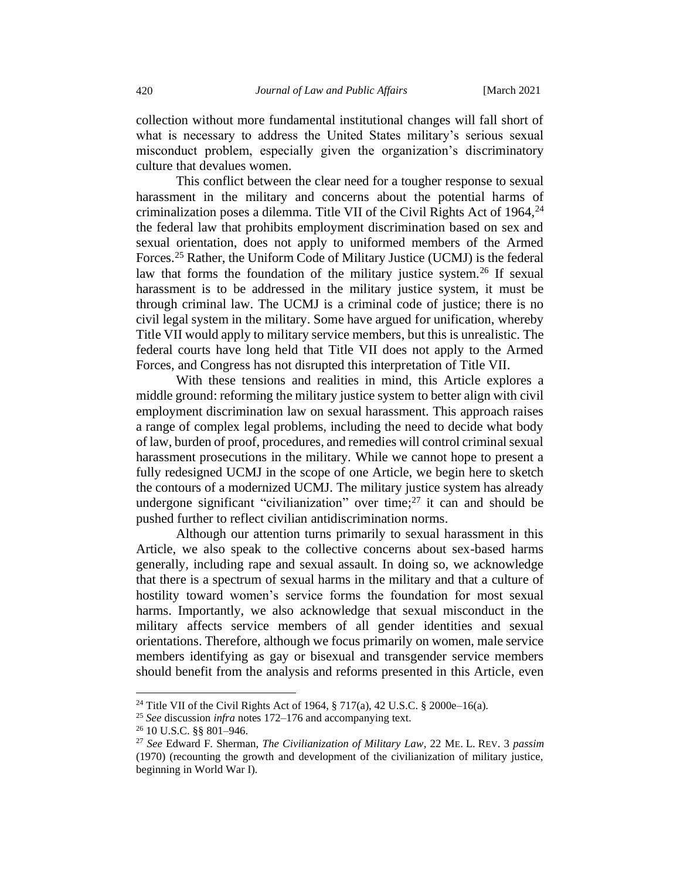collection without more fundamental institutional changes will fall short of what is necessary to address the United States military's serious sexual misconduct problem, especially given the organization's discriminatory culture that devalues women.

This conflict between the clear need for a tougher response to sexual harassment in the military and concerns about the potential harms of criminalization poses a dilemma. Title VII of the Civil Rights Act of 1964,[24] the federal law that prohibits employment discrimination based on sex and sexual orientation, does not apply to uniformed members of the Armed Forces.[25] Rather, the Uniform Code of Military Justice (UCMJ) is the federal law that forms the foundation of the military justice system.[26] If sexual harassment is to be addressed in the military justice system, it must be through criminal law. The UCMJ is a criminal code of justice; there is no civil legal system in the military. Some have argued for unification, whereby Title VII would apply to military service members, but this is unrealistic. The federal courts have long held that Title VII does not apply to the Armed Forces, and Congress has not disrupted this interpretation of Title VII.

With these tensions and realities in mind, this Article explores a middle ground: reforming the military justice system to better align with civil employment discrimination law on sexual harassment. This approach raises a range of complex legal problems, including the need to decide what body of law, burden of proof, procedures, and remedies will control criminal sexual harassment prosecutions in the military. While we cannot hope to present a fully redesigned UCMJ in the scope of one Article, we begin here to sketch the contours of a modernized UCMJ. The military justice system has already undergone significant "civilianization" over time;[27] it can and should be pushed further to reflect civilian antidiscrimination norms.

Although our attention turns primarily to sexual harassment in this Article, we also speak to the collective concerns about sex-based harms generally, including rape and sexual assault. In doing so, we acknowledge that there is a spectrum of sexual harms in the military and that a culture of hostility toward women's service forms the foundation for most sexual harms. Importantly, we also acknowledge that sexual misconduct in the military affects service members of all gender identities and sexual orientations. Therefore, although we focus primarily on women, male service members identifying as gay or bisexual and transgender service members should benefit from the analysis and reforms presented in this Article, even

---

[24] Title VII of the Civil Rights Act of 1964, § 717(a), 42 U.S.C. § 2000e–16(a).

[25] *See* discussion *infra* notes 172–176 and accompanying text.

[26] 10 U.S.C. §§ 801–946.

[27] *See* Edward F. Sherman, *The Civilianization of Military Law*, 22 ME. L. REV. 3 *passim* (1970) (recounting the growth and development of the civilianization of military justice, beginning in World War I).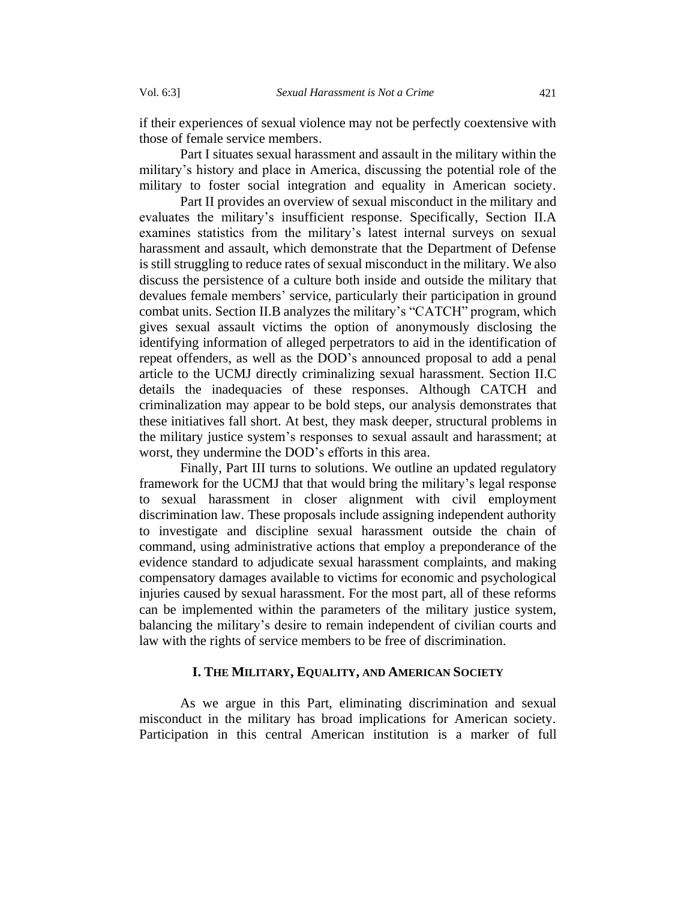if their experiences of sexual violence may not be perfectly coextensive with those of female service members.

Part I situates sexual harassment and assault in the military within the military's history and place in America, discussing the potential role of the military to foster social integration and equality in American society.

Part II provides an overview of sexual misconduct in the military and evaluates the military's insufficient response. Specifically, Section II.A examines statistics from the military's latest internal surveys on sexual harassment and assault, which demonstrate that the Department of Defense is still struggling to reduce rates of sexual misconduct in the military. We also discuss the persistence of a culture both inside and outside the military that devalues female members' service, particularly their participation in ground combat units. Section II.B analyzes the military's "CATCH" program, which gives sexual assault victims the option of anonymously disclosing the identifying information of alleged perpetrators to aid in the identification of repeat offenders, as well as the DOD's announced proposal to add a penal article to the UCMJ directly criminalizing sexual harassment. Section II.C details the inadequacies of these responses. Although CATCH and criminalization may appear to be bold steps, our analysis demonstrates that these initiatives fall short. At best, they mask deeper, structural problems in the military justice system's responses to sexual assault and harassment; at worst, they undermine the DOD's efforts in this area.

Finally, Part III turns to solutions. We outline an updated regulatory framework for the UCMJ that that would bring the military's legal response to sexual harassment in closer alignment with civil employment discrimination law. These proposals include assigning independent authority to investigate and discipline sexual harassment outside the chain of command, using administrative actions that employ a preponderance of the evidence standard to adjudicate sexual harassment complaints, and making compensatory damages available to victims for economic and psychological injuries caused by sexual harassment. For the most part, all of these reforms can be implemented within the parameters of the military justice system, balancing the military's desire to remain independent of civilian courts and law with the rights of service members to be free of discrimination.

## I. THE MILITARY, EQUALITY, AND AMERICAN SOCIETY

As we argue in this Part, eliminating discrimination and sexual misconduct in the military has broad implications for American society. Participation in this central American institution is a marker of full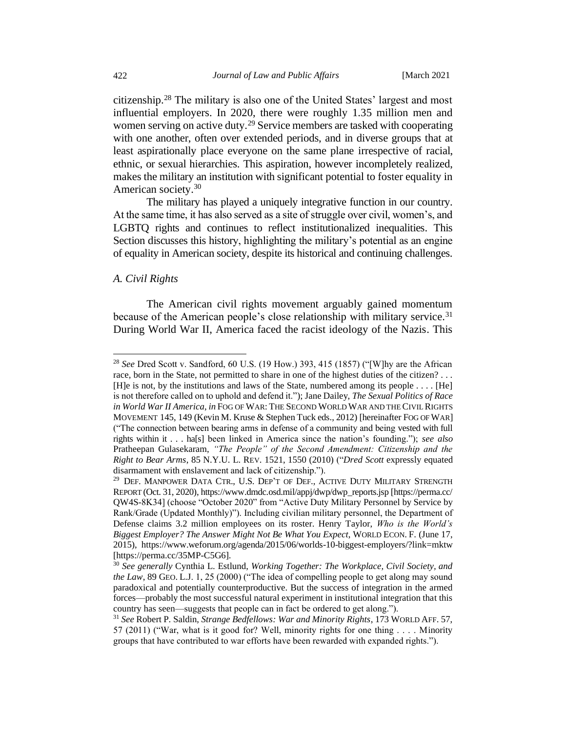citizenship.[28] The military is also one of the United States' largest and most influential employers. In 2020, there were roughly 1.35 million men and women serving on active duty.[29] Service members are tasked with cooperating with one another, often over extended periods, and in diverse groups that at least aspirationally place everyone on the same plane irrespective of racial, ethnic, or sexual hierarchies. This aspiration, however incompletely realized, makes the military an institution with significant potential to foster equality in American society.[30]

The military has played a uniquely integrative function in our country. At the same time, it has also served as a site of struggle over civil, women's, and LGBTQ rights and continues to reflect institutionalized inequalities. This Section discusses this history, highlighting the military's potential as an engine of equality in American society, despite its historical and continuing challenges.

### *A. Civil Rights*

The American civil rights movement arguably gained momentum because of the American people's close relationship with military service.[31] During World War II, America faced the racist ideology of the Nazis. This

---

[28] *See* Dred Scott v. Sandford, 60 U.S. (19 How.) 393, 415 (1857) ("[W]hy are the African race, born in the State, not permitted to share in one of the highest duties of the citizen? . . . [H]e is not, by the institutions and laws of the State, numbered among its people . . . . [He] is not therefore called on to uphold and defend it."); Jane Dailey, *The Sexual Politics of Race in World War II America*, *in* FOG OF WAR: THE SECOND WORLD WAR AND THE CIVIL RIGHTS MOVEMENT 145, 149 (Kevin M. Kruse & Stephen Tuck eds., 2012) [hereinafter FOG OF WAR] ("The connection between bearing arms in defense of a community and being vested with full rights within it . . . ha[s] been linked in America since the nation's founding."); *see also* Pratheepan Gulasekaram, *"The People" of the Second Amendment: Citizenship and the Right to Bear Arms*, 85 N.Y.U. L. REV. 1521, 1550 (2010) ("*Dred Scott* expressly equated disarmament with enslavement and lack of citizenship.").

[29] DEF. MANPOWER DATA CTR., U.S. DEP'T OF DEF., ACTIVE DUTY MILITARY STRENGTH REPORT (Oct. 31, 2020), https://www.dmdc.osd.mil/appj/dwp/dwp_reports.jsp [https://perma.cc/QW4S-8K34] (choose "October 2020" from "Active Duty Military Personnel by Service by Rank/Grade (Updated Monthly)"). Including civilian military personnel, the Department of Defense claims 3.2 million employees on its roster. Henry Taylor, *Who is the World's Biggest Employer? The Answer Might Not Be What You Expect*, WORLD ECON. F. (June 17, 2015), https://www.weforum.org/agenda/2015/06/worlds-10-biggest-employers/?link=mktw [https://perma.cc/35MP-C5G6].

[30] *See generally* Cynthia L. Estlund, *Working Together: The Workplace, Civil Society, and the Law*, 89 GEO. L.J. 1, 25 (2000) ("The idea of compelling people to get along may sound paradoxical and potentially counterproductive. But the success of integration in the armed forces—probably the most successful natural experiment in institutional integration that this country has seen—suggests that people can in fact be ordered to get along.").

[31] *See* Robert P. Saldin, *Strange Bedfellows: War and Minority Rights*, 173 WORLD AFF. 57, 57 (2011) ("War, what is it good for? Well, minority rights for one thing . . . . Minority groups that have contributed to war efforts have been rewarded with expanded rights.").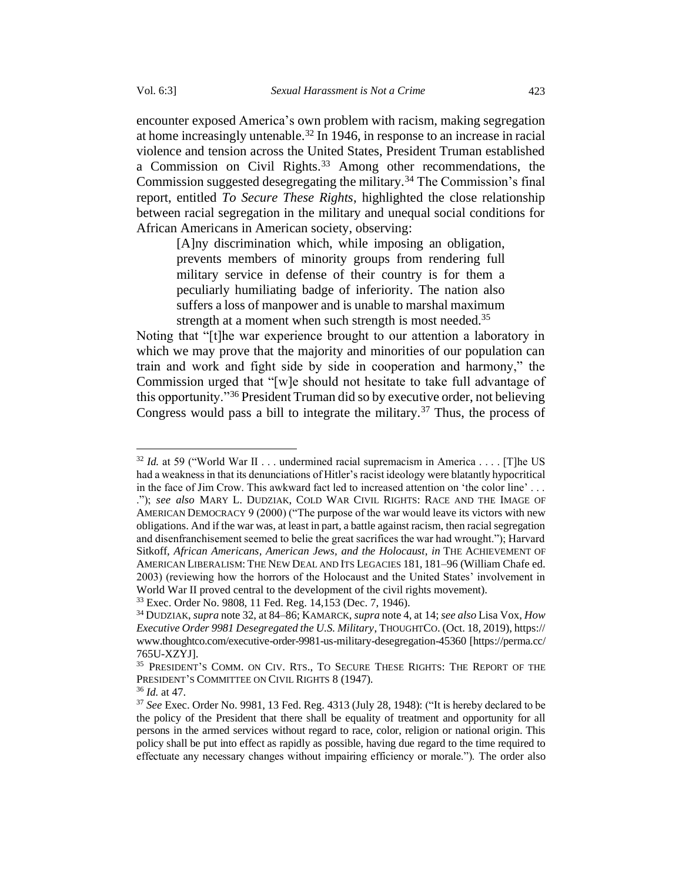encounter exposed America's own problem with racism, making segregation at home increasingly untenable.[32] In 1946, in response to an increase in racial violence and tension across the United States, President Truman established a Commission on Civil Rights.[33] Among other recommendations, the Commission suggested desegregating the military.[34] The Commission's final report, entitled *To Secure These Rights*, highlighted the close relationship between racial segregation in the military and unequal social conditions for African Americans in American society, observing:

> [A]ny discrimination which, while imposing an obligation, prevents members of minority groups from rendering full military service in defense of their country is for them a peculiarly humiliating badge of inferiority. The nation also suffers a loss of manpower and is unable to marshal maximum strength at a moment when such strength is most needed.[35]

Noting that "[t]he war experience brought to our attention a laboratory in which we may prove that the majority and minorities of our population can train and work and fight side by side in cooperation and harmony," the Commission urged that "[w]e should not hesitate to take full advantage of this opportunity."[36] President Truman did so by executive order, not believing Congress would pass a bill to integrate the military.[37] Thus, the process of

---

[32] *Id.* at 59 ("World War II . . . undermined racial supremacism in America . . . . [T]he US had a weakness in that its denunciations of Hitler's racist ideology were blatantly hypocritical in the face of Jim Crow. This awkward fact led to increased attention on 'the color line' . . . ."); *see also* MARY L. DUDZIAK, COLD WAR CIVIL RIGHTS: RACE AND THE IMAGE OF AMERICAN DEMOCRACY 9 (2000) ("The purpose of the war would leave its victors with new obligations. And if the war was, at least in part, a battle against racism, then racial segregation and disenfranchisement seemed to belie the great sacrifices the war had wrought."); Harvard Sitkoff, *African Americans, American Jews, and the Holocaust*, *in* THE ACHIEVEMENT OF AMERICAN LIBERALISM: THE NEW DEAL AND ITS LEGACIES 181, 181–96 (William Chafe ed. 2003) (reviewing how the horrors of the Holocaust and the United States' involvement in World War II proved central to the development of the civil rights movement).

[33] Exec. Order No. 9808, 11 Fed. Reg. 14,153 (Dec. 7, 1946).

[34] DUDZIAK, *supra* note 32, at 84–86; KAMARCK, *supra* note 4, at 14; *see also* Lisa Vox, *How Executive Order 9981 Desegregated the U.S. Military*, THOUGHTCO. (Oct. 18, 2019), https://www.thoughtco.com/executive-order-9981-us-military-desegregation-45360 [https://perma.cc/765U-XZYJ].

[35] PRESIDENT'S COMM. ON CIV. RTS., TO SECURE THESE RIGHTS: THE REPORT OF THE PRESIDENT'S COMMITTEE ON CIVIL RIGHTS 8 (1947).

[36] *Id.* at 47.

[37] *See* Exec. Order No. 9981, 13 Fed. Reg. 4313 (July 28, 1948): ("It is hereby declared to be the policy of the President that there shall be equality of treatment and opportunity for all persons in the armed services without regard to race, color, religion or national origin. This policy shall be put into effect as rapidly as possible, having due regard to the time required to effectuate any necessary changes without impairing efficiency or morale."). The order also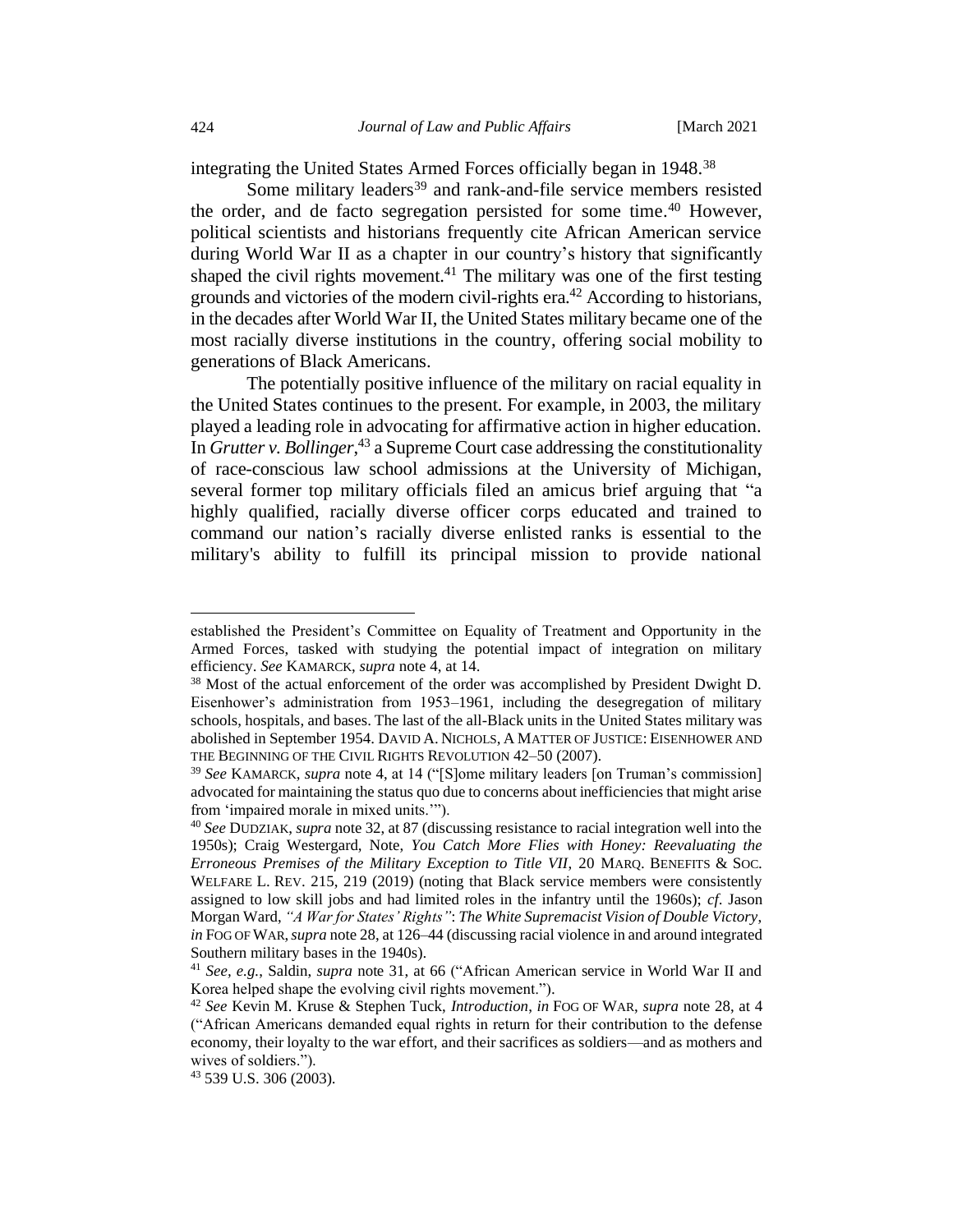integrating the United States Armed Forces officially began in 1948.[38]

Some military leaders[39] and rank-and-file service members resisted the order, and de facto segregation persisted for some time.[40] However, political scientists and historians frequently cite African American service during World War II as a chapter in our country's history that significantly shaped the civil rights movement.[41] The military was one of the first testing grounds and victories of the modern civil-rights era.[42] According to historians, in the decades after World War II, the United States military became one of the most racially diverse institutions in the country, offering social mobility to generations of Black Americans.

The potentially positive influence of the military on racial equality in the United States continues to the present. For example, in 2003, the military played a leading role in advocating for affirmative action in higher education. In *Grutter v. Bollinger*,[43] a Supreme Court case addressing the constitutionality of race-conscious law school admissions at the University of Michigan, several former top military officials filed an amicus brief arguing that "a highly qualified, racially diverse officer corps educated and trained to command our nation's racially diverse enlisted ranks is essential to the military's ability to fulfill its principal mission to provide national

---

established the President's Committee on Equality of Treatment and Opportunity in the Armed Forces, tasked with studying the potential impact of integration on military efficiency. *See* KAMARCK, *supra* note 4, at 14.

[38] Most of the actual enforcement of the order was accomplished by President Dwight D. Eisenhower's administration from 1953–1961, including the desegregation of military schools, hospitals, and bases. The last of the all-Black units in the United States military was abolished in September 1954. DAVID A. NICHOLS, A MATTER OF JUSTICE: EISENHOWER AND THE BEGINNING OF THE CIVIL RIGHTS REVOLUTION 42–50 (2007).

[39] *See* KAMARCK, *supra* note 4, at 14 ("[S]ome military leaders [on Truman's commission] advocated for maintaining the status quo due to concerns about inefficiencies that might arise from 'impaired morale in mixed units.'").

[40] *See* DUDZIAK, *supra* note 32, at 87 (discussing resistance to racial integration well into the 1950s); Craig Westergard, Note, *You Catch More Flies with Honey: Reevaluating the Erroneous Premises of the Military Exception to Title VII*, 20 MARQ. BENEFITS & SOC. WELFARE L. REV. 215, 219 (2019) (noting that Black service members were consistently assigned to low skill jobs and had limited roles in the infantry until the 1960s); *cf.* Jason Morgan Ward, *"A War for States' Rights": The White Supremacist Vision of Double Victory*, *in* FOG OF WAR, *supra* note 28, at 126–44 (discussing racial violence in and around integrated Southern military bases in the 1940s).

[41] *See, e.g.*, Saldin, *supra* note 31, at 66 ("African American service in World War II and Korea helped shape the evolving civil rights movement.").

[42] *See* Kevin M. Kruse & Stephen Tuck, *Introduction*, *in* FOG OF WAR, *supra* note 28, at 4 ("African Americans demanded equal rights in return for their contribution to the defense economy, their loyalty to the war effort, and their sacrifices as soldiers—and as mothers and wives of soldiers.").

[43] 539 U.S. 306 (2003).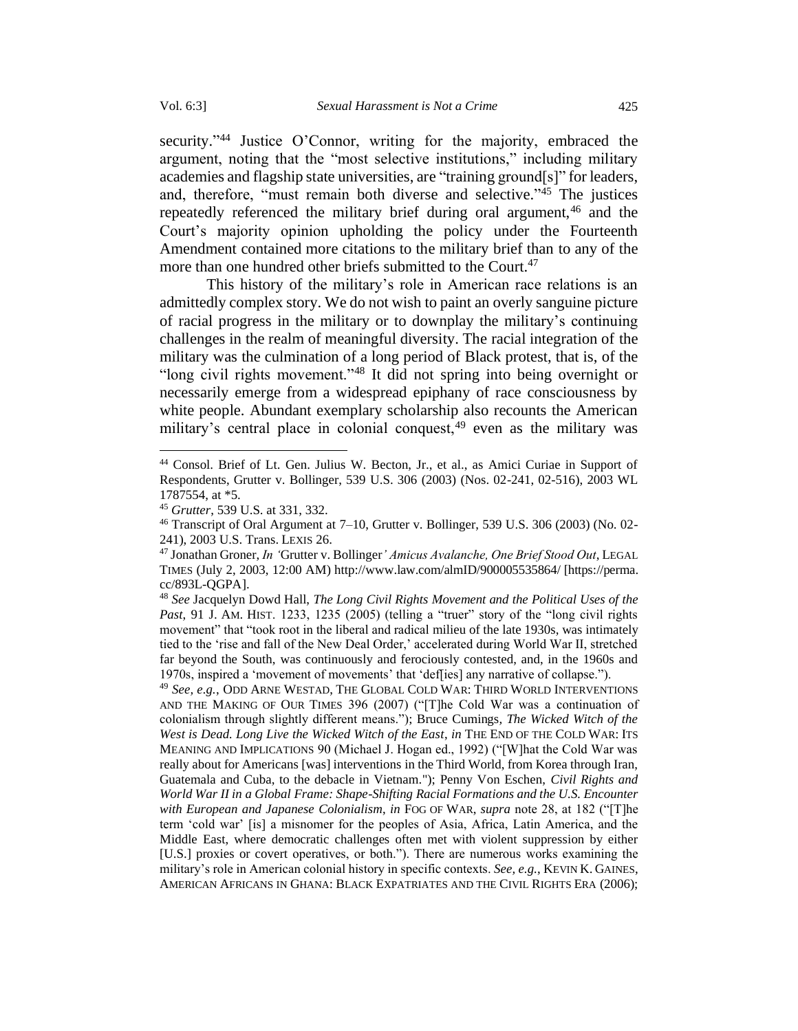security."[44] Justice O'Connor, writing for the majority, embraced the argument, noting that the "most selective institutions," including military academies and flagship state universities, are "training ground[s]" for leaders, and, therefore, "must remain both diverse and selective."[45] The justices repeatedly referenced the military brief during oral argument,[46] and the Court's majority opinion upholding the policy under the Fourteenth Amendment contained more citations to the military brief than to any of the more than one hundred other briefs submitted to the Court.[47]

This history of the military's role in American race relations is an admittedly complex story. We do not wish to paint an overly sanguine picture of racial progress in the military or to downplay the military's continuing challenges in the realm of meaningful diversity. The racial integration of the military was the culmination of a long period of Black protest, that is, of the "long civil rights movement."[48] It did not spring into being overnight or necessarily emerge from a widespread epiphany of race consciousness by white people. Abundant exemplary scholarship also recounts the American military's central place in colonial conquest,[49] even as the military was

---

[44] Consol. Brief of Lt. Gen. Julius W. Becton, Jr., et al., as Amici Curiae in Support of Respondents, Grutter v. Bollinger, 539 U.S. 306 (2003) (Nos. 02-241, 02-516), 2003 WL 1787554, at *5.

[45] *Grutter*, 539 U.S. at 331, 332.

[46] Transcript of Oral Argument at 7–10, Grutter v. Bollinger, 539 U.S. 306 (2003) (No. 02-241), 2003 U.S. Trans. LEXIS 26.

[47] Jonathan Groner, *In '*Grutter v. Bollinger*' Amicus Avalanche, One Brief Stood Out*, LEGAL TIMES (July 2, 2003, 12:00 AM) http://www.law.com/almID/900005535864/ [https://perma.cc/893L-QGPA].

[48] *See* Jacquelyn Dowd Hall, *The Long Civil Rights Movement and the Political Uses of the Past*, 91 J. AM. HIST. 1233, 1235 (2005) (telling a "truer" story of the "long civil rights movement" that "took root in the liberal and radical milieu of the late 1930s, was intimately tied to the 'rise and fall of the New Deal Order,' accelerated during World War II, stretched far beyond the South, was continuously and ferociously contested, and, in the 1960s and 1970s, inspired a 'movement of movements' that 'def[ies] any narrative of collapse.").

[49] *See, e.g.*, ODD ARNE WESTAD, THE GLOBAL COLD WAR: THIRD WORLD INTERVENTIONS AND THE MAKING OF OUR TIMES 396 (2007) ("[T]he Cold War was a continuation of colonialism through slightly different means."); Bruce Cumings, *The Wicked Witch of the West is Dead. Long Live the Wicked Witch of the East*, *in* THE END OF THE COLD WAR: ITS MEANING AND IMPLICATIONS 90 (Michael J. Hogan ed., 1992) ("[W]hat the Cold War was really about for Americans [was] interventions in the Third World, from Korea through Iran, Guatemala and Cuba, to the debacle in Vietnam."); Penny Von Eschen, *Civil Rights and World War II in a Global Frame: Shape-Shifting Racial Formations and the U.S. Encounter with European and Japanese Colonialism*, *in* FOG OF WAR, *supra* note 28, at 182 ("[T]he term 'cold war' [is] a misnomer for the peoples of Asia, Africa, Latin America, and the Middle East, where democratic challenges often met with violent suppression by either [U.S.] proxies or covert operatives, or both."). There are numerous works examining the military's role in American colonial history in specific contexts. *See, e.g.*, KEVIN K. GAINES, AMERICAN AFRICANS IN GHANA: BLACK EXPATRIATES AND THE CIVIL RIGHTS ERA (2006);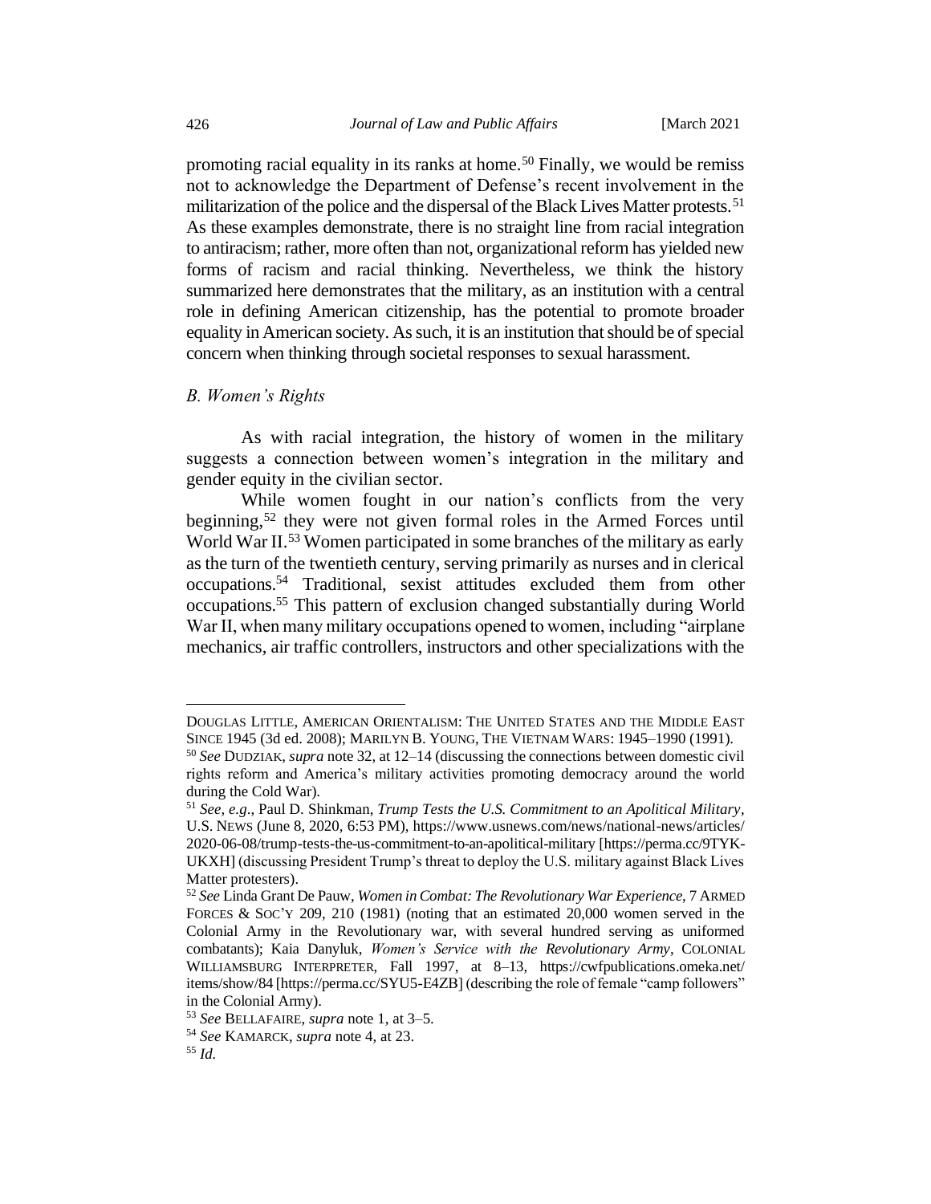promoting racial equality in its ranks at home.[50] Finally, we would be remiss not to acknowledge the Department of Defense's recent involvement in the militarization of the police and the dispersal of the Black Lives Matter protests.[51] As these examples demonstrate, there is no straight line from racial integration to antiracism; rather, more often than not, organizational reform has yielded new forms of racism and racial thinking. Nevertheless, we think the history summarized here demonstrates that the military, as an institution with a central role in defining American citizenship, has the potential to promote broader equality in American society. As such, it is an institution that should be of special concern when thinking through societal responses to sexual harassment.

### *B. Women's Rights*

As with racial integration, the history of women in the military suggests a connection between women's integration in the military and gender equity in the civilian sector.

While women fought in our nation's conflicts from the very beginning,[52] they were not given formal roles in the Armed Forces until World War II.[53] Women participated in some branches of the military as early as the turn of the twentieth century, serving primarily as nurses and in clerical occupations.[54] Traditional, sexist attitudes excluded them from other occupations.[55] This pattern of exclusion changed substantially during World War II, when many military occupations opened to women, including "airplane mechanics, air traffic controllers, instructors and other specializations with the

---

DOUGLAS LITTLE, AMERICAN ORIENTALISM: THE UNITED STATES AND THE MIDDLE EAST SINCE 1945 (3d ed. 2008); MARILYN B. YOUNG, THE VIETNAM WARS: 1945–1990 (1991).

[50] *See* DUDZIAK, *supra* note 32, at 12–14 (discussing the connections between domestic civil rights reform and America's military activities promoting democracy around the world during the Cold War).

[51] *See, e.g.*, Paul D. Shinkman, *Trump Tests the U.S. Commitment to an Apolitical Military*, U.S. NEWS (June 8, 2020, 6:53 PM), https://www.usnews.com/news/national-news/articles/2020-06-08/trump-tests-the-us-commitment-to-an-apolitical-military [https://perma.cc/9TYK-UKXH] (discussing President Trump's threat to deploy the U.S. military against Black Lives Matter protesters).

[52] *See* Linda Grant De Pauw, *Women in Combat: The Revolutionary War Experience*, 7 ARMED FORCES & SOC'Y 209, 210 (1981) (noting that an estimated 20,000 women served in the Colonial Army in the Revolutionary war, with several hundred serving as uniformed combatants); Kaia Danyluk, *Women's Service with the Revolutionary Army*, COLONIAL WILLIAMSBURG INTERPRETER, Fall 1997, at 8–13, https://cwfpublications.omeka.net/items/show/84 [https://perma.cc/SYU5-E4ZB] (describing the role of female "camp followers" in the Colonial Army).

[53] *See* BELLAFAIRE, *supra* note 1, at 3–5.

[54] *See* KAMARCK, *supra* note 4, at 23.

[55] *Id.*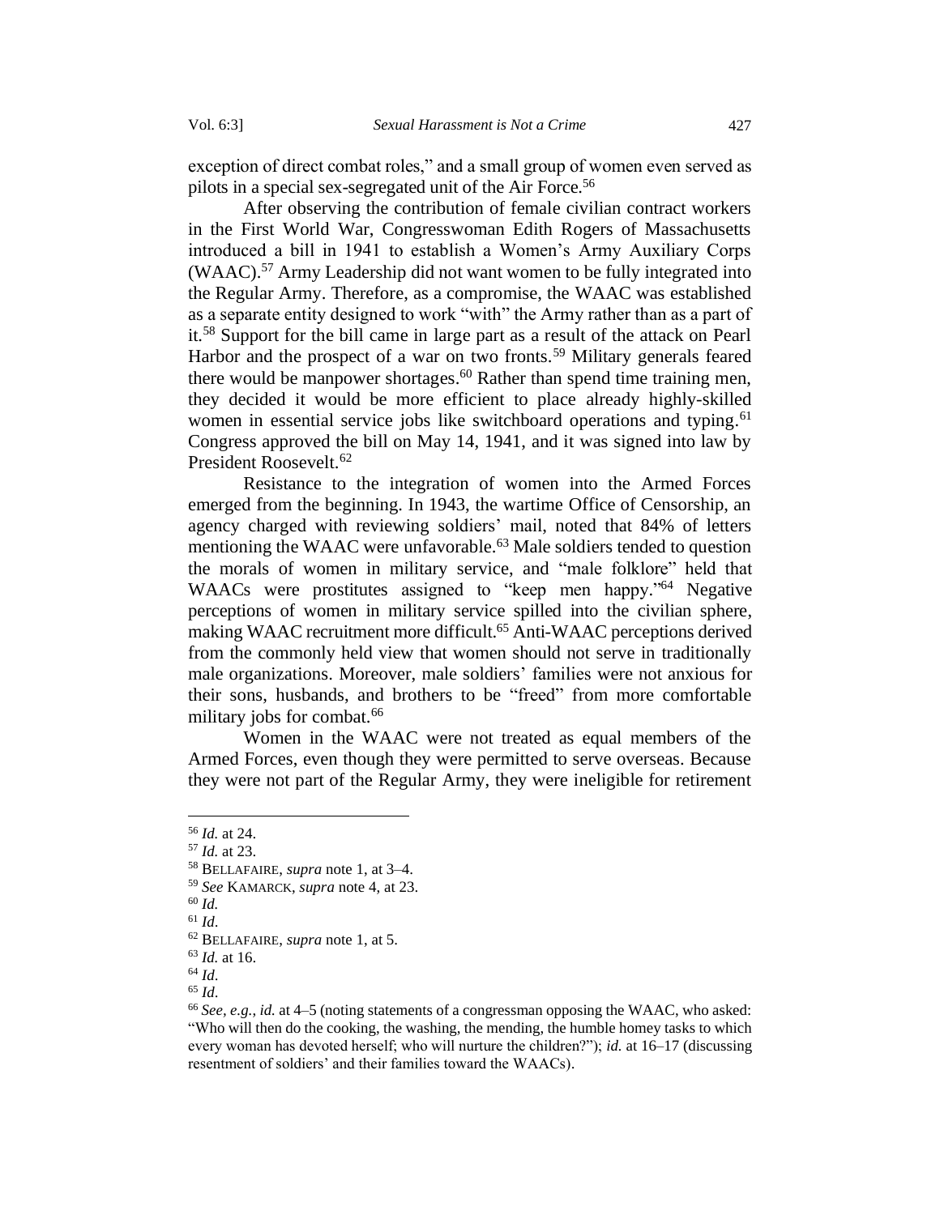exception of direct combat roles," and a small group of women even served as pilots in a special sex-segregated unit of the Air Force.[56]

After observing the contribution of female civilian contract workers in the First World War, Congresswoman Edith Rogers of Massachusetts introduced a bill in 1941 to establish a Women's Army Auxiliary Corps (WAAC).[57] Army Leadership did not want women to be fully integrated into the Regular Army. Therefore, as a compromise, the WAAC was established as a separate entity designed to work "with" the Army rather than as a part of it.[58] Support for the bill came in large part as a result of the attack on Pearl Harbor and the prospect of a war on two fronts.[59] Military generals feared there would be manpower shortages.[60] Rather than spend time training men, they decided it would be more efficient to place already highly-skilled women in essential service jobs like switchboard operations and typing.[61] Congress approved the bill on May 14, 1941, and it was signed into law by President Roosevelt.[62]

Resistance to the integration of women into the Armed Forces emerged from the beginning. In 1943, the wartime Office of Censorship, an agency charged with reviewing soldiers' mail, noted that 84% of letters mentioning the WAAC were unfavorable.[63] Male soldiers tended to question the morals of women in military service, and "male folklore" held that WAACs were prostitutes assigned to "keep men happy."[64] Negative perceptions of women in military service spilled into the civilian sphere, making WAAC recruitment more difficult.[65] Anti-WAAC perceptions derived from the commonly held view that women should not serve in traditionally male organizations. Moreover, male soldiers' families were not anxious for their sons, husbands, and brothers to be "freed" from more comfortable military jobs for combat.[66]

Women in the WAAC were not treated as equal members of the Armed Forces, even though they were permitted to serve overseas. Because they were not part of the Regular Army, they were ineligible for retirement

---

[56] *Id.* at 24.

[57] *Id.* at 23.

[58] BELLAFAIRE, *supra* note 1, at 3–4.

[59] *See* KAMARCK, *supra* note 4, at 23.

[60] *Id.*

[61] *Id.*

[62] BELLAFAIRE, *supra* note 1, at 5.

[63] *Id.* at 16.

[64] *Id.*

[65] *Id.*

[66] *See, e.g.*, *id.* at 4–5 (noting statements of a congressman opposing the WAAC, who asked: "Who will then do the cooking, the washing, the mending, the humble homey tasks to which every woman has devoted herself; who will nurture the children?"); *id.* at 16–17 (discussing resentment of soldiers' and their families toward the WAACs).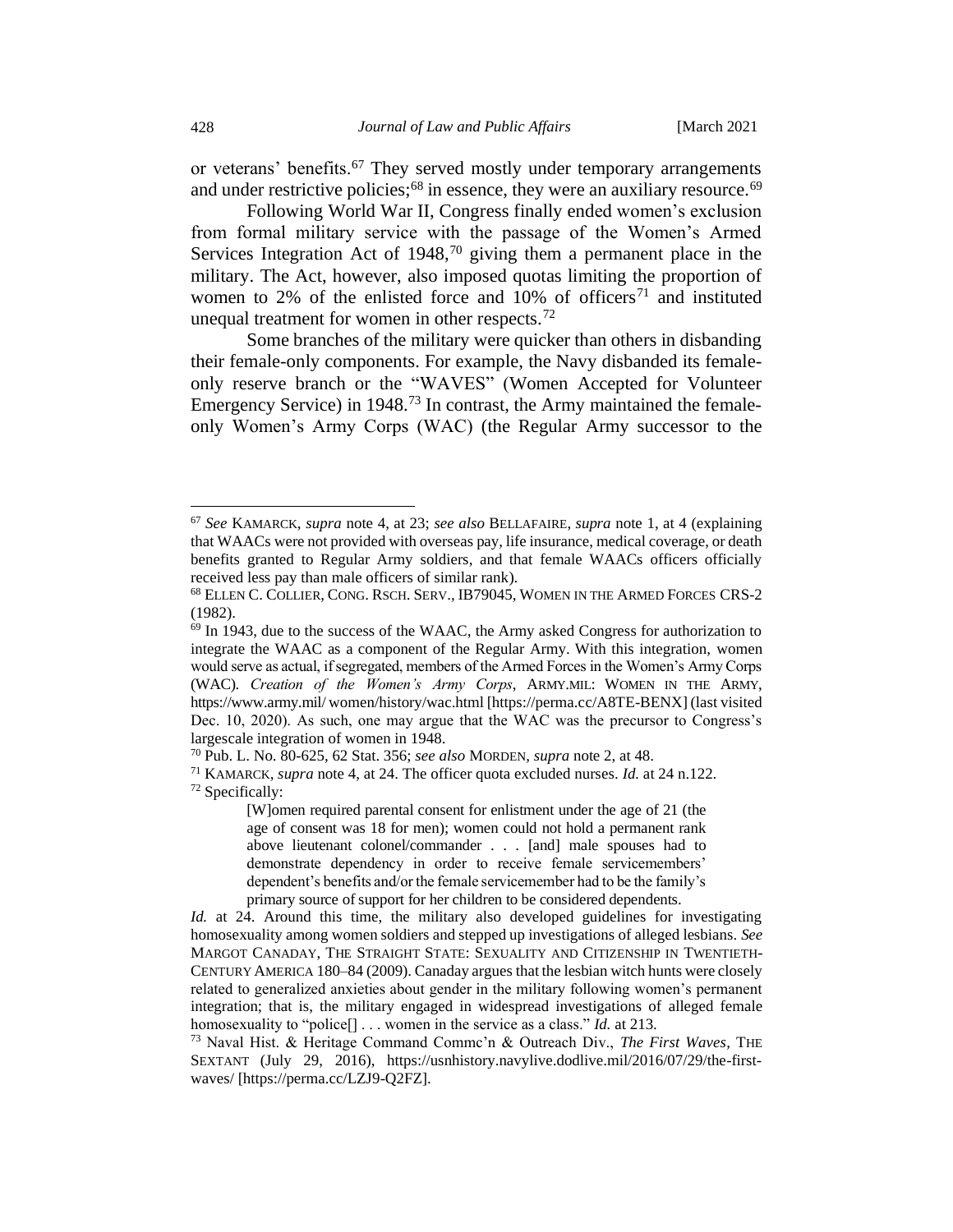or veterans' benefits.[67] They served mostly under temporary arrangements and under restrictive policies;[68] in essence, they were an auxiliary resource.[69]

Following World War II, Congress finally ended women's exclusion from formal military service with the passage of the Women's Armed Services Integration Act of 1948,[70] giving them a permanent place in the military. The Act, however, also imposed quotas limiting the proportion of women to 2% of the enlisted force and 10% of officers[71] and instituted unequal treatment for women in other respects.[72]

Some branches of the military were quicker than others in disbanding their female-only components. For example, the Navy disbanded its female-only reserve branch or the "WAVES" (Women Accepted for Volunteer Emergency Service) in 1948.[73] In contrast, the Army maintained the female-only Women's Army Corps (WAC) (the Regular Army successor to the

---

[67] *See* KAMARCK, *supra* note 4, at 23; *see also* BELLAFAIRE, *supra* note 1, at 4 (explaining that WAACs were not provided with overseas pay, life insurance, medical coverage, or death benefits granted to Regular Army soldiers, and that female WAACs officers officially received less pay than male officers of similar rank).

[68] ELLEN C. COLLIER, CONG. RSCH. SERV., IB79045, WOMEN IN THE ARMED FORCES CRS-2 (1982).

[69] In 1943, due to the success of the WAAC, the Army asked Congress for authorization to integrate the WAAC as a component of the Regular Army. With this integration, women would serve as actual, if segregated, members of the Armed Forces in the Women's Army Corps (WAC). *Creation of the Women's Army Corps*, ARMY.MIL: WOMEN IN THE ARMY, https://www.army.mil/ women/history/wac.html [https://perma.cc/A8TE-BENX] (last visited Dec. 10, 2020). As such, one may argue that the WAC was the precursor to Congress's largescale integration of women in 1948.

[70] Pub. L. No. 80-625, 62 Stat. 356; *see also* MORDEN, *supra* note 2, at 48.

[71] KAMARCK, *supra* note 4, at 24. The officer quota excluded nurses. *Id.* at 24 n.122.

[72] Specifically:

> [W]omen required parental consent for enlistment under the age of 21 (the age of consent was 18 for men); women could not hold a permanent rank above lieutenant colonel/commander . . . [and] male spouses had to demonstrate dependency in order to receive female servicemembers' dependent's benefits and/or the female servicemember had to be the family's primary source of support for her children to be considered dependents.

*Id.* at 24. Around this time, the military also developed guidelines for investigating homosexuality among women soldiers and stepped up investigations of alleged lesbians. *See* MARGOT CANADAY, THE STRAIGHT STATE: SEXUALITY AND CITIZENSHIP IN TWENTIETH-CENTURY AMERICA 180–84 (2009). Canaday argues that the lesbian witch hunts were closely related to generalized anxieties about gender in the military following women's permanent integration; that is, the military engaged in widespread investigations of alleged female homosexuality to "police[] . . . women in the service as a class." *Id.* at 213.

[73] Naval Hist. & Heritage Command Commc'n & Outreach Div., *The First Waves*, THE SEXTANT (July 29, 2016), https://usnhistory.navylive.dodlive.mil/2016/07/29/the-first-waves/ [https://perma.cc/LZJ9-Q2FZ].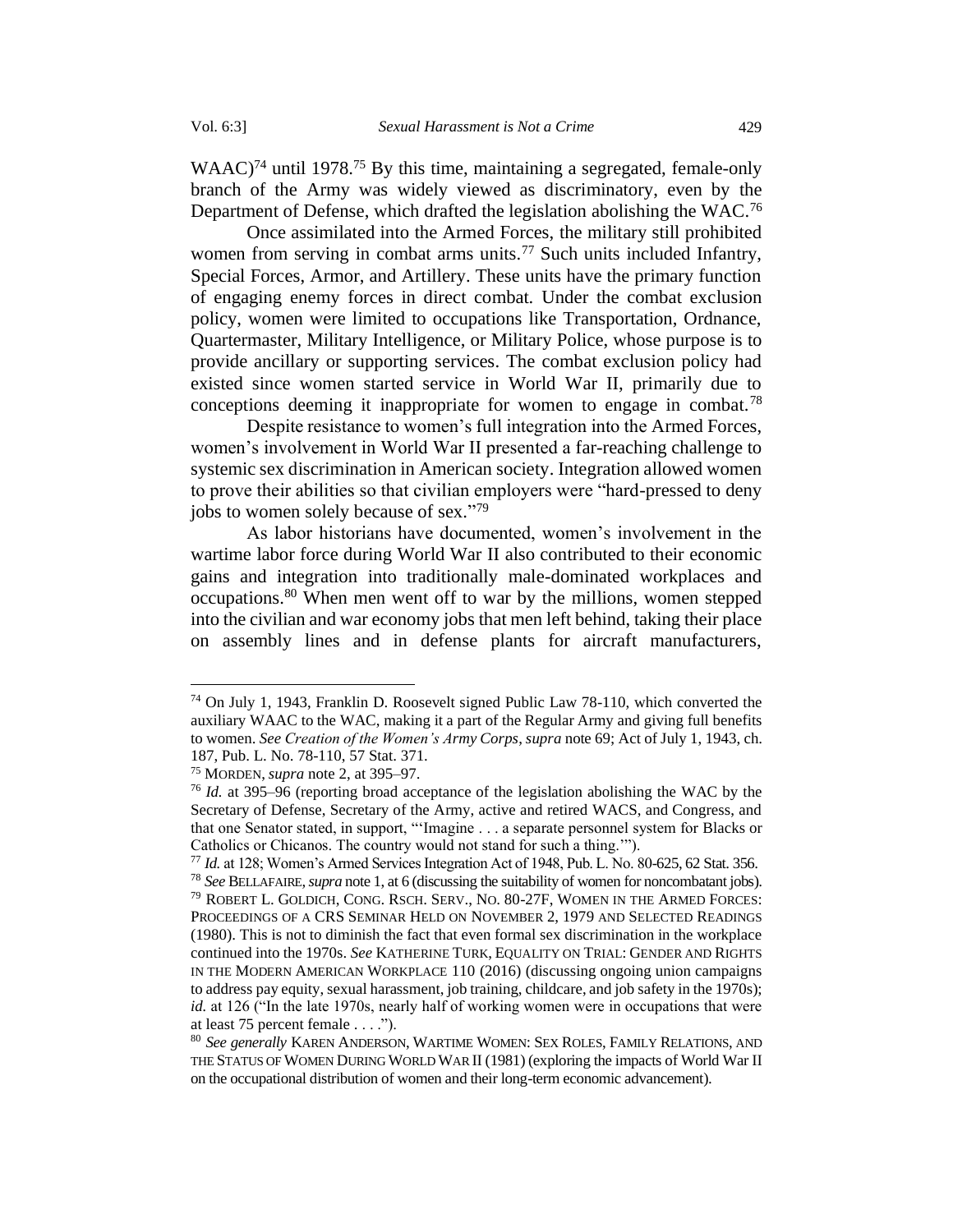WAAC)[74] until 1978.[75] By this time, maintaining a segregated, female-only branch of the Army was widely viewed as discriminatory, even by the Department of Defense, which drafted the legislation abolishing the WAC.[76]

Once assimilated into the Armed Forces, the military still prohibited women from serving in combat arms units.[77] Such units included Infantry, Special Forces, Armor, and Artillery. These units have the primary function of engaging enemy forces in direct combat. Under the combat exclusion policy, women were limited to occupations like Transportation, Ordnance, Quartermaster, Military Intelligence, or Military Police, whose purpose is to provide ancillary or supporting services. The combat exclusion policy had existed since women started service in World War II, primarily due to conceptions deeming it inappropriate for women to engage in combat.[78]

Despite resistance to women's full integration into the Armed Forces, women's involvement in World War II presented a far-reaching challenge to systemic sex discrimination in American society. Integration allowed women to prove their abilities so that civilian employers were "hard-pressed to deny jobs to women solely because of sex."[79]

As labor historians have documented, women's involvement in the wartime labor force during World War II also contributed to their economic gains and integration into traditionally male-dominated workplaces and occupations.[80] When men went off to war by the millions, women stepped into the civilian and war economy jobs that men left behind, taking their place on assembly lines and in defense plants for aircraft manufacturers,

---

[74] On July 1, 1943, Franklin D. Roosevelt signed Public Law 78-110, which converted the auxiliary WAAC to the WAC, making it a part of the Regular Army and giving full benefits to women. *See Creation of the Women's Army Corps*, *supra* note 69; Act of July 1, 1943, ch. 187, Pub. L. No. 78-110, 57 Stat. 371.

[75] MORDEN, *supra* note 2, at 395–97.

[76] *Id.* at 395–96 (reporting broad acceptance of the legislation abolishing the WAC by the Secretary of Defense, Secretary of the Army, active and retired WACS, and Congress, and that one Senator stated, in support, "'Imagine . . . a separate personnel system for Blacks or Catholics or Chicanos. The country would not stand for such a thing.'").

[77] *Id.* at 128; Women's Armed Services Integration Act of 1948, Pub. L. No. 80-625, 62 Stat. 356.

[78] *See* BELLAFAIRE, *supra* note 1, at 6 (discussing the suitability of women for noncombatant jobs).

[79] ROBERT L. GOLDICH, CONG. RSCH. SERV., NO. 80-27F, WOMEN IN THE ARMED FORCES: PROCEEDINGS OF A CRS SEMINAR HELD ON NOVEMBER 2, 1979 AND SELECTED READINGS (1980). This is not to diminish the fact that even formal sex discrimination in the workplace continued into the 1970s. *See* KATHERINE TURK, EQUALITY ON TRIAL: GENDER AND RIGHTS IN THE MODERN AMERICAN WORKPLACE 110 (2016) (discussing ongoing union campaigns to address pay equity, sexual harassment, job training, childcare, and job safety in the 1970s); *id.* at 126 ("In the late 1970s, nearly half of working women were in occupations that were at least 75 percent female . . . .").

[80] *See generally* KAREN ANDERSON, WARTIME WOMEN: SEX ROLES, FAMILY RELATIONS, AND THE STATUS OF WOMEN DURING WORLD WAR II (1981) (exploring the impacts of World War II on the occupational distribution of women and their long-term economic advancement).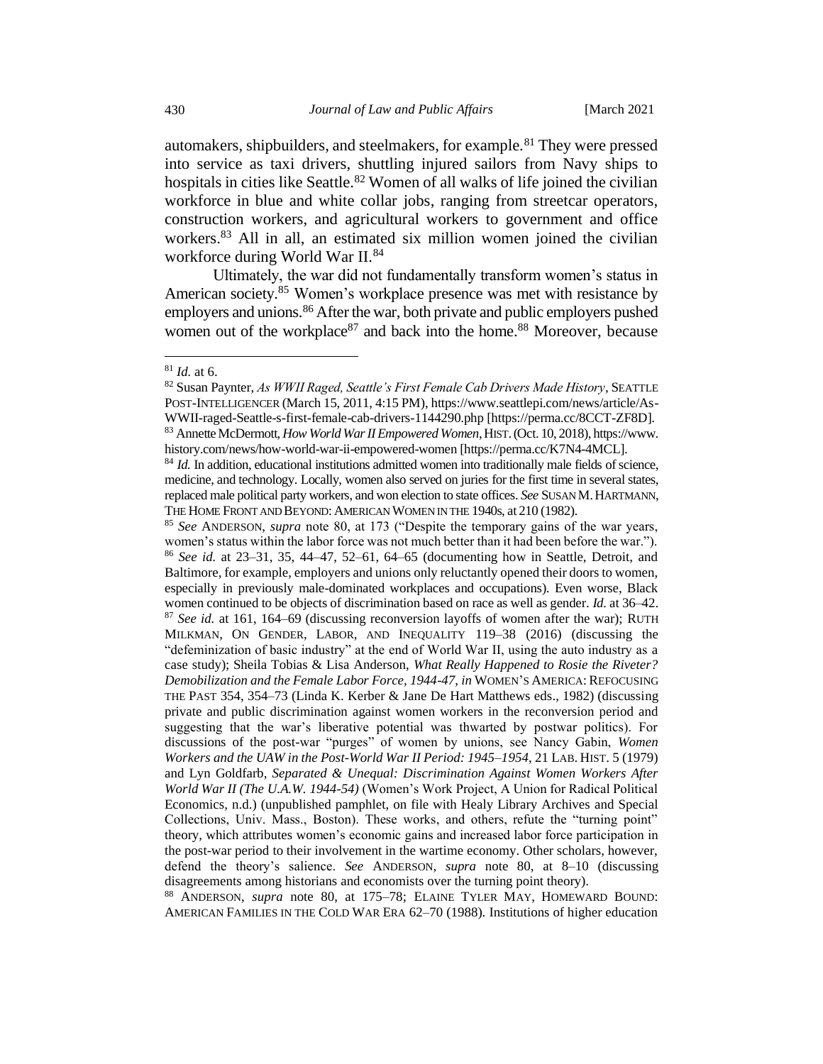automakers, shipbuilders, and steelmakers, for example.[81] They were pressed into service as taxi drivers, shuttling injured sailors from Navy ships to hospitals in cities like Seattle.[82] Women of all walks of life joined the civilian workforce in blue and white collar jobs, ranging from streetcar operators, construction workers, and agricultural workers to government and office workers.[83] All in all, an estimated six million women joined the civilian workforce during World War II.[84]

Ultimately, the war did not fundamentally transform women's status in American society.[85] Women's workplace presence was met with resistance by employers and unions.[86] After the war, both private and public employers pushed women out of the workplace[87] and back into the home.[88] Moreover, because

---

[81] *Id.* at 6.

[82] Susan Paynter, *As WWII Raged, Seattle's First Female Cab Drivers Made History*, SEATTLE POST-INTELLIGENCER (March 15, 2011, 4:15 PM), https://www.seattlepi.com/news/article/As-WWII-raged-Seattle-s-first-female-cab-drivers-1144290.php [https://perma.cc/8CCT-ZF8D].

[83] Annette McDermott, *How World War II Empowered Women*, HIST. (Oct. 10, 2018), https://www.history.com/news/how-world-war-ii-empowered-women [https://perma.cc/K7N4-4MCL].

[84] *Id.* In addition, educational institutions admitted women into traditionally male fields of science, medicine, and technology. Locally, women also served on juries for the first time in several states, replaced male political party workers, and won election to state offices. *See* SUSAN M. HARTMANN, THE HOME FRONT AND BEYOND: AMERICAN WOMEN IN THE 1940s, at 210 (1982).

[85] *See* ANDERSON, *supra* note 80, at 173 ("Despite the temporary gains of the war years, women's status within the labor force was not much better than it had been before the war.").

[86] *See id.* at 23–31, 35, 44–47, 52–61, 64–65 (documenting how in Seattle, Detroit, and Baltimore, for example, employers and unions only reluctantly opened their doors to women, especially in previously male-dominated workplaces and occupations). Even worse, Black women continued to be objects of discrimination based on race as well as gender. *Id.* at 36–42.

[87] *See id.* at 161, 164–69 (discussing reconversion layoffs of women after the war); RUTH MILKMAN, ON GENDER, LABOR, AND INEQUALITY 119–38 (2016) (discussing the "defeminization of basic industry" at the end of World War II, using the auto industry as a case study); Sheila Tobias & Lisa Anderson, *What Really Happened to Rosie the Riveter? Demobilization and the Female Labor Force, 1944-47*, *in* WOMEN'S AMERICA: REFOCUSING THE PAST 354, 354–73 (Linda K. Kerber & Jane De Hart Matthews eds., 1982) (discussing private and public discrimination against women workers in the reconversion period and suggesting that the war's liberative potential was thwarted by postwar politics). For discussions of the post-war "purges" of women by unions, see Nancy Gabin, *Women Workers and the UAW in the Post-World War II Period: 1945–1954*, 21 LAB. HIST. 5 (1979) and Lyn Goldfarb, *Separated & Unequal: Discrimination Against Women Workers After World War II (The U.A.W. 1944-54)* (Women's Work Project, A Union for Radical Political Economics, n.d.) (unpublished pamphlet, on file with Healy Library Archives and Special Collections, Univ. Mass., Boston). These works, and others, refute the "turning point" theory, which attributes women's economic gains and increased labor force participation in the post-war period to their involvement in the wartime economy. Other scholars, however, defend the theory's salience. *See* ANDERSON, *supra* note 80, at 8–10 (discussing disagreements among historians and economists over the turning point theory).

[88] ANDERSON, *supra* note 80, at 175–78; ELAINE TYLER MAY, HOMEWARD BOUND: AMERICAN FAMILIES IN THE COLD WAR ERA 62–70 (1988). Institutions of higher education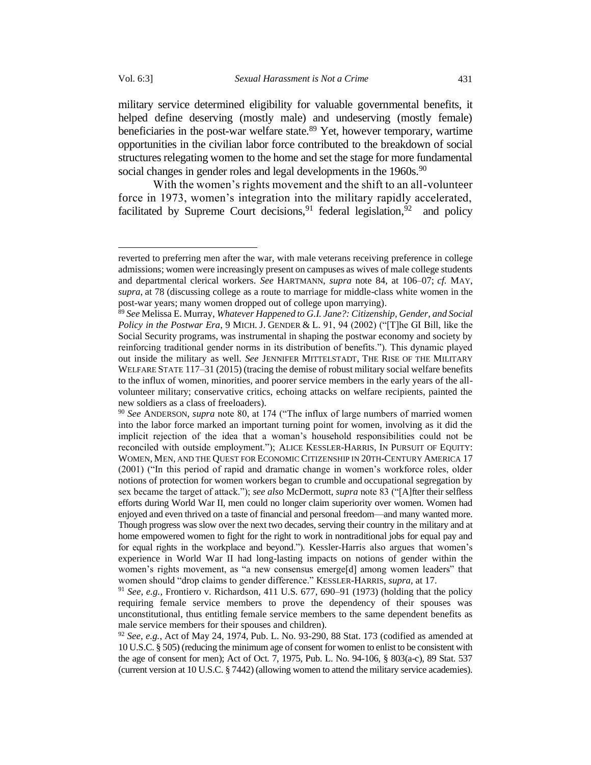military service determined eligibility for valuable governmental benefits, it helped define deserving (mostly male) and undeserving (mostly female) beneficiaries in the post-war welfare state.[89] Yet, however temporary, wartime opportunities in the civilian labor force contributed to the breakdown of social structures relegating women to the home and set the stage for more fundamental social changes in gender roles and legal developments in the 1960s.[90]

With the women's rights movement and the shift to an all-volunteer force in 1973, women's integration into the military rapidly accelerated, facilitated by Supreme Court decisions,[91] federal legislation,[92] and policy

---

reverted to preferring men after the war, with male veterans receiving preference in college admissions; women were increasingly present on campuses as wives of male college students and departmental clerical workers. *See* HARTMANN, *supra* note 84, at 106–07; *cf.* MAY, *supra*, at 78 (discussing college as a route to marriage for middle-class white women in the post-war years; many women dropped out of college upon marrying).

[89] *See* Melissa E. Murray, *Whatever Happened to G.I. Jane?: Citizenship, Gender, and Social Policy in the Postwar Era*, 9 MICH. J. GENDER & L. 91, 94 (2002) ("[T]he GI Bill, like the Social Security programs, was instrumental in shaping the postwar economy and society by reinforcing traditional gender norms in its distribution of benefits."). This dynamic played out inside the military as well. *See* JENNIFER MITTELSTADT, THE RISE OF THE MILITARY WELFARE STATE 117–31 (2015) (tracing the demise of robust military social welfare benefits to the influx of women, minorities, and poorer service members in the early years of the all-volunteer military; conservative critics, echoing attacks on welfare recipients, painted the new soldiers as a class of freeloaders).

[90] *See* ANDERSON, *supra* note 80, at 174 ("The influx of large numbers of married women into the labor force marked an important turning point for women, involving as it did the implicit rejection of the idea that a woman's household responsibilities could not be reconciled with outside employment."); ALICE KESSLER-HARRIS, IN PURSUIT OF EQUITY: WOMEN, MEN, AND THE QUEST FOR ECONOMIC CITIZENSHIP IN 20TH-CENTURY AMERICA 17 (2001) ("In this period of rapid and dramatic change in women's workforce roles, older notions of protection for women workers began to crumble and occupational segregation by sex became the target of attack."); *see also* McDermott, *supra* note 83 ("[A]fter their selfless efforts during World War II, men could no longer claim superiority over women. Women had enjoyed and even thrived on a taste of financial and personal freedom—and many wanted more. Though progress was slow over the next two decades, serving their country in the military and at home empowered women to fight for the right to work in nontraditional jobs for equal pay and for equal rights in the workplace and beyond."). Kessler-Harris also argues that women's experience in World War II had long-lasting impacts on notions of gender within the women's rights movement, as "a new consensus emerge[d] among women leaders" that women should "drop claims to gender difference." KESSLER-HARRIS, *supra*, at 17.

[91] *See, e.g.*, Frontiero v. Richardson, 411 U.S. 677, 690–91 (1973) (holding that the policy requiring female service members to prove the dependency of their spouses was unconstitutional, thus entitling female service members to the same dependent benefits as male service members for their spouses and children).

[92] *See, e.g.*, Act of May 24, 1974, Pub. L. No. 93-290, 88 Stat. 173 (codified as amended at 10 U.S.C. § 505) (reducing the minimum age of consent for women to enlist to be consistent with the age of consent for men); Act of Oct. 7, 1975, Pub. L. No. 94-106, § 803(a-c), 89 Stat. 537 (current version at 10 U.S.C. § 7442) (allowing women to attend the military service academies).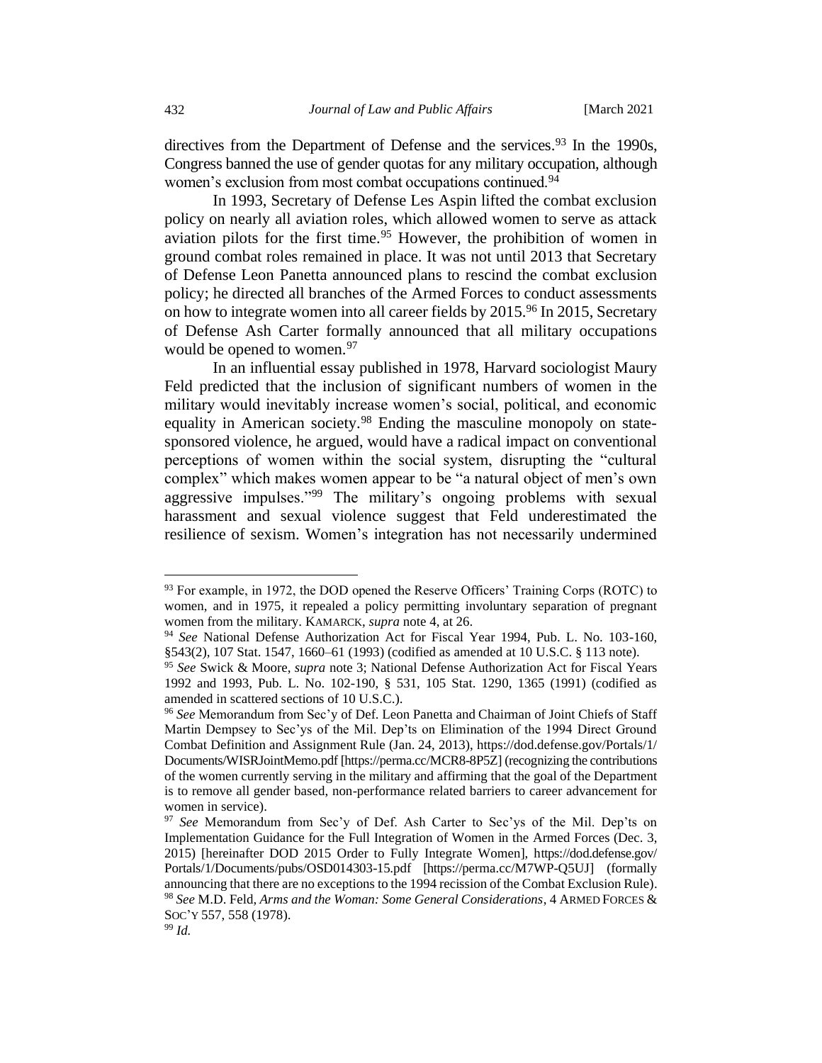directives from the Department of Defense and the services.[93] In the 1990s, Congress banned the use of gender quotas for any military occupation, although women's exclusion from most combat occupations continued.[94]

In 1993, Secretary of Defense Les Aspin lifted the combat exclusion policy on nearly all aviation roles, which allowed women to serve as attack aviation pilots for the first time.[95] However, the prohibition of women in ground combat roles remained in place. It was not until 2013 that Secretary of Defense Leon Panetta announced plans to rescind the combat exclusion policy; he directed all branches of the Armed Forces to conduct assessments on how to integrate women into all career fields by 2015.[96] In 2015, Secretary of Defense Ash Carter formally announced that all military occupations would be opened to women.[97]

In an influential essay published in 1978, Harvard sociologist Maury Feld predicted that the inclusion of significant numbers of women in the military would inevitably increase women's social, political, and economic equality in American society.[98] Ending the masculine monopoly on state-sponsored violence, he argued, would have a radical impact on conventional perceptions of women within the social system, disrupting the "cultural complex" which makes women appear to be "a natural object of men's own aggressive impulses."[99] The military's ongoing problems with sexual harassment and sexual violence suggest that Feld underestimated the resilience of sexism. Women's integration has not necessarily undermined

---

[93] For example, in 1972, the DOD opened the Reserve Officers' Training Corps (ROTC) to women, and in 1975, it repealed a policy permitting involuntary separation of pregnant women from the military. KAMARCK, *supra* note 4, at 26.

[94] *See* National Defense Authorization Act for Fiscal Year 1994, Pub. L. No. 103-160, §543(2), 107 Stat. 1547, 1660–61 (1993) (codified as amended at 10 U.S.C. § 113 note).

[95] *See* Swick & Moore, *supra* note 3; National Defense Authorization Act for Fiscal Years 1992 and 1993, Pub. L. No. 102-190, § 531, 105 Stat. 1290, 1365 (1991) (codified as amended in scattered sections of 10 U.S.C.).

[96] *See* Memorandum from Sec'y of Def. Leon Panetta and Chairman of Joint Chiefs of Staff Martin Dempsey to Sec'ys of the Mil. Dep'ts on Elimination of the 1994 Direct Ground Combat Definition and Assignment Rule (Jan. 24, 2013), https://dod.defense.gov/Portals/1/Documents/WISRJointMemo.pdf [https://perma.cc/MCR8-8P5Z] (recognizing the contributions of the women currently serving in the military and affirming that the goal of the Department is to remove all gender based, non-performance related barriers to career advancement for women in service).

[97] *See* Memorandum from Sec'y of Def. Ash Carter to Sec'ys of the Mil. Dep'ts on Implementation Guidance for the Full Integration of Women in the Armed Forces (Dec. 3, 2015) [hereinafter DOD 2015 Order to Fully Integrate Women], https://dod.defense.gov/Portals/1/Documents/pubs/OSD014303-15.pdf [https://perma.cc/M7WP-Q5UJ] (formally announcing that there are no exceptions to the 1994 recission of the Combat Exclusion Rule).

[98] *See* M.D. Feld, *Arms and the Woman: Some General Considerations*, 4 ARMED FORCES & SOC'Y 557, 558 (1978).

[99] *Id.*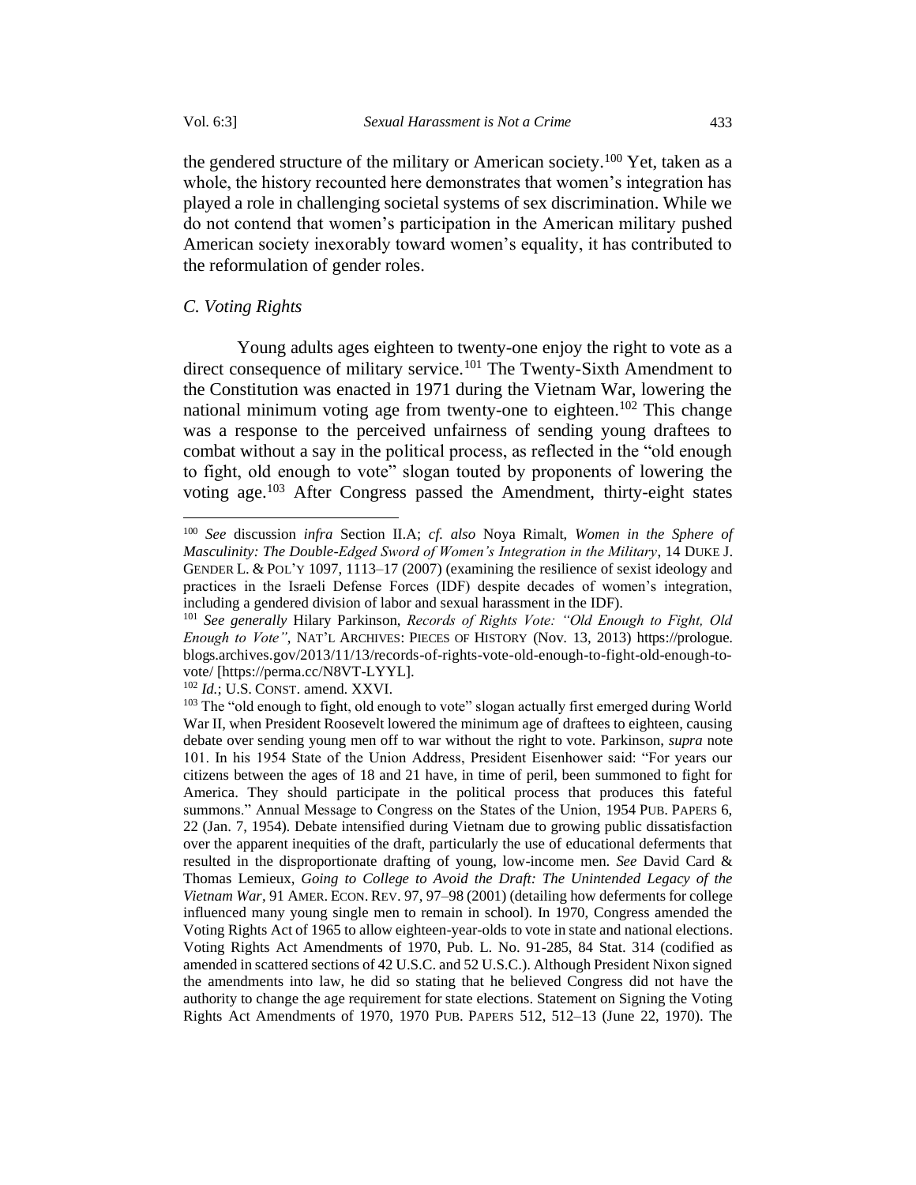the gendered structure of the military or American society.[100] Yet, taken as a whole, the history recounted here demonstrates that women's integration has played a role in challenging societal systems of sex discrimination. While we do not contend that women's participation in the American military pushed American society inexorably toward women's equality, it has contributed to the reformulation of gender roles.

### *C. Voting Rights*

Young adults ages eighteen to twenty-one enjoy the right to vote as a direct consequence of military service.[101] The Twenty-Sixth Amendment to the Constitution was enacted in 1971 during the Vietnam War, lowering the national minimum voting age from twenty-one to eighteen.[102] This change was a response to the perceived unfairness of sending young draftees to combat without a say in the political process, as reflected in the "old enough to fight, old enough to vote" slogan touted by proponents of lowering the voting age.[103] After Congress passed the Amendment, thirty-eight states

---

[100] *See* discussion *infra* Section II.A; *cf. also* Noya Rimalt, *Women in the Sphere of Masculinity: The Double-Edged Sword of Women's Integration in the Military*, 14 DUKE J. GENDER L. & POL'Y 1097, 1113–17 (2007) (examining the resilience of sexist ideology and practices in the Israeli Defense Forces (IDF) despite decades of women's integration, including a gendered division of labor and sexual harassment in the IDF).

[101] *See generally* Hilary Parkinson, *Records of Rights Vote: "Old Enough to Fight, Old Enough to Vote"*, NAT'L ARCHIVES: PIECES OF HISTORY (Nov. 13, 2013) https://prologue.blogs.archives.gov/2013/11/13/records-of-rights-vote-old-enough-to-fight-old-enough-to-vote/ [https://perma.cc/N8VT-LYYL].

[102] *Id.*; U.S. CONST. amend. XXVI.

[103] The "old enough to fight, old enough to vote" slogan actually first emerged during World War II, when President Roosevelt lowered the minimum age of draftees to eighteen, causing debate over sending young men off to war without the right to vote. Parkinson, *supra* note 101. In his 1954 State of the Union Address, President Eisenhower said: "For years our citizens between the ages of 18 and 21 have, in time of peril, been summoned to fight for America. They should participate in the political process that produces this fateful summons." Annual Message to Congress on the States of the Union, 1954 PUB. PAPERS 6, 22 (Jan. 7, 1954). Debate intensified during Vietnam due to growing public dissatisfaction over the apparent inequities of the draft, particularly the use of educational deferments that resulted in the disproportionate drafting of young, low-income men. *See* David Card & Thomas Lemieux, *Going to College to Avoid the Draft: The Unintended Legacy of the Vietnam War*, 91 AMER. ECON. REV. 97, 97–98 (2001) (detailing how deferments for college influenced many young single men to remain in school). In 1970, Congress amended the Voting Rights Act of 1965 to allow eighteen-year-olds to vote in state and national elections. Voting Rights Act Amendments of 1970, Pub. L. No. 91-285, 84 Stat. 314 (codified as amended in scattered sections of 42 U.S.C. and 52 U.S.C.). Although President Nixon signed the amendments into law, he did so stating that he believed Congress did not have the authority to change the age requirement for state elections. Statement on Signing the Voting Rights Act Amendments of 1970, 1970 PUB. PAPERS 512, 512–13 (June 22, 1970). The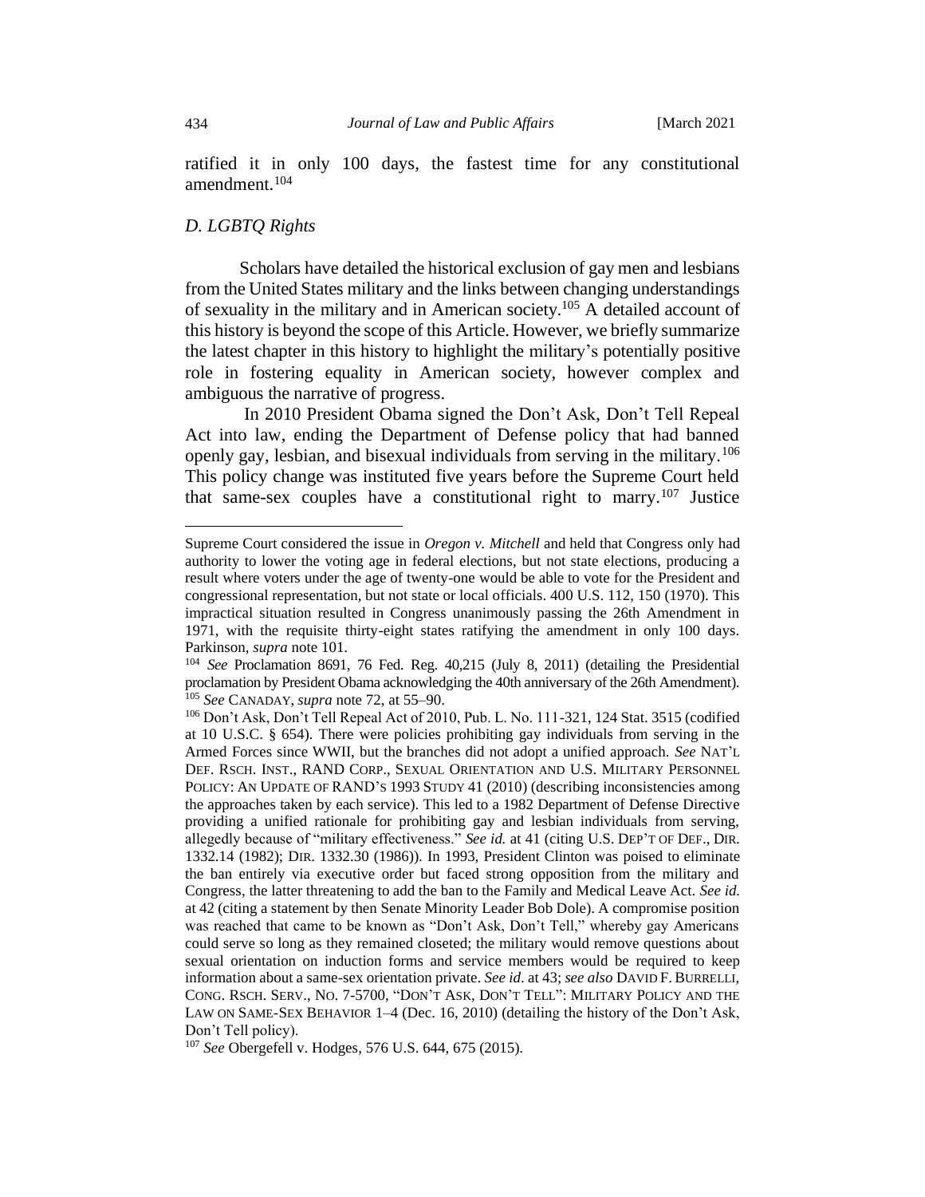ratified it in only 100 days, the fastest time for any constitutional amendment.[104]

### *D. LGBTQ Rights*

Scholars have detailed the historical exclusion of gay men and lesbians from the United States military and the links between changing understandings of sexuality in the military and in American society.[105] A detailed account of this history is beyond the scope of this Article. However, we briefly summarize the latest chapter in this history to highlight the military's potentially positive role in fostering equality in American society, however complex and ambiguous the narrative of progress.

In 2010 President Obama signed the Don't Ask, Don't Tell Repeal Act into law, ending the Department of Defense policy that had banned openly gay, lesbian, and bisexual individuals from serving in the military.[106] This policy change was instituted five years before the Supreme Court held that same-sex couples have a constitutional right to marry.[107] Justice

---

Supreme Court considered the issue in *Oregon v. Mitchell* and held that Congress only had authority to lower the voting age in federal elections, but not state elections, producing a result where voters under the age of twenty-one would be able to vote for the President and congressional representation, but not state or local officials. 400 U.S. 112, 150 (1970). This impractical situation resulted in Congress unanimously passing the 26th Amendment in 1971, with the requisite thirty-eight states ratifying the amendment in only 100 days. Parkinson, *supra* note 101.

[104] *See* Proclamation 8691, 76 Fed. Reg. 40,215 (July 8, 2011) (detailing the Presidential proclamation by President Obama acknowledging the 40th anniversary of the 26th Amendment).

[105] *See* CANADAY, *supra* note 72, at 55–90.

[106] Don't Ask, Don't Tell Repeal Act of 2010, Pub. L. No. 111-321, 124 Stat. 3515 (codified at 10 U.S.C. § 654). There were policies prohibiting gay individuals from serving in the Armed Forces since WWII, but the branches did not adopt a unified approach. *See* NAT'L DEF. RSCH. INST., RAND CORP., SEXUAL ORIENTATION AND U.S. MILITARY PERSONNEL POLICY: AN UPDATE OF RAND'S 1993 STUDY 41 (2010) (describing inconsistencies among the approaches taken by each service). This led to a 1982 Department of Defense Directive providing a unified rationale for prohibiting gay and lesbian individuals from serving, allegedly because of "military effectiveness." *See id.* at 41 (citing U.S. DEP'T OF DEF., DIR. 1332.14 (1982); DIR. 1332.30 (1986)). In 1993, President Clinton was poised to eliminate the ban entirely via executive order but faced strong opposition from the military and Congress, the latter threatening to add the ban to the Family and Medical Leave Act. *See id.* at 42 (citing a statement by then Senate Minority Leader Bob Dole). A compromise position was reached that came to be known as "Don't Ask, Don't Tell," whereby gay Americans could serve so long as they remained closeted; the military would remove questions about sexual orientation on induction forms and service members would be required to keep information about a same-sex orientation private. *See id*. at 43; *see also* DAVID F. BURRELLI, CONG. RSCH. SERV., NO. 7-5700, "DON'T ASK, DON'T TELL": MILITARY POLICY AND THE LAW ON SAME-SEX BEHAVIOR 1–4 (Dec. 16, 2010) (detailing the history of the Don't Ask, Don't Tell policy).

[107] *See* Obergefell v. Hodges, 576 U.S. 644, 675 (2015).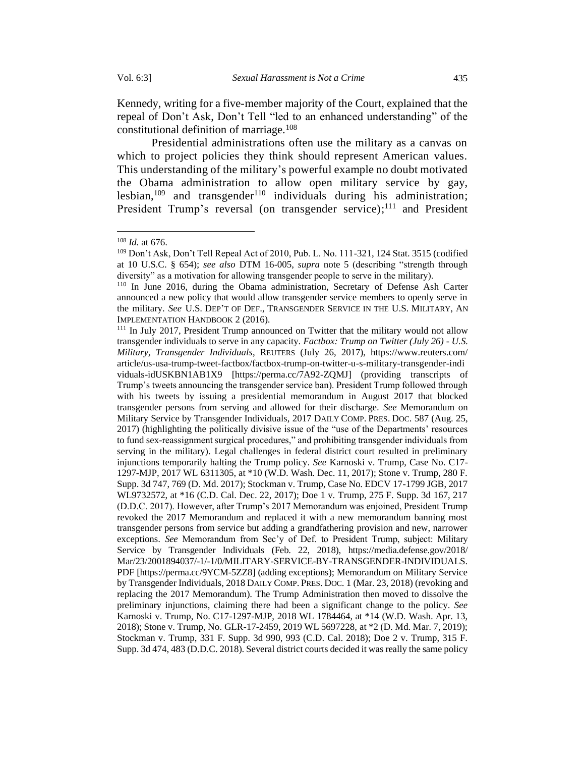Kennedy, writing for a five-member majority of the Court, explained that the repeal of Don't Ask, Don't Tell "led to an enhanced understanding" of the constitutional definition of marriage.[108]

Presidential administrations often use the military as a canvas on which to project policies they think should represent American values. This understanding of the military's powerful example no doubt motivated the Obama administration to allow open military service by gay, lesbian,[109] and transgender[110] individuals during his administration; President Trump's reversal (on transgender service);[111] and President

---

[108] *Id.* at 676.

[109] Don't Ask, Don't Tell Repeal Act of 2010, Pub. L. No. 111-321, 124 Stat. 3515 (codified at 10 U.S.C. § 654); *see also* DTM 16-005, *supra* note 5 (describing "strength through diversity" as a motivation for allowing transgender people to serve in the military).

[110] In June 2016, during the Obama administration, Secretary of Defense Ash Carter announced a new policy that would allow transgender service members to openly serve in the military. *See* U.S. DEP'T OF DEF., TRANSGENDER SERVICE IN THE U.S. MILITARY, AN IMPLEMENTATION HANDBOOK 2 (2016).

[111] In July 2017, President Trump announced on Twitter that the military would not allow transgender individuals to serve in any capacity. *Factbox: Trump on Twitter (July 26) - U.S. Military, Transgender Individuals*, REUTERS (July 26, 2017), https://www.reuters.com/article/us-usa-trump-tweet-factbox/factbox-trump-on-twitter-u-s-military-transgender-individuals-idUSKBN1AB1X9 [https://perma.cc/7A92-ZQMJ] (providing transcripts of Trump's tweets announcing the transgender service ban). President Trump followed through with his tweets by issuing a presidential memorandum in August 2017 that blocked transgender persons from serving and allowed for their discharge. *See* Memorandum on Military Service by Transgender Individuals, 2017 DAILY COMP. PRES. DOC. 587 (Aug. 25, 2017) (highlighting the politically divisive issue of the "use of the Departments' resources to fund sex-reassignment surgical procedures," and prohibiting transgender individuals from serving in the military). Legal challenges in federal district court resulted in preliminary injunctions temporarily halting the Trump policy. *See* Karnoski v. Trump, Case No. C17-1297-MJP, 2017 WL 6311305, at *10 (W.D. Wash. Dec. 11, 2017); Stone v. Trump, 280 F. Supp. 3d 747, 769 (D. Md. 2017); Stockman v. Trump, Case No. EDCV 17-1799 JGB, 2017 WL9732572, at *16 (C.D. Cal. Dec. 22, 2017); Doe 1 v. Trump, 275 F. Supp. 3d 167, 217 (D.D.C. 2017). However, after Trump's 2017 Memorandum was enjoined, President Trump revoked the 2017 Memorandum and replaced it with a new memorandum banning most transgender persons from service but adding a grandfathering provision and new, narrower exceptions. *See* Memorandum from Sec'y of Def. to President Trump, subject: Military Service by Transgender Individuals (Feb. 22, 2018), https://media.defense.gov/2018/Mar/23/2001894037/-1/-1/0/MILITARY-SERVICE-BY-TRANSGENDER-INDIVIDUALS.PDF [https://perma.cc/9YCM-5ZZ8] (adding exceptions); Memorandum on Military Service by Transgender Individuals, 2018 DAILY COMP. PRES. DOC. 1 (Mar. 23, 2018) (revoking and replacing the 2017 Memorandum). The Trump Administration then moved to dissolve the preliminary injunctions, claiming there had been a significant change to the policy. *See* Karnoski v. Trump, No. C17-1297-MJP, 2018 WL 1784464, at *14 (W.D. Wash. Apr. 13, 2018); Stone v. Trump, No. GLR-17-2459, 2019 WL 5697228, at *2 (D. Md. Mar. 7, 2019); Stockman v. Trump, 331 F. Supp. 3d 990, 993 (C.D. Cal. 2018); Doe 2 v. Trump, 315 F. Supp. 3d 474, 483 (D.D.C. 2018). Several district courts decided it was really the same policy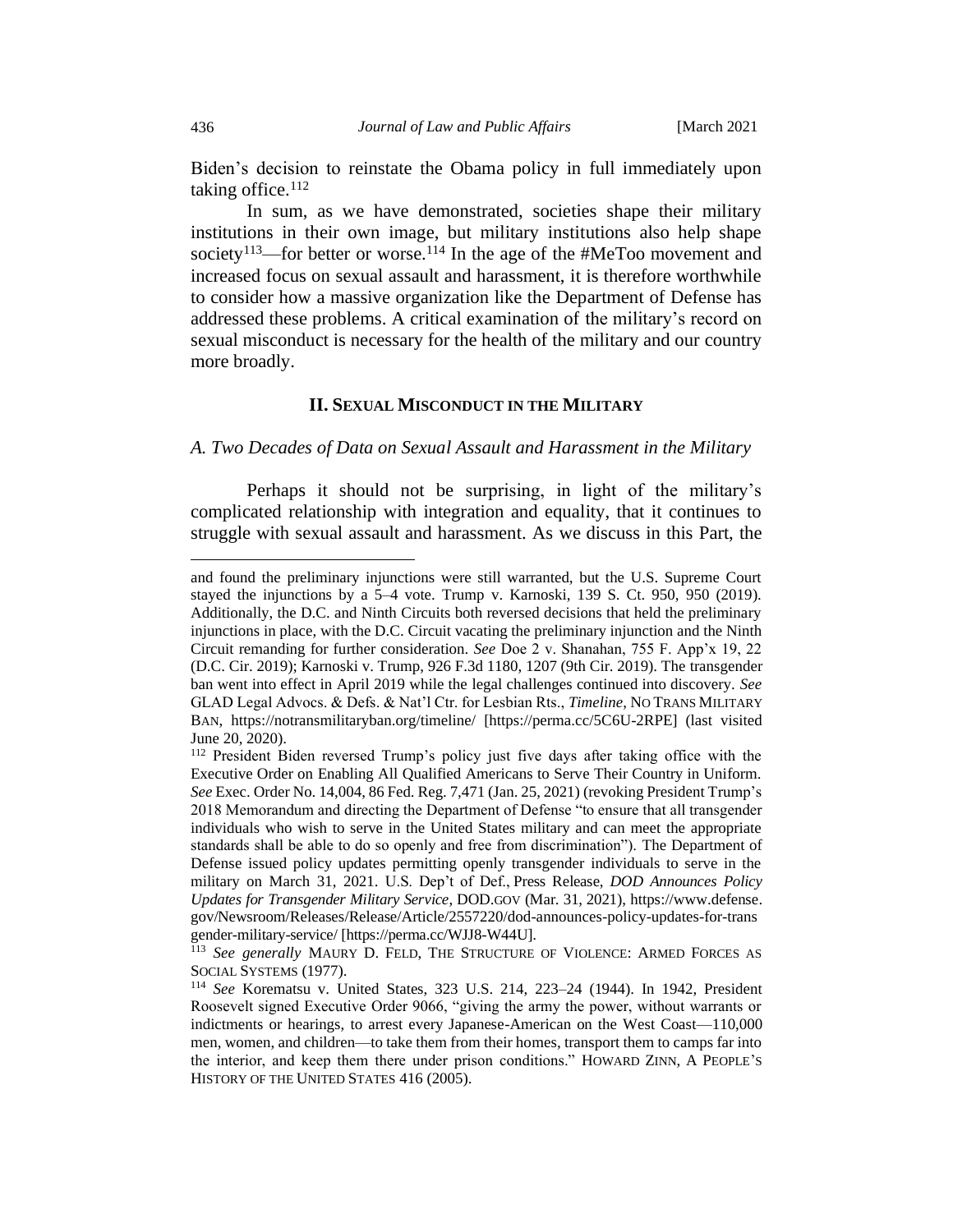Biden's decision to reinstate the Obama policy in full immediately upon taking office.[112]

In sum, as we have demonstrated, societies shape their military institutions in their own image, but military institutions also help shape society[113]—for better or worse.[114] In the age of the #MeToo movement and increased focus on sexual assault and harassment, it is therefore worthwhile to consider how a massive organization like the Department of Defense has addressed these problems. A critical examination of the military's record on sexual misconduct is necessary for the health of the military and our country more broadly.

## II. SEXUAL MISCONDUCT IN THE MILITARY

### *A. Two Decades of Data on Sexual Assault and Harassment in the Military*

Perhaps it should not be surprising, in light of the military's complicated relationship with integration and equality, that it continues to struggle with sexual assault and harassment. As we discuss in this Part, the

---

and found the preliminary injunctions were still warranted, but the U.S. Supreme Court stayed the injunctions by a 5–4 vote. Trump v. Karnoski, 139 S. Ct. 950, 950 (2019). Additionally, the D.C. and Ninth Circuits both reversed decisions that held the preliminary injunctions in place, with the D.C. Circuit vacating the preliminary injunction and the Ninth Circuit remanding for further consideration. *See* Doe 2 v. Shanahan, 755 F. App'x 19, 22 (D.C. Cir. 2019); Karnoski v. Trump, 926 F.3d 1180, 1207 (9th Cir. 2019). The transgender ban went into effect in April 2019 while the legal challenges continued into discovery. *See* GLAD Legal Advocs. & Defs. & Nat'l Ctr. for Lesbian Rts., *Timeline*, NO TRANS MILITARY BAN, https://notransmilitaryban.org/timeline/ [https://perma.cc/5C6U-2RPE] (last visited June 20, 2020).

[112] President Biden reversed Trump's policy just five days after taking office with the Executive Order on Enabling All Qualified Americans to Serve Their Country in Uniform. *See* Exec. Order No. 14,004, 86 Fed. Reg. 7,471 (Jan. 25, 2021) (revoking President Trump's 2018 Memorandum and directing the Department of Defense "to ensure that all transgender individuals who wish to serve in the United States military and can meet the appropriate standards shall be able to do so openly and free from discrimination"). The Department of Defense issued policy updates permitting openly transgender individuals to serve in the military on March 31, 2021. U.S. Dep't of Def., Press Release, *DOD Announces Policy Updates for Transgender Military Service*, DOD.GOV (Mar. 31, 2021), https://www.defense.gov/Newsroom/Releases/Release/Article/2557220/dod-announces-policy-updates-for-transgender-military-service/ [https://perma.cc/WJJ8-W44U].

[113] *See generally* MAURY D. FELD, THE STRUCTURE OF VIOLENCE: ARMED FORCES AS SOCIAL SYSTEMS (1977).

[114] *See* Korematsu v. United States, 323 U.S. 214, 223–24 (1944). In 1942, President Roosevelt signed Executive Order 9066, "giving the army the power, without warrants or indictments or hearings, to arrest every Japanese-American on the West Coast—110,000 men, women, and children—to take them from their homes, transport them to camps far into the interior, and keep them there under prison conditions." HOWARD ZINN, A PEOPLE'S HISTORY OF THE UNITED STATES 416 (2005).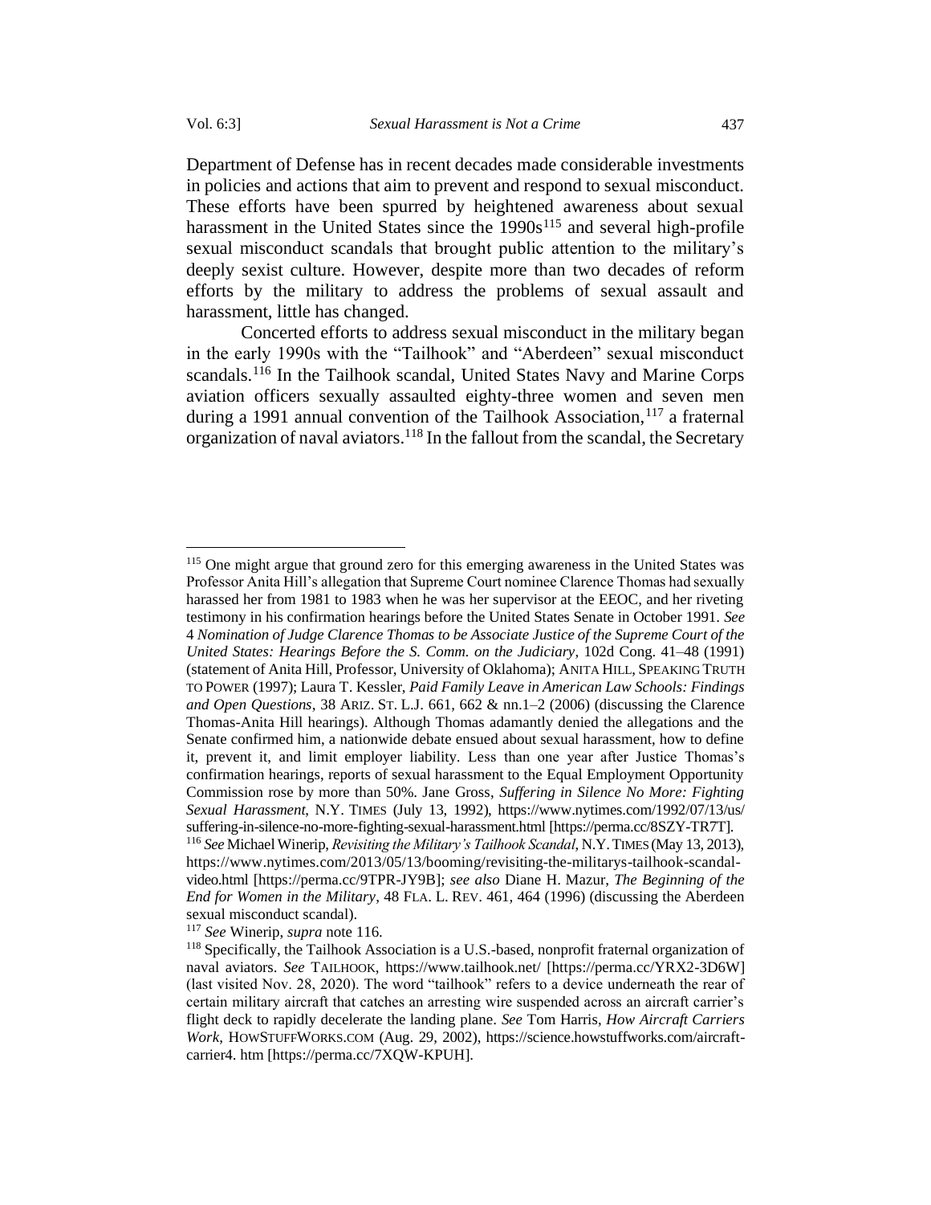Department of Defense has in recent decades made considerable investments in policies and actions that aim to prevent and respond to sexual misconduct. These efforts have been spurred by heightened awareness about sexual harassment in the United States since the 1990s[115] and several high-profile sexual misconduct scandals that brought public attention to the military's deeply sexist culture. However, despite more than two decades of reform efforts by the military to address the problems of sexual assault and harassment, little has changed.

Concerted efforts to address sexual misconduct in the military began in the early 1990s with the "Tailhook" and "Aberdeen" sexual misconduct scandals.[116] In the Tailhook scandal, United States Navy and Marine Corps aviation officers sexually assaulted eighty-three women and seven men during a 1991 annual convention of the Tailhook Association,[117] a fraternal organization of naval aviators.[118] In the fallout from the scandal, the Secretary

---

[115] One might argue that ground zero for this emerging awareness in the United States was Professor Anita Hill's allegation that Supreme Court nominee Clarence Thomas had sexually harassed her from 1981 to 1983 when he was her supervisor at the EEOC, and her riveting testimony in his confirmation hearings before the United States Senate in October 1991. *See* 4 *Nomination of Judge Clarence Thomas to be Associate Justice of the Supreme Court of the United States: Hearings Before the S. Comm. on the Judiciary*, 102d Cong. 41–48 (1991) (statement of Anita Hill, Professor, University of Oklahoma); ANITA HILL, SPEAKING TRUTH TO POWER (1997); Laura T. Kessler, *Paid Family Leave in American Law Schools: Findings and Open Questions*, 38 ARIZ. ST. L.J. 661, 662 & nn.1–2 (2006) (discussing the Clarence Thomas-Anita Hill hearings). Although Thomas adamantly denied the allegations and the Senate confirmed him, a nationwide debate ensued about sexual harassment, how to define it, prevent it, and limit employer liability. Less than one year after Justice Thomas's confirmation hearings, reports of sexual harassment to the Equal Employment Opportunity Commission rose by more than 50%. Jane Gross, *Suffering in Silence No More: Fighting Sexual Harassment*, N.Y. TIMES (July 13, 1992), https://www.nytimes.com/1992/07/13/us/suffering-in-silence-no-more-fighting-sexual-harassment.html [https://perma.cc/8SZY-TR7T].

[116] *See* Michael Winerip, *Revisiting the Military's Tailhook Scandal*, N.Y. TIMES (May 13, 2013), https://www.nytimes.com/2013/05/13/booming/revisiting-the-militarys-tailhook-scandal-video.html [https://perma.cc/9TPR-JY9B]; *see also* Diane H. Mazur, *The Beginning of the End for Women in the Military*, 48 FLA. L. REV. 461, 464 (1996) (discussing the Aberdeen sexual misconduct scandal).

[117] *See* Winerip, *supra* note 116.

[118] Specifically, the Tailhook Association is a U.S.-based, nonprofit fraternal organization of naval aviators. *See* TAILHOOK, https://www.tailhook.net/ [https://perma.cc/YRX2-3D6W] (last visited Nov. 28, 2020). The word "tailhook" refers to a device underneath the rear of certain military aircraft that catches an arresting wire suspended across an aircraft carrier's flight deck to rapidly decelerate the landing plane. *See* Tom Harris, *How Aircraft Carriers Work*, HOWSTUFFWORKS.COM (Aug. 29, 2002), https://science.howstuffworks.com/aircraft-carrier4. htm [https://perma.cc/7XQW-KPUH].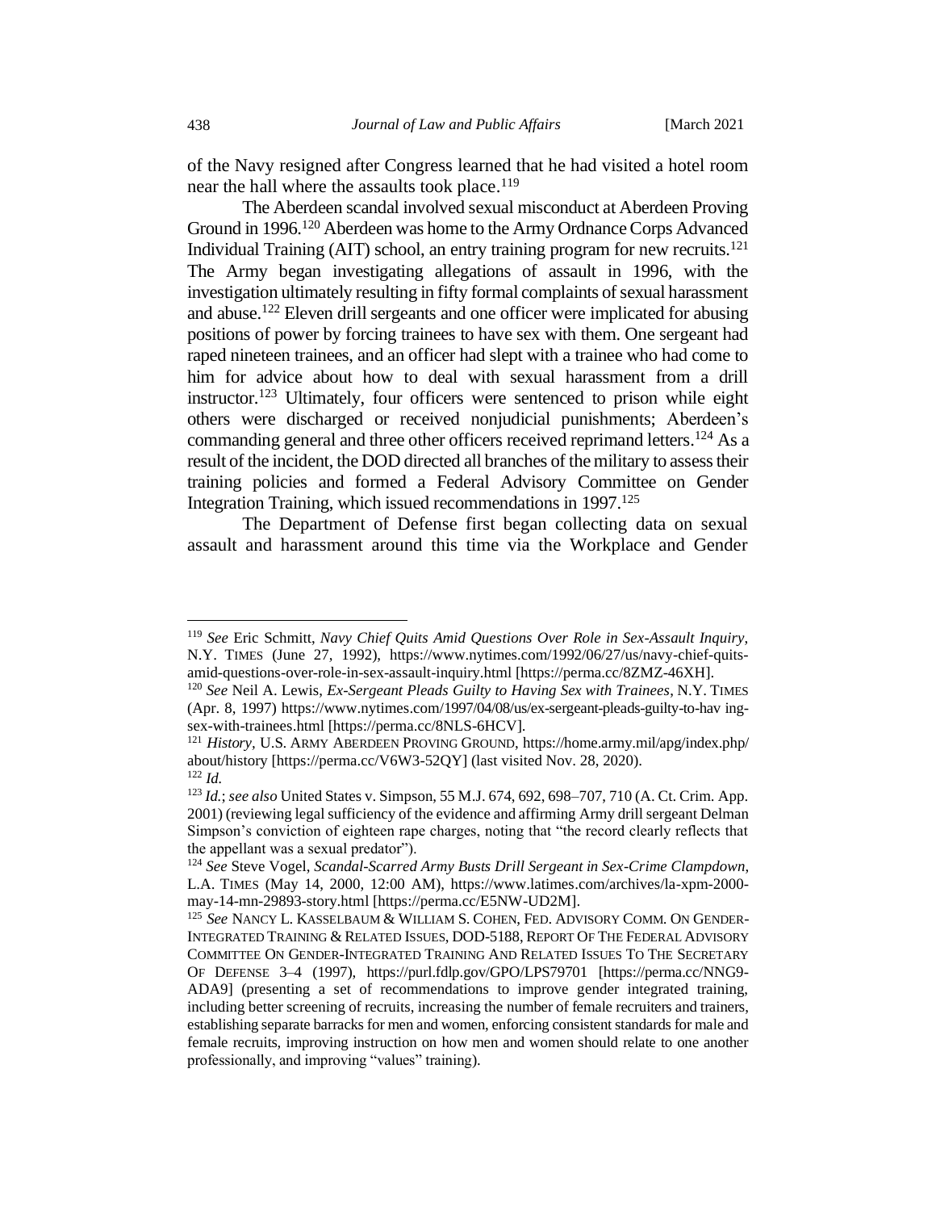of the Navy resigned after Congress learned that he had visited a hotel room near the hall where the assaults took place.[119]

The Aberdeen scandal involved sexual misconduct at Aberdeen Proving Ground in 1996.[120] Aberdeen was home to the Army Ordnance Corps Advanced Individual Training (AIT) school, an entry training program for new recruits.[121] The Army began investigating allegations of assault in 1996, with the investigation ultimately resulting in fifty formal complaints of sexual harassment and abuse.[122] Eleven drill sergeants and one officer were implicated for abusing positions of power by forcing trainees to have sex with them. One sergeant had raped nineteen trainees, and an officer had slept with a trainee who had come to him for advice about how to deal with sexual harassment from a drill instructor.[123] Ultimately, four officers were sentenced to prison while eight others were discharged or received nonjudicial punishments; Aberdeen's commanding general and three other officers received reprimand letters.[124] As a result of the incident, the DOD directed all branches of the military to assess their training policies and formed a Federal Advisory Committee on Gender Integration Training, which issued recommendations in 1997.[125]

The Department of Defense first began collecting data on sexual assault and harassment around this time via the Workplace and Gender

---

[119] *See* Eric Schmitt, *Navy Chief Quits Amid Questions Over Role in Sex-Assault Inquiry*, N.Y. TIMES (June 27, 1992), https://www.nytimes.com/1992/06/27/us/navy-chief-quits-amid-questions-over-role-in-sex-assault-inquiry.html [https://perma.cc/8ZMZ-46XH].

[120] *See* Neil A. Lewis, *Ex-Sergeant Pleads Guilty to Having Sex with Trainees*, N.Y. TIMES (Apr. 8, 1997) https://www.nytimes.com/1997/04/08/us/ex-sergeant-pleads-guilty-to-hav ing-sex-with-trainees.html [https://perma.cc/8NLS-6HCV].

[121] *History*, U.S. ARMY ABERDEEN PROVING GROUND, https://home.army.mil/apg/index.php/about/history [https://perma.cc/V6W3-52QY] (last visited Nov. 28, 2020).

[122] *Id.*

[123] *Id.*; *see also* United States v. Simpson, 55 M.J. 674, 692, 698–707, 710 (A. Ct. Crim. App. 2001) (reviewing legal sufficiency of the evidence and affirming Army drill sergeant Delman Simpson's conviction of eighteen rape charges, noting that "the record clearly reflects that the appellant was a sexual predator").

[124] *See* Steve Vogel, *Scandal-Scarred Army Busts Drill Sergeant in Sex-Crime Clampdown*, L.A. TIMES (May 14, 2000, 12:00 AM), https://www.latimes.com/archives/la-xpm-2000-may-14-mn-29893-story.html [https://perma.cc/E5NW-UD2M].

[125] *See* NANCY L. KASSELBAUM & WILLIAM S. COHEN, FED. ADVISORY COMM. ON GENDER-INTEGRATED TRAINING & RELATED ISSUES, DOD-5188, REPORT OF THE FEDERAL ADVISORY COMMITTEE ON GENDER-INTEGRATED TRAINING AND RELATED ISSUES TO THE SECRETARY OF DEFENSE 3–4 (1997), https://purl.fdlp.gov/GPO/LPS79701 [https://perma.cc/NNG9-ADA9] (presenting a set of recommendations to improve gender integrated training, including better screening of recruits, increasing the number of female recruiters and trainers, establishing separate barracks for men and women, enforcing consistent standards for male and female recruits, improving instruction on how men and women should relate to one another professionally, and improving "values" training).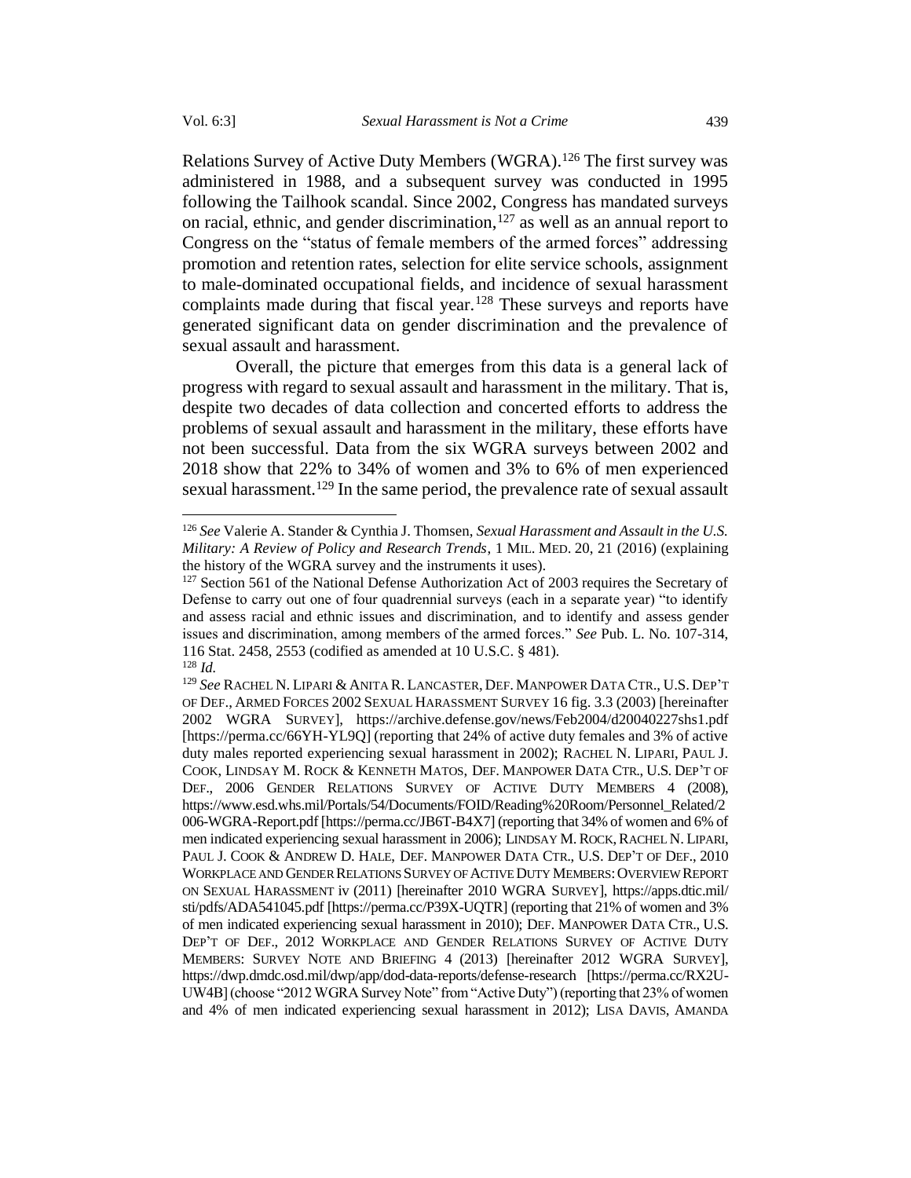Relations Survey of Active Duty Members (WGRA).[126] The first survey was administered in 1988, and a subsequent survey was conducted in 1995 following the Tailhook scandal. Since 2002, Congress has mandated surveys on racial, ethnic, and gender discrimination,[127] as well as an annual report to Congress on the "status of female members of the armed forces" addressing promotion and retention rates, selection for elite service schools, assignment to male-dominated occupational fields, and incidence of sexual harassment complaints made during that fiscal year.[128] These surveys and reports have generated significant data on gender discrimination and the prevalence of sexual assault and harassment.

Overall, the picture that emerges from this data is a general lack of progress with regard to sexual assault and harassment in the military. That is, despite two decades of data collection and concerted efforts to address the problems of sexual assault and harassment in the military, these efforts have not been successful. Data from the six WGRA surveys between 2002 and 2018 show that 22% to 34% of women and 3% to 6% of men experienced sexual harassment.[129] In the same period, the prevalence rate of sexual assault

---

[126] *See* Valerie A. Stander & Cynthia J. Thomsen, *Sexual Harassment and Assault in the U.S. Military: A Review of Policy and Research Trends*, 1 MIL. MED. 20, 21 (2016) (explaining the history of the WGRA survey and the instruments it uses).

[127] Section 561 of the National Defense Authorization Act of 2003 requires the Secretary of Defense to carry out one of four quadrennial surveys (each in a separate year) "to identify and assess racial and ethnic issues and discrimination, and to identify and assess gender issues and discrimination, among members of the armed forces." *See* Pub. L. No. 107-314, 116 Stat. 2458, 2553 (codified as amended at 10 U.S.C. § 481).

[128] *Id.*

[129] *See* RACHEL N. LIPARI & ANITA R. LANCASTER, DEF. MANPOWER DATA CTR., U.S. DEP'T OF DEF., ARMED FORCES 2002 SEXUAL HARASSMENT SURVEY 16 fig. 3.3 (2003) [hereinafter 2002 WGRA SURVEY], https://archive.defense.gov/news/Feb2004/d20040227shs1.pdf [https://perma.cc/66YH-YL9Q] (reporting that 24% of active duty females and 3% of active duty males reported experiencing sexual harassment in 2002); RACHEL N. LIPARI, PAUL J. COOK, LINDSAY M. ROCK & KENNETH MATOS, DEF. MANPOWER DATA CTR., U.S. DEP'T OF DEF., 2006 GENDER RELATIONS SURVEY OF ACTIVE DUTY MEMBERS 4 (2008), https://www.esd.whs.mil/Portals/54/Documents/FOID/Reading%20Room/Personnel_Related/2006-WGRA-Report.pdf [https://perma.cc/JB6T-B4X7] (reporting that 34% of women and 6% of men indicated experiencing sexual harassment in 2006); LINDSAY M. ROCK, RACHEL N. LIPARI, PAUL J. COOK & ANDREW D. HALE, DEF. MANPOWER DATA CTR., U.S. DEP'T OF DEF., 2010 WORKPLACE AND GENDER RELATIONS SURVEY OF ACTIVE DUTY MEMBERS: OVERVIEW REPORT ON SEXUAL HARASSMENT iv (2011) [hereinafter 2010 WGRA SURVEY], https://apps.dtic.mil/sti/pdfs/ADA541045.pdf [https://perma.cc/P39X-UQTR] (reporting that 21% of women and 3% of men indicated experiencing sexual harassment in 2010); DEF. MANPOWER DATA CTR., U.S. DEP'T OF DEF., 2012 WORKPLACE AND GENDER RELATIONS SURVEY OF ACTIVE DUTY MEMBERS: SURVEY NOTE AND BRIEFING 4 (2013) [hereinafter 2012 WGRA SURVEY], https://dwp.dmdc.osd.mil/dwp/app/dod-data-reports/defense-research [https://perma.cc/RX2U-UW4B] (choose "2012 WGRA Survey Note" from "Active Duty") (reporting that 23% of women and 4% of men indicated experiencing sexual harassment in 2012); LISA DAVIS, AMANDA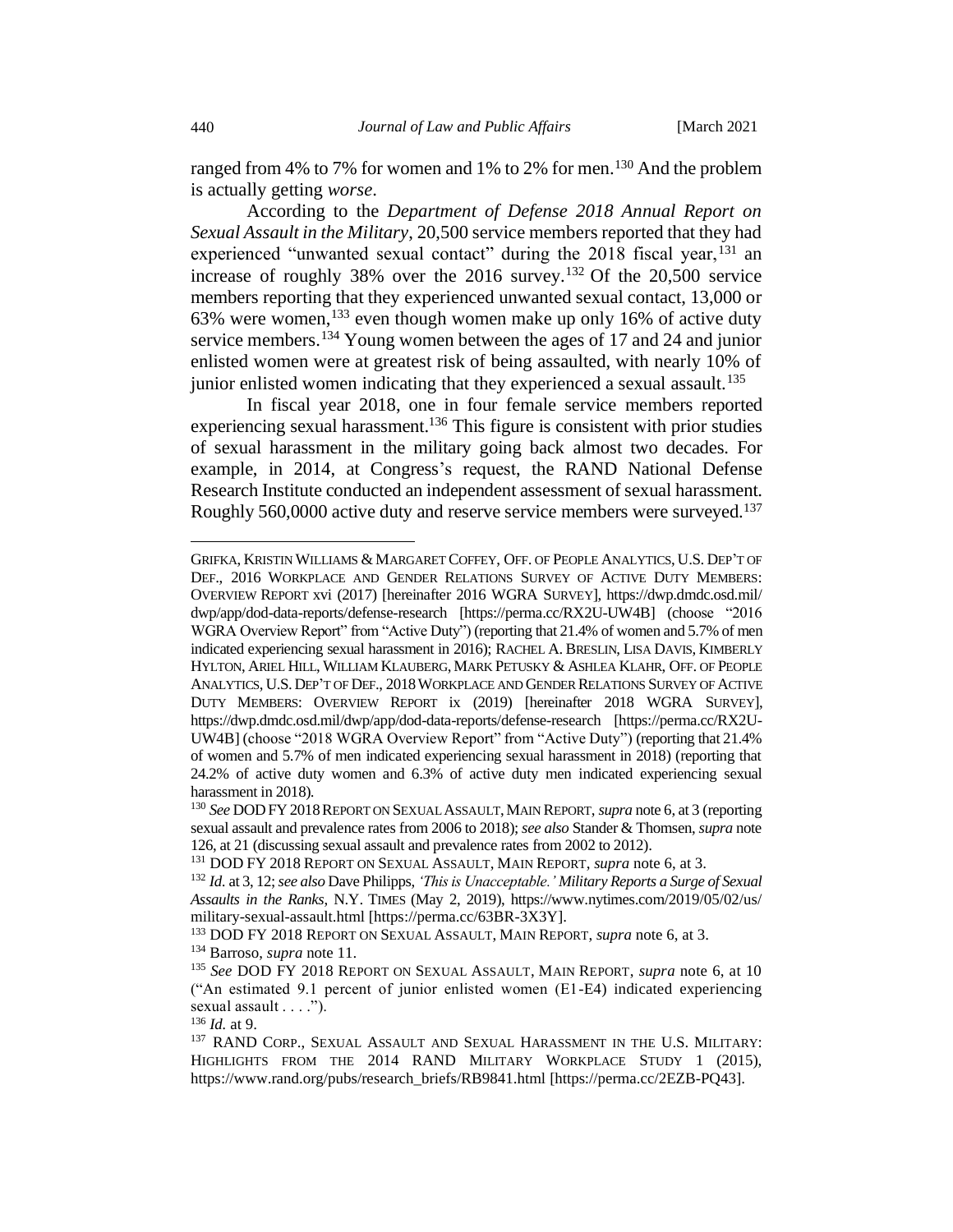ranged from 4% to 7% for women and 1% to 2% for men.[130] And the problem is actually getting *worse*.

According to the *Department of Defense 2018 Annual Report on Sexual Assault in the Military*, 20,500 service members reported that they had experienced "unwanted sexual contact" during the 2018 fiscal year,[131] an increase of roughly 38% over the 2016 survey.[132] Of the 20,500 service members reporting that they experienced unwanted sexual contact, 13,000 or 63% were women,[133] even though women make up only 16% of active duty service members.[134] Young women between the ages of 17 and 24 and junior enlisted women were at greatest risk of being assaulted, with nearly 10% of junior enlisted women indicating that they experienced a sexual assault.[135]

In fiscal year 2018, one in four female service members reported experiencing sexual harassment.[136] This figure is consistent with prior studies of sexual harassment in the military going back almost two decades. For example, in 2014, at Congress's request, the RAND National Defense Research Institute conducted an independent assessment of sexual harassment. Roughly 560,0000 active duty and reserve service members were surveyed.[137]

---

GRIFKA, KRISTIN WILLIAMS & MARGARET COFFEY, OFF. OF PEOPLE ANALYTICS, U.S. DEP'T OF DEF., 2016 WORKPLACE AND GENDER RELATIONS SURVEY OF ACTIVE DUTY MEMBERS: OVERVIEW REPORT xvi (2017) [hereinafter 2016 WGRA SURVEY], https://dwp.dmdc.osd.mil/dwp/app/dod-data-reports/defense-research [https://perma.cc/RX2U-UW4B] (choose "2016 WGRA Overview Report" from "Active Duty") (reporting that 21.4% of women and 5.7% of men indicated experiencing sexual harassment in 2016); RACHEL A. BRESLIN, LISA DAVIS, KIMBERLY HYLTON, ARIEL HILL, WILLIAM KLAUBERG, MARK PETUSKY & ASHLEA KLAHR, OFF. OF PEOPLE ANALYTICS, U.S. DEP'T OF DEF., 2018 WORKPLACE AND GENDER RELATIONS SURVEY OF ACTIVE DUTY MEMBERS: OVERVIEW REPORT ix (2019) [hereinafter 2018 WGRA SURVEY], https://dwp.dmdc.osd.mil/dwp/app/dod-data-reports/defense-research [https://perma.cc/RX2U-UW4B] (choose "2018 WGRA Overview Report" from "Active Duty") (reporting that 21.4% of women and 5.7% of men indicated experiencing sexual harassment in 2018) (reporting that 24.2% of active duty women and 6.3% of active duty men indicated experiencing sexual harassment in 2018).

[130] *See* DOD FY 2018 REPORT ON SEXUAL ASSAULT, MAIN REPORT, *supra* note 6, at 3 (reporting sexual assault and prevalence rates from 2006 to 2018); *see also* Stander & Thomsen, *supra* note 126, at 21 (discussing sexual assault and prevalence rates from 2002 to 2012).

[131] DOD FY 2018 REPORT ON SEXUAL ASSAULT, MAIN REPORT, *supra* note 6, at 3.

[132] *Id.* at 3, 12; *see also* Dave Philipps, *'This is Unacceptable.' Military Reports a Surge of Sexual Assaults in the Ranks*, N.Y. TIMES (May 2, 2019), https://www.nytimes.com/2019/05/02/us/military-sexual-assault.html [https://perma.cc/63BR-3X3Y].

[133] DOD FY 2018 REPORT ON SEXUAL ASSAULT, MAIN REPORT, *supra* note 6, at 3.

[134] Barroso, *supra* note 11.

[135] *See* DOD FY 2018 REPORT ON SEXUAL ASSAULT, MAIN REPORT, *supra* note 6, at 10 ("An estimated 9.1 percent of junior enlisted women (E1-E4) indicated experiencing sexual assault . . . .").

[136] *Id.* at 9.

[137] RAND CORP., SEXUAL ASSAULT AND SEXUAL HARASSMENT IN THE U.S. MILITARY: HIGHLIGHTS FROM THE 2014 RAND MILITARY WORKPLACE STUDY 1 (2015), https://www.rand.org/pubs/research_briefs/RB9841.html [https://perma.cc/2EZB-PQ43].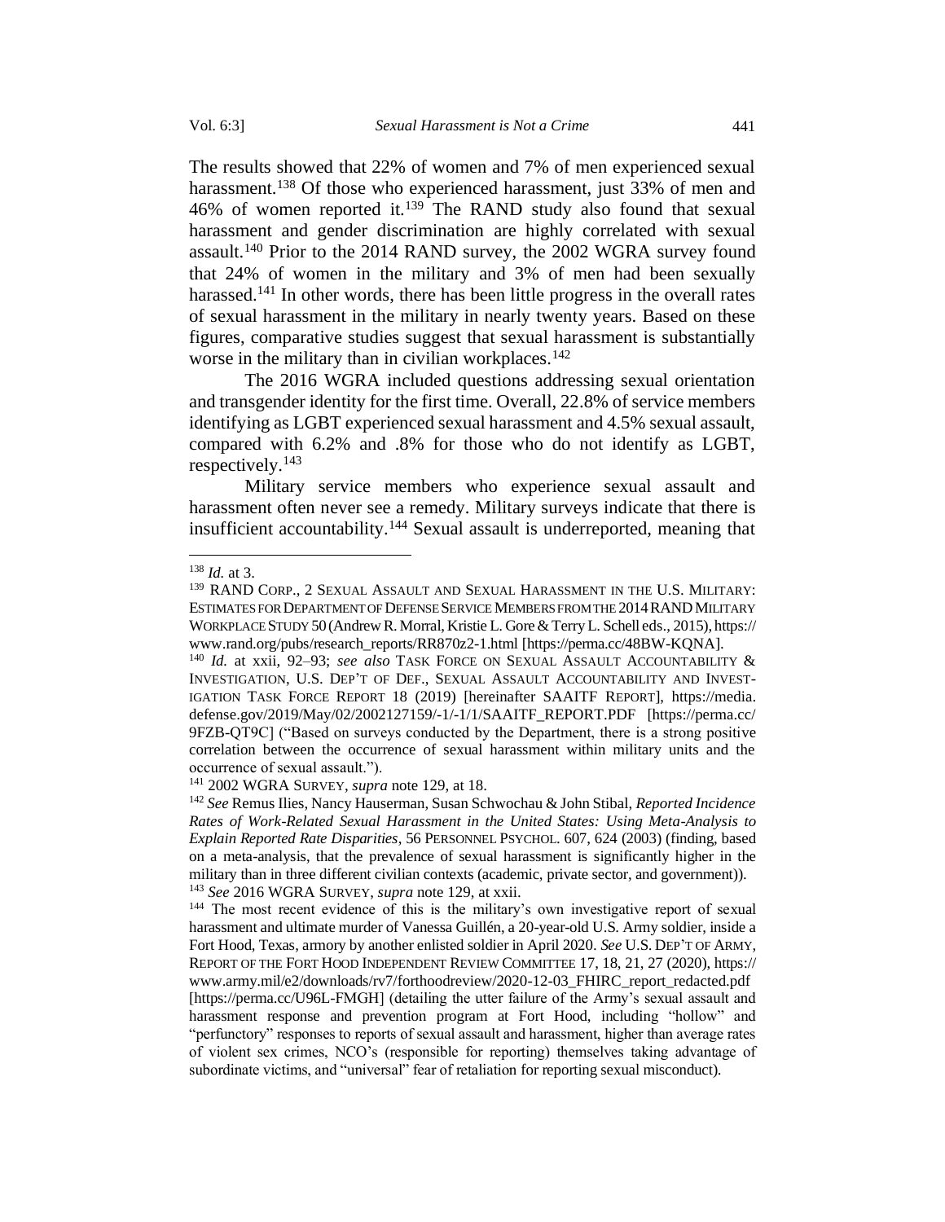The results showed that 22% of women and 7% of men experienced sexual harassment.[138] Of those who experienced harassment, just 33% of men and 46% of women reported it.[139] The RAND study also found that sexual harassment and gender discrimination are highly correlated with sexual assault.[140] Prior to the 2014 RAND survey, the 2002 WGRA survey found that 24% of women in the military and 3% of men had been sexually harassed.[141] In other words, there has been little progress in the overall rates of sexual harassment in the military in nearly twenty years. Based on these figures, comparative studies suggest that sexual harassment is substantially worse in the military than in civilian workplaces.[142]

The 2016 WGRA included questions addressing sexual orientation and transgender identity for the first time. Overall, 22.8% of service members identifying as LGBT experienced sexual harassment and 4.5% sexual assault, compared with 6.2% and .8% for those who do not identify as LGBT, respectively.[143]

Military service members who experience sexual assault and harassment often never see a remedy. Military surveys indicate that there is insufficient accountability.[144] Sexual assault is underreported, meaning that

---

[138] *Id.* at 3.

[139] RAND CORP., 2 SEXUAL ASSAULT AND SEXUAL HARASSMENT IN THE U.S. MILITARY: ESTIMATES FOR DEPARTMENT OF DEFENSE SERVICE MEMBERS FROM THE 2014 RAND MILITARY WORKPLACE STUDY 50 (Andrew R. Morral, Kristie L. Gore & Terry L. Schell eds., 2015), https://www.rand.org/pubs/research_reports/RR870z2-1.html [https://perma.cc/48BW-KQNA].

[140] *Id.* at xxii, 92–93; *see also* TASK FORCE ON SEXUAL ASSAULT ACCOUNTABILITY & INVESTIGATION, U.S. DEP'T OF DEF., SEXUAL ASSAULT ACCOUNTABILITY AND INVESTIGATION TASK FORCE REPORT 18 (2019) [hereinafter SAAITF REPORT], https://media.defense.gov/2019/May/02/2002127159/-1/-1/1/SAAITF_REPORT.PDF [https://perma.cc/9FZB-QT9C] ("Based on surveys conducted by the Department, there is a strong positive correlation between the occurrence of sexual harassment within military units and the occurrence of sexual assault.").

[141] 2002 WGRA SURVEY, *supra* note 129, at 18.

[142] *See* Remus Ilies, Nancy Hauserman, Susan Schwochau & John Stibal, *Reported Incidence Rates of Work-Related Sexual Harassment in the United States: Using Meta-Analysis to Explain Reported Rate Disparities*, 56 PERSONNEL PSYCHOL. 607, 624 (2003) (finding, based on a meta-analysis, that the prevalence of sexual harassment is significantly higher in the military than in three different civilian contexts (academic, private sector, and government)).

[143] *See* 2016 WGRA SURVEY, *supra* note 129, at xxii.

[144] The most recent evidence of this is the military's own investigative report of sexual harassment and ultimate murder of Vanessa Guillén, a 20-year-old U.S. Army soldier, inside a Fort Hood, Texas, armory by another enlisted soldier in April 2020. *See* U.S. DEP'T OF ARMY, REPORT OF THE FORT HOOD INDEPENDENT REVIEW COMMITTEE 17, 18, 21, 27 (2020), https://www.army.mil/e2/downloads/rv7/forthoodreview/2020-12-03_FHIRC_report_redacted.pdf [https://perma.cc/U96L-FMGH] (detailing the utter failure of the Army's sexual assault and harassment response and prevention program at Fort Hood, including "hollow" and "perfunctory" responses to reports of sexual assault and harassment, higher than average rates of violent sex crimes, NCO's (responsible for reporting) themselves taking advantage of subordinate victims, and "universal" fear of retaliation for reporting sexual misconduct).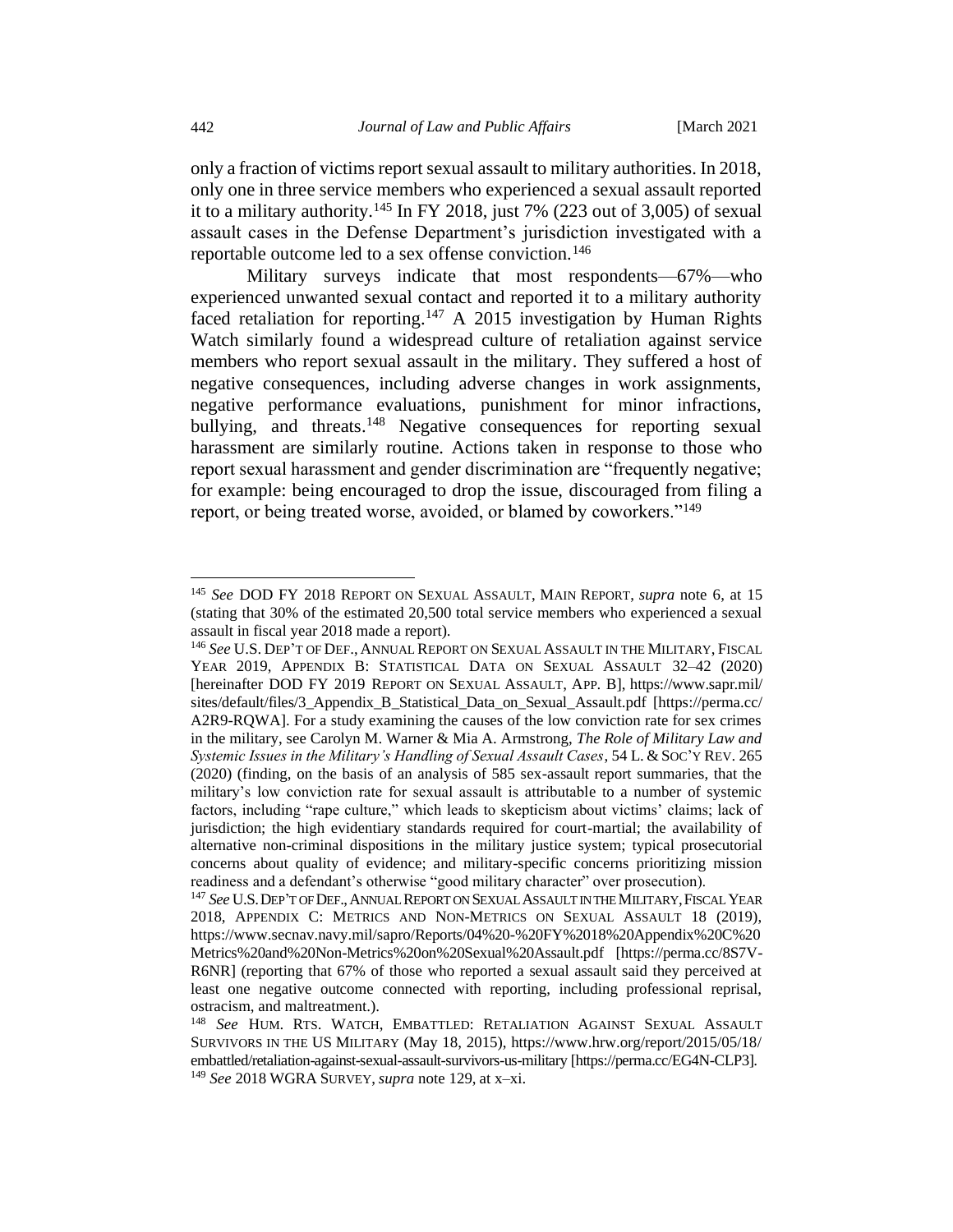only a fraction of victims report sexual assault to military authorities. In 2018, only one in three service members who experienced a sexual assault reported it to a military authority.[145] In FY 2018, just 7% (223 out of 3,005) of sexual assault cases in the Defense Department's jurisdiction investigated with a reportable outcome led to a sex offense conviction.[146]

Military surveys indicate that most respondents—67%—who experienced unwanted sexual contact and reported it to a military authority faced retaliation for reporting.[147] A 2015 investigation by Human Rights Watch similarly found a widespread culture of retaliation against service members who report sexual assault in the military. They suffered a host of negative consequences, including adverse changes in work assignments, negative performance evaluations, punishment for minor infractions, bullying, and threats.[148] Negative consequences for reporting sexual harassment are similarly routine. Actions taken in response to those who report sexual harassment and gender discrimination are "frequently negative; for example: being encouraged to drop the issue, discouraged from filing a report, or being treated worse, avoided, or blamed by coworkers."[149]

---

[145] *See* DOD FY 2018 REPORT ON SEXUAL ASSAULT, MAIN REPORT, *supra* note 6, at 15 (stating that 30% of the estimated 20,500 total service members who experienced a sexual assault in fiscal year 2018 made a report).

[146] *See* U.S. DEP'T OF DEF., ANNUAL REPORT ON SEXUAL ASSAULT IN THE MILITARY, FISCAL YEAR 2019, APPENDIX B: STATISTICAL DATA ON SEXUAL ASSAULT 32–42 (2020) [hereinafter DOD FY 2019 REPORT ON SEXUAL ASSAULT, APP. B], https://www.sapr.mil/sites/default/files/3_Appendix_B_Statistical_Data_on_Sexual_Assault.pdf [https://perma.cc/A2R9-RQWA]. For a study examining the causes of the low conviction rate for sex crimes in the military, see Carolyn M. Warner & Mia A. Armstrong, *The Role of Military Law and Systemic Issues in the Military's Handling of Sexual Assault Cases*, 54 L. & SOC'Y REV. 265 (2020) (finding, on the basis of an analysis of 585 sex-assault report summaries, that the military's low conviction rate for sexual assault is attributable to a number of systemic factors, including "rape culture," which leads to skepticism about victims' claims; lack of jurisdiction; the high evidentiary standards required for court-martial; the availability of alternative non-criminal dispositions in the military justice system; typical prosecutorial concerns about quality of evidence; and military-specific concerns prioritizing mission readiness and a defendant's otherwise "good military character" over prosecution).

[147] *See* U.S. DEP'T OF DEF., ANNUAL REPORT ON SEXUAL ASSAULT IN THE MILITARY, FISCAL YEAR 2018, APPENDIX C: METRICS AND NON-METRICS ON SEXUAL ASSAULT 18 (2019), https://www.secnav.navy.mil/sapro/Reports/04%20-%20FY%2018%20Appendix%20C%20Metrics%20and%20Non-Metrics%20on%20Sexual%20Assault.pdf [https://perma.cc/8S7V-R6NR] (reporting that 67% of those who reported a sexual assault said they perceived at least one negative outcome connected with reporting, including professional reprisal, ostracism, and maltreatment.).

[148] *See* HUM. RTS. WATCH, EMBATTLED: RETALIATION AGAINST SEXUAL ASSAULT SURVIVORS IN THE US MILITARY (May 18, 2015), https://www.hrw.org/report/2015/05/18/embattled/retaliation-against-sexual-assault-survivors-us-military [https://perma.cc/EG4N-CLP3].

[149] *See* 2018 WGRA SURVEY, *supra* note 129, at x–xi.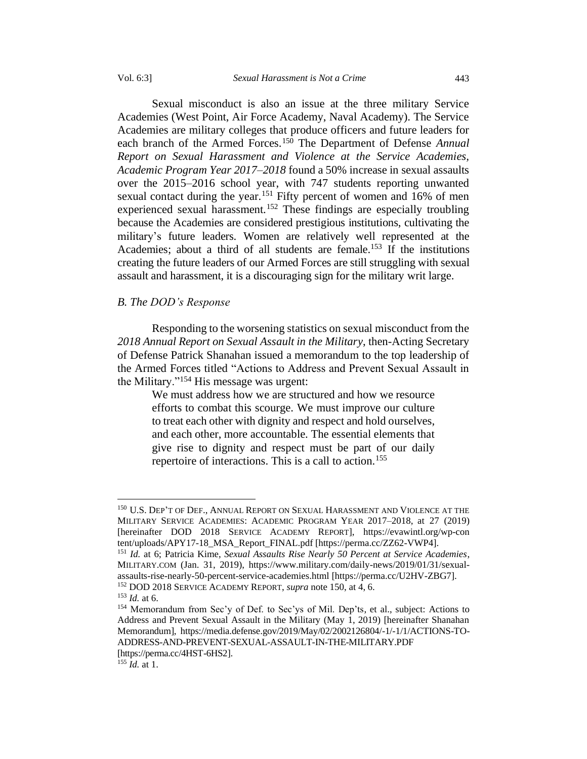Sexual misconduct is also an issue at the three military Service Academies (West Point, Air Force Academy, Naval Academy). The Service Academies are military colleges that produce officers and future leaders for each branch of the Armed Forces.[150] The Department of Defense *Annual Report on Sexual Harassment and Violence at the Service Academies, Academic Program Year 2017–2018* found a 50% increase in sexual assaults over the 2015–2016 school year, with 747 students reporting unwanted sexual contact during the year.[151] Fifty percent of women and 16% of men experienced sexual harassment.[152] These findings are especially troubling because the Academies are considered prestigious institutions, cultivating the military's future leaders. Women are relatively well represented at the Academies; about a third of all students are female.[153] If the institutions creating the future leaders of our Armed Forces are still struggling with sexual assault and harassment, it is a discouraging sign for the military writ large.

### *B. The DOD's Response*

Responding to the worsening statistics on sexual misconduct from the *2018 Annual Report on Sexual Assault in the Military*, then-Acting Secretary of Defense Patrick Shanahan issued a memorandum to the top leadership of the Armed Forces titled "Actions to Address and Prevent Sexual Assault in the Military."[154] His message was urgent:

> We must address how we are structured and how we resource efforts to combat this scourge. We must improve our culture to treat each other with dignity and respect and hold ourselves, and each other, more accountable. The essential elements that give rise to dignity and respect must be part of our daily repertoire of interactions. This is a call to action.[155]

---

[150] U.S. DEP'T OF DEF., ANNUAL REPORT ON SEXUAL HARASSMENT AND VIOLENCE AT THE MILITARY SERVICE ACADEMIES: ACADEMIC PROGRAM YEAR 2017–2018, at 27 (2019) [hereinafter DOD 2018 SERVICE ACADEMY REPORT], https://evawintl.org/wp-content/uploads/APY17-18_MSA_Report_FINAL.pdf [https://perma.cc/ZZ62-VWP4].

[151] *Id.* at 6; Patricia Kime, *Sexual Assaults Rise Nearly 50 Percent at Service Academies*, MILITARY.COM (Jan. 31, 2019), https://www.military.com/daily-news/2019/01/31/sexual-assaults-rise-nearly-50-percent-service-academies.html [https://perma.cc/U2HV-ZBG7].

[152] DOD 2018 SERVICE ACADEMY REPORT, *supra* note 150, at 4, 6.

[153] *Id.* at 6.

[154] Memorandum from Sec'y of Def. to Sec'ys of Mil. Dep'ts, et al., subject: Actions to Address and Prevent Sexual Assault in the Military (May 1, 2019) [hereinafter Shanahan Memorandum], https://media.defense.gov/2019/May/02/2002126804/-1/-1/1/ACTIONS-TO-ADDRESS-AND-PREVENT-SEXUAL-ASSAULT-IN-THE-MILITARY.PDF [https://perma.cc/4HST-6HS2].

[155] *Id.* at 1.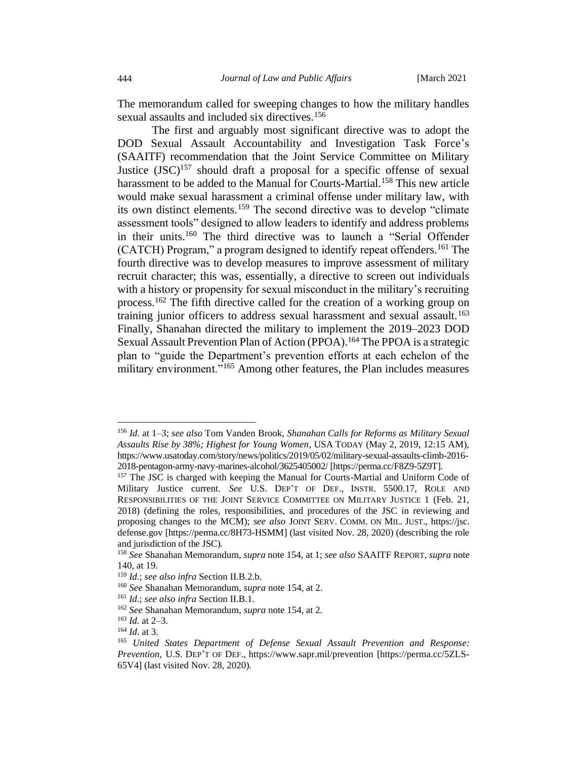The memorandum called for sweeping changes to how the military handles sexual assaults and included six directives.[156]

The first and arguably most significant directive was to adopt the DOD Sexual Assault Accountability and Investigation Task Force's (SAAITF) recommendation that the Joint Service Committee on Military Justice (JSC)[157] should draft a proposal for a specific offense of sexual harassment to be added to the Manual for Courts-Martial.[158] This new article would make sexual harassment a criminal offense under military law, with its own distinct elements.[159] The second directive was to develop "climate assessment tools" designed to allow leaders to identify and address problems in their units.[160] The third directive was to launch a "Serial Offender (CATCH) Program," a program designed to identify repeat offenders.[161] The fourth directive was to develop measures to improve assessment of military recruit character; this was, essentially, a directive to screen out individuals with a history or propensity for sexual misconduct in the military's recruiting process.[162] The fifth directive called for the creation of a working group on training junior officers to address sexual harassment and sexual assault.[163] Finally, Shanahan directed the military to implement the 2019–2023 DOD Sexual Assault Prevention Plan of Action (PPOA).[164] The PPOA is a strategic plan to "guide the Department's prevention efforts at each echelon of the military environment."[165] Among other features, the Plan includes measures

---

[156] *Id.* at 1–3; *see also* Tom Vanden Brook, *Shanahan Calls for Reforms as Military Sexual Assaults Rise by 38%; Highest for Young Women*, USA TODAY (May 2, 2019, 12:15 AM), https://www.usatoday.com/story/news/politics/2019/05/02/military-sexual-assaults-climb-2016-2018-pentagon-army-navy-marines-alcohol/3625405002/ [https://perma.cc/F8Z9-5Z9T].

[157] The JSC is charged with keeping the Manual for Courts-Martial and Uniform Code of Military Justice current. *See* U.S. DEP'T OF DEF., INSTR. 5500.17, ROLE AND RESPONSIBILITIES OF THE JOINT SERVICE COMMITTEE ON MILITARY JUSTICE 1 (Feb. 21, 2018) (defining the roles, responsibilities, and procedures of the JSC in reviewing and proposing changes to the MCM); *see also* JOINT SERV. COMM. ON MIL. JUST., https://jsc.defense.gov [https://perma.cc/8H73-HSMM] (last visited Nov. 28, 2020) (describing the role and jurisdiction of the JSC).

[158] *See* Shanahan Memorandum, *supra* note 154, at 1; *see also* SAAITF REPORT, *supra* note 140, at 19.

[159] *Id.*; *see also infra* Section II.B.2.b.

[160] *See* Shanahan Memorandum, *supra* note 154, at 2.

[161] *Id.*; *see also infra* Section II.B.1.

[162] *See* Shanahan Memorandum, *supra* note 154, at 2.

[163] *Id.* at 2–3.

[164] *Id.* at 3.

[165] *United States Department of Defense Sexual Assault Prevention and Response: Prevention*, U.S. DEP'T OF DEF., https://www.sapr.mil/prevention [https://perma.cc/5ZLS-65V4] (last visited Nov. 28, 2020).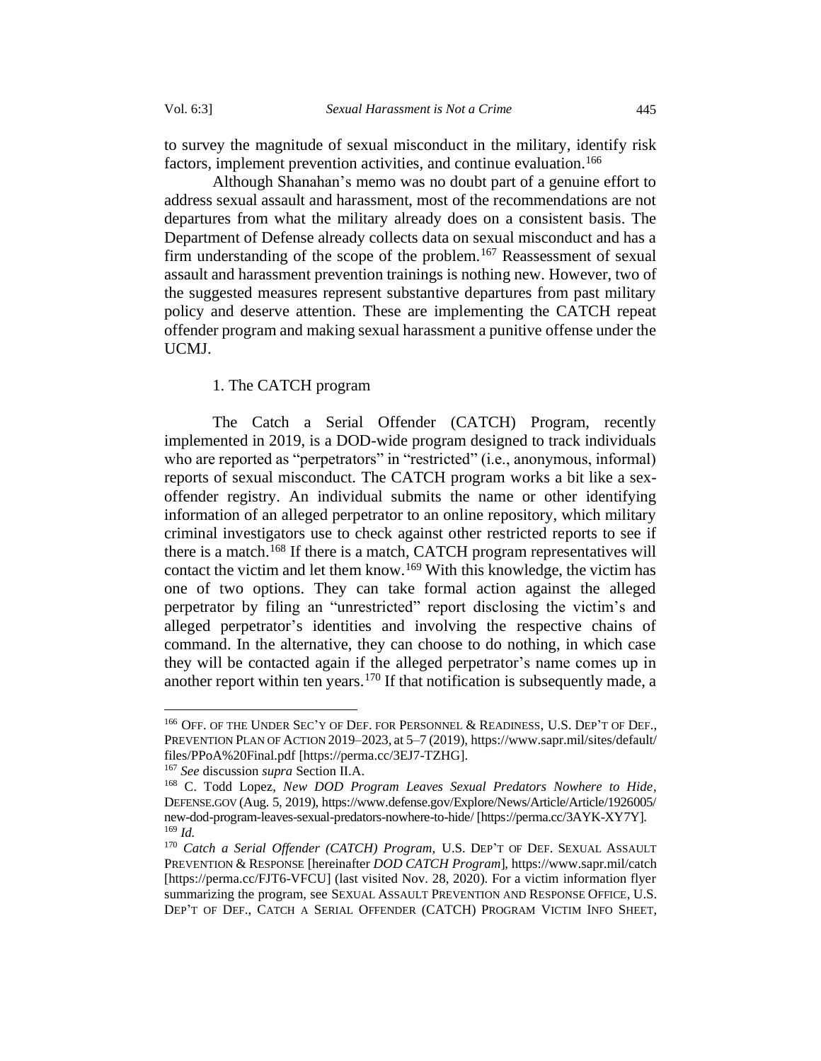to survey the magnitude of sexual misconduct in the military, identify risk factors, implement prevention activities, and continue evaluation.[166]

Although Shanahan's memo was no doubt part of a genuine effort to address sexual assault and harassment, most of the recommendations are not departures from what the military already does on a consistent basis. The Department of Defense already collects data on sexual misconduct and has a firm understanding of the scope of the problem.[167] Reassessment of sexual assault and harassment prevention trainings is nothing new. However, two of the suggested measures represent substantive departures from past military policy and deserve attention. These are implementing the CATCH repeat offender program and making sexual harassment a punitive offense under the UCMJ.

### 1. The CATCH program

The Catch a Serial Offender (CATCH) Program, recently implemented in 2019, is a DOD-wide program designed to track individuals who are reported as "perpetrators" in "restricted" (i.e., anonymous, informal) reports of sexual misconduct. The CATCH program works a bit like a sex-offender registry. An individual submits the name or other identifying information of an alleged perpetrator to an online repository, which military criminal investigators use to check against other restricted reports to see if there is a match.[168] If there is a match, CATCH program representatives will contact the victim and let them know.[169] With this knowledge, the victim has one of two options. They can take formal action against the alleged perpetrator by filing an "unrestricted" report disclosing the victim's and alleged perpetrator's identities and involving the respective chains of command. In the alternative, they can choose to do nothing, in which case they will be contacted again if the alleged perpetrator's name comes up in another report within ten years.[170] If that notification is subsequently made, a

---

[166] OFF. OF THE UNDER SEC'Y OF DEF. FOR PERSONNEL & READINESS, U.S. DEP'T OF DEF., PREVENTION PLAN OF ACTION 2019–2023, at 5–7 (2019), https://www.sapr.mil/sites/default/files/PPoA%20Final.pdf [https://perma.cc/3EJ7-TZHG].

[167] *See* discussion *supra* Section II.A.

[168] C. Todd Lopez, *New DOD Program Leaves Sexual Predators Nowhere to Hide*, DEFENSE.GOV (Aug. 5, 2019), https://www.defense.gov/Explore/News/Article/Article/1926005/new-dod-program-leaves-sexual-predators-nowhere-to-hide/ [https://perma.cc/3AYK-XY7Y].

[169] *Id.*

[170] *Catch a Serial Offender (CATCH) Program*, U.S. DEP'T OF DEF. SEXUAL ASSAULT PREVENTION & RESPONSE [hereinafter *DOD CATCH Program*], https://www.sapr.mil/catch [https://perma.cc/FJT6-VFCU] (last visited Nov. 28, 2020). For a victim information flyer summarizing the program, see SEXUAL ASSAULT PREVENTION AND RESPONSE OFFICE, U.S. DEP'T OF DEF., CATCH A SERIAL OFFENDER (CATCH) PROGRAM VICTIM INFO SHEET,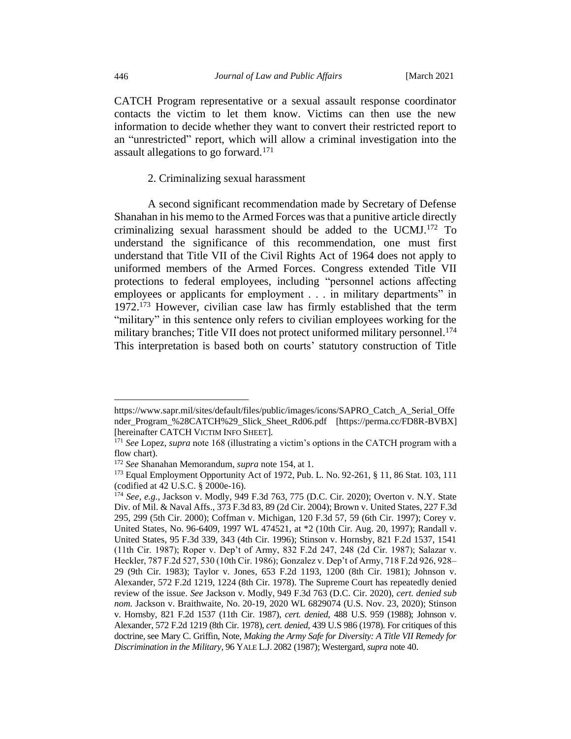CATCH Program representative or a sexual assault response coordinator contacts the victim to let them know. Victims can then use the new information to decide whether they want to convert their restricted report to an "unrestricted" report, which will allow a criminal investigation into the assault allegations to go forward.[171]

### 2. Criminalizing sexual harassment

A second significant recommendation made by Secretary of Defense Shanahan in his memo to the Armed Forces was that a punitive article directly criminalizing sexual harassment should be added to the UCMJ.[172] To understand the significance of this recommendation, one must first understand that Title VII of the Civil Rights Act of 1964 does not apply to uniformed members of the Armed Forces. Congress extended Title VII protections to federal employees, including "personnel actions affecting employees or applicants for employment . . . in military departments" in 1972.[173] However, civilian case law has firmly established that the term "military" in this sentence only refers to civilian employees working for the military branches; Title VII does not protect uniformed military personnel.[174] This interpretation is based both on courts' statutory construction of Title

---

https://www.sapr.mil/sites/default/files/public/images/icons/SAPRO_Catch_A_Serial_Offender_Program_%28CATCH%29_Slick_Sheet_Rd06.pdf [https://perma.cc/FD8R-BVBX] [hereinafter CATCH VICTIM INFO SHEET].

[171] *See* Lopez, *supra* note 168 (illustrating a victim's options in the CATCH program with a flow chart).

[172] *See* Shanahan Memorandum, *supra* note 154, at 1.

[173] Equal Employment Opportunity Act of 1972, Pub. L. No. 92-261, § 11, 86 Stat. 103, 111 (codified at 42 U.S.C. § 2000e-16).

[174] *See, e.g.*, Jackson v. Modly, 949 F.3d 763, 775 (D.C. Cir. 2020); Overton v. N.Y. State Div. of Mil. & Naval Affs., 373 F.3d 83, 89 (2d Cir. 2004); Brown v. United States, 227 F.3d 295, 299 (5th Cir. 2000); Coffman v. Michigan, 120 F.3d 57, 59 (6th Cir. 1997); Corey v. United States, No. 96-6409, 1997 WL 474521, at *2 (10th Cir. Aug. 20, 1997); Randall v. United States, 95 F.3d 339, 343 (4th Cir. 1996); Stinson v. Hornsby, 821 F.2d 1537, 1541 (11th Cir. 1987); Roper v. Dep't of Army, 832 F.2d 247, 248 (2d Cir. 1987); Salazar v. Heckler, 787 F.2d 527, 530 (10th Cir. 1986); Gonzalez v. Dep't of Army, 718 F.2d 926, 928–29 (9th Cir. 1983); Taylor v. Jones, 653 F.2d 1193, 1200 (8th Cir. 1981); Johnson v. Alexander, 572 F.2d 1219, 1224 (8th Cir. 1978). The Supreme Court has repeatedly denied review of the issue. *See* Jackson v. Modly, 949 F.3d 763 (D.C. Cir. 2020), *cert. denied sub nom.* Jackson v. Braithwaite, No. 20-19, 2020 WL 6829074 (U.S. Nov. 23, 2020); Stinson v. Hornsby, 821 F.2d 1537 (11th Cir. 1987), *cert. denied*, 488 U.S. 959 (1988); Johnson v. Alexander, 572 F.2d 1219 (8th Cir. 1978), *cert. denied*, 439 U.S 986 (1978). For critiques of this doctrine, see Mary C. Griffin, Note, *Making the Army Safe for Diversity: A Title VII Remedy for Discrimination in the Military*, 96 YALE L.J. 2082 (1987); Westergard, *supra* note 40.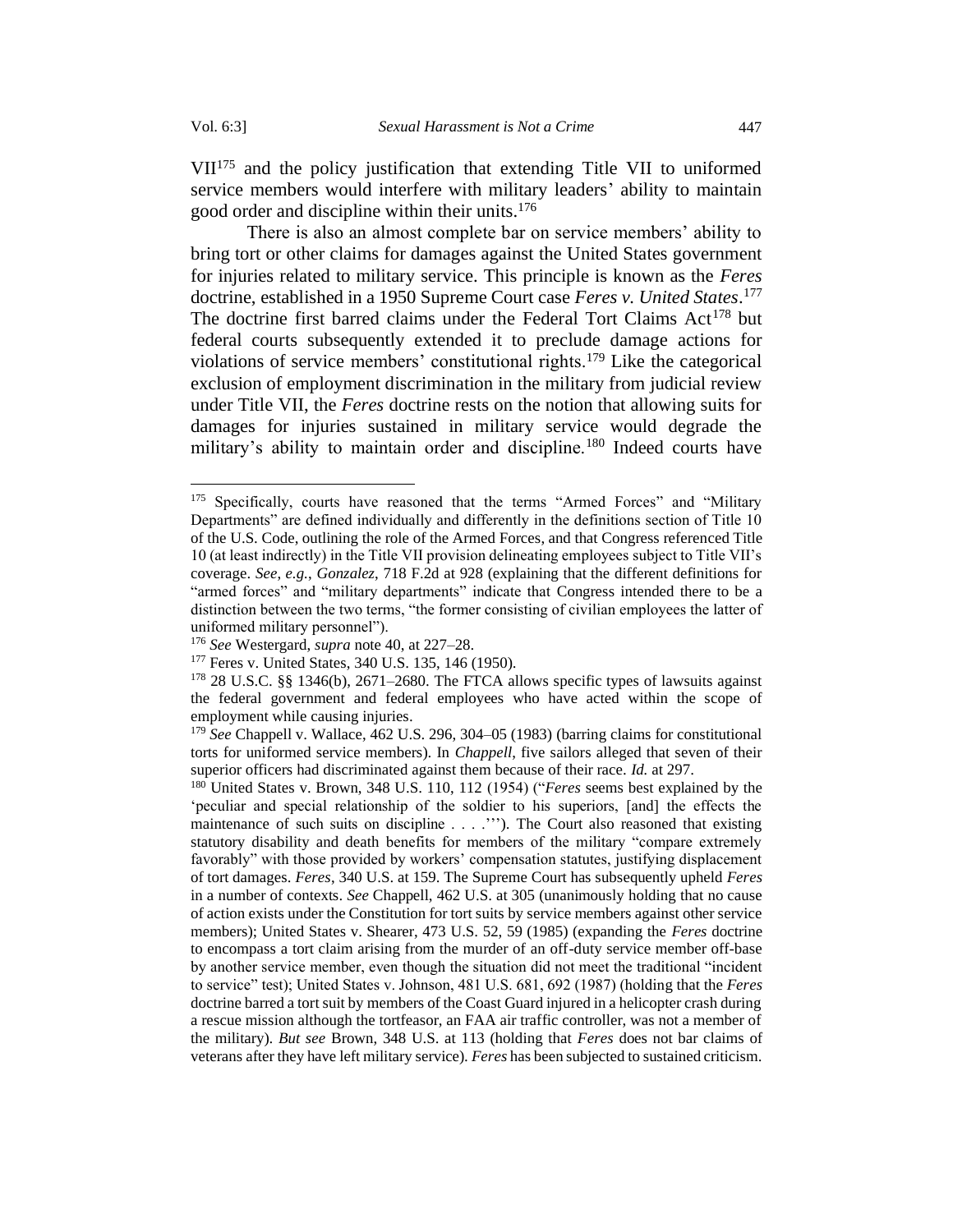VII[175] and the policy justification that extending Title VII to uniformed service members would interfere with military leaders' ability to maintain good order and discipline within their units.[176]

There is also an almost complete bar on service members' ability to bring tort or other claims for damages against the United States government for injuries related to military service. This principle is known as the *Feres* doctrine, established in a 1950 Supreme Court case *Feres v. United States*.[177] The doctrine first barred claims under the Federal Tort Claims Act[178] but federal courts subsequently extended it to preclude damage actions for violations of service members' constitutional rights.[179] Like the categorical exclusion of employment discrimination in the military from judicial review under Title VII, the *Feres* doctrine rests on the notion that allowing suits for damages for injuries sustained in military service would degrade the military's ability to maintain order and discipline.[180] Indeed courts have

---

[175] Specifically, courts have reasoned that the terms "Armed Forces" and "Military Departments" are defined individually and differently in the definitions section of Title 10 of the U.S. Code, outlining the role of the Armed Forces, and that Congress referenced Title 10 (at least indirectly) in the Title VII provision delineating employees subject to Title VII's coverage. *See, e.g.*, *Gonzalez*, 718 F.2d at 928 (explaining that the different definitions for "armed forces" and "military departments" indicate that Congress intended there to be a distinction between the two terms, "the former consisting of civilian employees the latter of uniformed military personnel").

[176] *See* Westergard, *supra* note 40, at 227–28.

[177] Feres v. United States, 340 U.S. 135, 146 (1950).

[178] 28 U.S.C. §§ 1346(b), 2671–2680. The FTCA allows specific types of lawsuits against the federal government and federal employees who have acted within the scope of employment while causing injuries.

[179] *See* Chappell v. Wallace, 462 U.S. 296, 304–05 (1983) (barring claims for constitutional torts for uniformed service members). In *Chappell*, five sailors alleged that seven of their superior officers had discriminated against them because of their race. *Id.* at 297.

[180] United States v. Brown, 348 U.S. 110, 112 (1954) ("*Feres* seems best explained by the 'peculiar and special relationship of the soldier to his superiors, [and] the effects the maintenance of such suits on discipline . . . .'"). The Court also reasoned that existing statutory disability and death benefits for members of the military "compare extremely favorably" with those provided by workers' compensation statutes, justifying displacement of tort damages. *Feres*, 340 U.S. at 159. The Supreme Court has subsequently upheld *Feres* in a number of contexts. *See* Chappell, 462 U.S. at 305 (unanimously holding that no cause of action exists under the Constitution for tort suits by service members against other service members); United States v. Shearer, 473 U.S. 52, 59 (1985) (expanding the *Feres* doctrine to encompass a tort claim arising from the murder of an off-duty service member off-base by another service member, even though the situation did not meet the traditional "incident to service" test); United States v. Johnson, 481 U.S. 681, 692 (1987) (holding that the *Feres* doctrine barred a tort suit by members of the Coast Guard injured in a helicopter crash during a rescue mission although the tortfeasor, an FAA air traffic controller, was not a member of the military). *But see* Brown, 348 U.S. at 113 (holding that *Feres* does not bar claims of veterans after they have left military service). *Feres* has been subjected to sustained criticism.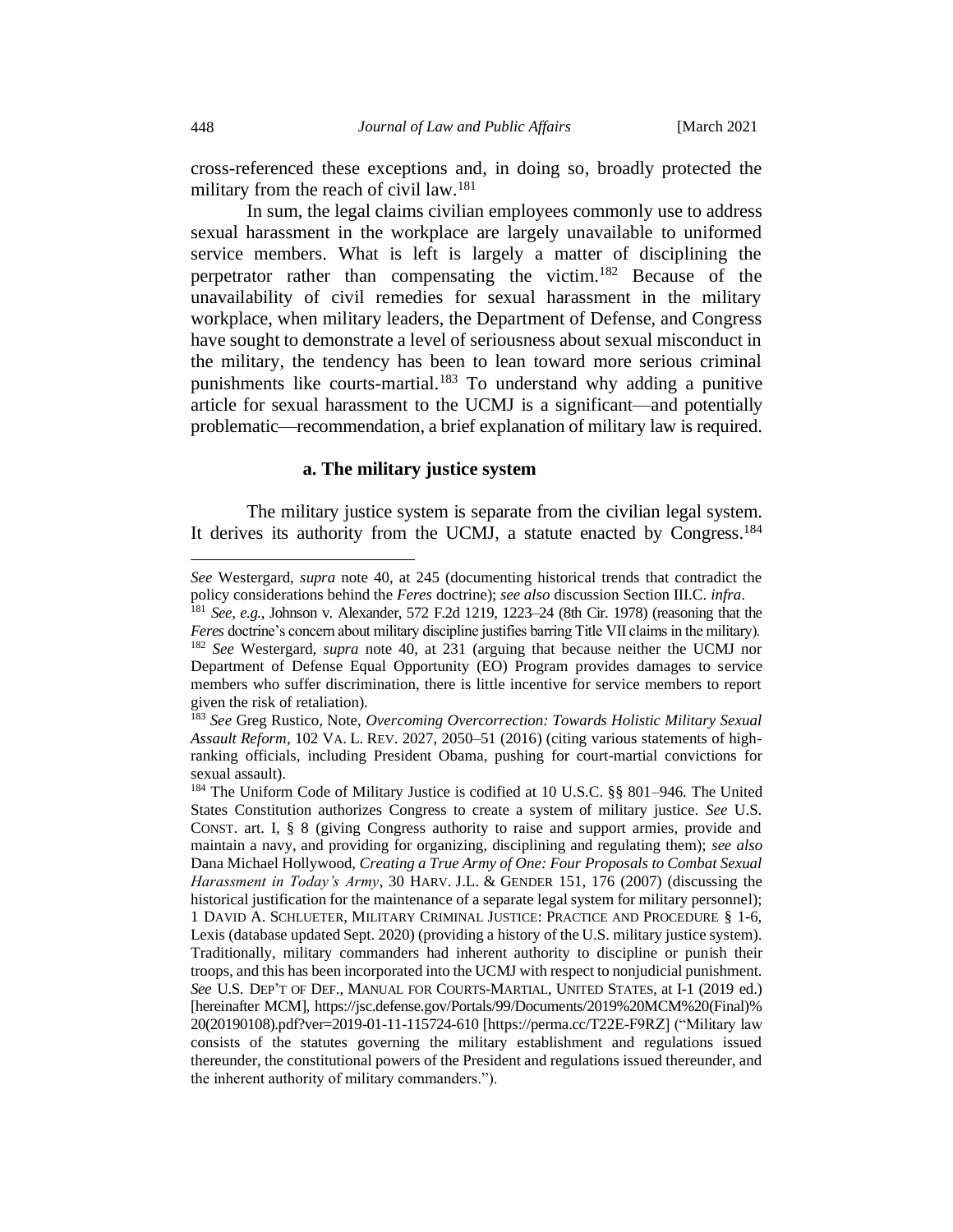cross-referenced these exceptions and, in doing so, broadly protected the military from the reach of civil law.[181]

In sum, the legal claims civilian employees commonly use to address sexual harassment in the workplace are largely unavailable to uniformed service members. What is left is largely a matter of disciplining the perpetrator rather than compensating the victim.[182] Because of the unavailability of civil remedies for sexual harassment in the military workplace, when military leaders, the Department of Defense, and Congress have sought to demonstrate a level of seriousness about sexual misconduct in the military, the tendency has been to lean toward more serious criminal punishments like courts-martial.[183] To understand why adding a punitive article for sexual harassment to the UCMJ is a significant—and potentially problematic—recommendation, a brief explanation of military law is required.

#### a. The military justice system

The military justice system is separate from the civilian legal system. It derives its authority from the UCMJ, a statute enacted by Congress.[184]

---

*See* Westergard, *supra* note 40, at 245 (documenting historical trends that contradict the policy considerations behind the *Feres* doctrine); *see also* discussion Section III.C. *infra*.

[181] *See*, *e.g.*, Johnson v. Alexander, 572 F.2d 1219, 1223–24 (8th Cir. 1978) (reasoning that the *Feres* doctrine's concern about military discipline justifies barring Title VII claims in the military).

[182] *See* Westergard, *supra* note 40, at 231 (arguing that because neither the UCMJ nor Department of Defense Equal Opportunity (EO) Program provides damages to service members who suffer discrimination, there is little incentive for service members to report given the risk of retaliation).

[183] *See* Greg Rustico, Note, *Overcoming Overcorrection: Towards Holistic Military Sexual Assault Reform*, 102 VA. L. REV. 2027, 2050–51 (2016) (citing various statements of high-ranking officials, including President Obama, pushing for court-martial convictions for sexual assault).

[184] The Uniform Code of Military Justice is codified at 10 U.S.C. §§ 801–946. The United States Constitution authorizes Congress to create a system of military justice. *See* U.S. CONST. art. I, § 8 (giving Congress authority to raise and support armies, provide and maintain a navy, and providing for organizing, disciplining and regulating them); *see also* Dana Michael Hollywood, *Creating a True Army of One: Four Proposals to Combat Sexual Harassment in Today's Army*, 30 HARV. J.L. & GENDER 151, 176 (2007) (discussing the historical justification for the maintenance of a separate legal system for military personnel); 1 DAVID A. SCHLUETER, MILITARY CRIMINAL JUSTICE: PRACTICE AND PROCEDURE § 1-6, Lexis (database updated Sept. 2020) (providing a history of the U.S. military justice system). Traditionally, military commanders had inherent authority to discipline or punish their troops, and this has been incorporated into the UCMJ with respect to nonjudicial punishment. *See* U.S. DEP'T OF DEF., MANUAL FOR COURTS-MARTIAL, UNITED STATES, at I-1 (2019 ed.) [hereinafter MCM], https://jsc.defense.gov/Portals/99/Documents/2019%20MCM%20(Final)%20(20190108).pdf?ver=2019-01-11-115724-610 [https://perma.cc/T22E-F9RZ] ("Military law consists of the statutes governing the military establishment and regulations issued thereunder, the constitutional powers of the President and regulations issued thereunder, and the inherent authority of military commanders.").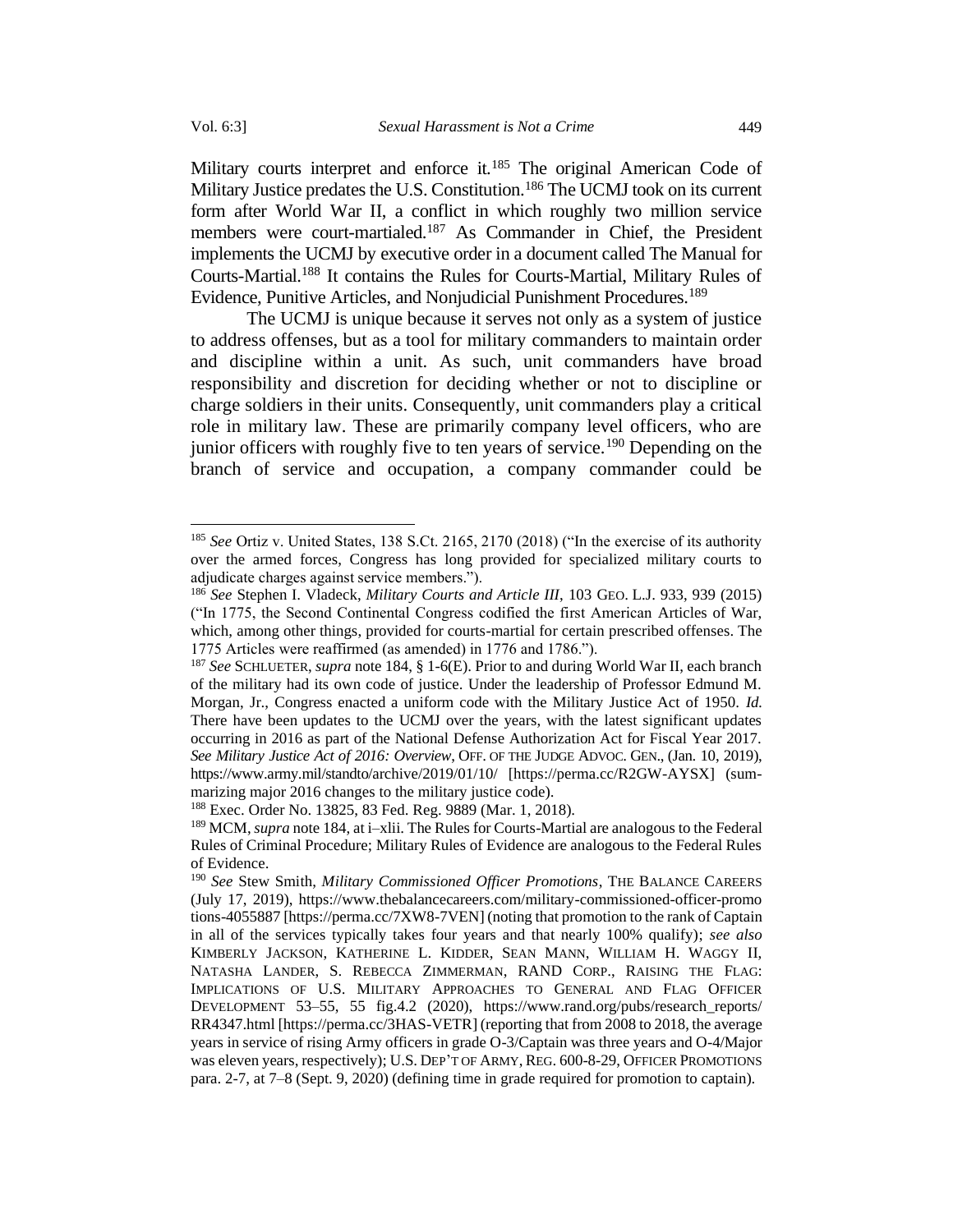Military courts interpret and enforce it.[185] The original American Code of Military Justice predates the U.S. Constitution.[186] The UCMJ took on its current form after World War II, a conflict in which roughly two million service members were court-martialed.[187] As Commander in Chief, the President implements the UCMJ by executive order in a document called The Manual for Courts-Martial.[188] It contains the Rules for Courts-Martial, Military Rules of Evidence, Punitive Articles, and Nonjudicial Punishment Procedures.[189]

The UCMJ is unique because it serves not only as a system of justice to address offenses, but as a tool for military commanders to maintain order and discipline within a unit. As such, unit commanders have broad responsibility and discretion for deciding whether or not to discipline or charge soldiers in their units. Consequently, unit commanders play a critical role in military law. These are primarily company level officers, who are junior officers with roughly five to ten years of service.[190] Depending on the branch of service and occupation, a company commander could be

---

[185] *See* Ortiz v. United States, 138 S.Ct. 2165, 2170 (2018) ("In the exercise of its authority over the armed forces, Congress has long provided for specialized military courts to adjudicate charges against service members.").

[186] *See* Stephen I. Vladeck, *Military Courts and Article III*, 103 GEO. L.J. 933, 939 (2015) ("In 1775, the Second Continental Congress codified the first American Articles of War, which, among other things, provided for courts-martial for certain prescribed offenses. The 1775 Articles were reaffirmed (as amended) in 1776 and 1786.").

[187] *See* SCHLUETER, *supra* note 184, § 1-6(E). Prior to and during World War II, each branch of the military had its own code of justice. Under the leadership of Professor Edmund M. Morgan, Jr., Congress enacted a uniform code with the Military Justice Act of 1950. *Id.* There have been updates to the UCMJ over the years, with the latest significant updates occurring in 2016 as part of the National Defense Authorization Act for Fiscal Year 2017. *See Military Justice Act of 2016: Overview*, OFF. OF THE JUDGE ADVOC. GEN., (Jan. 10, 2019), https://www.army.mil/standto/archive/2019/01/10/ [https://perma.cc/R2GW-AYSX] (summarizing major 2016 changes to the military justice code).

[188] Exec. Order No. 13825, 83 Fed. Reg. 9889 (Mar. 1, 2018).

[189] MCM, *supra* note 184, at i–xlii. The Rules for Courts-Martial are analogous to the Federal Rules of Criminal Procedure; Military Rules of Evidence are analogous to the Federal Rules of Evidence.

[190] *See* Stew Smith, *Military Commissioned Officer Promotions*, THE BALANCE CAREERS (July 17, 2019), https://www.thebalancecareers.com/military-commissioned-officer-promotions-4055887 [https://perma.cc/7XW8-7VEN] (noting that promotion to the rank of Captain in all of the services typically takes four years and that nearly 100% qualify); *see also* KIMBERLY JACKSON, KATHERINE L. KIDDER, SEAN MANN, WILLIAM H. WAGGY II, NATASHA LANDER, S. REBECCA ZIMMERMAN, RAND CORP., RAISING THE FLAG: IMPLICATIONS OF U.S. MILITARY APPROACHES TO GENERAL AND FLAG OFFICER DEVELOPMENT 53–55, 55 fig.4.2 (2020), https://www.rand.org/pubs/research_reports/RR4347.html [https://perma.cc/3HAS-VETR] (reporting that from 2008 to 2018, the average years in service of rising Army officers in grade O-3/Captain was three years and O-4/Major was eleven years, respectively); U.S. DEP'T OF ARMY, REG. 600-8-29, OFFICER PROMOTIONS para. 2-7, at 7–8 (Sept. 9, 2020) (defining time in grade required for promotion to captain).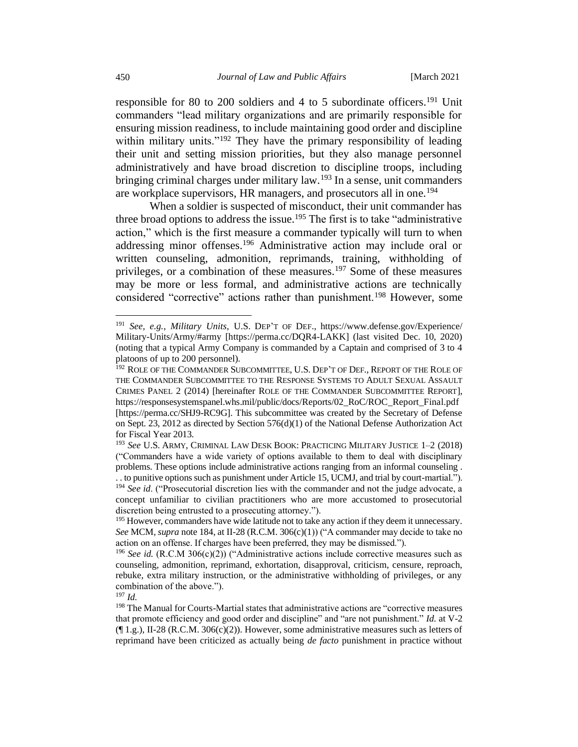responsible for 80 to 200 soldiers and 4 to 5 subordinate officers.[191] Unit commanders "lead military organizations and are primarily responsible for ensuring mission readiness, to include maintaining good order and discipline within military units."[192] They have the primary responsibility of leading their unit and setting mission priorities, but they also manage personnel administratively and have broad discretion to discipline troops, including bringing criminal charges under military law.[193] In a sense, unit commanders are workplace supervisors, HR managers, and prosecutors all in one.[194]

When a soldier is suspected of misconduct, their unit commander has three broad options to address the issue.[195] The first is to take "administrative action," which is the first measure a commander typically will turn to when addressing minor offenses.[196] Administrative action may include oral or written counseling, admonition, reprimands, training, withholding of privileges, or a combination of these measures.[197] Some of these measures may be more or less formal, and administrative actions are technically considered "corrective" actions rather than punishment.[198] However, some

---

[191] *See, e.g.*, *Military Units*, U.S. DEP'T OF DEF., https://www.defense.gov/Experience/Military-Units/Army/#army [https://perma.cc/DQR4-LAKK] (last visited Dec. 10, 2020) (noting that a typical Army Company is commanded by a Captain and comprised of 3 to 4 platoons of up to 200 personnel).

[192] ROLE OF THE COMMANDER SUBCOMMITTEE, U.S. DEP'T OF DEF., REPORT OF THE ROLE OF THE COMMANDER SUBCOMMITTEE TO THE RESPONSE SYSTEMS TO ADULT SEXUAL ASSAULT CRIMES PANEL 2 (2014) [hereinafter ROLE OF THE COMMANDER SUBCOMMITTEE REPORT], https://responsesystemspanel.whs.mil/public/docs/Reports/02_RoC/ROC_Report_Final.pdf [https://perma.cc/SHJ9-RC9G]. This subcommittee was created by the Secretary of Defense on Sept. 23, 2012 as directed by Section 576(d)(1) of the National Defense Authorization Act for Fiscal Year 2013.

[193] *See* U.S. ARMY, CRIMINAL LAW DESK BOOK: PRACTICING MILITARY JUSTICE 1–2 (2018) ("Commanders have a wide variety of options available to them to deal with disciplinary problems. These options include administrative actions ranging from an informal counseling . . . to punitive options such as punishment under Article 15, UCMJ, and trial by court-martial.").

[194] *See id*. ("Prosecutorial discretion lies with the commander and not the judge advocate, a concept unfamiliar to civilian practitioners who are more accustomed to prosecutorial discretion being entrusted to a prosecuting attorney.").

[195] However, commanders have wide latitude not to take any action if they deem it unnecessary. *See* MCM, *supra* note 184, at II-28 (R.C.M. 306(c)(1)) ("A commander may decide to take no action on an offense. If charges have been preferred, they may be dismissed.").

[196] *See id.* (R.C.M 306(c)(2)) ("Administrative actions include corrective measures such as counseling, admonition, reprimand, exhortation, disapproval, criticism, censure, reproach, rebuke, extra military instruction, or the administrative withholding of privileges, or any combination of the above.").

[197] *Id.*

[198] The Manual for Courts-Martial states that administrative actions are "corrective measures that promote efficiency and good order and discipline" and "are not punishment." *Id.* at V-2 (¶ 1.g.), II-28 (R.C.M. 306(c)(2)). However, some administrative measures such as letters of reprimand have been criticized as actually being *de facto* punishment in practice without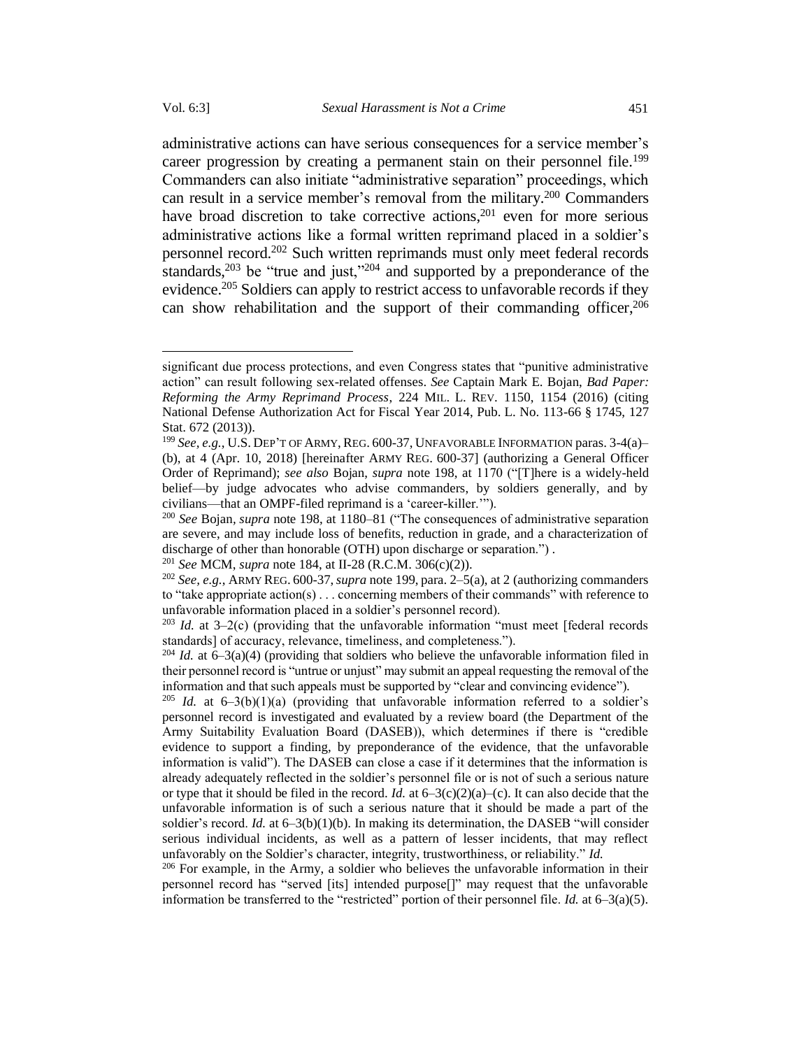administrative actions can have serious consequences for a service member's career progression by creating a permanent stain on their personnel file.[199] Commanders can also initiate "administrative separation" proceedings, which can result in a service member's removal from the military.[200] Commanders have broad discretion to take corrective actions,[201] even for more serious administrative actions like a formal written reprimand placed in a soldier's personnel record.[202] Such written reprimands must only meet federal records standards,[203] be "true and just,"[204] and supported by a preponderance of the evidence.[205] Soldiers can apply to restrict access to unfavorable records if they can show rehabilitation and the support of their commanding officer,[206]

---

significant due process protections, and even Congress states that "punitive administrative action" can result following sex-related offenses. *See* Captain Mark E. Bojan, *Bad Paper: Reforming the Army Reprimand Process*, 224 MIL. L. REV. 1150, 1154 (2016) (citing National Defense Authorization Act for Fiscal Year 2014, Pub. L. No. 113-66 § 1745, 127 Stat. 672 (2013)).

[199] *See, e.g.*, U.S. DEP'T OF ARMY, REG. 600-37, UNFAVORABLE INFORMATION paras. 3-4(a)–(b), at 4 (Apr. 10, 2018) [hereinafter ARMY REG. 600-37] (authorizing a General Officer Order of Reprimand); *see also* Bojan, *supra* note 198, at 1170 ("[T]here is a widely-held belief—by judge advocates who advise commanders, by soldiers generally, and by civilians—that an OMPF-filed reprimand is a 'career-killer.'").

[200] *See* Bojan, *supra* note 198, at 1180–81 ("The consequences of administrative separation are severe, and may include loss of benefits, reduction in grade, and a characterization of discharge of other than honorable (OTH) upon discharge or separation.") .

[201] *See* MCM, *supra* note 184, at II-28 (R.C.M. 306(c)(2)).

[202] *See, e.g.*, ARMY REG. 600-37, *supra* note 199, para. 2–5(a), at 2 (authorizing commanders to "take appropriate action(s) . . . concerning members of their commands" with reference to unfavorable information placed in a soldier's personnel record).

[203] *Id.* at 3–2(c) (providing that the unfavorable information "must meet [federal records standards] of accuracy, relevance, timeliness, and completeness.").

[204] *Id.* at 6–3(a)(4) (providing that soldiers who believe the unfavorable information filed in their personnel record is "untrue or unjust" may submit an appeal requesting the removal of the information and that such appeals must be supported by "clear and convincing evidence").

[205] *Id.* at 6–3(b)(1)(a) (providing that unfavorable information referred to a soldier's personnel record is investigated and evaluated by a review board (the Department of the Army Suitability Evaluation Board (DASEB)), which determines if there is "credible evidence to support a finding, by preponderance of the evidence, that the unfavorable information is valid"). The DASEB can close a case if it determines that the information is already adequately reflected in the soldier's personnel file or is not of such a serious nature or type that it should be filed in the record. *Id.* at 6–3(c)(2)(a)–(c). It can also decide that the unfavorable information is of such a serious nature that it should be made a part of the soldier's record. *Id.* at 6–3(b)(1)(b). In making its determination, the DASEB "will consider serious individual incidents, as well as a pattern of lesser incidents, that may reflect unfavorably on the Soldier's character, integrity, trustworthiness, or reliability." *Id.*

[206] For example, in the Army, a soldier who believes the unfavorable information in their personnel record has "served [its] intended purpose[]" may request that the unfavorable information be transferred to the "restricted" portion of their personnel file. *Id.* at 6–3(a)(5).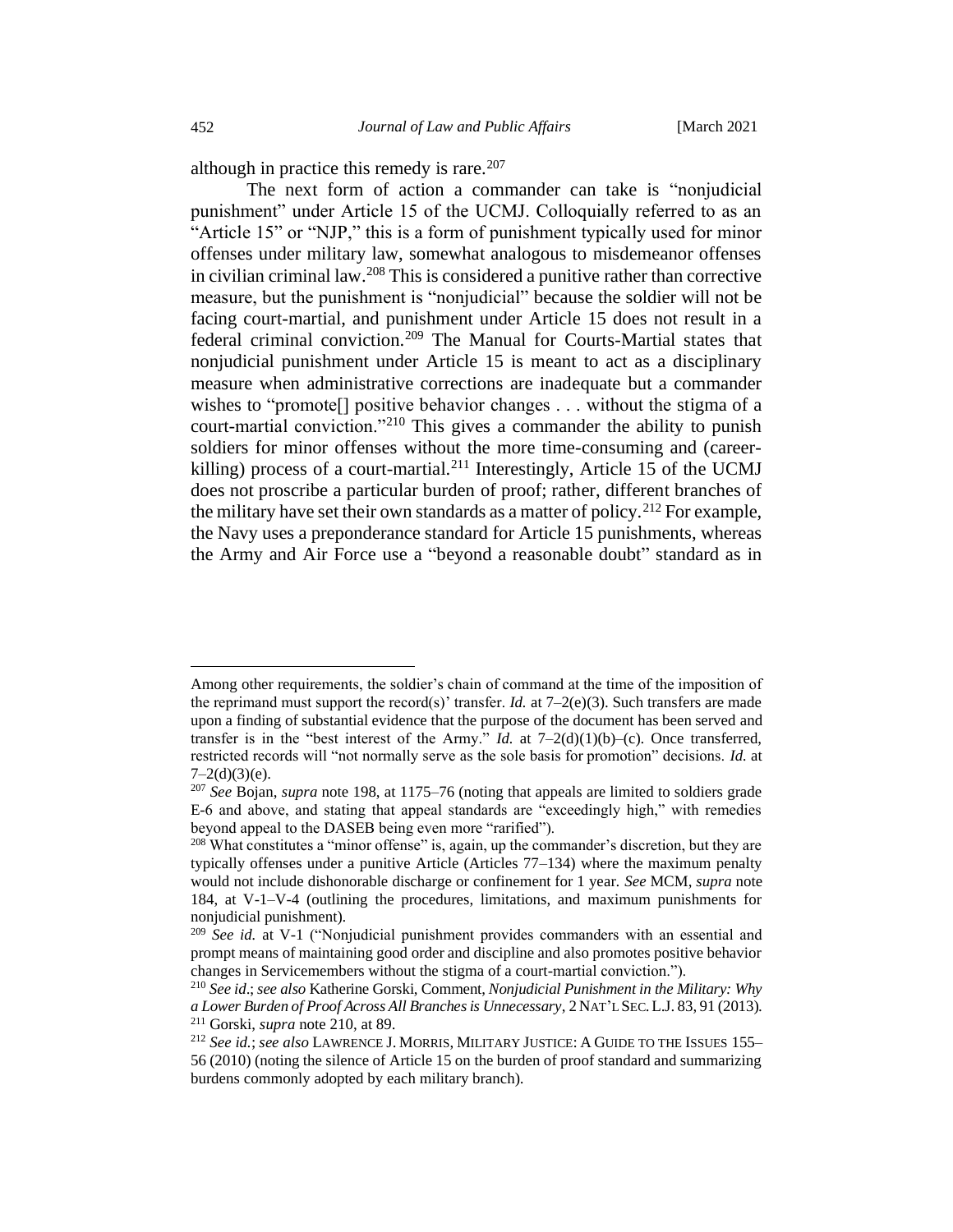although in practice this remedy is rare.[207]

The next form of action a commander can take is "nonjudicial punishment" under Article 15 of the UCMJ. Colloquially referred to as an "Article 15" or "NJP," this is a form of punishment typically used for minor offenses under military law, somewhat analogous to misdemeanor offenses in civilian criminal law.[208] This is considered a punitive rather than corrective measure, but the punishment is "nonjudicial" because the soldier will not be facing court-martial, and punishment under Article 15 does not result in a federal criminal conviction.[209] The Manual for Courts-Martial states that nonjudicial punishment under Article 15 is meant to act as a disciplinary measure when administrative corrections are inadequate but a commander wishes to "promote[] positive behavior changes . . . without the stigma of a court-martial conviction."[210] This gives a commander the ability to punish soldiers for minor offenses without the more time-consuming and (career-killing) process of a court-martial.[211] Interestingly, Article 15 of the UCMJ does not proscribe a particular burden of proof; rather, different branches of the military have set their own standards as a matter of policy.[212] For example, the Navy uses a preponderance standard for Article 15 punishments, whereas the Army and Air Force use a "beyond a reasonable doubt" standard as in

---

Among other requirements, the soldier's chain of command at the time of the imposition of the reprimand must support the record(s)' transfer. *Id.* at 7–2(e)(3). Such transfers are made upon a finding of substantial evidence that the purpose of the document has been served and transfer is in the "best interest of the Army." *Id.* at 7–2(d)(1)(b)–(c). Once transferred, restricted records will "not normally serve as the sole basis for promotion" decisions. *Id.* at 7–2(d)(3)(e).

[207] *See* Bojan, *supra* note 198, at 1175–76 (noting that appeals are limited to soldiers grade E-6 and above, and stating that appeal standards are "exceedingly high," with remedies beyond appeal to the DASEB being even more "rarified").

[208] What constitutes a "minor offense" is, again, up the commander's discretion, but they are typically offenses under a punitive Article (Articles 77–134) where the maximum penalty would not include dishonorable discharge or confinement for 1 year. *See* MCM, *supra* note 184, at V-1–V-4 (outlining the procedures, limitations, and maximum punishments for nonjudicial punishment).

[209] *See id.* at V-1 ("Nonjudicial punishment provides commanders with an essential and prompt means of maintaining good order and discipline and also promotes positive behavior changes in Servicemembers without the stigma of a court-martial conviction.").

[210] *See id.*; *see also* Katherine Gorski, Comment, *Nonjudicial Punishment in the Military: Why a Lower Burden of Proof Across All Branches is Unnecessary*, 2 NAT'L SEC. L.J. 83, 91 (2013).

[211] Gorski, *supra* note 210, at 89.

[212] *See id.*; *see also* LAWRENCE J. MORRIS, MILITARY JUSTICE: A GUIDE TO THE ISSUES 155–56 (2010) (noting the silence of Article 15 on the burden of proof standard and summarizing burdens commonly adopted by each military branch).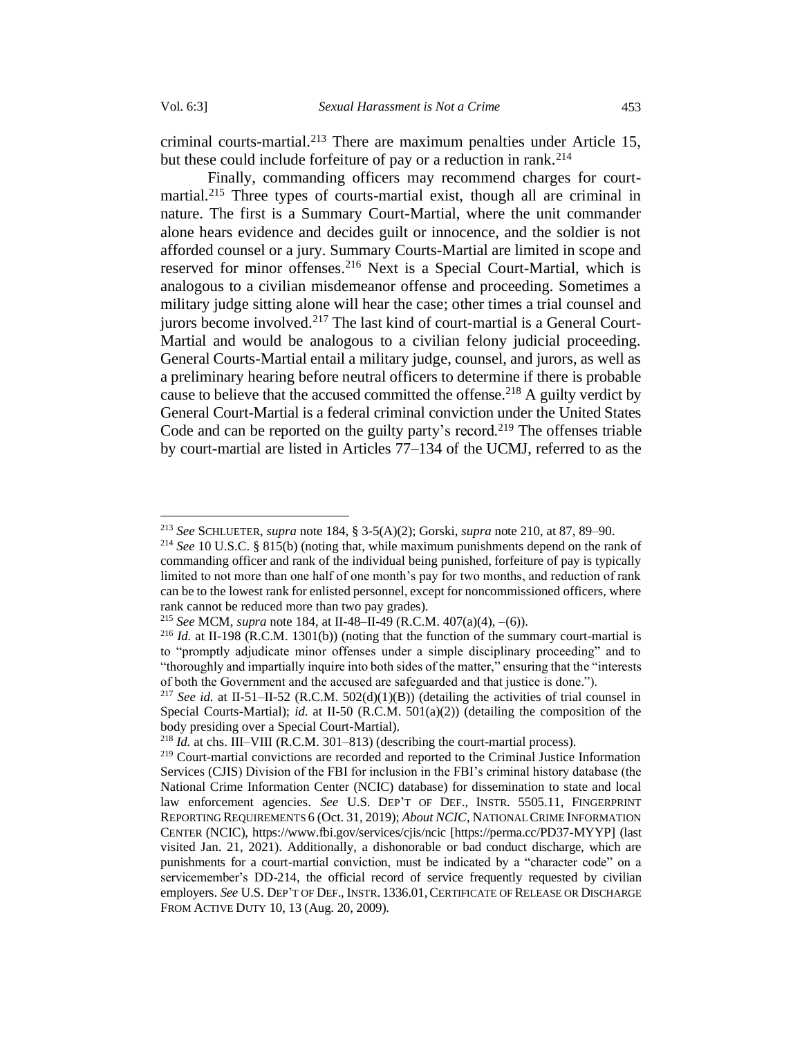criminal courts-martial.[213] There are maximum penalties under Article 15, but these could include forfeiture of pay or a reduction in rank.[214]

Finally, commanding officers may recommend charges for court-martial.[215] Three types of courts-martial exist, though all are criminal in nature. The first is a Summary Court-Martial, where the unit commander alone hears evidence and decides guilt or innocence, and the soldier is not afforded counsel or a jury. Summary Courts-Martial are limited in scope and reserved for minor offenses.[216] Next is a Special Court-Martial, which is analogous to a civilian misdemeanor offense and proceeding. Sometimes a military judge sitting alone will hear the case; other times a trial counsel and jurors become involved.[217] The last kind of court-martial is a General Court-Martial and would be analogous to a civilian felony judicial proceeding. General Courts-Martial entail a military judge, counsel, and jurors, as well as a preliminary hearing before neutral officers to determine if there is probable cause to believe that the accused committed the offense.[218] A guilty verdict by General Court-Martial is a federal criminal conviction under the United States Code and can be reported on the guilty party's record.[219] The offenses triable by court-martial are listed in Articles 77–134 of the UCMJ, referred to as the

---

[213] *See* SCHLUETER, *supra* note 184, § 3-5(A)(2); Gorski, *supra* note 210, at 87, 89–90.

[214] *See* 10 U.S.C. § 815(b) (noting that, while maximum punishments depend on the rank of commanding officer and rank of the individual being punished, forfeiture of pay is typically limited to not more than one half of one month's pay for two months, and reduction of rank can be to the lowest rank for enlisted personnel, except for noncommissioned officers, where rank cannot be reduced more than two pay grades).

[215] *See* MCM, *supra* note 184, at II-48–II-49 (R.C.M. 407(a)(4), –(6)).

[216] *Id.* at II-198 (R.C.M. 1301(b)) (noting that the function of the summary court-martial is to "promptly adjudicate minor offenses under a simple disciplinary proceeding" and to "thoroughly and impartially inquire into both sides of the matter," ensuring that the "interests of both the Government and the accused are safeguarded and that justice is done.").

[217] *See id.* at II-51–II-52 (R.C.M. 502(d)(1)(B)) (detailing the activities of trial counsel in Special Courts-Martial); *id.* at II-50 (R.C.M. 501(a)(2)) (detailing the composition of the body presiding over a Special Court-Martial).

[218] *Id.* at chs. III–VIII (R.C.M. 301–813) (describing the court-martial process).

[219] Court-martial convictions are recorded and reported to the Criminal Justice Information Services (CJIS) Division of the FBI for inclusion in the FBI's criminal history database (the National Crime Information Center (NCIC) database) for dissemination to state and local law enforcement agencies. *See* U.S. DEP'T OF DEF., INSTR. 5505.11, FINGERPRINT REPORTING REQUIREMENTS 6 (Oct. 31, 2019); *About NCIC*, NATIONAL CRIME INFORMATION CENTER (NCIC), https://www.fbi.gov/services/cjis/ncic [https://perma.cc/PD37-MYYP] (last visited Jan. 21, 2021). Additionally, a dishonorable or bad conduct discharge, which are punishments for a court-martial conviction, must be indicated by a "character code" on a servicemember's DD-214, the official record of service frequently requested by civilian employers. *See* U.S. DEP'T OF DEF., INSTR. 1336.01, CERTIFICATE OF RELEASE OR DISCHARGE FROM ACTIVE DUTY 10, 13 (Aug. 20, 2009).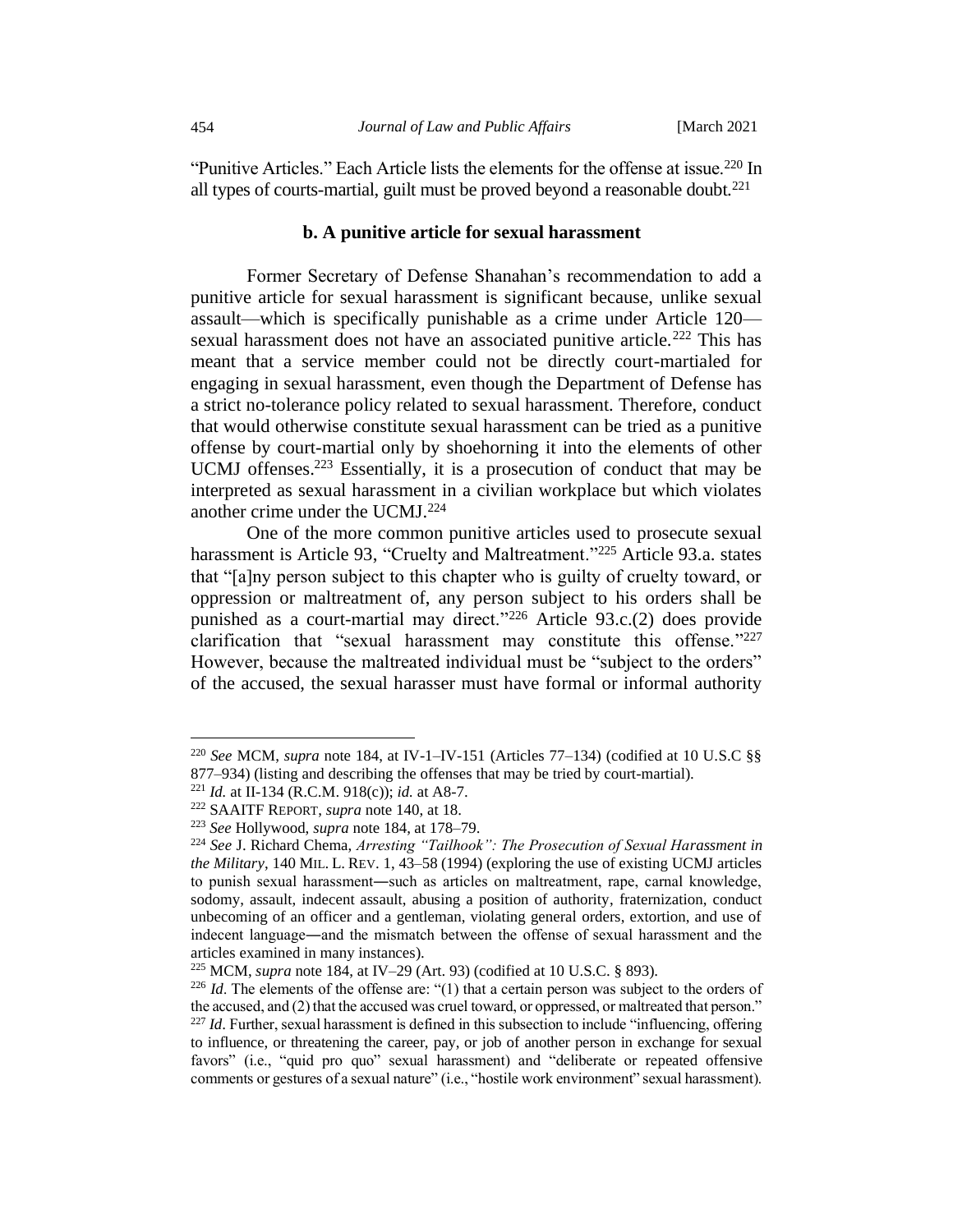"Punitive Articles." Each Article lists the elements for the offense at issue.[220] In all types of courts-martial, guilt must be proved beyond a reasonable doubt.[221]

### b. A punitive article for sexual harassment

Former Secretary of Defense Shanahan's recommendation to add a punitive article for sexual harassment is significant because, unlike sexual assault—which is specifically punishable as a crime under Article 120—sexual harassment does not have an associated punitive article.[222] This has meant that a service member could not be directly court-martialed for engaging in sexual harassment, even though the Department of Defense has a strict no-tolerance policy related to sexual harassment. Therefore, conduct that would otherwise constitute sexual harassment can be tried as a punitive offense by court-martial only by shoehorning it into the elements of other UCMJ offenses.[223] Essentially, it is a prosecution of conduct that may be interpreted as sexual harassment in a civilian workplace but which violates another crime under the UCMJ.[224]

One of the more common punitive articles used to prosecute sexual harassment is Article 93, "Cruelty and Maltreatment."[225] Article 93.a. states that "[a]ny person subject to this chapter who is guilty of cruelty toward, or oppression or maltreatment of, any person subject to his orders shall be punished as a court-martial may direct."[226] Article 93.c.(2) does provide clarification that "sexual harassment may constitute this offense."[227] However, because the maltreated individual must be "subject to the orders" of the accused, the sexual harasser must have formal or informal authority

---

[220] *See* MCM, *supra* note 184, at IV-1–IV-151 (Articles 77–134) (codified at 10 U.S.C §§ 877–934) (listing and describing the offenses that may be tried by court-martial).

[221] *Id.* at II-134 (R.C.M. 918(c)); *id.* at A8-7.

[222] SAAITF REPORT, *supra* note 140, at 18.

[223] *See* Hollywood, *supra* note 184, at 178–79.

[224] *See* J. Richard Chema, *Arresting "Tailhook": The Prosecution of Sexual Harassment in the Military*, 140 MIL. L. REV. 1, 43–58 (1994) (exploring the use of existing UCMJ articles to punish sexual harassment—such as articles on maltreatment, rape, carnal knowledge, sodomy, assault, indecent assault, abusing a position of authority, fraternization, conduct unbecoming of an officer and a gentleman, violating general orders, extortion, and use of indecent language—and the mismatch between the offense of sexual harassment and the articles examined in many instances).

[225] MCM, *supra* note 184, at IV–29 (Art. 93) (codified at 10 U.S.C. § 893).

[226] *Id*. The elements of the offense are: "(1) that a certain person was subject to the orders of the accused, and (2) that the accused was cruel toward, or oppressed, or maltreated that person."

[227] *Id*. Further, sexual harassment is defined in this subsection to include "influencing, offering to influence, or threatening the career, pay, or job of another person in exchange for sexual favors" (i.e., "quid pro quo" sexual harassment) and "deliberate or repeated offensive comments or gestures of a sexual nature" (i.e., "hostile work environment" sexual harassment).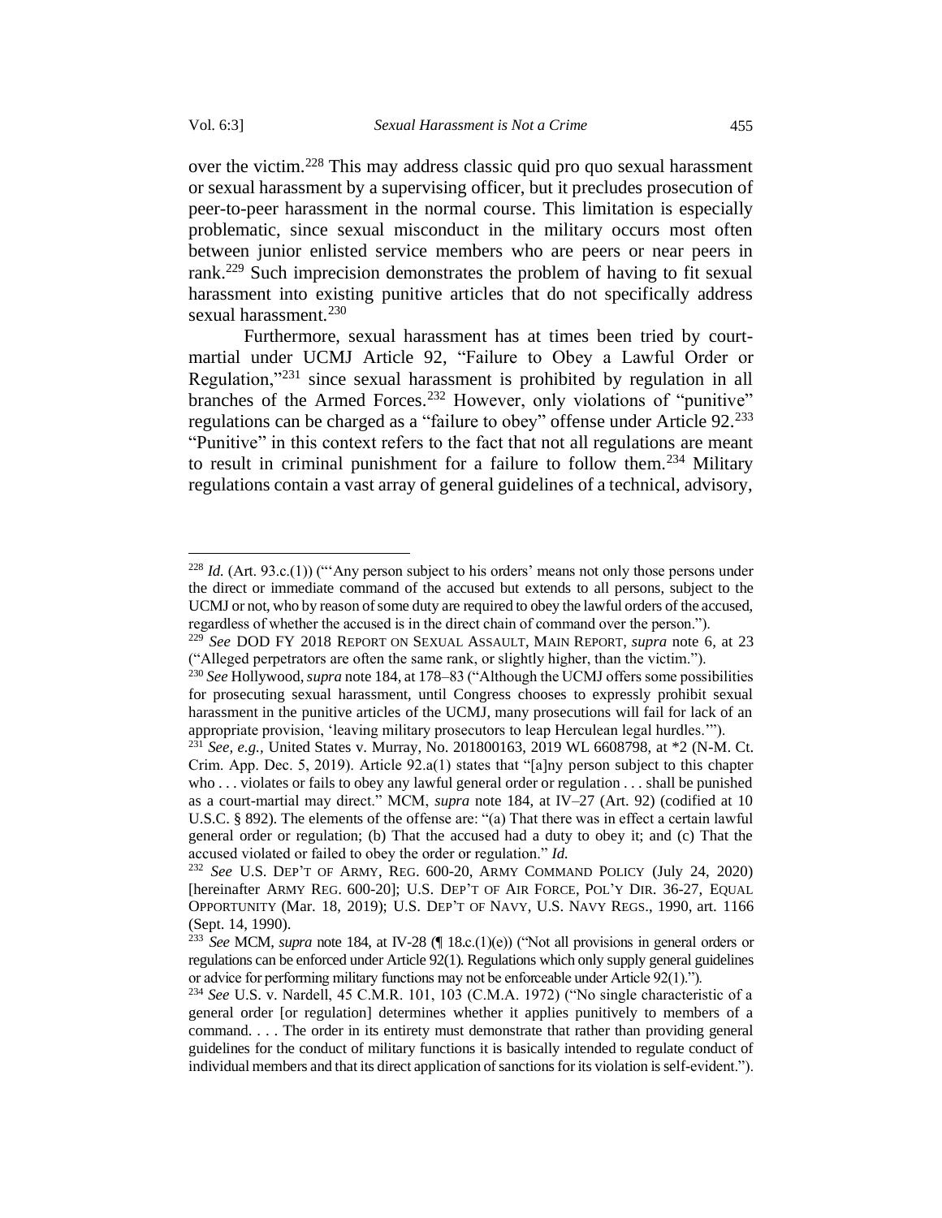over the victim.[228] This may address classic quid pro quo sexual harassment or sexual harassment by a supervising officer, but it precludes prosecution of peer-to-peer harassment in the normal course. This limitation is especially problematic, since sexual misconduct in the military occurs most often between junior enlisted service members who are peers or near peers in rank.[229] Such imprecision demonstrates the problem of having to fit sexual harassment into existing punitive articles that do not specifically address sexual harassment.[230]

Furthermore, sexual harassment has at times been tried by court-martial under UCMJ Article 92, "Failure to Obey a Lawful Order or Regulation,"[231] since sexual harassment is prohibited by regulation in all branches of the Armed Forces.[232] However, only violations of "punitive" regulations can be charged as a "failure to obey" offense under Article 92.[233] "Punitive" in this context refers to the fact that not all regulations are meant to result in criminal punishment for a failure to follow them.[234] Military regulations contain a vast array of general guidelines of a technical, advisory,

---

[228] *Id.* (Art. 93.c.(1)) ("'Any person subject to his orders' means not only those persons under the direct or immediate command of the accused but extends to all persons, subject to the UCMJ or not, who by reason of some duty are required to obey the lawful orders of the accused, regardless of whether the accused is in the direct chain of command over the person.").

[229] *See* DOD FY 2018 REPORT ON SEXUAL ASSAULT, MAIN REPORT, *supra* note 6, at 23 ("Alleged perpetrators are often the same rank, or slightly higher, than the victim.").

[230] *See* Hollywood, *supra* note 184, at 178–83 ("Although the UCMJ offers some possibilities for prosecuting sexual harassment, until Congress chooses to expressly prohibit sexual harassment in the punitive articles of the UCMJ, many prosecutions will fail for lack of an appropriate provision, 'leaving military prosecutors to leap Herculean legal hurdles.'").

[231] *See, e.g.*, United States v. Murray, No. 201800163, 2019 WL 6608798, at *2 (N-M. Ct. Crim. App. Dec. 5, 2019). Article 92.a(1) states that "[a]ny person subject to this chapter who . . . violates or fails to obey any lawful general order or regulation . . . shall be punished as a court-martial may direct." MCM, *supra* note 184, at IV–27 (Art. 92) (codified at 10 U.S.C. § 892). The elements of the offense are: "(a) That there was in effect a certain lawful general order or regulation; (b) That the accused had a duty to obey it; and (c) That the accused violated or failed to obey the order or regulation." *Id.*

[232] *See* U.S. DEP'T OF ARMY, REG. 600-20, ARMY COMMAND POLICY (July 24, 2020) [hereinafter ARMY REG. 600-20]; U.S. DEP'T OF AIR FORCE, POL'Y DIR. 36-27, EQUAL OPPORTUNITY (Mar. 18, 2019); U.S. DEP'T OF NAVY, U.S. NAVY REGS., 1990, art. 1166 (Sept. 14, 1990).

[233] *See* MCM, *supra* note 184, at IV-28 (¶ 18.c.(1)(e)) ("Not all provisions in general orders or regulations can be enforced under Article 92(1). Regulations which only supply general guidelines or advice for performing military functions may not be enforceable under Article 92(1).").

[234] *See* U.S. v. Nardell, 45 C.M.R. 101, 103 (C.M.A. 1972) ("No single characteristic of a general order [or regulation] determines whether it applies punitively to members of a command. . . . The order in its entirety must demonstrate that rather than providing general guidelines for the conduct of military functions it is basically intended to regulate conduct of individual members and that its direct application of sanctions for its violation is self-evident.").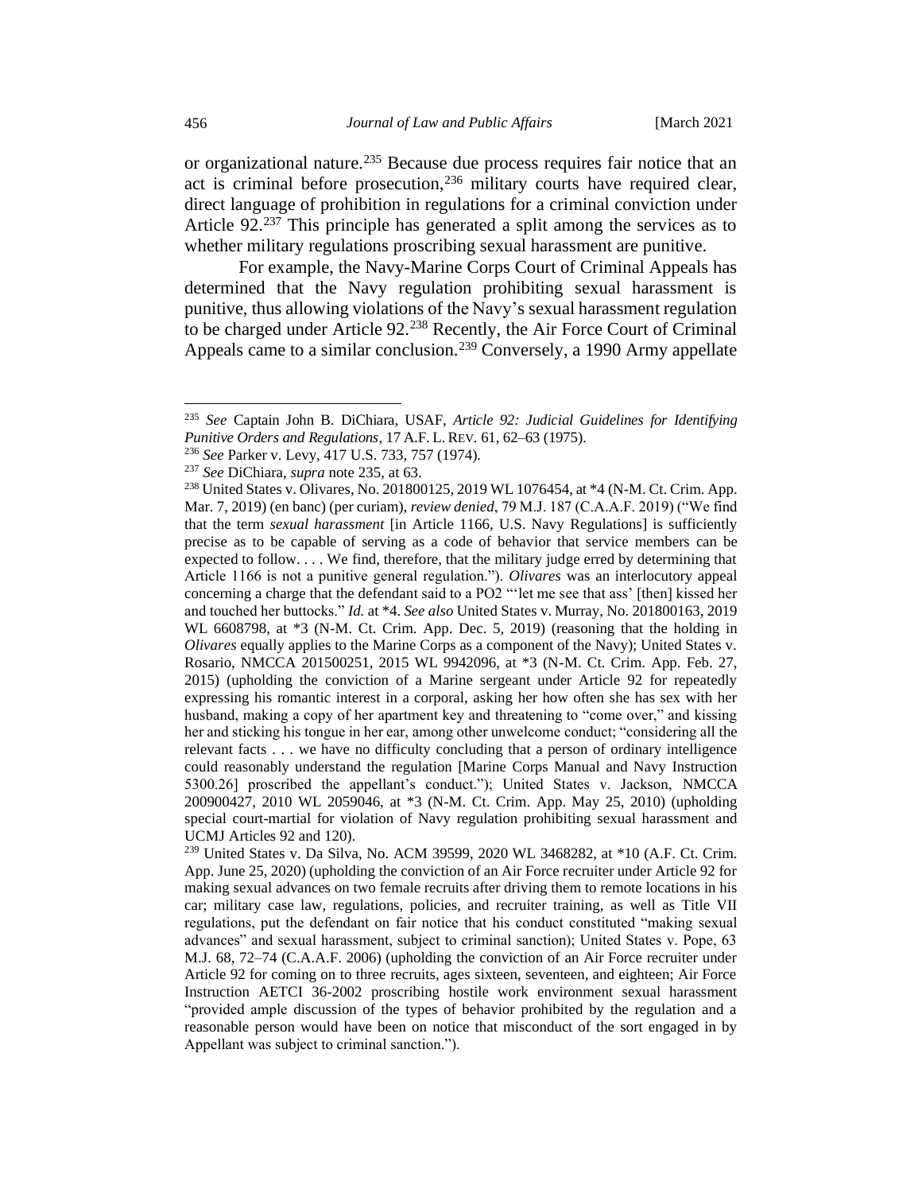or organizational nature.[235] Because due process requires fair notice that an act is criminal before prosecution,[236] military courts have required clear, direct language of prohibition in regulations for a criminal conviction under Article 92.[237] This principle has generated a split among the services as to whether military regulations proscribing sexual harassment are punitive.

For example, the Navy-Marine Corps Court of Criminal Appeals has determined that the Navy regulation prohibiting sexual harassment is punitive, thus allowing violations of the Navy's sexual harassment regulation to be charged under Article 92.[238] Recently, the Air Force Court of Criminal Appeals came to a similar conclusion.[239] Conversely, a 1990 Army appellate

---

[235] *See* Captain John B. DiChiara, USAF, *Article 92: Judicial Guidelines for Identifying Punitive Orders and Regulations*, 17 A.F. L. REV. 61, 62–63 (1975).

[236] *See* Parker v. Levy, 417 U.S. 733, 757 (1974).

[237] *See* DiChiara, *supra* note 235, at 63.

[238] United States v. Olivares, No. 201800125, 2019 WL 1076454, at *4 (N-M. Ct. Crim. App. Mar. 7, 2019) (en banc) (per curiam), *review denied*, 79 M.J. 187 (C.A.A.F. 2019) ("We find that the term *sexual harassment* [in Article 1166, U.S. Navy Regulations] is sufficiently precise as to be capable of serving as a code of behavior that service members can be expected to follow. . . . We find, therefore, that the military judge erred by determining that Article 1166 is not a punitive general regulation."). *Olivares* was an interlocutory appeal concerning a charge that the defendant said to a PO2 "'let me see that ass' [then] kissed her and touched her buttocks." *Id.* at *4. *See also* United States v. Murray, No. 201800163, 2019 WL 6608798, at *3 (N-M. Ct. Crim. App. Dec. 5, 2019) (reasoning that the holding in *Olivares* equally applies to the Marine Corps as a component of the Navy); United States v. Rosario, NMCCA 201500251, 2015 WL 9942096, at *3 (N-M. Ct. Crim. App. Feb. 27, 2015) (upholding the conviction of a Marine sergeant under Article 92 for repeatedly expressing his romantic interest in a corporal, asking her how often she has sex with her husband, making a copy of her apartment key and threatening to "come over," and kissing her and sticking his tongue in her ear, among other unwelcome conduct; "considering all the relevant facts . . . we have no difficulty concluding that a person of ordinary intelligence could reasonably understand the regulation [Marine Corps Manual and Navy Instruction 5300.26] proscribed the appellant's conduct."); United States v. Jackson, NMCCA 200900427, 2010 WL 2059046, at *3 (N-M. Ct. Crim. App. May 25, 2010) (upholding special court-martial for violation of Navy regulation prohibiting sexual harassment and UCMJ Articles 92 and 120).

[239] United States v. Da Silva, No. ACM 39599, 2020 WL 3468282, at *10 (A.F. Ct. Crim. App. June 25, 2020) (upholding the conviction of an Air Force recruiter under Article 92 for making sexual advances on two female recruits after driving them to remote locations in his car; military case law, regulations, policies, and recruiter training, as well as Title VII regulations, put the defendant on fair notice that his conduct constituted "making sexual advances" and sexual harassment, subject to criminal sanction); United States v. Pope, 63 M.J. 68, 72–74 (C.A.A.F. 2006) (upholding the conviction of an Air Force recruiter under Article 92 for coming on to three recruits, ages sixteen, seventeen, and eighteen; Air Force Instruction AETCI 36-2002 proscribing hostile work environment sexual harassment "provided ample discussion of the types of behavior prohibited by the regulation and a reasonable person would have been on notice that misconduct of the sort engaged in by Appellant was subject to criminal sanction.").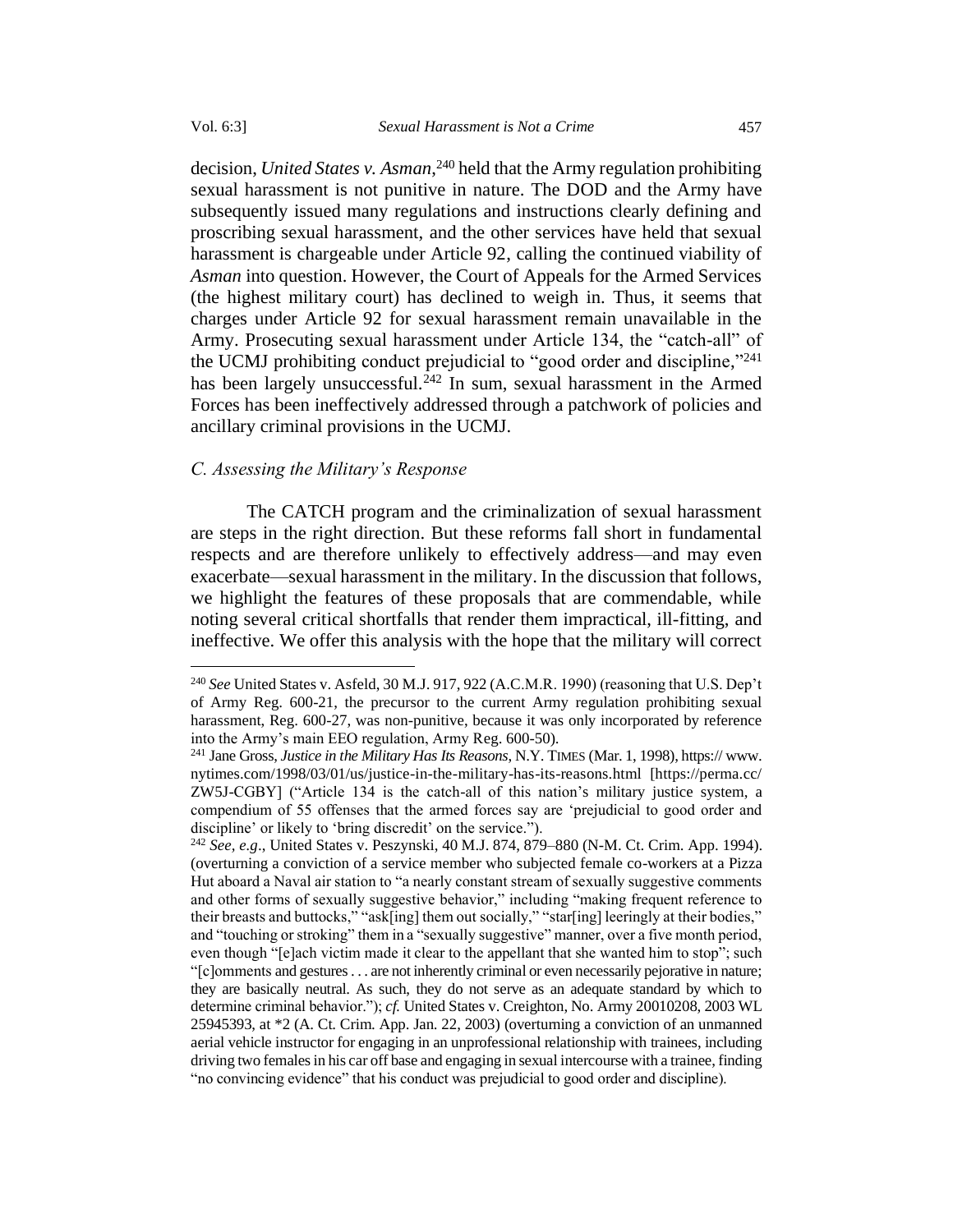decision, *United States v. Asman*,[240] held that the Army regulation prohibiting sexual harassment is not punitive in nature. The DOD and the Army have subsequently issued many regulations and instructions clearly defining and proscribing sexual harassment, and the other services have held that sexual harassment is chargeable under Article 92, calling the continued viability of *Asman* into question. However, the Court of Appeals for the Armed Services (the highest military court) has declined to weigh in. Thus, it seems that charges under Article 92 for sexual harassment remain unavailable in the Army. Prosecuting sexual harassment under Article 134, the "catch-all" of the UCMJ prohibiting conduct prejudicial to "good order and discipline,"[241] has been largely unsuccessful.[242] In sum, sexual harassment in the Armed Forces has been ineffectively addressed through a patchwork of policies and ancillary criminal provisions in the UCMJ.

### *C. Assessing the Military's Response*

The CATCH program and the criminalization of sexual harassment are steps in the right direction. But these reforms fall short in fundamental respects and are therefore unlikely to effectively address—and may even exacerbate—sexual harassment in the military. In the discussion that follows, we highlight the features of these proposals that are commendable, while noting several critical shortfalls that render them impractical, ill-fitting, and ineffective. We offer this analysis with the hope that the military will correct

---

[240] *See* United States v. Asfeld, 30 M.J. 917, 922 (A.C.M.R. 1990) (reasoning that U.S. Dep't of Army Reg. 600-21, the precursor to the current Army regulation prohibiting sexual harassment, Reg. 600-27, was non-punitive, because it was only incorporated by reference into the Army's main EEO regulation, Army Reg. 600-50).

[241] Jane Gross, *Justice in the Military Has Its Reasons*, N.Y. TIMES (Mar. 1, 1998), https:// www.nytimes.com/1998/03/01/us/justice-in-the-military-has-its-reasons.html [https://perma.cc/ZW5J-CGBY] ("Article 134 is the catch-all of this nation's military justice system, a compendium of 55 offenses that the armed forces say are 'prejudicial to good order and discipline' or likely to 'bring discredit' on the service.").

[242] *See, e.g.*, United States v. Peszynski, 40 M.J. 874, 879–880 (N-M. Ct. Crim. App. 1994). (overturning a conviction of a service member who subjected female co-workers at a Pizza Hut aboard a Naval air station to "a nearly constant stream of sexually suggestive comments and other forms of sexually suggestive behavior," including "making frequent reference to their breasts and buttocks," "ask[ing] them out socially," "star[ing] leeringly at their bodies," and "touching or stroking" them in a "sexually suggestive" manner, over a five month period, even though "[e]ach victim made it clear to the appellant that she wanted him to stop"; such "[c]omments and gestures . . . are not inherently criminal or even necessarily pejorative in nature; they are basically neutral. As such, they do not serve as an adequate standard by which to determine criminal behavior."); *cf.* United States v. Creighton, No. Army 20010208, 2003 WL 25945393, at *2 (A. Ct. Crim. App. Jan. 22, 2003) (overturning a conviction of an unmanned aerial vehicle instructor for engaging in an unprofessional relationship with trainees, including driving two females in his car off base and engaging in sexual intercourse with a trainee, finding "no convincing evidence" that his conduct was prejudicial to good order and discipline).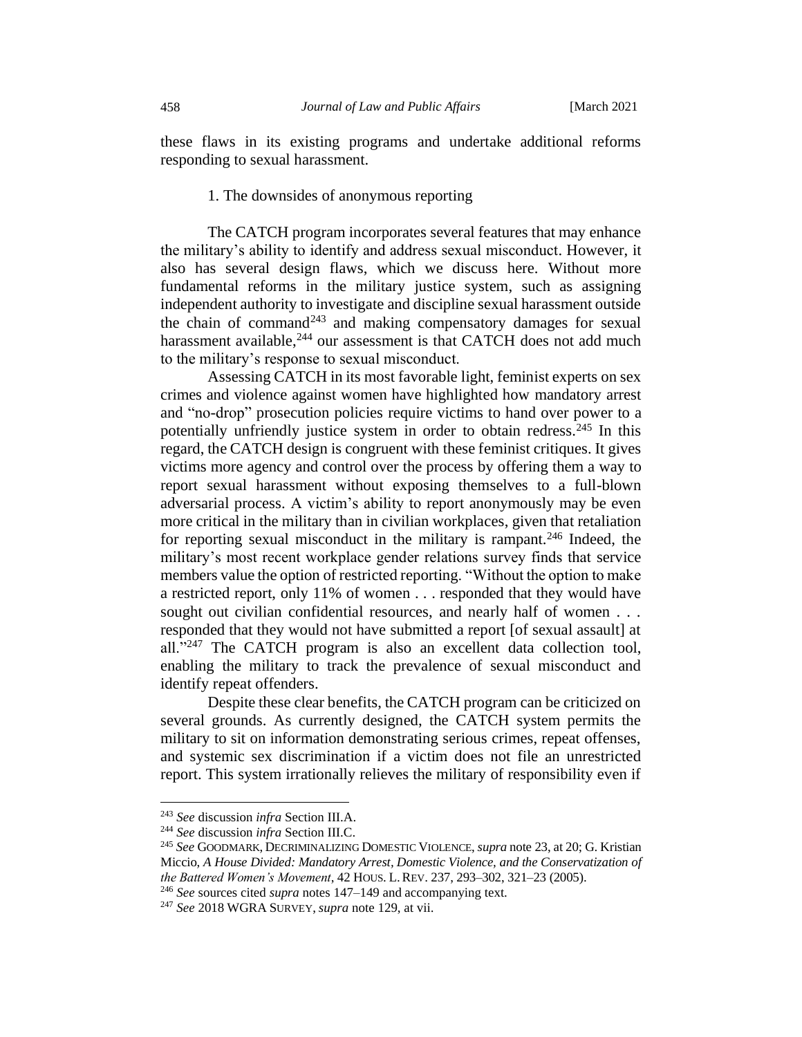these flaws in its existing programs and undertake additional reforms responding to sexual harassment.

### 1. The downsides of anonymous reporting

The CATCH program incorporates several features that may enhance the military's ability to identify and address sexual misconduct. However, it also has several design flaws, which we discuss here. Without more fundamental reforms in the military justice system, such as assigning independent authority to investigate and discipline sexual harassment outside the chain of command[243] and making compensatory damages for sexual harassment available,[244] our assessment is that CATCH does not add much to the military's response to sexual misconduct.

Assessing CATCH in its most favorable light, feminist experts on sex crimes and violence against women have highlighted how mandatory arrest and "no-drop" prosecution policies require victims to hand over power to a potentially unfriendly justice system in order to obtain redress.[245] In this regard, the CATCH design is congruent with these feminist critiques. It gives victims more agency and control over the process by offering them a way to report sexual harassment without exposing themselves to a full-blown adversarial process. A victim's ability to report anonymously may be even more critical in the military than in civilian workplaces, given that retaliation for reporting sexual misconduct in the military is rampant.[246] Indeed, the military's most recent workplace gender relations survey finds that service members value the option of restricted reporting. "Without the option to make a restricted report, only 11% of women . . . responded that they would have sought out civilian confidential resources, and nearly half of women . . . responded that they would not have submitted a report [of sexual assault] at all."[247] The CATCH program is also an excellent data collection tool, enabling the military to track the prevalence of sexual misconduct and identify repeat offenders.

Despite these clear benefits, the CATCH program can be criticized on several grounds. As currently designed, the CATCH system permits the military to sit on information demonstrating serious crimes, repeat offenses, and systemic sex discrimination if a victim does not file an unrestricted report. This system irrationally relieves the military of responsibility even if

---

[243] *See* discussion *infra* Section III.A.

[244] *See* discussion *infra* Section III.C.

[245] *See* GOODMARK, DECRIMINALIZING DOMESTIC VIOLENCE, *supra* note 23, at 20; G. Kristian Miccio, *A House Divided: Mandatory Arrest, Domestic Violence, and the Conservatization of the Battered Women's Movement*, 42 HOUS. L. REV. 237, 293–302, 321–23 (2005).

[246] *See* sources cited *supra* notes 147–149 and accompanying text.

[247] *See* 2018 WGRA SURVEY, *supra* note 129, at vii.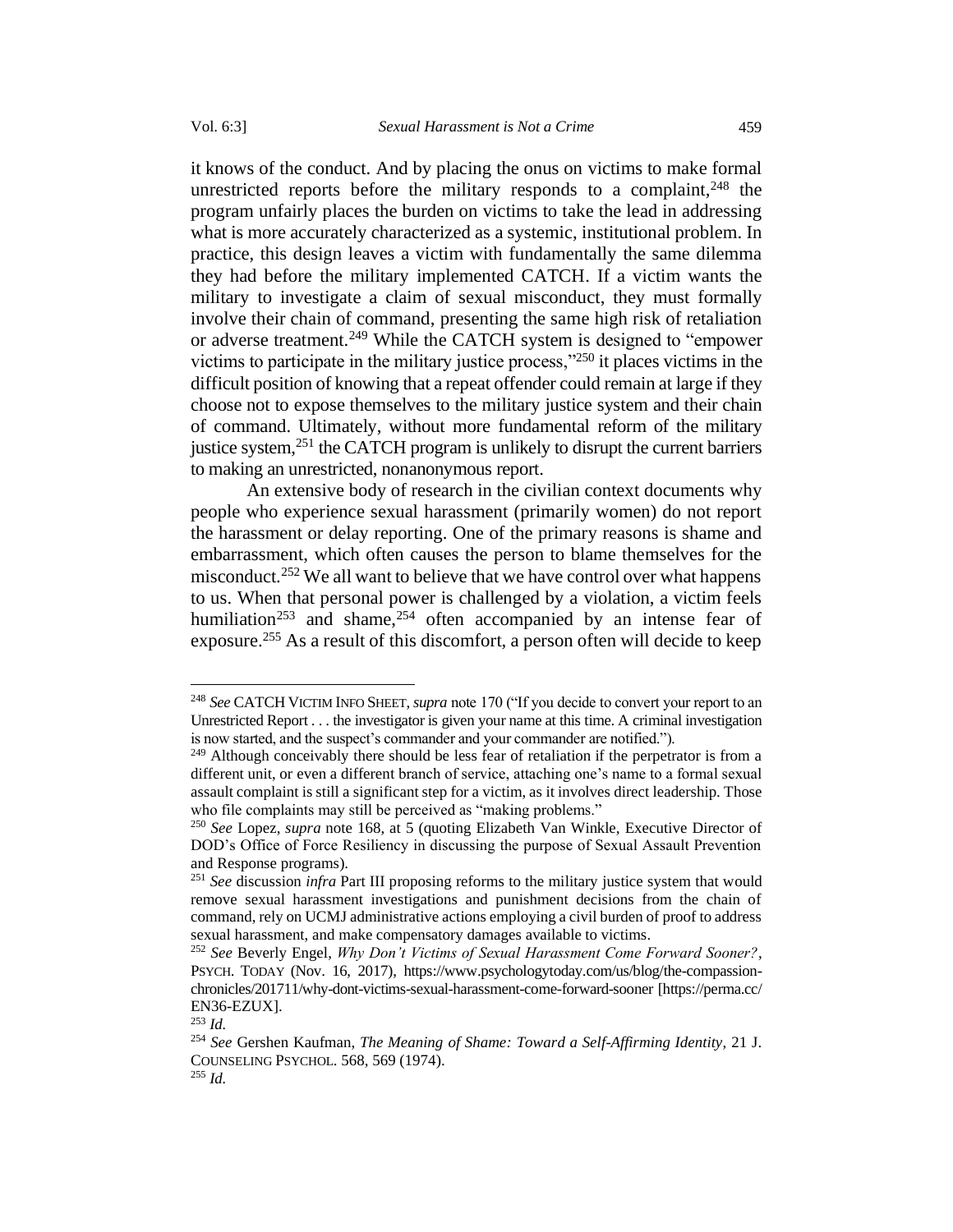it knows of the conduct. And by placing the onus on victims to make formal unrestricted reports before the military responds to a complaint,[248] the program unfairly places the burden on victims to take the lead in addressing what is more accurately characterized as a systemic, institutional problem. In practice, this design leaves a victim with fundamentally the same dilemma they had before the military implemented CATCH. If a victim wants the military to investigate a claim of sexual misconduct, they must formally involve their chain of command, presenting the same high risk of retaliation or adverse treatment.[249] While the CATCH system is designed to "empower victims to participate in the military justice process,"[250] it places victims in the difficult position of knowing that a repeat offender could remain at large if they choose not to expose themselves to the military justice system and their chain of command. Ultimately, without more fundamental reform of the military justice system,[251] the CATCH program is unlikely to disrupt the current barriers to making an unrestricted, nonanonymous report.

An extensive body of research in the civilian context documents why people who experience sexual harassment (primarily women) do not report the harassment or delay reporting. One of the primary reasons is shame and embarrassment, which often causes the person to blame themselves for the misconduct.[252] We all want to believe that we have control over what happens to us. When that personal power is challenged by a violation, a victim feels humiliation[253] and shame,[254] often accompanied by an intense fear of exposure.[255] As a result of this discomfort, a person often will decide to keep

---

[248] *See* CATCH VICTIM INFO SHEET, *supra* note 170 ("If you decide to convert your report to an Unrestricted Report . . . the investigator is given your name at this time. A criminal investigation is now started, and the suspect's commander and your commander are notified.").

[249] Although conceivably there should be less fear of retaliation if the perpetrator is from a different unit, or even a different branch of service, attaching one's name to a formal sexual assault complaint is still a significant step for a victim, as it involves direct leadership. Those who file complaints may still be perceived as "making problems."

[250] *See* Lopez, *supra* note 168, at 5 (quoting Elizabeth Van Winkle, Executive Director of DOD's Office of Force Resiliency in discussing the purpose of Sexual Assault Prevention and Response programs).

[251] *See* discussion *infra* Part III proposing reforms to the military justice system that would remove sexual harassment investigations and punishment decisions from the chain of command, rely on UCMJ administrative actions employing a civil burden of proof to address sexual harassment, and make compensatory damages available to victims.

[252] *See* Beverly Engel, *Why Don't Victims of Sexual Harassment Come Forward Sooner?*, PSYCH. TODAY (Nov. 16, 2017), https://www.psychologytoday.com/us/blog/the-compassion-chronicles/201711/why-dont-victims-sexual-harassment-come-forward-sooner [https://perma.cc/EN36-EZUX].

[253] *Id.*

[254] *See* Gershen Kaufman, *The Meaning of Shame: Toward a Self-Affirming Identity*, 21 J. COUNSELING PSYCHOL. 568, 569 (1974).

[255] *Id.*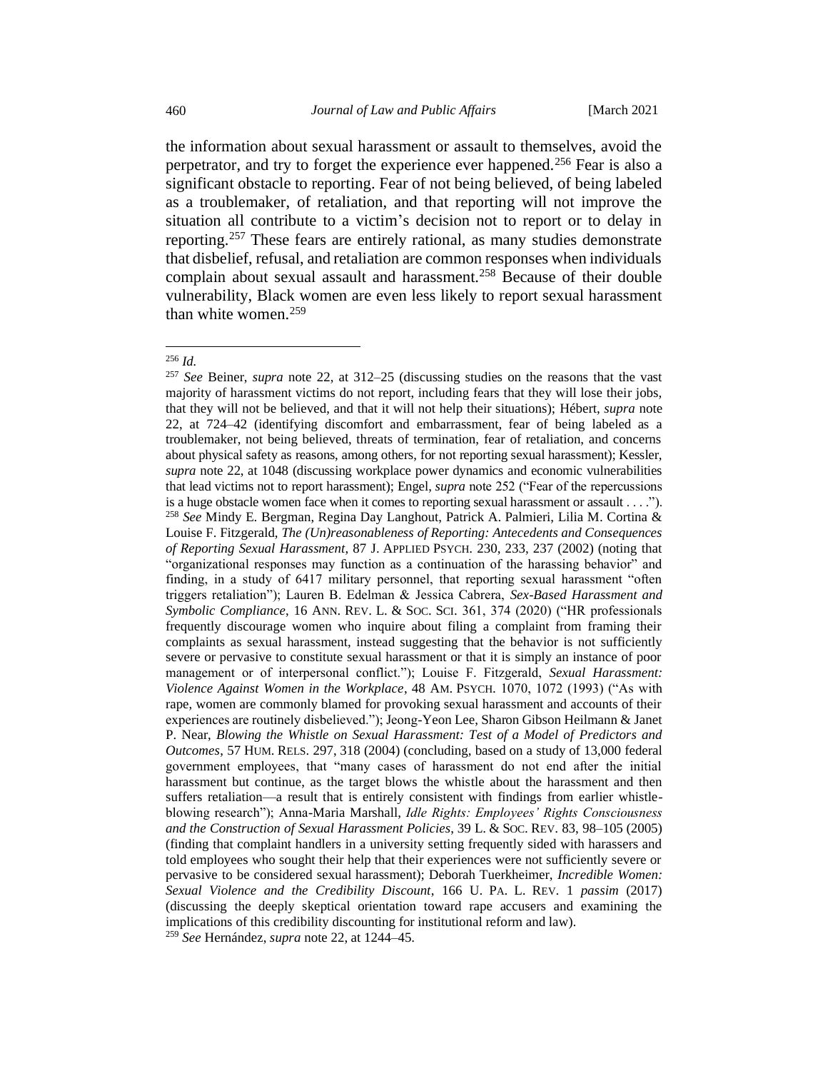the information about sexual harassment or assault to themselves, avoid the perpetrator, and try to forget the experience ever happened.[256] Fear is also a significant obstacle to reporting. Fear of not being believed, of being labeled as a troublemaker, of retaliation, and that reporting will not improve the situation all contribute to a victim's decision not to report or to delay in reporting.[257] These fears are entirely rational, as many studies demonstrate that disbelief, refusal, and retaliation are common responses when individuals complain about sexual assault and harassment.[258] Because of their double vulnerability, Black women are even less likely to report sexual harassment than white women.[259]

---

[256] *Id.*

[257] *See* Beiner, *supra* note 22, at 312–25 (discussing studies on the reasons that the vast majority of harassment victims do not report, including fears that they will lose their jobs, that they will not be believed, and that it will not help their situations); Hébert, *supra* note 22, at 724–42 (identifying discomfort and embarrassment, fear of being labeled as a troublemaker, not being believed, threats of termination, fear of retaliation, and concerns about physical safety as reasons, among others, for not reporting sexual harassment); Kessler, *supra* note 22, at 1048 (discussing workplace power dynamics and economic vulnerabilities that lead victims not to report harassment); Engel, *supra* note 252 ("Fear of the repercussions is a huge obstacle women face when it comes to reporting sexual harassment or assault . . . .").

[258] *See* Mindy E. Bergman, Regina Day Langhout, Patrick A. Palmieri, Lilia M. Cortina & Louise F. Fitzgerald, *The (Un)reasonableness of Reporting: Antecedents and Consequences of Reporting Sexual Harassment*, 87 J. APPLIED PSYCH. 230, 233, 237 (2002) (noting that "organizational responses may function as a continuation of the harassing behavior" and finding, in a study of 6417 military personnel, that reporting sexual harassment "often triggers retaliation"); Lauren B. Edelman & Jessica Cabrera, *Sex-Based Harassment and Symbolic Compliance*, 16 ANN. REV. L. & SOC. SCI. 361, 374 (2020) ("HR professionals frequently discourage women who inquire about filing a complaint from framing their complaints as sexual harassment, instead suggesting that the behavior is not sufficiently severe or pervasive to constitute sexual harassment or that it is simply an instance of poor management or of interpersonal conflict."); Louise F. Fitzgerald, *Sexual Harassment: Violence Against Women in the Workplace*, 48 AM. PSYCH. 1070, 1072 (1993) ("As with rape, women are commonly blamed for provoking sexual harassment and accounts of their experiences are routinely disbelieved."); Jeong-Yeon Lee, Sharon Gibson Heilmann & Janet P. Near, *Blowing the Whistle on Sexual Harassment: Test of a Model of Predictors and Outcomes*, 57 HUM. RELS. 297, 318 (2004) (concluding, based on a study of 13,000 federal government employees, that "many cases of harassment do not end after the initial harassment but continue, as the target blows the whistle about the harassment and then suffers retaliation—a result that is entirely consistent with findings from earlier whistle-blowing research"); Anna-Maria Marshall, *Idle Rights: Employees' Rights Consciousness and the Construction of Sexual Harassment Policies*, 39 L. & SOC. REV. 83, 98–105 (2005) (finding that complaint handlers in a university setting frequently sided with harassers and told employees who sought their help that their experiences were not sufficiently severe or pervasive to be considered sexual harassment); Deborah Tuerkheimer, *Incredible Women: Sexual Violence and the Credibility Discount*, 166 U. PA. L. REV. 1 *passim* (2017) (discussing the deeply skeptical orientation toward rape accusers and examining the implications of this credibility discounting for institutional reform and law).

[259] *See* Hernández, *supra* note 22, at 1244–45.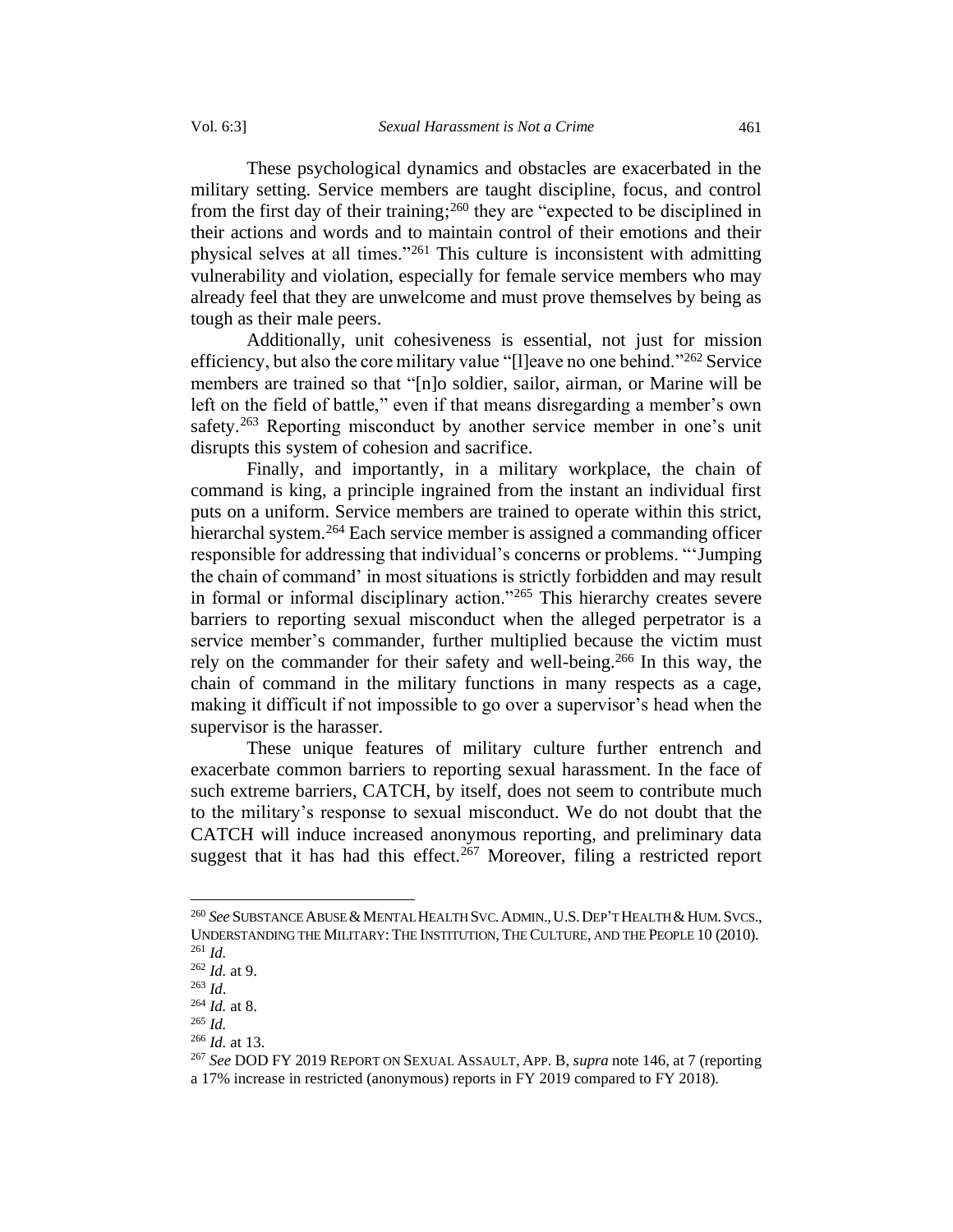These psychological dynamics and obstacles are exacerbated in the military setting. Service members are taught discipline, focus, and control from the first day of their training;[260] they are "expected to be disciplined in their actions and words and to maintain control of their emotions and their physical selves at all times."[261] This culture is inconsistent with admitting vulnerability and violation, especially for female service members who may already feel that they are unwelcome and must prove themselves by being as tough as their male peers.

Additionally, unit cohesiveness is essential, not just for mission efficiency, but also the core military value "[l]eave no one behind."[262] Service members are trained so that "[n]o soldier, sailor, airman, or Marine will be left on the field of battle," even if that means disregarding a member's own safety.[263] Reporting misconduct by another service member in one's unit disrupts this system of cohesion and sacrifice.

Finally, and importantly, in a military workplace, the chain of command is king, a principle ingrained from the instant an individual first puts on a uniform. Service members are trained to operate within this strict, hierarchal system.[264] Each service member is assigned a commanding officer responsible for addressing that individual's concerns or problems. "'Jumping the chain of command' in most situations is strictly forbidden and may result in formal or informal disciplinary action."[265] This hierarchy creates severe barriers to reporting sexual misconduct when the alleged perpetrator is a service member's commander, further multiplied because the victim must rely on the commander for their safety and well-being.[266] In this way, the chain of command in the military functions in many respects as a cage, making it difficult if not impossible to go over a supervisor's head when the supervisor is the harasser.

These unique features of military culture further entrench and exacerbate common barriers to reporting sexual harassment. In the face of such extreme barriers, CATCH, by itself, does not seem to contribute much to the military's response to sexual misconduct. We do not doubt that the CATCH will induce increased anonymous reporting, and preliminary data suggest that it has had this effect.[267] Moreover, filing a restricted report

---

[260] *See* SUBSTANCE ABUSE & MENTAL HEALTH SVC. ADMIN., U.S. DEP'T HEALTH & HUM. SVCS., UNDERSTANDING THE MILITARY: THE INSTITUTION, THE CULTURE, AND THE PEOPLE 10 (2010).

[261] *Id.*

[262] *Id.* at 9.

[263] *Id*.

[264] *Id.* at 8.

[265] *Id.*

[266] *Id.* at 13.

[267] *See* DOD FY 2019 REPORT ON SEXUAL ASSAULT, APP. B, *supra* note 146, at 7 (reporting a 17% increase in restricted (anonymous) reports in FY 2019 compared to FY 2018).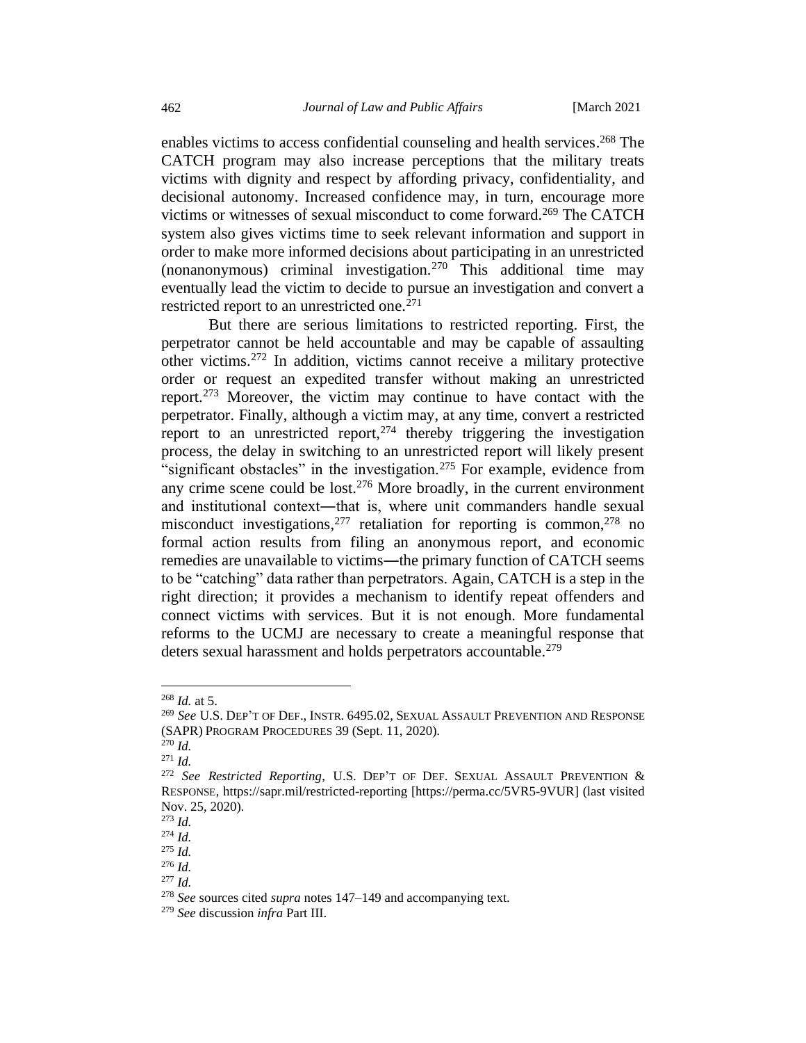enables victims to access confidential counseling and health services.[268] The CATCH program may also increase perceptions that the military treats victims with dignity and respect by affording privacy, confidentiality, and decisional autonomy. Increased confidence may, in turn, encourage more victims or witnesses of sexual misconduct to come forward.[269] The CATCH system also gives victims time to seek relevant information and support in order to make more informed decisions about participating in an unrestricted (nonanonymous) criminal investigation.[270] This additional time may eventually lead the victim to decide to pursue an investigation and convert a restricted report to an unrestricted one.[271]

But there are serious limitations to restricted reporting. First, the perpetrator cannot be held accountable and may be capable of assaulting other victims.[272] In addition, victims cannot receive a military protective order or request an expedited transfer without making an unrestricted report.[273] Moreover, the victim may continue to have contact with the perpetrator. Finally, although a victim may, at any time, convert a restricted report to an unrestricted report,[274] thereby triggering the investigation process, the delay in switching to an unrestricted report will likely present "significant obstacles" in the investigation.[275] For example, evidence from any crime scene could be lost.[276] More broadly, in the current environment and institutional context—that is, where unit commanders handle sexual misconduct investigations,[277] retaliation for reporting is common,[278] no formal action results from filing an anonymous report, and economic remedies are unavailable to victims—the primary function of CATCH seems to be "catching" data rather than perpetrators. Again, CATCH is a step in the right direction; it provides a mechanism to identify repeat offenders and connect victims with services. But it is not enough. More fundamental reforms to the UCMJ are necessary to create a meaningful response that deters sexual harassment and holds perpetrators accountable.[279]

---

[268] *Id.* at 5.

[269] *See* U.S. DEP'T OF DEF., INSTR. 6495.02, SEXUAL ASSAULT PREVENTION AND RESPONSE (SAPR) PROGRAM PROCEDURES 39 (Sept. 11, 2020).

[270] *Id.*

[271] *Id.*

[272] *See Restricted Reporting*, U.S. DEP'T OF DEF. SEXUAL ASSAULT PREVENTION & RESPONSE, https://sapr.mil/restricted-reporting [https://perma.cc/5VR5-9VUR] (last visited Nov. 25, 2020).

[273] *Id.*

[274] *Id.*

[275] *Id.*

[276] *Id.*

[277] *Id.*

[278] *See* sources cited *supra* notes 147–149 and accompanying text.

[279] *See* discussion *infra* Part III.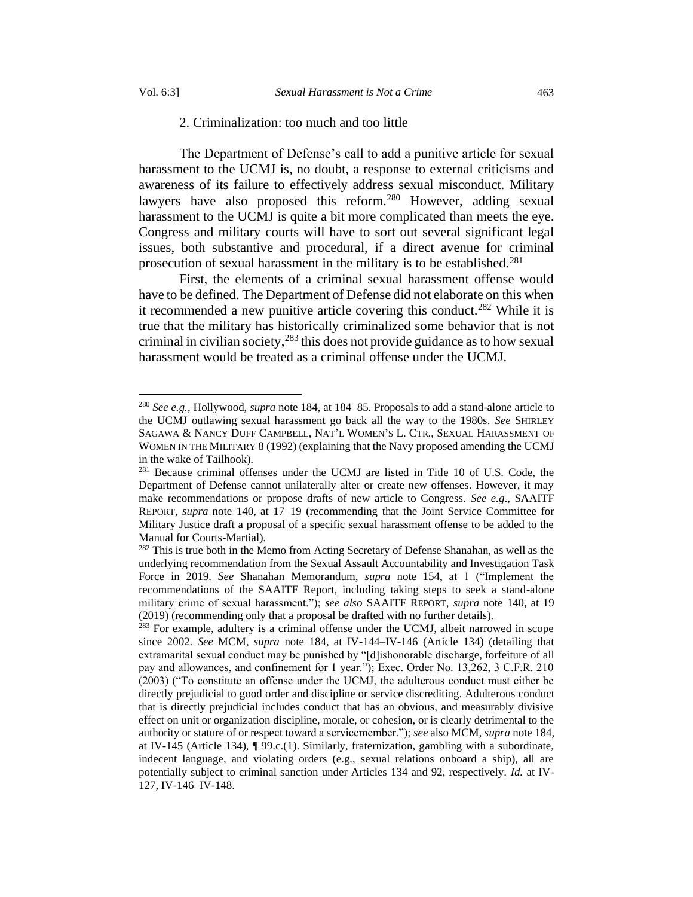### 2. Criminalization: too much and too little

The Department of Defense's call to add a punitive article for sexual harassment to the UCMJ is, no doubt, a response to external criticisms and awareness of its failure to effectively address sexual misconduct. Military lawyers have also proposed this reform.[280] However, adding sexual harassment to the UCMJ is quite a bit more complicated than meets the eye. Congress and military courts will have to sort out several significant legal issues, both substantive and procedural, if a direct avenue for criminal prosecution of sexual harassment in the military is to be established.[281]

First, the elements of a criminal sexual harassment offense would have to be defined. The Department of Defense did not elaborate on this when it recommended a new punitive article covering this conduct.[282] While it is true that the military has historically criminalized some behavior that is not criminal in civilian society,[283] this does not provide guidance as to how sexual harassment would be treated as a criminal offense under the UCMJ.

---

[280] *See e.g.*, Hollywood, *supra* note 184, at 184–85. Proposals to add a stand-alone article to the UCMJ outlawing sexual harassment go back all the way to the 1980s. *See* SHIRLEY SAGAWA & NANCY DUFF CAMPBELL, NAT'L WOMEN'S L. CTR., SEXUAL HARASSMENT OF WOMEN IN THE MILITARY 8 (1992) (explaining that the Navy proposed amending the UCMJ in the wake of Tailhook).

[281] Because criminal offenses under the UCMJ are listed in Title 10 of U.S. Code, the Department of Defense cannot unilaterally alter or create new offenses. However, it may make recommendations or propose drafts of new article to Congress. *See e.g*., SAAITF REPORT, *supra* note 140, at 17–19 (recommending that the Joint Service Committee for Military Justice draft a proposal of a specific sexual harassment offense to be added to the Manual for Courts-Martial).

[282] This is true both in the Memo from Acting Secretary of Defense Shanahan, as well as the underlying recommendation from the Sexual Assault Accountability and Investigation Task Force in 2019. *See* Shanahan Memorandum, *supra* note 154, at 1 ("Implement the recommendations of the SAAITF Report, including taking steps to seek a stand-alone military crime of sexual harassment."); *see also* SAAITF REPORT, *supra* note 140, at 19 (2019) (recommending only that a proposal be drafted with no further details).

[283] For example, adultery is a criminal offense under the UCMJ, albeit narrowed in scope since 2002. *See* MCM, *supra* note 184, at IV-144–IV-146 (Article 134) (detailing that extramarital sexual conduct may be punished by "[d]ishonorable discharge, forfeiture of all pay and allowances, and confinement for 1 year."); Exec. Order No. 13,262, 3 C.F.R. 210 (2003) ("To constitute an offense under the UCMJ, the adulterous conduct must either be directly prejudicial to good order and discipline or service discrediting. Adulterous conduct that is directly prejudicial includes conduct that has an obvious, and measurably divisive effect on unit or organization discipline, morale, or cohesion, or is clearly detrimental to the authority or stature of or respect toward a servicemember."); *see* also MCM, *supra* note 184, at IV-145 (Article 134), ¶ 99.c.(1). Similarly, fraternization, gambling with a subordinate, indecent language, and violating orders (e.g., sexual relations onboard a ship), all are potentially subject to criminal sanction under Articles 134 and 92, respectively. *Id.* at IV-127, IV-146–IV-148.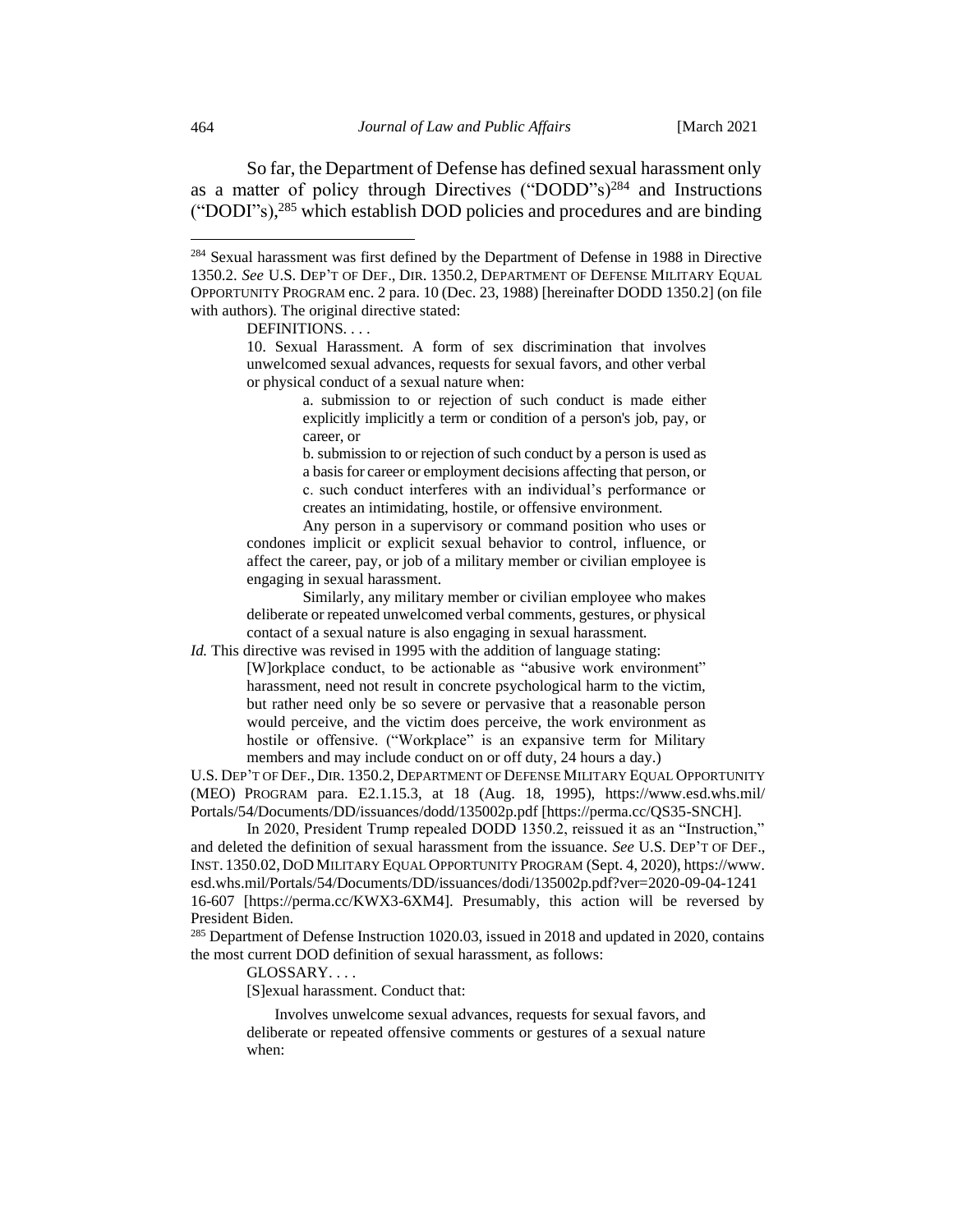So far, the Department of Defense has defined sexual harassment only as a matter of policy through Directives ("DODD"s)[284] and Instructions ("DODI"s),[285] which establish DOD policies and procedures and are binding

---

[284] Sexual harassment was first defined by the Department of Defense in 1988 in Directive 1350.2. *See* U.S. DEP'T OF DEF., DIR. 1350.2, DEPARTMENT OF DEFENSE MILITARY EQUAL OPPORTUNITY PROGRAM enc. 2 para. 10 (Dec. 23, 1988) [hereinafter DODD 1350.2] (on file with authors). The original directive stated:

> DEFINITIONS. . . .
>
> 10. Sexual Harassment. A form of sex discrimination that involves unwelcomed sexual advances, requests for sexual favors, and other verbal or physical conduct of a sexual nature when:
>
> > a. submission to or rejection of such conduct is made either explicitly implicitly a term or condition of a person's job, pay, or career, or
> >
> > b. submission to or rejection of such conduct by a person is used as a basis for career or employment decisions affecting that person, or
> >
> > c. such conduct interferes with an individual's performance or creates an intimidating, hostile, or offensive environment.
>
> Any person in a supervisory or command position who uses or condones implicit or explicit sexual behavior to control, influence, or affect the career, pay, or job of a military member or civilian employee is engaging in sexual harassment.
>
> Similarly, any military member or civilian employee who makes deliberate or repeated unwelcomed verbal comments, gestures, or physical contact of a sexual nature is also engaging in sexual harassment.

*Id.* This directive was revised in 1995 with the addition of language stating:

> [W]orkplace conduct, to be actionable as "abusive work environment" harassment, need not result in concrete psychological harm to the victim, but rather need only be so severe or pervasive that a reasonable person would perceive, and the victim does perceive, the work environment as hostile or offensive. ("Workplace" is an expansive term for Military members and may include conduct on or off duty, 24 hours a day.)

U.S. DEP'T OF DEF., DIR. 1350.2, DEPARTMENT OF DEFENSE MILITARY EQUAL OPPORTUNITY (MEO) PROGRAM para. E2.1.15.3, at 18 (Aug. 18, 1995), https://www.esd.whs.mil/Portals/54/Documents/DD/issuances/dodd/135002p.pdf [https://perma.cc/QS35-SNCH].

In 2020, President Trump repealed DODD 1350.2, reissued it as an "Instruction," and deleted the definition of sexual harassment from the issuance. *See* U.S. DEP'T OF DEF., INST. 1350.02, DOD MILITARY EQUAL OPPORTUNITY PROGRAM (Sept. 4, 2020), https://www.esd.whs.mil/Portals/54/Documents/DD/issuances/dodi/135002p.pdf?ver=2020-09-04-124116-607 [https://perma.cc/KWX3-6XM4]. Presumably, this action will be reversed by President Biden.

[285] Department of Defense Instruction 1020.03, issued in 2018 and updated in 2020, contains the most current DOD definition of sexual harassment, as follows:

> GLOSSARY. . . .
>
> [S]exual harassment. Conduct that:
>
> Involves unwelcome sexual advances, requests for sexual favors, and deliberate or repeated offensive comments or gestures of a sexual nature when: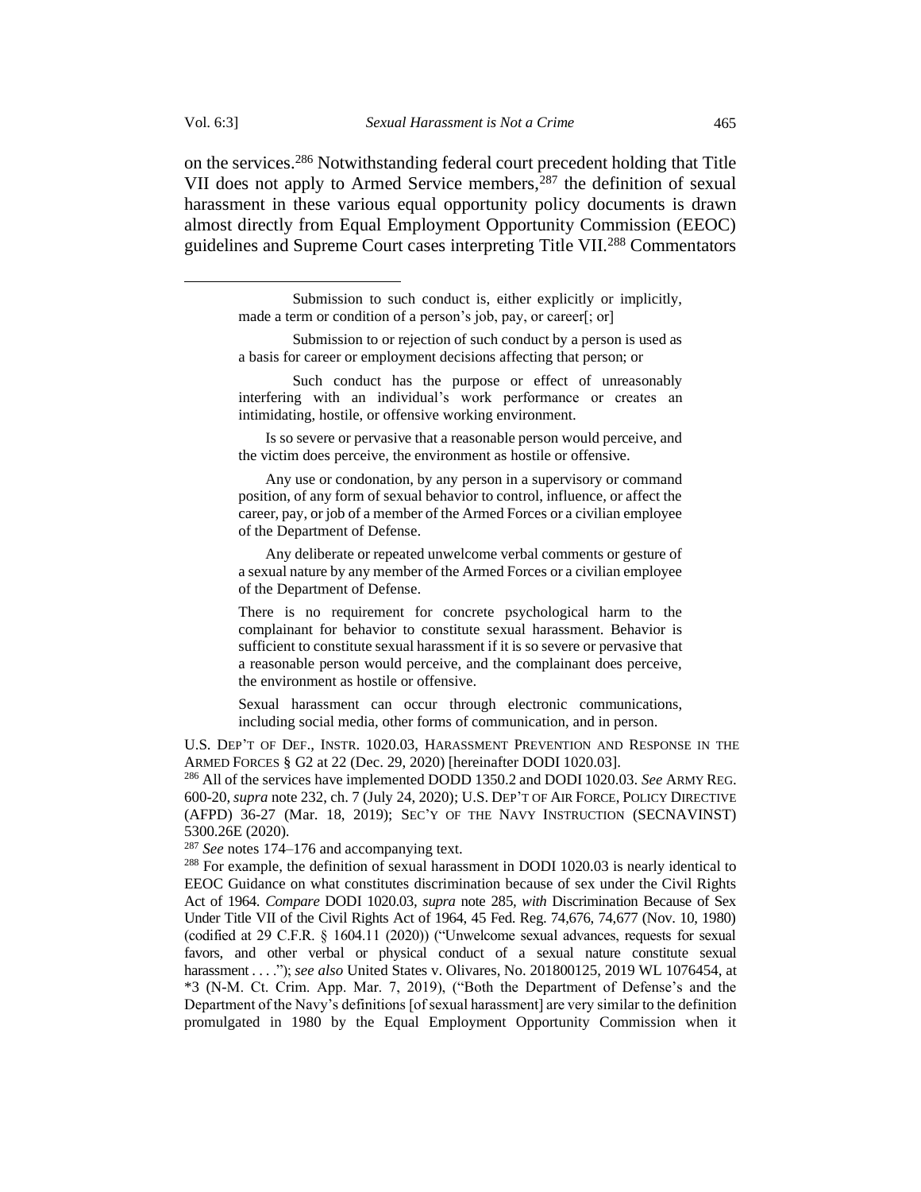on the services.[286] Notwithstanding federal court precedent holding that Title VII does not apply to Armed Service members,[287] the definition of sexual harassment in these various equal opportunity policy documents is drawn almost directly from Equal Employment Opportunity Commission (EEOC) guidelines and Supreme Court cases interpreting Title VII.[288] Commentators

---

> Submission to such conduct is, either explicitly or implicitly, made a term or condition of a person's job, pay, or career[; or]
>
> Submission to or rejection of such conduct by a person is used as a basis for career or employment decisions affecting that person; or
>
> Such conduct has the purpose or effect of unreasonably interfering with an individual's work performance or creates an intimidating, hostile, or offensive working environment.
>
> Is so severe or pervasive that a reasonable person would perceive, and the victim does perceive, the environment as hostile or offensive.
>
> Any use or condonation, by any person in a supervisory or command position, of any form of sexual behavior to control, influence, or affect the career, pay, or job of a member of the Armed Forces or a civilian employee of the Department of Defense.
>
> Any deliberate or repeated unwelcome verbal comments or gesture of a sexual nature by any member of the Armed Forces or a civilian employee of the Department of Defense.
>
> There is no requirement for concrete psychological harm to the complainant for behavior to constitute sexual harassment. Behavior is sufficient to constitute sexual harassment if it is so severe or pervasive that a reasonable person would perceive, and the complainant does perceive, the environment as hostile or offensive.
>
> Sexual harassment can occur through electronic communications, including social media, other forms of communication, and in person.

U.S. DEP'T OF DEF., INSTR. 1020.03, HARASSMENT PREVENTION AND RESPONSE IN THE ARMED FORCES § G2 at 22 (Dec. 29, 2020) [hereinafter DODI 1020.03].

[286] All of the services have implemented DODD 1350.2 and DODI 1020.03. *See* ARMY REG. 600-20, *supra* note 232, ch. 7 (July 24, 2020); U.S. DEP'T OF AIR FORCE, POLICY DIRECTIVE (AFPD) 36-27 (Mar. 18, 2019); SEC'Y OF THE NAVY INSTRUCTION (SECNAVINST) 5300.26E (2020).

[287] *See* notes 174–176 and accompanying text.

[288] For example, the definition of sexual harassment in DODI 1020.03 is nearly identical to EEOC Guidance on what constitutes discrimination because of sex under the Civil Rights Act of 1964. *Compare* DODI 1020.03, *supra* note 285, *with* Discrimination Because of Sex Under Title VII of the Civil Rights Act of 1964, 45 Fed. Reg. 74,676, 74,677 (Nov. 10, 1980) (codified at 29 C.F.R. § 1604.11 (2020)) ("Unwelcome sexual advances, requests for sexual favors, and other verbal or physical conduct of a sexual nature constitute sexual harassment . . . ."); *see also* United States v. Olivares, No. 201800125, 2019 WL 1076454, at *3 (N-M. Ct. Crim. App. Mar. 7, 2019), ("Both the Department of Defense's and the Department of the Navy's definitions [of sexual harassment] are very similar to the definition promulgated in 1980 by the Equal Employment Opportunity Commission when it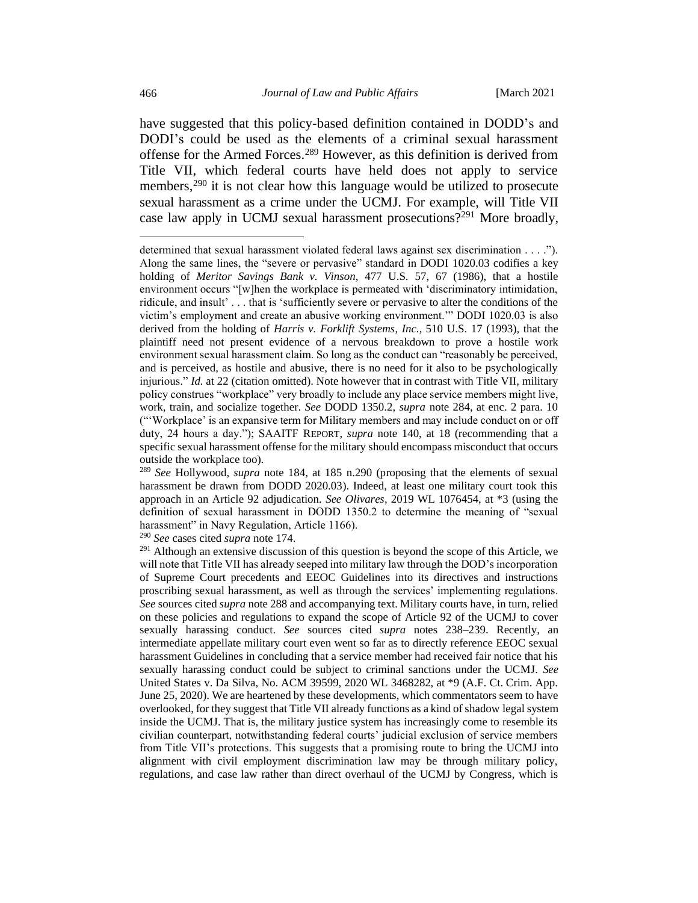have suggested that this policy-based definition contained in DODD's and DODI's could be used as the elements of a criminal sexual harassment offense for the Armed Forces.[289] However, as this definition is derived from Title VII, which federal courts have held does not apply to service members,[290] it is not clear how this language would be utilized to prosecute sexual harassment as a crime under the UCMJ. For example, will Title VII case law apply in UCMJ sexual harassment prosecutions?[291] More broadly,

---

determined that sexual harassment violated federal laws against sex discrimination . . . ."). Along the same lines, the "severe or pervasive" standard in DODI 1020.03 codifies a key holding of *Meritor Savings Bank v. Vinson*, 477 U.S. 57, 67 (1986), that a hostile environment occurs "[w]hen the workplace is permeated with 'discriminatory intimidation, ridicule, and insult' . . . that is 'sufficiently severe or pervasive to alter the conditions of the victim's employment and create an abusive working environment.'" DODI 1020.03 is also derived from the holding of *Harris v. Forklift Systems*, *Inc.*, 510 U.S. 17 (1993), that the plaintiff need not present evidence of a nervous breakdown to prove a hostile work environment sexual harassment claim. So long as the conduct can "reasonably be perceived, and is perceived, as hostile and abusive, there is no need for it also to be psychologically injurious." *Id.* at 22 (citation omitted). Note however that in contrast with Title VII, military policy construes "workplace" very broadly to include any place service members might live, work, train, and socialize together. *See* DODD 1350.2, *supra* note 284, at enc. 2 para. 10 ("'Workplace' is an expansive term for Military members and may include conduct on or off duty, 24 hours a day."); SAAITF REPORT, *supra* note 140, at 18 (recommending that a specific sexual harassment offense for the military should encompass misconduct that occurs outside the workplace too).

[289] *See* Hollywood, *supra* note 184, at 185 n.290 (proposing that the elements of sexual harassment be drawn from DODD 2020.03). Indeed, at least one military court took this approach in an Article 92 adjudication. *See Olivares*, 2019 WL 1076454, at *3 (using the definition of sexual harassment in DODD 1350.2 to determine the meaning of "sexual harassment" in Navy Regulation, Article 1166).

[290] *See* cases cited *supra* note 174.

[291] Although an extensive discussion of this question is beyond the scope of this Article, we will note that Title VII has already seeped into military law through the DOD's incorporation of Supreme Court precedents and EEOC Guidelines into its directives and instructions proscribing sexual harassment, as well as through the services' implementing regulations. *See* sources cited *supra* note 288 and accompanying text. Military courts have, in turn, relied on these policies and regulations to expand the scope of Article 92 of the UCMJ to cover sexually harassing conduct. *See* sources cited *supra* notes 238–239. Recently, an intermediate appellate military court even went so far as to directly reference EEOC sexual harassment Guidelines in concluding that a service member had received fair notice that his sexually harassing conduct could be subject to criminal sanctions under the UCMJ. *See* United States v. Da Silva, No. ACM 39599, 2020 WL 3468282, at *9 (A.F. Ct. Crim. App. June 25, 2020). We are heartened by these developments, which commentators seem to have overlooked, for they suggest that Title VII already functions as a kind of shadow legal system inside the UCMJ. That is, the military justice system has increasingly come to resemble its civilian counterpart, notwithstanding federal courts' judicial exclusion of service members from Title VII's protections. This suggests that a promising route to bring the UCMJ into alignment with civil employment discrimination law may be through military policy, regulations, and case law rather than direct overhaul of the UCMJ by Congress, which is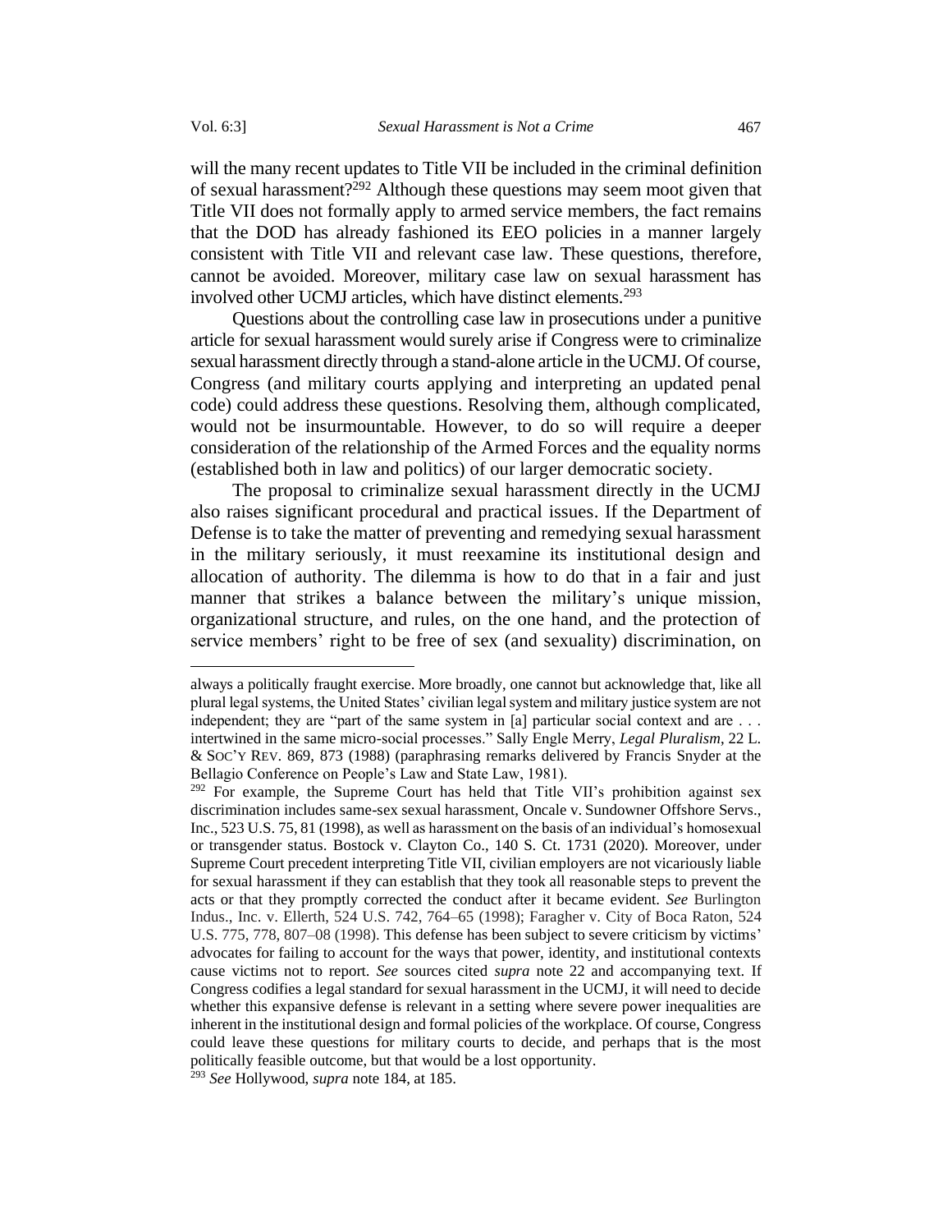will the many recent updates to Title VII be included in the criminal definition of sexual harassment?[292] Although these questions may seem moot given that Title VII does not formally apply to armed service members, the fact remains that the DOD has already fashioned its EEO policies in a manner largely consistent with Title VII and relevant case law. These questions, therefore, cannot be avoided. Moreover, military case law on sexual harassment has involved other UCMJ articles, which have distinct elements.[293]

Questions about the controlling case law in prosecutions under a punitive article for sexual harassment would surely arise if Congress were to criminalize sexual harassment directly through a stand-alone article in the UCMJ. Of course, Congress (and military courts applying and interpreting an updated penal code) could address these questions. Resolving them, although complicated, would not be insurmountable. However, to do so will require a deeper consideration of the relationship of the Armed Forces and the equality norms (established both in law and politics) of our larger democratic society.

The proposal to criminalize sexual harassment directly in the UCMJ also raises significant procedural and practical issues. If the Department of Defense is to take the matter of preventing and remedying sexual harassment in the military seriously, it must reexamine its institutional design and allocation of authority. The dilemma is how to do that in a fair and just manner that strikes a balance between the military's unique mission, organizational structure, and rules, on the one hand, and the protection of service members' right to be free of sex (and sexuality) discrimination, on

---

always a politically fraught exercise. More broadly, one cannot but acknowledge that, like all plural legal systems, the United States' civilian legal system and military justice system are not independent; they are "part of the same system in [a] particular social context and are . . . intertwined in the same micro-social processes." Sally Engle Merry, *Legal Pluralism*, 22 L. & SOC'Y REV. 869, 873 (1988) (paraphrasing remarks delivered by Francis Snyder at the Bellagio Conference on People's Law and State Law, 1981).

[292] For example, the Supreme Court has held that Title VII's prohibition against sex discrimination includes same-sex sexual harassment, Oncale v. Sundowner Offshore Servs., Inc., 523 U.S. 75, 81 (1998), as well as harassment on the basis of an individual's homosexual or transgender status. Bostock v. Clayton Co., 140 S. Ct. 1731 (2020). Moreover, under Supreme Court precedent interpreting Title VII, civilian employers are not vicariously liable for sexual harassment if they can establish that they took all reasonable steps to prevent the acts or that they promptly corrected the conduct after it became evident. *See* Burlington Indus., Inc. v. Ellerth, 524 U.S. 742, 764–65 (1998); Faragher v. City of Boca Raton, 524 U.S. 775, 778, 807–08 (1998). This defense has been subject to severe criticism by victims' advocates for failing to account for the ways that power, identity, and institutional contexts cause victims not to report. *See* sources cited *supra* note 22 and accompanying text. If Congress codifies a legal standard for sexual harassment in the UCMJ, it will need to decide whether this expansive defense is relevant in a setting where severe power inequalities are inherent in the institutional design and formal policies of the workplace. Of course, Congress could leave these questions for military courts to decide, and perhaps that is the most politically feasible outcome, but that would be a lost opportunity.

[293] *See* Hollywood, *supra* note 184, at 185.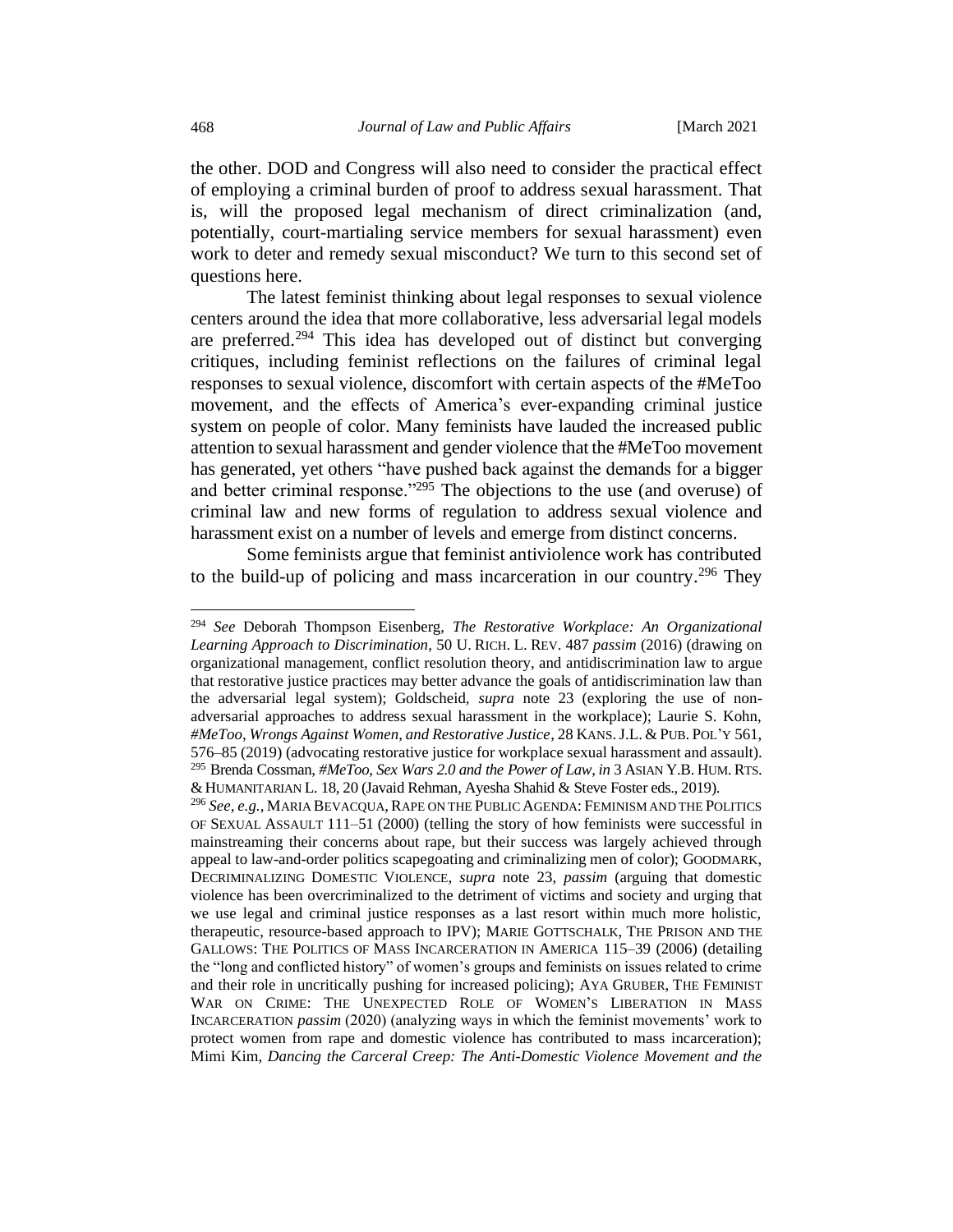the other. DOD and Congress will also need to consider the practical effect of employing a criminal burden of proof to address sexual harassment. That is, will the proposed legal mechanism of direct criminalization (and, potentially, court-martialing service members for sexual harassment) even work to deter and remedy sexual misconduct? We turn to this second set of questions here.

The latest feminist thinking about legal responses to sexual violence centers around the idea that more collaborative, less adversarial legal models are preferred.[294] This idea has developed out of distinct but converging critiques, including feminist reflections on the failures of criminal legal responses to sexual violence, discomfort with certain aspects of the #MeToo movement, and the effects of America's ever-expanding criminal justice system on people of color. Many feminists have lauded the increased public attention to sexual harassment and gender violence that the #MeToo movement has generated, yet others "have pushed back against the demands for a bigger and better criminal response."[295] The objections to the use (and overuse) of criminal law and new forms of regulation to address sexual violence and harassment exist on a number of levels and emerge from distinct concerns.

Some feminists argue that feminist antiviolence work has contributed to the build-up of policing and mass incarceration in our country.[296] They

---

[294] *See* Deborah Thompson Eisenberg, *The Restorative Workplace: An Organizational Learning Approach to Discrimination*, 50 U. RICH. L. REV. 487 *passim* (2016) (drawing on organizational management, conflict resolution theory, and antidiscrimination law to argue that restorative justice practices may better advance the goals of antidiscrimination law than the adversarial legal system); Goldscheid, *supra* note 23 (exploring the use of non-adversarial approaches to address sexual harassment in the workplace); Laurie S. Kohn, *#MeToo, Wrongs Against Women, and Restorative Justice*, 28 KANS. J.L. & PUB. POL'Y 561, 576–85 (2019) (advocating restorative justice for workplace sexual harassment and assault).

[295] Brenda Cossman, *#MeToo, Sex Wars 2.0 and the Power of Law*, *in* 3 ASIAN Y.B. HUM. RTS. & HUMANITARIAN L. 18, 20 (Javaid Rehman, Ayesha Shahid & Steve Foster eds., 2019).

[296] *See, e.g.*, MARIA BEVACQUA, RAPE ON THE PUBLIC AGENDA: FEMINISM AND THE POLITICS OF SEXUAL ASSAULT 111–51 (2000) (telling the story of how feminists were successful in mainstreaming their concerns about rape, but their success was largely achieved through appeal to law-and-order politics scapegoating and criminalizing men of color); GOODMARK, DECRIMINALIZING DOMESTIC VIOLENCE, *supra* note 23, *passim* (arguing that domestic violence has been overcriminalized to the detriment of victims and society and urging that we use legal and criminal justice responses as a last resort within much more holistic, therapeutic, resource-based approach to IPV); MARIE GOTTSCHALK, THE PRISON AND THE GALLOWS: THE POLITICS OF MASS INCARCERATION IN AMERICA 115–39 (2006) (detailing the "long and conflicted history" of women's groups and feminists on issues related to crime and their role in uncritically pushing for increased policing); AYA GRUBER, THE FEMINIST WAR ON CRIME: THE UNEXPECTED ROLE OF WOMEN'S LIBERATION IN MASS INCARCERATION *passim* (2020) (analyzing ways in which the feminist movements' work to protect women from rape and domestic violence has contributed to mass incarceration); Mimi Kim, *Dancing the Carceral Creep: The Anti-Domestic Violence Movement and the*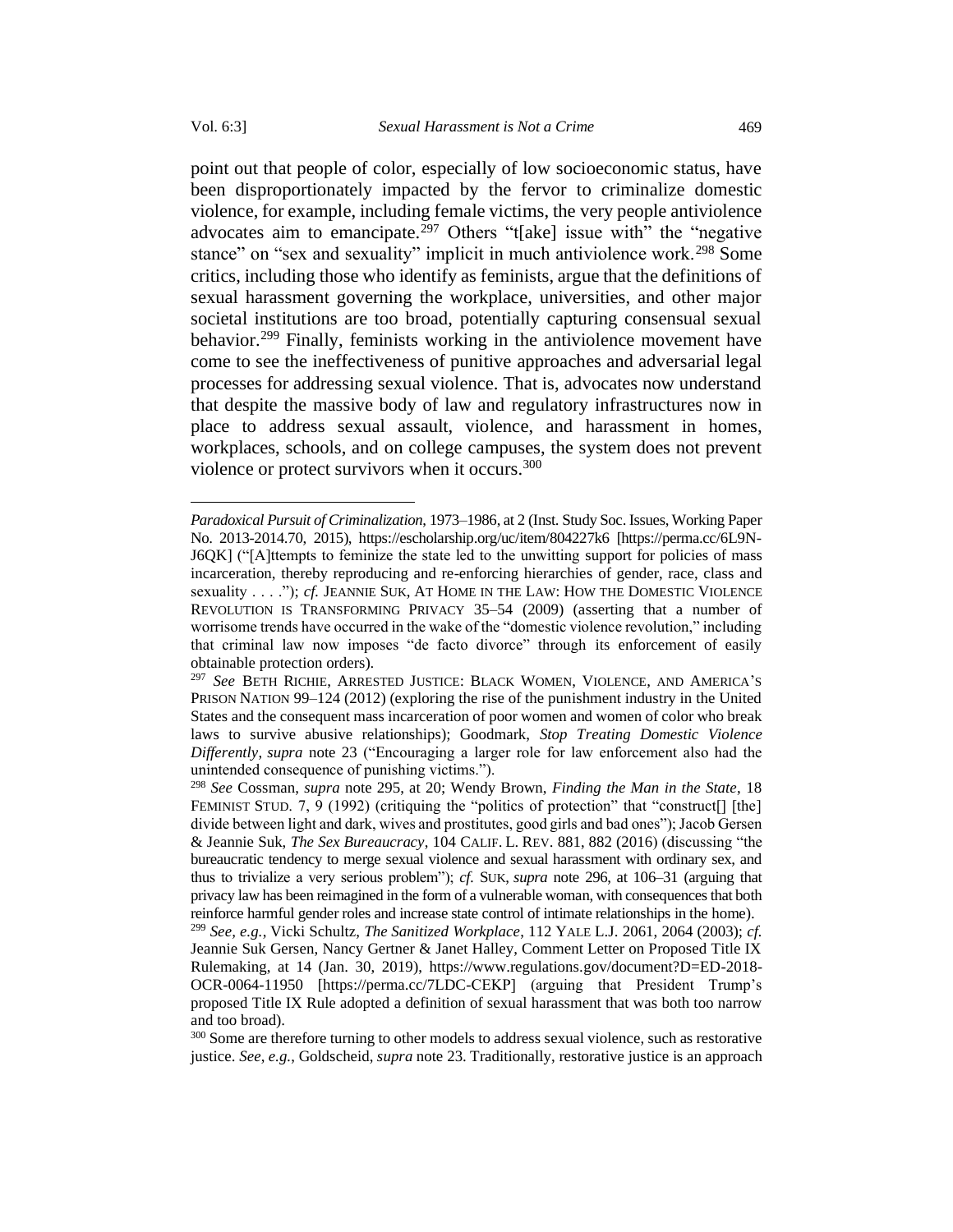point out that people of color, especially of low socioeconomic status, have been disproportionately impacted by the fervor to criminalize domestic violence, for example, including female victims, the very people antiviolence advocates aim to emancipate.[297] Others "t[ake] issue with" the "negative stance" on "sex and sexuality" implicit in much antiviolence work.[298] Some critics, including those who identify as feminists, argue that the definitions of sexual harassment governing the workplace, universities, and other major societal institutions are too broad, potentially capturing consensual sexual behavior.[299] Finally, feminists working in the antiviolence movement have come to see the ineffectiveness of punitive approaches and adversarial legal processes for addressing sexual violence. That is, advocates now understand that despite the massive body of law and regulatory infrastructures now in place to address sexual assault, violence, and harassment in homes, workplaces, schools, and on college campuses, the system does not prevent violence or protect survivors when it occurs.[300]

---

*Paradoxical Pursuit of Criminalization*, 1973–1986, at 2 (Inst. Study Soc. Issues, Working Paper No. 2013-2014.70, 2015), https://escholarship.org/uc/item/804227k6 [https://perma.cc/6L9N-J6QK] ("[A]ttempts to feminize the state led to the unwitting support for policies of mass incarceration, thereby reproducing and re-enforcing hierarchies of gender, race, class and sexuality . . . ."); *cf.* JEANNIE SUK, AT HOME IN THE LAW: HOW THE DOMESTIC VIOLENCE REVOLUTION IS TRANSFORMING PRIVACY 35–54 (2009) (asserting that a number of worrisome trends have occurred in the wake of the "domestic violence revolution," including that criminal law now imposes "de facto divorce" through its enforcement of easily obtainable protection orders).

[297] *See* BETH RICHIE, ARRESTED JUSTICE: BLACK WOMEN, VIOLENCE, AND AMERICA'S PRISON NATION 99–124 (2012) (exploring the rise of the punishment industry in the United States and the consequent mass incarceration of poor women and women of color who break laws to survive abusive relationships); Goodmark, *Stop Treating Domestic Violence Differently*, *supra* note 23 ("Encouraging a larger role for law enforcement also had the unintended consequence of punishing victims.").

[298] *See* Cossman, *supra* note 295, at 20; Wendy Brown, *Finding the Man in the State*, 18 FEMINIST STUD. 7, 9 (1992) (critiquing the "politics of protection" that "construct[] [the] divide between light and dark, wives and prostitutes, good girls and bad ones"); Jacob Gersen & Jeannie Suk, *The Sex Bureaucracy*, 104 CALIF. L. REV. 881, 882 (2016) (discussing "the bureaucratic tendency to merge sexual violence and sexual harassment with ordinary sex, and thus to trivialize a very serious problem"); *cf.* SUK, *supra* note 296, at 106–31 (arguing that privacy law has been reimagined in the form of a vulnerable woman, with consequences that both reinforce harmful gender roles and increase state control of intimate relationships in the home).

[299] *See, e.g.*, Vicki Schultz, *The Sanitized Workplace*, 112 YALE L.J. 2061, 2064 (2003); *cf.* Jeannie Suk Gersen, Nancy Gertner & Janet Halley, Comment Letter on Proposed Title IX Rulemaking, at 14 (Jan. 30, 2019), https://www.regulations.gov/document?D=ED-2018-OCR-0064-11950 [https://perma.cc/7LDC-CEKP] (arguing that President Trump's proposed Title IX Rule adopted a definition of sexual harassment that was both too narrow and too broad).

[300] Some are therefore turning to other models to address sexual violence, such as restorative justice. *See, e.g.*, Goldscheid, *supra* note 23. Traditionally, restorative justice is an approach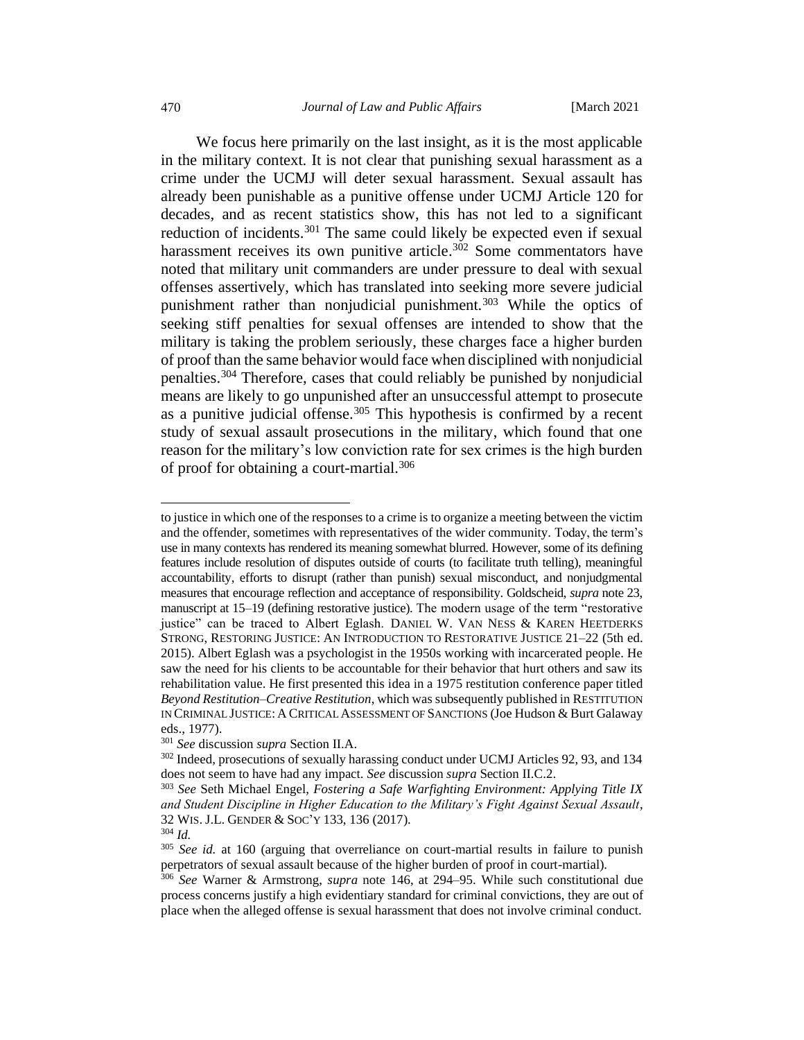We focus here primarily on the last insight, as it is the most applicable in the military context. It is not clear that punishing sexual harassment as a crime under the UCMJ will deter sexual harassment. Sexual assault has already been punishable as a punitive offense under UCMJ Article 120 for decades, and as recent statistics show, this has not led to a significant reduction of incidents.[301] The same could likely be expected even if sexual harassment receives its own punitive article.[302] Some commentators have noted that military unit commanders are under pressure to deal with sexual offenses assertively, which has translated into seeking more severe judicial punishment rather than nonjudicial punishment.[303] While the optics of seeking stiff penalties for sexual offenses are intended to show that the military is taking the problem seriously, these charges face a higher burden of proof than the same behavior would face when disciplined with nonjudicial penalties.[304] Therefore, cases that could reliably be punished by nonjudicial means are likely to go unpunished after an unsuccessful attempt to prosecute as a punitive judicial offense.[305] This hypothesis is confirmed by a recent study of sexual assault prosecutions in the military, which found that one reason for the military's low conviction rate for sex crimes is the high burden of proof for obtaining a court-martial.[306]

---

to justice in which one of the responses to a crime is to organize a meeting between the victim and the offender, sometimes with representatives of the wider community. Today, the term's use in many contexts has rendered its meaning somewhat blurred. However, some of its defining features include resolution of disputes outside of courts (to facilitate truth telling), meaningful accountability, efforts to disrupt (rather than punish) sexual misconduct, and nonjudgmental measures that encourage reflection and acceptance of responsibility. Goldscheid, *supra* note 23, manuscript at 15–19 (defining restorative justice). The modern usage of the term "restorative justice" can be traced to Albert Eglash. DANIEL W. VAN NESS & KAREN HEETDERKS STRONG, RESTORING JUSTICE: AN INTRODUCTION TO RESTORATIVE JUSTICE 21–22 (5th ed. 2015). Albert Eglash was a psychologist in the 1950s working with incarcerated people. He saw the need for his clients to be accountable for their behavior that hurt others and saw its rehabilitation value. He first presented this idea in a 1975 restitution conference paper titled *Beyond Restitution–Creative Restitution*, which was subsequently published in RESTITUTION IN CRIMINAL JUSTICE: A CRITICAL ASSESSMENT OF SANCTIONS (Joe Hudson & Burt Galaway eds., 1977).

[301] *See* discussion *supra* Section II.A.

[302] Indeed, prosecutions of sexually harassing conduct under UCMJ Articles 92, 93, and 134 does not seem to have had any impact. *See* discussion *supra* Section II.C.2.

[303] *See* Seth Michael Engel, *Fostering a Safe Warfighting Environment: Applying Title IX and Student Discipline in Higher Education to the Military's Fight Against Sexual Assault*, 32 WIS. J.L. GENDER & SOC'Y 133, 136 (2017).

[304] *Id.*

[305] *See id.* at 160 (arguing that overreliance on court-martial results in failure to punish perpetrators of sexual assault because of the higher burden of proof in court-martial).

[306] *See* Warner & Armstrong, *supra* note 146, at 294–95. While such constitutional due process concerns justify a high evidentiary standard for criminal convictions, they are out of place when the alleged offense is sexual harassment that does not involve criminal conduct.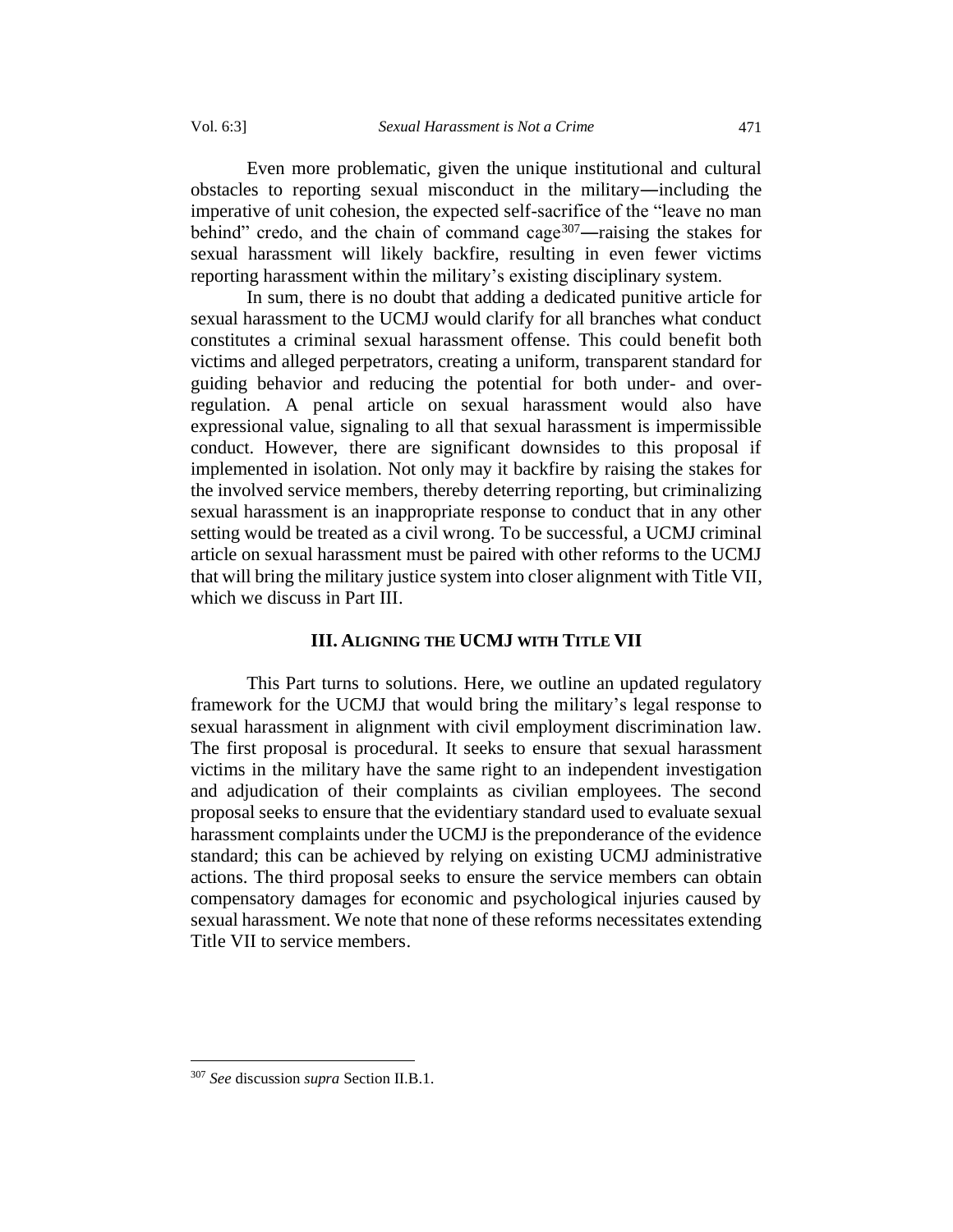Even more problematic, given the unique institutional and cultural obstacles to reporting sexual misconduct in the military—including the imperative of unit cohesion, the expected self-sacrifice of the "leave no man behind" credo, and the chain of command cage[307]—raising the stakes for sexual harassment will likely backfire, resulting in even fewer victims reporting harassment within the military's existing disciplinary system.

In sum, there is no doubt that adding a dedicated punitive article for sexual harassment to the UCMJ would clarify for all branches what conduct constitutes a criminal sexual harassment offense. This could benefit both victims and alleged perpetrators, creating a uniform, transparent standard for guiding behavior and reducing the potential for both under- and over-regulation. A penal article on sexual harassment would also have expressional value, signaling to all that sexual harassment is impermissible conduct. However, there are significant downsides to this proposal if implemented in isolation. Not only may it backfire by raising the stakes for the involved service members, thereby deterring reporting, but criminalizing sexual harassment is an inappropriate response to conduct that in any other setting would be treated as a civil wrong. To be successful, a UCMJ criminal article on sexual harassment must be paired with other reforms to the UCMJ that will bring the military justice system into closer alignment with Title VII, which we discuss in Part III.

## III. Aligning the UCMJ with Title VII

This Part turns to solutions. Here, we outline an updated regulatory framework for the UCMJ that would bring the military's legal response to sexual harassment in alignment with civil employment discrimination law. The first proposal is procedural. It seeks to ensure that sexual harassment victims in the military have the same right to an independent investigation and adjudication of their complaints as civilian employees. The second proposal seeks to ensure that the evidentiary standard used to evaluate sexual harassment complaints under the UCMJ is the preponderance of the evidence standard; this can be achieved by relying on existing UCMJ administrative actions. The third proposal seeks to ensure the service members can obtain compensatory damages for economic and psychological injuries caused by sexual harassment. We note that none of these reforms necessitates extending Title VII to service members.

---

[307] *See* discussion *supra* Section II.B.1.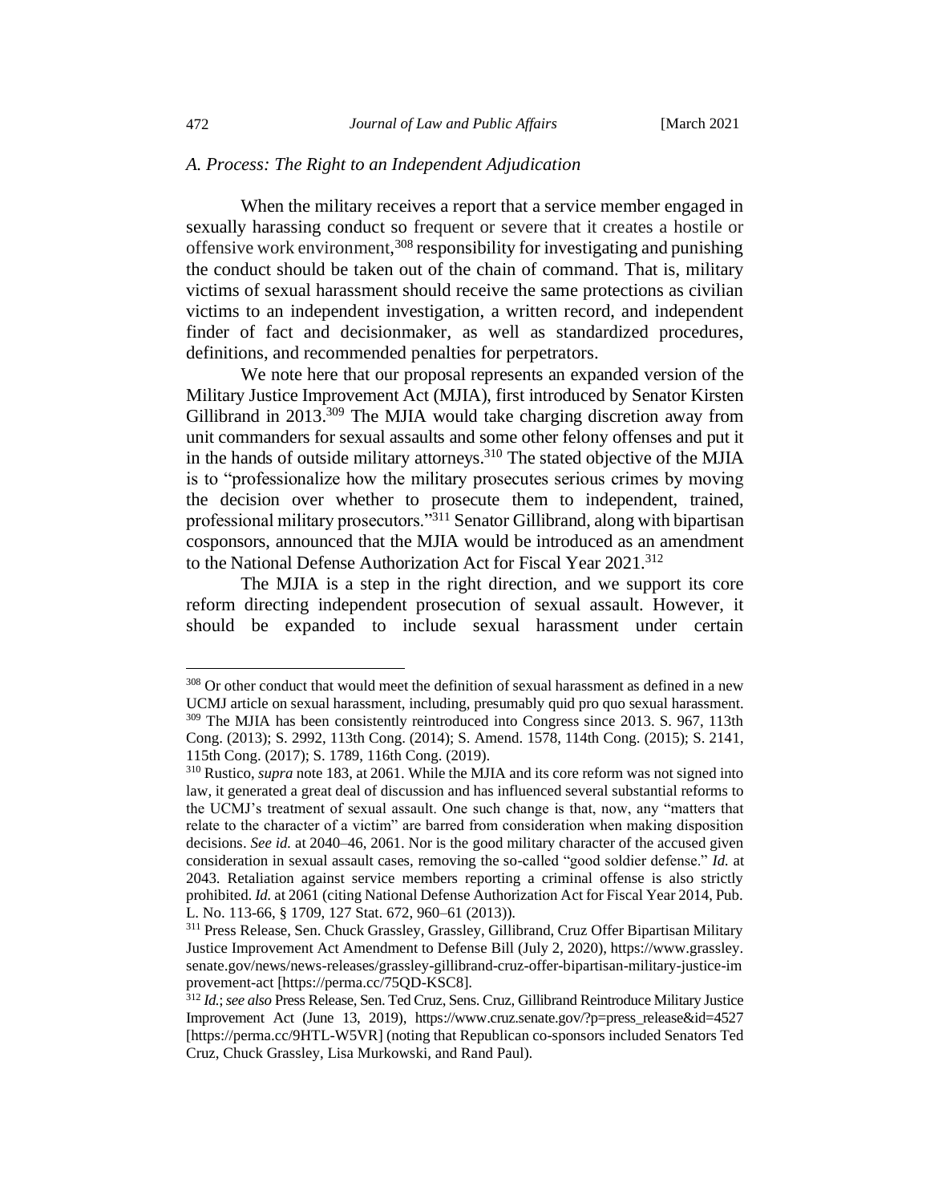### *A. Process: The Right to an Independent Adjudication*

When the military receives a report that a service member engaged in sexually harassing conduct so frequent or severe that it creates a hostile or offensive work environment,[308] responsibility for investigating and punishing the conduct should be taken out of the chain of command. That is, military victims of sexual harassment should receive the same protections as civilian victims to an independent investigation, a written record, and independent finder of fact and decisionmaker, as well as standardized procedures, definitions, and recommended penalties for perpetrators.

We note here that our proposal represents an expanded version of the Military Justice Improvement Act (MJIA), first introduced by Senator Kirsten Gillibrand in 2013.[309] The MJIA would take charging discretion away from unit commanders for sexual assaults and some other felony offenses and put it in the hands of outside military attorneys.[310] The stated objective of the MJIA is to "professionalize how the military prosecutes serious crimes by moving the decision over whether to prosecute them to independent, trained, professional military prosecutors."[311] Senator Gillibrand, along with bipartisan cosponsors, announced that the MJIA would be introduced as an amendment to the National Defense Authorization Act for Fiscal Year 2021.[312]

The MJIA is a step in the right direction, and we support its core reform directing independent prosecution of sexual assault. However, it should be expanded to include sexual harassment under certain

---

[308] Or other conduct that would meet the definition of sexual harassment as defined in a new UCMJ article on sexual harassment, including, presumably quid pro quo sexual harassment.

[309] The MJIA has been consistently reintroduced into Congress since 2013. S. 967, 113th Cong. (2013); S. 2992, 113th Cong. (2014); S. Amend. 1578, 114th Cong. (2015); S. 2141, 115th Cong. (2017); S. 1789, 116th Cong. (2019).

[310] Rustico, *supra* note 183, at 2061. While the MJIA and its core reform was not signed into law, it generated a great deal of discussion and has influenced several substantial reforms to the UCMJ's treatment of sexual assault. One such change is that, now, any "matters that relate to the character of a victim" are barred from consideration when making disposition decisions. *See id.* at 2040–46, 2061. Nor is the good military character of the accused given consideration in sexual assault cases, removing the so-called "good soldier defense." *Id.* at 2043. Retaliation against service members reporting a criminal offense is also strictly prohibited. *Id.* at 2061 (citing National Defense Authorization Act for Fiscal Year 2014, Pub. L. No. 113-66, § 1709, 127 Stat. 672, 960–61 (2013)).

[311] Press Release, Sen. Chuck Grassley, Grassley, Gillibrand, Cruz Offer Bipartisan Military Justice Improvement Act Amendment to Defense Bill (July 2, 2020), https://www.grassley.senate.gov/news/news-releases/grassley-gillibrand-cruz-offer-bipartisan-military-justice-improvement-act [https://perma.cc/75QD-KSC8].

[312] *Id.*; *see also* Press Release, Sen. Ted Cruz, Sens. Cruz, Gillibrand Reintroduce Military Justice Improvement Act (June 13, 2019), https://www.cruz.senate.gov/?p=press_release&id=4527 [https://perma.cc/9HTL-W5VR] (noting that Republican co-sponsors included Senators Ted Cruz, Chuck Grassley, Lisa Murkowski, and Rand Paul).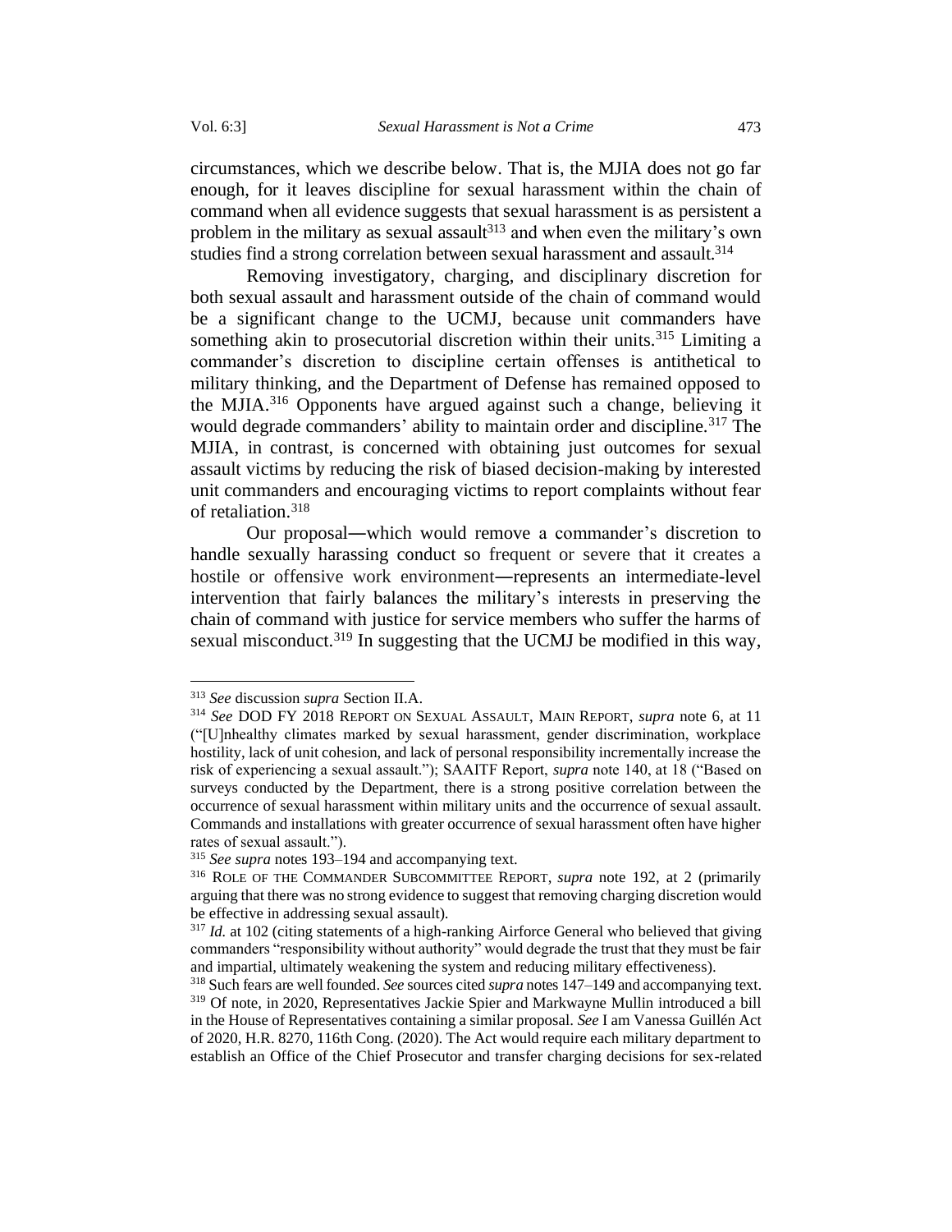circumstances, which we describe below. That is, the MJIA does not go far enough, for it leaves discipline for sexual harassment within the chain of command when all evidence suggests that sexual harassment is as persistent a problem in the military as sexual assault[313] and when even the military's own studies find a strong correlation between sexual harassment and assault.[314]

Removing investigatory, charging, and disciplinary discretion for both sexual assault and harassment outside of the chain of command would be a significant change to the UCMJ, because unit commanders have something akin to prosecutorial discretion within their units.[315] Limiting a commander's discretion to discipline certain offenses is antithetical to military thinking, and the Department of Defense has remained opposed to the MJIA.[316] Opponents have argued against such a change, believing it would degrade commanders' ability to maintain order and discipline.[317] The MJIA, in contrast, is concerned with obtaining just outcomes for sexual assault victims by reducing the risk of biased decision-making by interested unit commanders and encouraging victims to report complaints without fear of retaliation.[318]

Our proposal—which would remove a commander's discretion to handle sexually harassing conduct so frequent or severe that it creates a hostile or offensive work environment—represents an intermediate-level intervention that fairly balances the military's interests in preserving the chain of command with justice for service members who suffer the harms of sexual misconduct.[319] In suggesting that the UCMJ be modified in this way,

---

[313] *See* discussion *supra* Section II.A.

[314] *See* DOD FY 2018 REPORT ON SEXUAL ASSAULT, MAIN REPORT, *supra* note 6, at 11 ("[U]nhealthy climates marked by sexual harassment, gender discrimination, workplace hostility, lack of unit cohesion, and lack of personal responsibility incrementally increase the risk of experiencing a sexual assault."); SAAITF Report, *supra* note 140, at 18 ("Based on surveys conducted by the Department, there is a strong positive correlation between the occurrence of sexual harassment within military units and the occurrence of sexual assault. Commands and installations with greater occurrence of sexual harassment often have higher rates of sexual assault.").

[315] *See supra* notes 193–194 and accompanying text.

[316] ROLE OF THE COMMANDER SUBCOMMITTEE REPORT, *supra* note 192, at 2 (primarily arguing that there was no strong evidence to suggest that removing charging discretion would be effective in addressing sexual assault).

[317] *Id.* at 102 (citing statements of a high-ranking Airforce General who believed that giving commanders "responsibility without authority" would degrade the trust that they must be fair and impartial, ultimately weakening the system and reducing military effectiveness).

[318] Such fears are well founded. *See* sources cited *supra* notes 147–149 and accompanying text.

[319] Of note, in 2020, Representatives Jackie Spier and Markwayne Mullin introduced a bill in the House of Representatives containing a similar proposal. *See* I am Vanessa Guillén Act of 2020, H.R. 8270, 116th Cong. (2020). The Act would require each military department to establish an Office of the Chief Prosecutor and transfer charging decisions for sex-related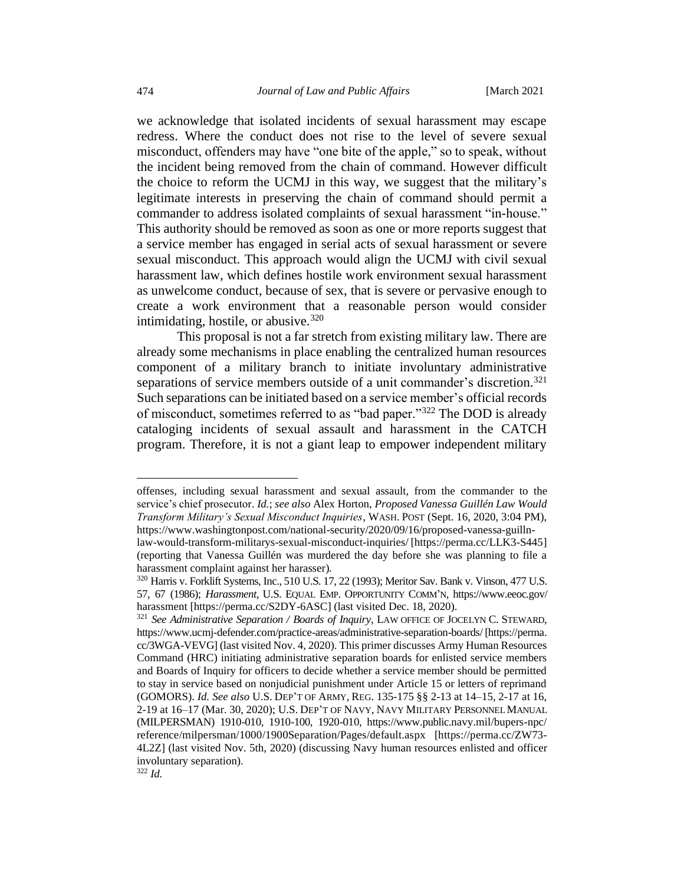we acknowledge that isolated incidents of sexual harassment may escape redress. Where the conduct does not rise to the level of severe sexual misconduct, offenders may have "one bite of the apple," so to speak, without the incident being removed from the chain of command. However difficult the choice to reform the UCMJ in this way, we suggest that the military's legitimate interests in preserving the chain of command should permit a commander to address isolated complaints of sexual harassment "in-house." This authority should be removed as soon as one or more reports suggest that a service member has engaged in serial acts of sexual harassment or severe sexual misconduct. This approach would align the UCMJ with civil sexual harassment law, which defines hostile work environment sexual harassment as unwelcome conduct, because of sex, that is severe or pervasive enough to create a work environment that a reasonable person would consider intimidating, hostile, or abusive.[320]

This proposal is not a far stretch from existing military law. There are already some mechanisms in place enabling the centralized human resources component of a military branch to initiate involuntary administrative separations of service members outside of a unit commander's discretion.[321] Such separations can be initiated based on a service member's official records of misconduct, sometimes referred to as "bad paper."[322] The DOD is already cataloging incidents of sexual assault and harassment in the CATCH program. Therefore, it is not a giant leap to empower independent military

---

offenses, including sexual harassment and sexual assault, from the commander to the service's chief prosecutor. *Id.*; *see also* Alex Horton, *Proposed Vanessa Guillén Law Would Transform Military's Sexual Misconduct Inquiries*, WASH. POST (Sept. 16, 2020, 3:04 PM), https://www.washingtonpost.com/national-security/2020/09/16/proposed-vanessa-guilln-law-would-transform-militarys-sexual-misconduct-inquiries/ [https://perma.cc/LLK3-S445] (reporting that Vanessa Guillén was murdered the day before she was planning to file a harassment complaint against her harasser).

[320] Harris v. Forklift Systems, Inc., 510 U.S. 17, 22 (1993); Meritor Sav. Bank v. Vinson, 477 U.S. 57, 67 (1986); *Harassment*, U.S. EQUAL EMP. OPPORTUNITY COMM'N, https://www.eeoc.gov/harassment [https://perma.cc/S2DY-6ASC] (last visited Dec. 18, 2020).

[321] *See Administrative Separation / Boards of Inquiry*, LAW OFFICE OF JOCELYN C. STEWARD, https://www.ucmj-defender.com/practice-areas/administrative-separation-boards/ [https://perma.cc/3WGA-VEVG] (last visited Nov. 4, 2020). This primer discusses Army Human Resources Command (HRC) initiating administrative separation boards for enlisted service members and Boards of Inquiry for officers to decide whether a service member should be permitted to stay in service based on nonjudicial punishment under Article 15 or letters of reprimand (GOMORS). *Id. See also* U.S. DEP'T OF ARMY, REG. 135-175 §§ 2-13 at 14–15, 2-17 at 16, 2-19 at 16–17 (Mar. 30, 2020); U.S. DEP'T OF NAVY, NAVY MILITARY PERSONNEL MANUAL (MILPERSMAN) 1910-010, 1910-100, 1920-010, https://www.public.navy.mil/bupers-npc/reference/milpersman/1000/1900Separation/Pages/default.aspx [https://perma.cc/ZW73-4L2Z] (last visited Nov. 5th, 2020) (discussing Navy human resources enlisted and officer involuntary separation).

[322] *Id.*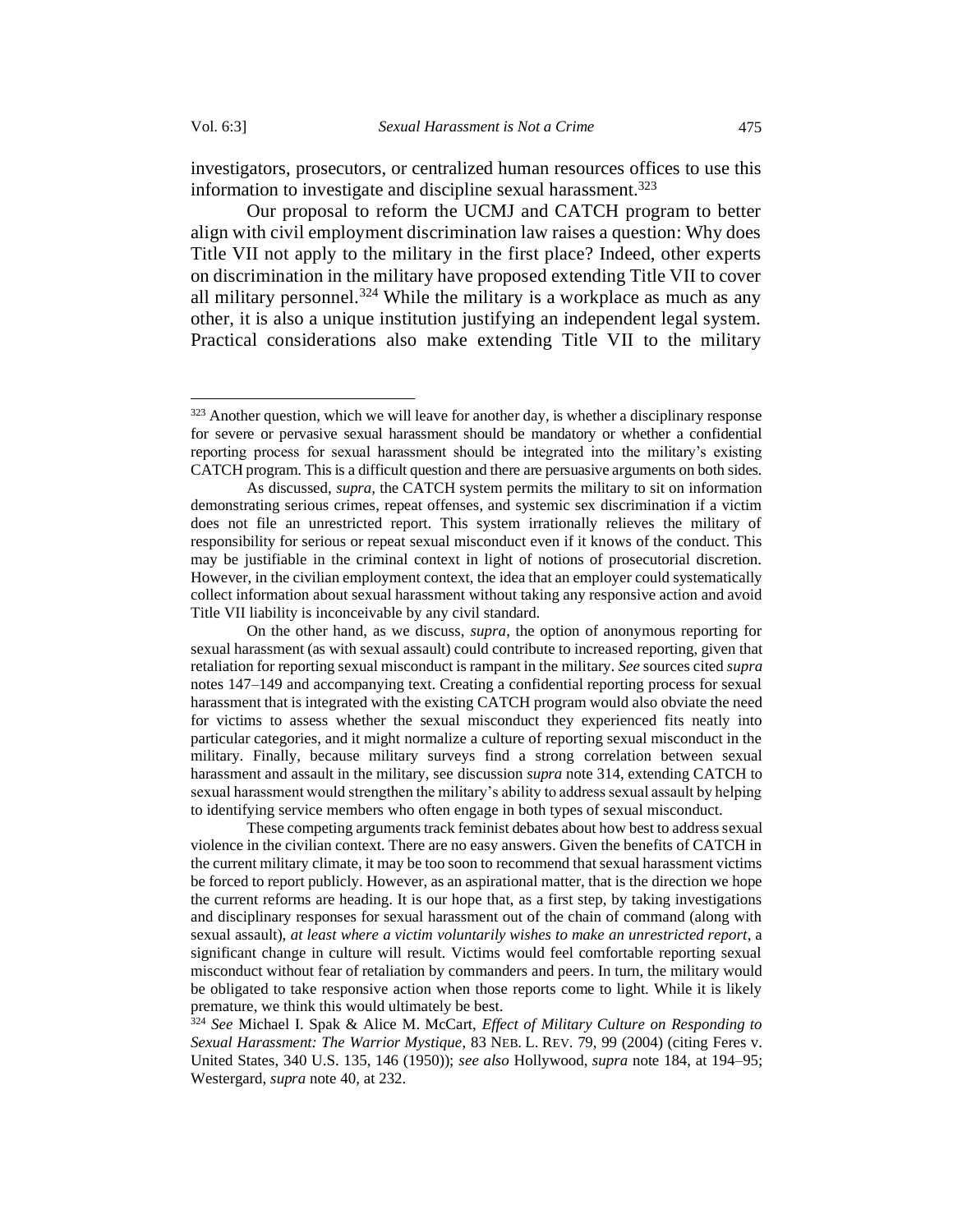investigators, prosecutors, or centralized human resources offices to use this information to investigate and discipline sexual harassment.[323]

Our proposal to reform the UCMJ and CATCH program to better align with civil employment discrimination law raises a question: Why does Title VII not apply to the military in the first place? Indeed, other experts on discrimination in the military have proposed extending Title VII to cover all military personnel.[324] While the military is a workplace as much as any other, it is also a unique institution justifying an independent legal system. Practical considerations also make extending Title VII to the military

---

[323] Another question, which we will leave for another day, is whether a disciplinary response for severe or pervasive sexual harassment should be mandatory or whether a confidential reporting process for sexual harassment should be integrated into the military's existing CATCH program. This is a difficult question and there are persuasive arguments on both sides.

As discussed, *supra*, the CATCH system permits the military to sit on information demonstrating serious crimes, repeat offenses, and systemic sex discrimination if a victim does not file an unrestricted report. This system irrationally relieves the military of responsibility for serious or repeat sexual misconduct even if it knows of the conduct. This may be justifiable in the criminal context in light of notions of prosecutorial discretion. However, in the civilian employment context, the idea that an employer could systematically collect information about sexual harassment without taking any responsive action and avoid Title VII liability is inconceivable by any civil standard.

On the other hand, as we discuss, *supra*, the option of anonymous reporting for sexual harassment (as with sexual assault) could contribute to increased reporting, given that retaliation for reporting sexual misconduct is rampant in the military. *See* sources cited *supra* notes 147–149 and accompanying text. Creating a confidential reporting process for sexual harassment that is integrated with the existing CATCH program would also obviate the need for victims to assess whether the sexual misconduct they experienced fits neatly into particular categories, and it might normalize a culture of reporting sexual misconduct in the military. Finally, because military surveys find a strong correlation between sexual harassment and assault in the military, see discussion *supra* note 314, extending CATCH to sexual harassment would strengthen the military's ability to address sexual assault by helping to identifying service members who often engage in both types of sexual misconduct.

These competing arguments track feminist debates about how best to address sexual violence in the civilian context. There are no easy answers. Given the benefits of CATCH in the current military climate, it may be too soon to recommend that sexual harassment victims be forced to report publicly. However, as an aspirational matter, that is the direction we hope the current reforms are heading. It is our hope that, as a first step, by taking investigations and disciplinary responses for sexual harassment out of the chain of command (along with sexual assault), *at least where a victim voluntarily wishes to make an unrestricted report*, a significant change in culture will result. Victims would feel comfortable reporting sexual misconduct without fear of retaliation by commanders and peers. In turn, the military would be obligated to take responsive action when those reports come to light. While it is likely premature, we think this would ultimately be best.

[324] *See* Michael I. Spak & Alice M. McCart, *Effect of Military Culture on Responding to Sexual Harassment: The Warrior Mystique*, 83 NEB. L. REV. 79, 99 (2004) (citing Feres v. United States, 340 U.S. 135, 146 (1950)); *see also* Hollywood, *supra* note 184, at 194–95; Westergard, *supra* note 40, at 232.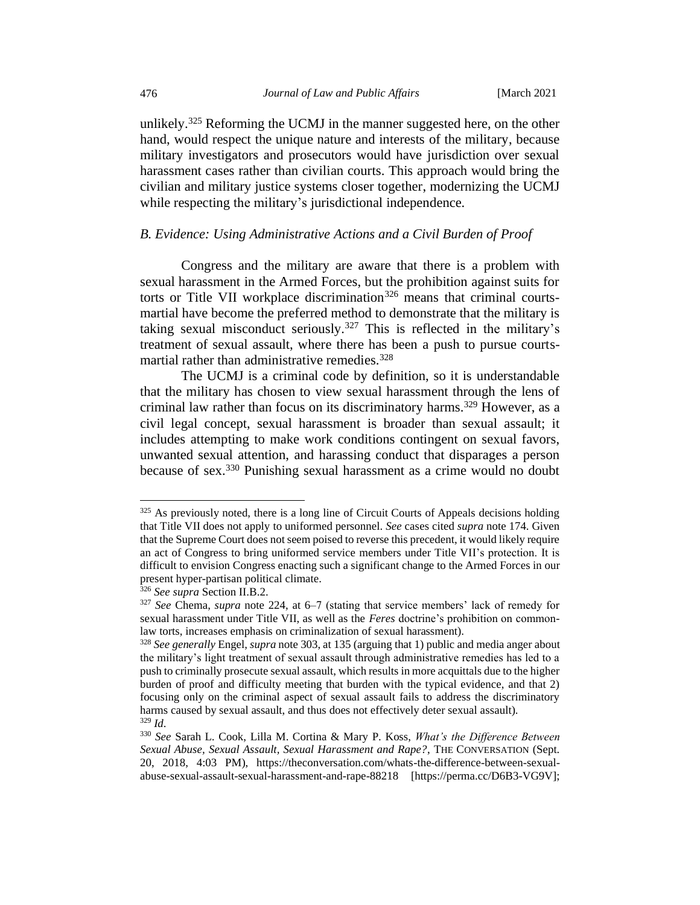unlikely.[325] Reforming the UCMJ in the manner suggested here, on the other hand, would respect the unique nature and interests of the military, because military investigators and prosecutors would have jurisdiction over sexual harassment cases rather than civilian courts. This approach would bring the civilian and military justice systems closer together, modernizing the UCMJ while respecting the military's jurisdictional independence.

### *B. Evidence: Using Administrative Actions and a Civil Burden of Proof*

Congress and the military are aware that there is a problem with sexual harassment in the Armed Forces, but the prohibition against suits for torts or Title VII workplace discrimination[326] means that criminal courts-martial have become the preferred method to demonstrate that the military is taking sexual misconduct seriously.[327] This is reflected in the military's treatment of sexual assault, where there has been a push to pursue courts-martial rather than administrative remedies.[328]

The UCMJ is a criminal code by definition, so it is understandable that the military has chosen to view sexual harassment through the lens of criminal law rather than focus on its discriminatory harms.[329] However, as a civil legal concept, sexual harassment is broader than sexual assault; it includes attempting to make work conditions contingent on sexual favors, unwanted sexual attention, and harassing conduct that disparages a person because of sex.[330] Punishing sexual harassment as a crime would no doubt

---

[325] As previously noted, there is a long line of Circuit Courts of Appeals decisions holding that Title VII does not apply to uniformed personnel. *See* cases cited *supra* note 174. Given that the Supreme Court does not seem poised to reverse this precedent, it would likely require an act of Congress to bring uniformed service members under Title VII's protection. It is difficult to envision Congress enacting such a significant change to the Armed Forces in our present hyper-partisan political climate.

[326] *See supra* Section II.B.2.

[327] *See* Chema, *supra* note 224, at 6–7 (stating that service members' lack of remedy for sexual harassment under Title VII, as well as the *Feres* doctrine's prohibition on common-law torts, increases emphasis on criminalization of sexual harassment).

[328] *See generally* Engel, *supra* note 303, at 135 (arguing that 1) public and media anger about the military's light treatment of sexual assault through administrative remedies has led to a push to criminally prosecute sexual assault, which results in more acquittals due to the higher burden of proof and difficulty meeting that burden with the typical evidence, and that 2) focusing only on the criminal aspect of sexual assault fails to address the discriminatory harms caused by sexual assault, and thus does not effectively deter sexual assault).

[329] *Id*.

[330] *See* Sarah L. Cook, Lilla M. Cortina & Mary P. Koss, *What's the Difference Between Sexual Abuse, Sexual Assault, Sexual Harassment and Rape?*, THE CONVERSATION (Sept. 20, 2018, 4:03 PM), https://theconversation.com/whats-the-difference-between-sexual-abuse-sexual-assault-sexual-harassment-and-rape-88218 [https://perma.cc/D6B3-VG9V];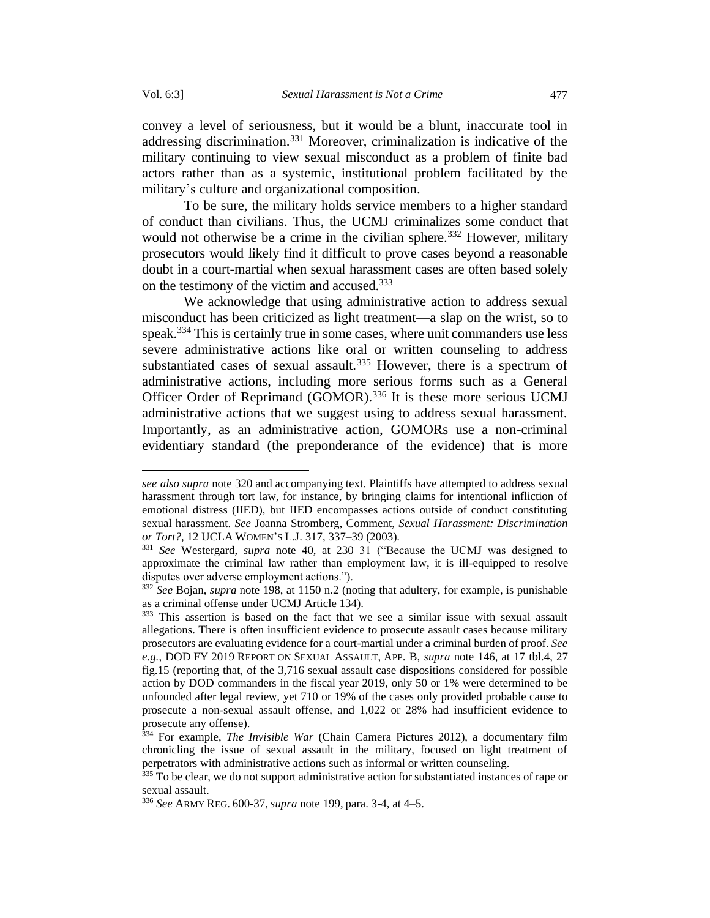convey a level of seriousness, but it would be a blunt, inaccurate tool in addressing discrimination.[331] Moreover, criminalization is indicative of the military continuing to view sexual misconduct as a problem of finite bad actors rather than as a systemic, institutional problem facilitated by the military's culture and organizational composition.

To be sure, the military holds service members to a higher standard of conduct than civilians. Thus, the UCMJ criminalizes some conduct that would not otherwise be a crime in the civilian sphere.[332] However, military prosecutors would likely find it difficult to prove cases beyond a reasonable doubt in a court-martial when sexual harassment cases are often based solely on the testimony of the victim and accused.[333]

We acknowledge that using administrative action to address sexual misconduct has been criticized as light treatment—a slap on the wrist, so to speak.[334] This is certainly true in some cases, where unit commanders use less severe administrative actions like oral or written counseling to address substantiated cases of sexual assault.[335] However, there is a spectrum of administrative actions, including more serious forms such as a General Officer Order of Reprimand (GOMOR).[336] It is these more serious UCMJ administrative actions that we suggest using to address sexual harassment. Importantly, as an administrative action, GOMORs use a non-criminal evidentiary standard (the preponderance of the evidence) that is more

---

*see also supra* note 320 and accompanying text. Plaintiffs have attempted to address sexual harassment through tort law, for instance, by bringing claims for intentional infliction of emotional distress (IIED), but IIED encompasses actions outside of conduct constituting sexual harassment. *See* Joanna Stromberg, Comment, *Sexual Harassment: Discrimination or Tort?*, 12 UCLA WOMEN'S L.J. 317, 337–39 (2003).

[331] *See* Westergard, *supra* note 40, at 230–31 ("Because the UCMJ was designed to approximate the criminal law rather than employment law, it is ill-equipped to resolve disputes over adverse employment actions.").

[332] *See* Bojan, *supra* note 198, at 1150 n.2 (noting that adultery, for example, is punishable as a criminal offense under UCMJ Article 134).

[333] This assertion is based on the fact that we see a similar issue with sexual assault allegations. There is often insufficient evidence to prosecute assault cases because military prosecutors are evaluating evidence for a court-martial under a criminal burden of proof. *See e.g.*, DOD FY 2019 REPORT ON SEXUAL ASSAULT, APP. B, *supra* note 146, at 17 tbl.4, 27 fig.15 (reporting that, of the 3,716 sexual assault case dispositions considered for possible action by DOD commanders in the fiscal year 2019, only 50 or 1% were determined to be unfounded after legal review, yet 710 or 19% of the cases only provided probable cause to prosecute a non-sexual assault offense, and 1,022 or 28% had insufficient evidence to prosecute any offense).

[334] For example, *The Invisible War* (Chain Camera Pictures 2012), a documentary film chronicling the issue of sexual assault in the military, focused on light treatment of perpetrators with administrative actions such as informal or written counseling.

[335] To be clear, we do not support administrative action for substantiated instances of rape or sexual assault.

[336] *See* ARMY REG. 600-37, *supra* note 199, para. 3-4, at 4–5.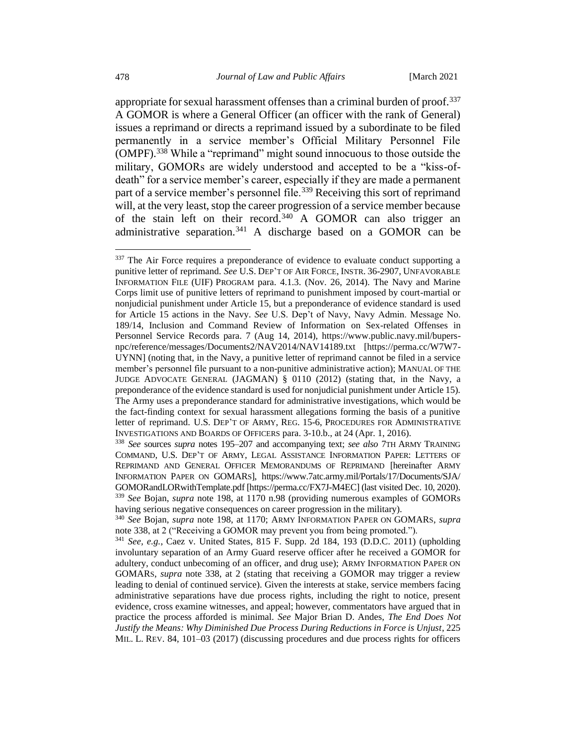appropriate for sexual harassment offenses than a criminal burden of proof.[337] A GOMOR is where a General Officer (an officer with the rank of General) issues a reprimand or directs a reprimand issued by a subordinate to be filed permanently in a service member's Official Military Personnel File (OMPF).[338] While a "reprimand" might sound innocuous to those outside the military, GOMORs are widely understood and accepted to be a "kiss-of-death" for a service member's career, especially if they are made a permanent part of a service member's personnel file.[339] Receiving this sort of reprimand will, at the very least, stop the career progression of a service member because of the stain left on their record.[340] A GOMOR can also trigger an administrative separation.[341] A discharge based on a GOMOR can be

---

[337] The Air Force requires a preponderance of evidence to evaluate conduct supporting a punitive letter of reprimand. *See* U.S. DEP'T OF AIR FORCE, INSTR. 36-2907, UNFAVORABLE INFORMATION FILE (UIF) PROGRAM para. 4.1.3. (Nov. 26, 2014). The Navy and Marine Corps limit use of punitive letters of reprimand to punishment imposed by court-martial or nonjudicial punishment under Article 15, but a preponderance of evidence standard is used for Article 15 actions in the Navy. *See* U.S. Dep't of Navy, Navy Admin. Message No. 189/14, Inclusion and Command Review of Information on Sex-related Offenses in Personnel Service Records para. 7 (Aug 14, 2014), https://www.public.navy.mil/bupers-npc/reference/messages/Documents2/NAV2014/NAV14189.txt [https://perma.cc/W7W7-UYNN] (noting that, in the Navy, a punitive letter of reprimand cannot be filed in a service member's personnel file pursuant to a non-punitive administrative action); MANUAL OF THE JUDGE ADVOCATE GENERAL (JAGMAN) § 0110 (2012) (stating that, in the Navy, a preponderance of the evidence standard is used for nonjudicial punishment under Article 15). The Army uses a preponderance standard for administrative investigations, which would be the fact-finding context for sexual harassment allegations forming the basis of a punitive letter of reprimand. U.S. DEP'T OF ARMY, REG. 15-6, PROCEDURES FOR ADMINISTRATIVE INVESTIGATIONS AND BOARDS OF OFFICERS para. 3-10.b., at 24 (Apr. 1, 2016).

[338] *See* sources *supra* notes 195–207 and accompanying text; *see also* 7TH ARMY TRAINING COMMAND, U.S. DEP'T OF ARMY, LEGAL ASSISTANCE INFORMATION PAPER: LETTERS OF REPRIMAND AND GENERAL OFFICER MEMORANDUMS OF REPRIMAND [hereinafter ARMY INFORMATION PAPER ON GOMARS], https://www.7atc.army.mil/Portals/17/Documents/SJA/GOMORandLORwithTemplate.pdf [https://perma.cc/FX7J-M4EC] (last visited Dec. 10, 2020).

[339] *See* Bojan, *supra* note 198, at 1170 n.98 (providing numerous examples of GOMORs having serious negative consequences on career progression in the military).

[340] *See* Bojan, *supra* note 198, at 1170; ARMY INFORMATION PAPER ON GOMARS, *supra* note 338, at 2 ("Receiving a GOMOR may prevent you from being promoted.").

[341] *See, e.g.*, Caez v. United States, 815 F. Supp. 2d 184, 193 (D.D.C. 2011) (upholding involuntary separation of an Army Guard reserve officer after he received a GOMOR for adultery, conduct unbecoming of an officer, and drug use); ARMY INFORMATION PAPER ON GOMARS, *supra* note 338, at 2 (stating that receiving a GOMOR may trigger a review leading to denial of continued service). Given the interests at stake, service members facing administrative separations have due process rights, including the right to notice, present evidence, cross examine witnesses, and appeal; however, commentators have argued that in practice the process afforded is minimal. *See* Major Brian D. Andes, *The End Does Not Justify the Means: Why Diminished Due Process During Reductions in Force is Unjust*, 225 MIL. L. REV. 84, 101–03 (2017) (discussing procedures and due process rights for officers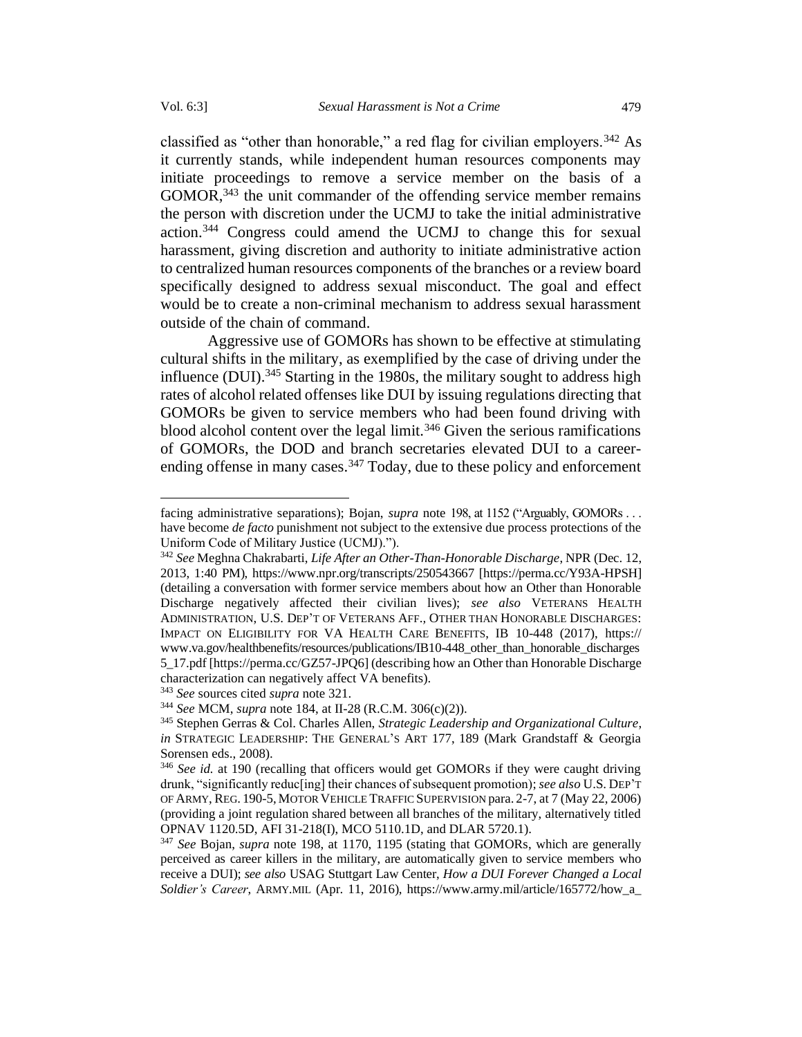classified as "other than honorable," a red flag for civilian employers.[342] As it currently stands, while independent human resources components may initiate proceedings to remove a service member on the basis of a GOMOR,[343] the unit commander of the offending service member remains the person with discretion under the UCMJ to take the initial administrative action.[344] Congress could amend the UCMJ to change this for sexual harassment, giving discretion and authority to initiate administrative action to centralized human resources components of the branches or a review board specifically designed to address sexual misconduct. The goal and effect would be to create a non-criminal mechanism to address sexual harassment outside of the chain of command.

Aggressive use of GOMORs has shown to be effective at stimulating cultural shifts in the military, as exemplified by the case of driving under the influence (DUI).[345] Starting in the 1980s, the military sought to address high rates of alcohol related offenses like DUI by issuing regulations directing that GOMORs be given to service members who had been found driving with blood alcohol content over the legal limit.[346] Given the serious ramifications of GOMORs, the DOD and branch secretaries elevated DUI to a career-ending offense in many cases.[347] Today, due to these policy and enforcement

---

facing administrative separations); Bojan, *supra* note 198, at 1152 ("Arguably, GOMORs . . . have become *de facto* punishment not subject to the extensive due process protections of the Uniform Code of Military Justice (UCMJ).").

[342] *See* Meghna Chakrabarti, *Life After an Other-Than-Honorable Discharge*, NPR (Dec. 12, 2013, 1:40 PM), https://www.npr.org/transcripts/250543667 [https://perma.cc/Y93A-HPSH] (detailing a conversation with former service members about how an Other than Honorable Discharge negatively affected their civilian lives); *see also* VETERANS HEALTH ADMINISTRATION, U.S. DEP'T OF VETERANS AFF., OTHER THAN HONORABLE DISCHARGES: IMPACT ON ELIGIBILITY FOR VA HEALTH CARE BENEFITS, IB 10-448 (2017), https://www.va.gov/healthbenefits/resources/publications/IB10-448_other_than_honorable_discharges5_17.pdf [https://perma.cc/GZ57-JPQ6] (describing how an Other than Honorable Discharge characterization can negatively affect VA benefits).

[343] *See* sources cited *supra* note 321.

[344] *See* MCM, *supra* note 184, at II-28 (R.C.M. 306(c)(2)).

[345] Stephen Gerras & Col. Charles Allen, *Strategic Leadership and Organizational Culture*, *in* STRATEGIC LEADERSHIP: THE GENERAL'S ART 177, 189 (Mark Grandstaff & Georgia Sorensen eds., 2008).

[346] *See id.* at 190 (recalling that officers would get GOMORs if they were caught driving drunk, "significantly reduc[ing] their chances of subsequent promotion); *see also* U.S. DEP'T OF ARMY, REG. 190-5, MOTOR VEHICLE TRAFFIC SUPERVISION para. 2-7, at 7 (May 22, 2006) (providing a joint regulation shared between all branches of the military, alternatively titled OPNAV 1120.5D, AFI 31-218(I), MCO 5110.1D, and DLAR 5720.1).

[347] *See* Bojan, *supra* note 198, at 1170, 1195 (stating that GOMORs, which are generally perceived as career killers in the military, are automatically given to service members who receive a DUI); *see also* USAG Stuttgart Law Center, *How a DUI Forever Changed a Local Soldier's Career*, ARMY.MIL (Apr. 11, 2016), https://www.army.mil/article/165772/how_a_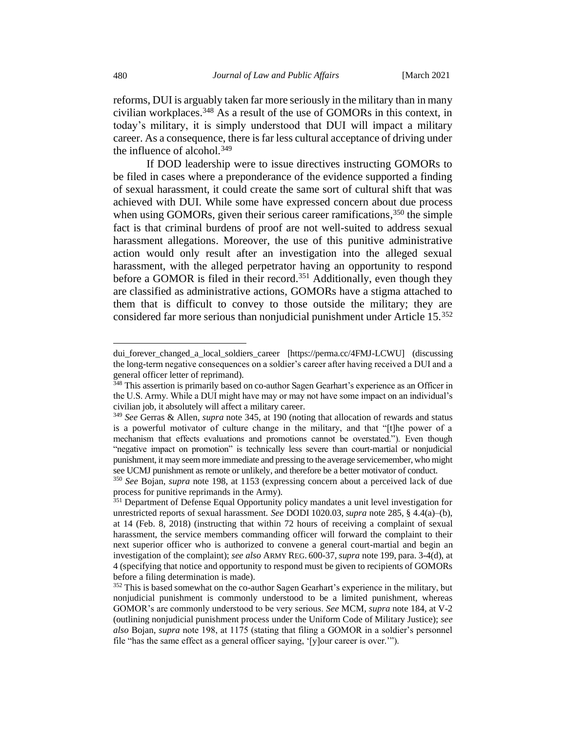reforms, DUI is arguably taken far more seriously in the military than in many civilian workplaces.[348] As a result of the use of GOMORs in this context, in today's military, it is simply understood that DUI will impact a military career. As a consequence, there is far less cultural acceptance of driving under the influence of alcohol.[349]

If DOD leadership were to issue directives instructing GOMORs to be filed in cases where a preponderance of the evidence supported a finding of sexual harassment, it could create the same sort of cultural shift that was achieved with DUI. While some have expressed concern about due process when using GOMORs, given their serious career ramifications,[350] the simple fact is that criminal burdens of proof are not well-suited to address sexual harassment allegations. Moreover, the use of this punitive administrative action would only result after an investigation into the alleged sexual harassment, with the alleged perpetrator having an opportunity to respond before a GOMOR is filed in their record.[351] Additionally, even though they are classified as administrative actions, GOMORs have a stigma attached to them that is difficult to convey to those outside the military; they are considered far more serious than nonjudicial punishment under Article 15.[352]

---

dui_forever_changed_a_local_soldiers_career [https://perma.cc/4FMJ-LCWU] (discussing the long-term negative consequences on a soldier's career after having received a DUI and a general officer letter of reprimand).

[348] This assertion is primarily based on co-author Sagen Gearhart's experience as an Officer in the U.S. Army. While a DUI might have may or may not have some impact on an individual's civilian job, it absolutely will affect a military career.

[349] *See* Gerras & Allen, *supra* note 345, at 190 (noting that allocation of rewards and status is a powerful motivator of culture change in the military, and that "[t]he power of a mechanism that effects evaluations and promotions cannot be overstated."). Even though "negative impact on promotion" is technically less severe than court-martial or nonjudicial punishment, it may seem more immediate and pressing to the average servicemember, who might see UCMJ punishment as remote or unlikely, and therefore be a better motivator of conduct.

[350] *See* Bojan, *supra* note 198, at 1153 (expressing concern about a perceived lack of due process for punitive reprimands in the Army).

[351] Department of Defense Equal Opportunity policy mandates a unit level investigation for unrestricted reports of sexual harassment. *See* DODI 1020.03, *supra* note 285, § 4.4(a)–(b), at 14 (Feb. 8, 2018) (instructing that within 72 hours of receiving a complaint of sexual harassment, the service members commanding officer will forward the complaint to their next superior officer who is authorized to convene a general court-martial and begin an investigation of the complaint); *see also* ARMY REG. 600-37, *supra* note 199, para. 3-4(d), at 4 (specifying that notice and opportunity to respond must be given to recipients of GOMORs before a filing determination is made).

[352] This is based somewhat on the co-author Sagen Gearhart's experience in the military, but nonjudicial punishment is commonly understood to be a limited punishment, whereas GOMOR's are commonly understood to be very serious. *See* MCM, *supra* note 184, at V-2 (outlining nonjudicial punishment process under the Uniform Code of Military Justice); *see also* Bojan, *supra* note 198, at 1175 (stating that filing a GOMOR in a soldier's personnel file "has the same effect as a general officer saying, '[y]our career is over.'").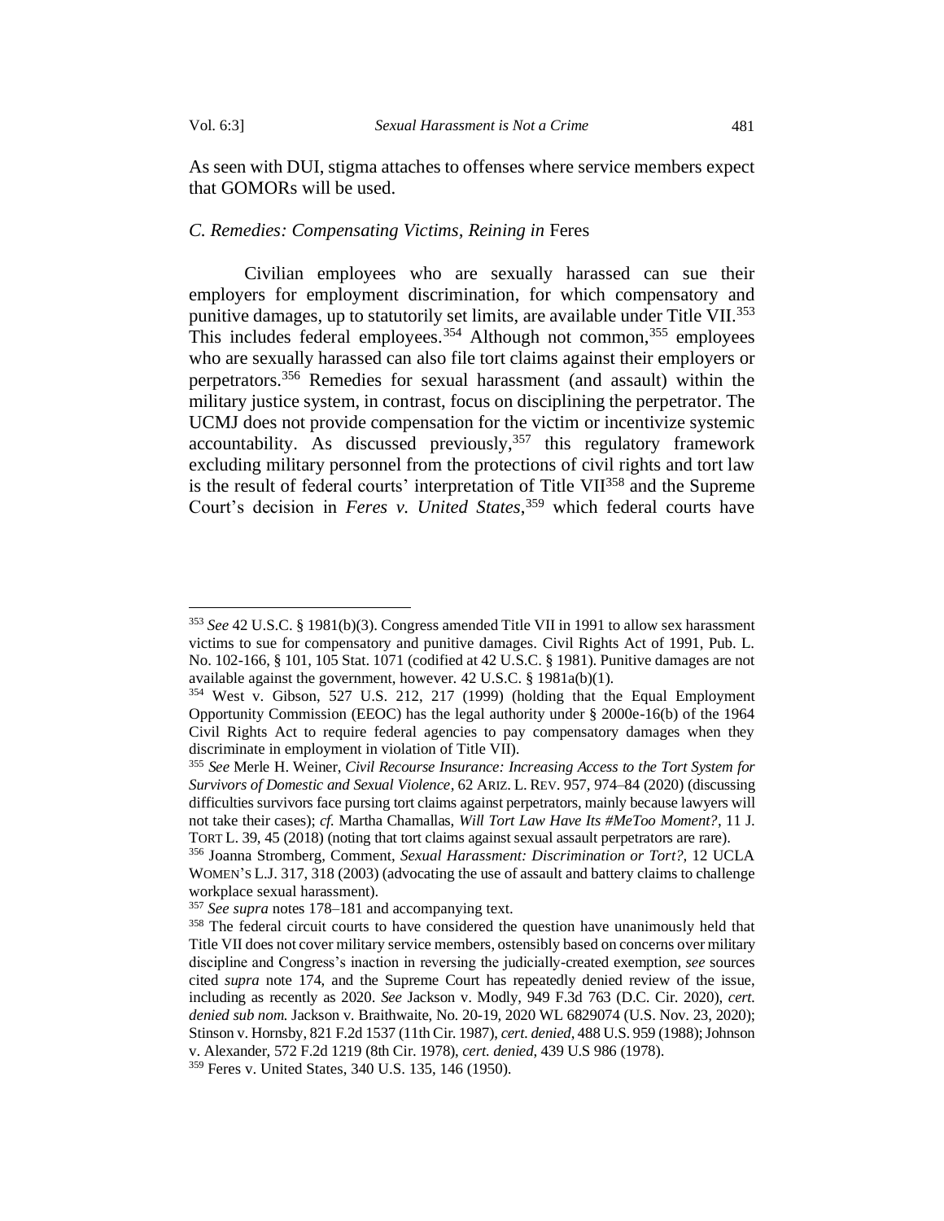As seen with DUI, stigma attaches to offenses where service members expect that GOMORs will be used.

### *C. Remedies: Compensating Victims, Reining in* Feres

Civilian employees who are sexually harassed can sue their employers for employment discrimination, for which compensatory and punitive damages, up to statutorily set limits, are available under Title VII.[353] This includes federal employees.[354] Although not common,[355] employees who are sexually harassed can also file tort claims against their employers or perpetrators.[356] Remedies for sexual harassment (and assault) within the military justice system, in contrast, focus on disciplining the perpetrator. The UCMJ does not provide compensation for the victim or incentivize systemic accountability. As discussed previously,[357] this regulatory framework excluding military personnel from the protections of civil rights and tort law is the result of federal courts' interpretation of Title VII[358] and the Supreme Court's decision in *Feres v. United States*,[359] which federal courts have

---

[353] *See* 42 U.S.C. § 1981(b)(3). Congress amended Title VII in 1991 to allow sex harassment victims to sue for compensatory and punitive damages. Civil Rights Act of 1991, Pub. L. No. 102-166, § 101, 105 Stat. 1071 (codified at 42 U.S.C. § 1981). Punitive damages are not available against the government, however. 42 U.S.C. § 1981a(b)(1).

[354] West v. Gibson, 527 U.S. 212, 217 (1999) (holding that the Equal Employment Opportunity Commission (EEOC) has the legal authority under § 2000e-16(b) of the 1964 Civil Rights Act to require federal agencies to pay compensatory damages when they discriminate in employment in violation of Title VII).

[355] *See* Merle H. Weiner, *Civil Recourse Insurance: Increasing Access to the Tort System for Survivors of Domestic and Sexual Violence*, 62 ARIZ. L. REV. 957, 974–84 (2020) (discussing difficulties survivors face pursing tort claims against perpetrators, mainly because lawyers will not take their cases); *cf.* Martha Chamallas, *Will Tort Law Have Its #MeToo Moment?*, 11 J. TORT L. 39, 45 (2018) (noting that tort claims against sexual assault perpetrators are rare).

[356] Joanna Stromberg, Comment, *Sexual Harassment: Discrimination or Tort?*, 12 UCLA WOMEN'S L.J. 317, 318 (2003) (advocating the use of assault and battery claims to challenge workplace sexual harassment).

[357] *See supra* notes 178–181 and accompanying text.

[358] The federal circuit courts to have considered the question have unanimously held that Title VII does not cover military service members, ostensibly based on concerns over military discipline and Congress's inaction in reversing the judicially-created exemption, *see* sources cited *supra* note 174, and the Supreme Court has repeatedly denied review of the issue, including as recently as 2020. *See* Jackson v. Modly, 949 F.3d 763 (D.C. Cir. 2020), *cert. denied sub nom.* Jackson v. Braithwaite, No. 20-19, 2020 WL 6829074 (U.S. Nov. 23, 2020); Stinson v. Hornsby, 821 F.2d 1537 (11th Cir. 1987), *cert. denied*, 488 U.S. 959 (1988); Johnson v. Alexander, 572 F.2d 1219 (8th Cir. 1978), *cert. denied*, 439 U.S 986 (1978).

[359] Feres v. United States, 340 U.S. 135, 146 (1950).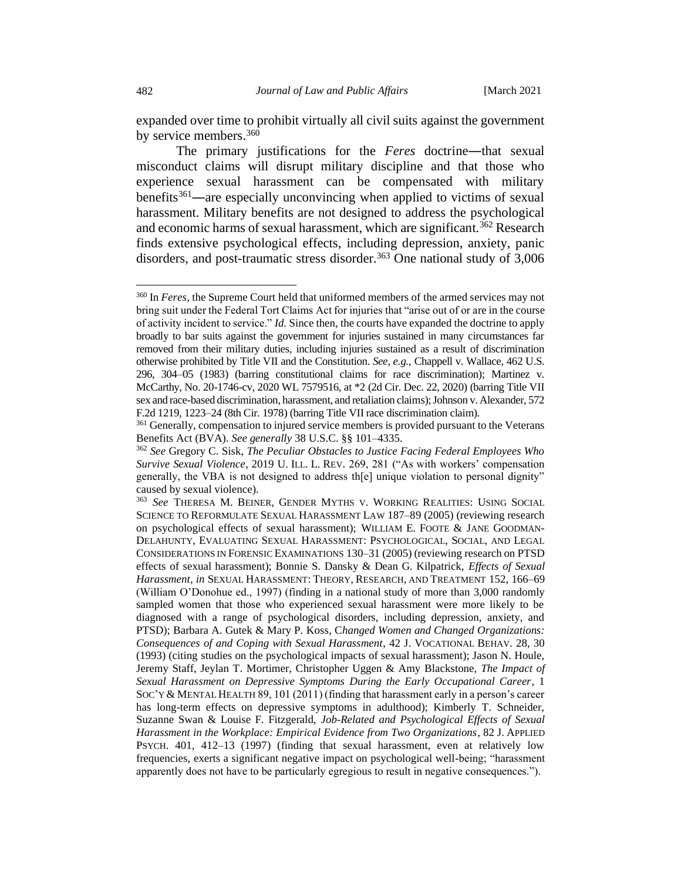expanded over time to prohibit virtually all civil suits against the government by service members.[360]

The primary justifications for the *Feres* doctrine—that sexual misconduct claims will disrupt military discipline and that those who experience sexual harassment can be compensated with military benefits[361]—are especially unconvincing when applied to victims of sexual harassment. Military benefits are not designed to address the psychological and economic harms of sexual harassment, which are significant.[362] Research finds extensive psychological effects, including depression, anxiety, panic disorders, and post-traumatic stress disorder.[363] One national study of 3,006

---

[360] In *Feres*, the Supreme Court held that uniformed members of the armed services may not bring suit under the Federal Tort Claims Act for injuries that "arise out of or are in the course of activity incident to service." *Id.* Since then, the courts have expanded the doctrine to apply broadly to bar suits against the government for injuries sustained in many circumstances far removed from their military duties, including injuries sustained as a result of discrimination otherwise prohibited by Title VII and the Constitution. *See, e.g.*, Chappell v. Wallace, 462 U.S. 296, 304–05 (1983) (barring constitutional claims for race discrimination); Martinez v. McCarthy, No. 20-1746-cv, 2020 WL 7579516, at *2 (2d Cir. Dec. 22, 2020) (barring Title VII sex and race-based discrimination, harassment, and retaliation claims); Johnson v. Alexander, 572 F.2d 1219, 1223–24 (8th Cir. 1978) (barring Title VII race discrimination claim).

[361] Generally, compensation to injured service members is provided pursuant to the Veterans Benefits Act (BVA). *See generally* 38 U.S.C. §§ 101–4335.

[362] *See* Gregory C. Sisk, *The Peculiar Obstacles to Justice Facing Federal Employees Who Survive Sexual Violence*, 2019 U. ILL. L. REV. 269, 281 ("As with workers' compensation generally, the VBA is not designed to address th[e] unique violation to personal dignity" caused by sexual violence).

[363] *See* THERESA M. BEINER, GENDER MYTHS V. WORKING REALITIES: USING SOCIAL SCIENCE TO REFORMULATE SEXUAL HARASSMENT LAW 187–89 (2005) (reviewing research on psychological effects of sexual harassment); WILLIAM E. FOOTE & JANE GOODMAN-DELAHUNTY, EVALUATING SEXUAL HARASSMENT: PSYCHOLOGICAL, SOCIAL, AND LEGAL CONSIDERATIONS IN FORENSIC EXAMINATIONS 130–31 (2005) (reviewing research on PTSD effects of sexual harassment); Bonnie S. Dansky & Dean G. Kilpatrick, *Effects of Sexual Harassment*, *in* SEXUAL HARASSMENT: THEORY, RESEARCH, AND TREATMENT 152, 166–69 (William O'Donohue ed., 1997) (finding in a national study of more than 3,000 randomly sampled women that those who experienced sexual harassment were more likely to be diagnosed with a range of psychological disorders, including depression, anxiety, and PTSD); Barbara A. Gutek & Mary P. Koss, *Changed Women and Changed Organizations: Consequences of and Coping with Sexual Harassment*, 42 J. VOCATIONAL BEHAV. 28, 30 (1993) (citing studies on the psychological impacts of sexual harassment); Jason N. Houle, Jeremy Staff, Jeylan T. Mortimer, Christopher Uggen & Amy Blackstone, *The Impact of Sexual Harassment on Depressive Symptoms During the Early Occupational Career*, 1 SOC'Y & MENTAL HEALTH 89, 101 (2011) (finding that harassment early in a person's career has long-term effects on depressive symptoms in adulthood); Kimberly T. Schneider, Suzanne Swan & Louise F. Fitzgerald, *Job-Related and Psychological Effects of Sexual Harassment in the Workplace: Empirical Evidence from Two Organizations*, 82 J. APPLIED PSYCH. 401, 412–13 (1997) (finding that sexual harassment, even at relatively low frequencies, exerts a significant negative impact on psychological well-being; "harassment apparently does not have to be particularly egregious to result in negative consequences.").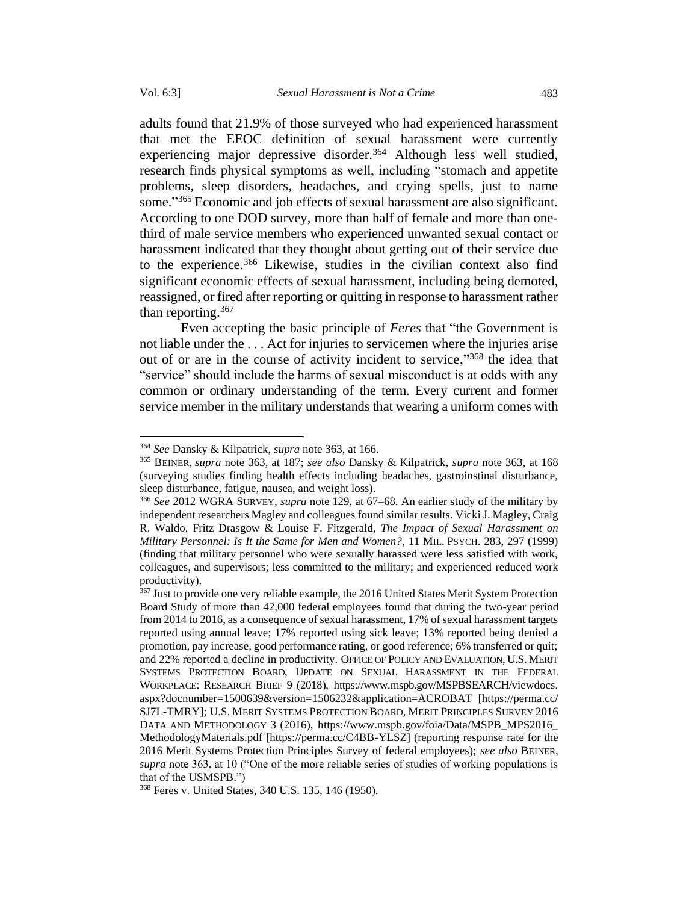adults found that 21.9% of those surveyed who had experienced harassment that met the EEOC definition of sexual harassment were currently experiencing major depressive disorder.[364] Although less well studied, research finds physical symptoms as well, including "stomach and appetite problems, sleep disorders, headaches, and crying spells, just to name some."[365] Economic and job effects of sexual harassment are also significant. According to one DOD survey, more than half of female and more than one-third of male service members who experienced unwanted sexual contact or harassment indicated that they thought about getting out of their service due to the experience.[366] Likewise, studies in the civilian context also find significant economic effects of sexual harassment, including being demoted, reassigned, or fired after reporting or quitting in response to harassment rather than reporting.[367]

Even accepting the basic principle of *Feres* that "the Government is not liable under the . . . Act for injuries to servicemen where the injuries arise out of or are in the course of activity incident to service,"[368] the idea that "service" should include the harms of sexual misconduct is at odds with any common or ordinary understanding of the term. Every current and former service member in the military understands that wearing a uniform comes with

---

[364] *See* Dansky & Kilpatrick, *supra* note 363, at 166.

[365] BEINER, *supra* note 363, at 187; *see also* Dansky & Kilpatrick, *supra* note 363, at 168 (surveying studies finding health effects including headaches, gastroinstinal disturbance, sleep disturbance, fatigue, nausea, and weight loss).

[366] *See* 2012 WGRA SURVEY, *supra* note 129, at 67–68. An earlier study of the military by independent researchers Magley and colleagues found similar results. Vicki J. Magley, Craig R. Waldo, Fritz Drasgow & Louise F. Fitzgerald, *The Impact of Sexual Harassment on Military Personnel: Is It the Same for Men and Women?*, 11 MIL. PSYCH. 283, 297 (1999) (finding that military personnel who were sexually harassed were less satisfied with work, colleagues, and supervisors; less committed to the military; and experienced reduced work productivity).

[367] Just to provide one very reliable example, the 2016 United States Merit System Protection Board Study of more than 42,000 federal employees found that during the two-year period from 2014 to 2016, as a consequence of sexual harassment, 17% of sexual harassment targets reported using annual leave; 17% reported using sick leave; 13% reported being denied a promotion, pay increase, good performance rating, or good reference; 6% transferred or quit; and 22% reported a decline in productivity. OFFICE OF POLICY AND EVALUATION, U.S. MERIT SYSTEMS PROTECTION BOARD, UPDATE ON SEXUAL HARASSMENT IN THE FEDERAL WORKPLACE: RESEARCH BRIEF 9 (2018), https://www.mspb.gov/MSPBSEARCH/viewdocs.aspx?docnumber=1500639&version=1506232&application=ACROBAT [https://perma.cc/SJ7L-TMRY]; U.S. MERIT SYSTEMS PROTECTION BOARD, MERIT PRINCIPLES SURVEY 2016 DATA AND METHODOLOGY 3 (2016), https://www.mspb.gov/foia/Data/MSPB_MPS2016_MethodologyMaterials.pdf [https://perma.cc/C4BB-YLSZ] (reporting response rate for the 2016 Merit Systems Protection Principles Survey of federal employees); *see also* BEINER, *supra* note 363, at 10 ("One of the more reliable series of studies of working populations is that of the USMSPB.")

[368] Feres v. United States, 340 U.S. 135, 146 (1950).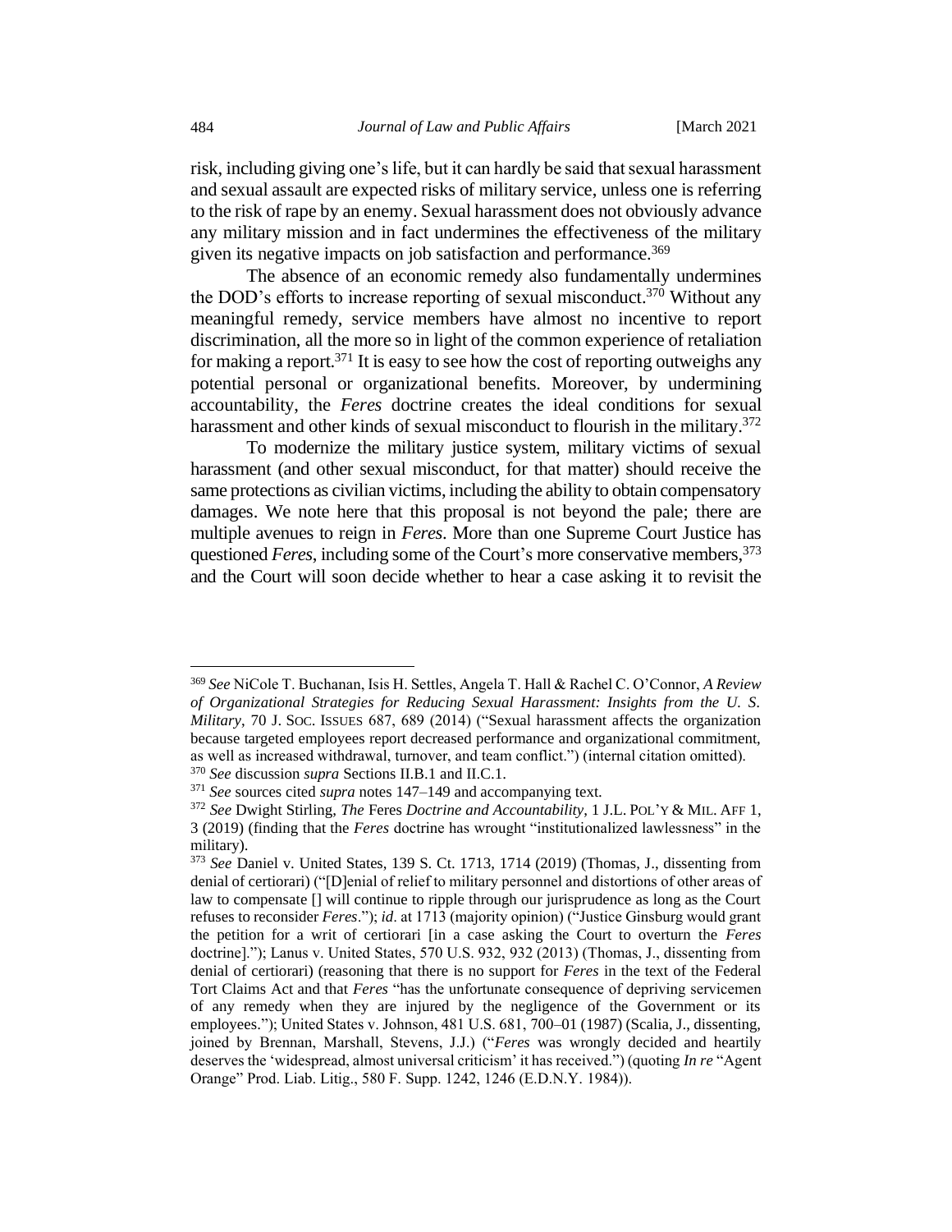risk, including giving one's life, but it can hardly be said that sexual harassment and sexual assault are expected risks of military service, unless one is referring to the risk of rape by an enemy. Sexual harassment does not obviously advance any military mission and in fact undermines the effectiveness of the military given its negative impacts on job satisfaction and performance.[369]

The absence of an economic remedy also fundamentally undermines the DOD's efforts to increase reporting of sexual misconduct.[370] Without any meaningful remedy, service members have almost no incentive to report discrimination, all the more so in light of the common experience of retaliation for making a report.[371] It is easy to see how the cost of reporting outweighs any potential personal or organizational benefits. Moreover, by undermining accountability, the *Feres* doctrine creates the ideal conditions for sexual harassment and other kinds of sexual misconduct to flourish in the military.[372]

To modernize the military justice system, military victims of sexual harassment (and other sexual misconduct, for that matter) should receive the same protections as civilian victims, including the ability to obtain compensatory damages. We note here that this proposal is not beyond the pale; there are multiple avenues to reign in *Feres*. More than one Supreme Court Justice has questioned *Feres*, including some of the Court's more conservative members,[373] and the Court will soon decide whether to hear a case asking it to revisit the

---

[369] *See* NiCole T. Buchanan, Isis H. Settles, Angela T. Hall & Rachel C. O'Connor, *A Review of Organizational Strategies for Reducing Sexual Harassment: Insights from the U. S. Military*, 70 J. SOC. ISSUES 687, 689 (2014) ("Sexual harassment affects the organization because targeted employees report decreased performance and organizational commitment, as well as increased withdrawal, turnover, and team conflict.") (internal citation omitted).

[370] *See* discussion *supra* Sections II.B.1 and II.C.1.

[371] *See* sources cited *supra* notes 147–149 and accompanying text.

[372] *See* Dwight Stirling, *The* Feres *Doctrine and Accountability*, 1 J.L. POL'Y & MIL. AFF 1, 3 (2019) (finding that the *Feres* doctrine has wrought "institutionalized lawlessness" in the military).

[373] *See* Daniel v. United States, 139 S. Ct. 1713, 1714 (2019) (Thomas, J., dissenting from denial of certiorari) ("[D]enial of relief to military personnel and distortions of other areas of law to compensate [] will continue to ripple through our jurisprudence as long as the Court refuses to reconsider *Feres*."); *id*. at 1713 (majority opinion) ("Justice Ginsburg would grant the petition for a writ of certiorari [in a case asking the Court to overturn the *Feres* doctrine]."); Lanus v. United States, 570 U.S. 932, 932 (2013) (Thomas, J., dissenting from denial of certiorari) (reasoning that there is no support for *Feres* in the text of the Federal Tort Claims Act and that *Feres* "has the unfortunate consequence of depriving servicemen of any remedy when they are injured by the negligence of the Government or its employees."); United States v. Johnson, 481 U.S. 681, 700–01 (1987) (Scalia, J., dissenting, joined by Brennan, Marshall, Stevens, J.J.) ("*Feres* was wrongly decided and heartily deserves the 'widespread, almost universal criticism' it has received.") (quoting *In re* "Agent Orange" Prod. Liab. Litig., 580 F. Supp. 1242, 1246 (E.D.N.Y. 1984)).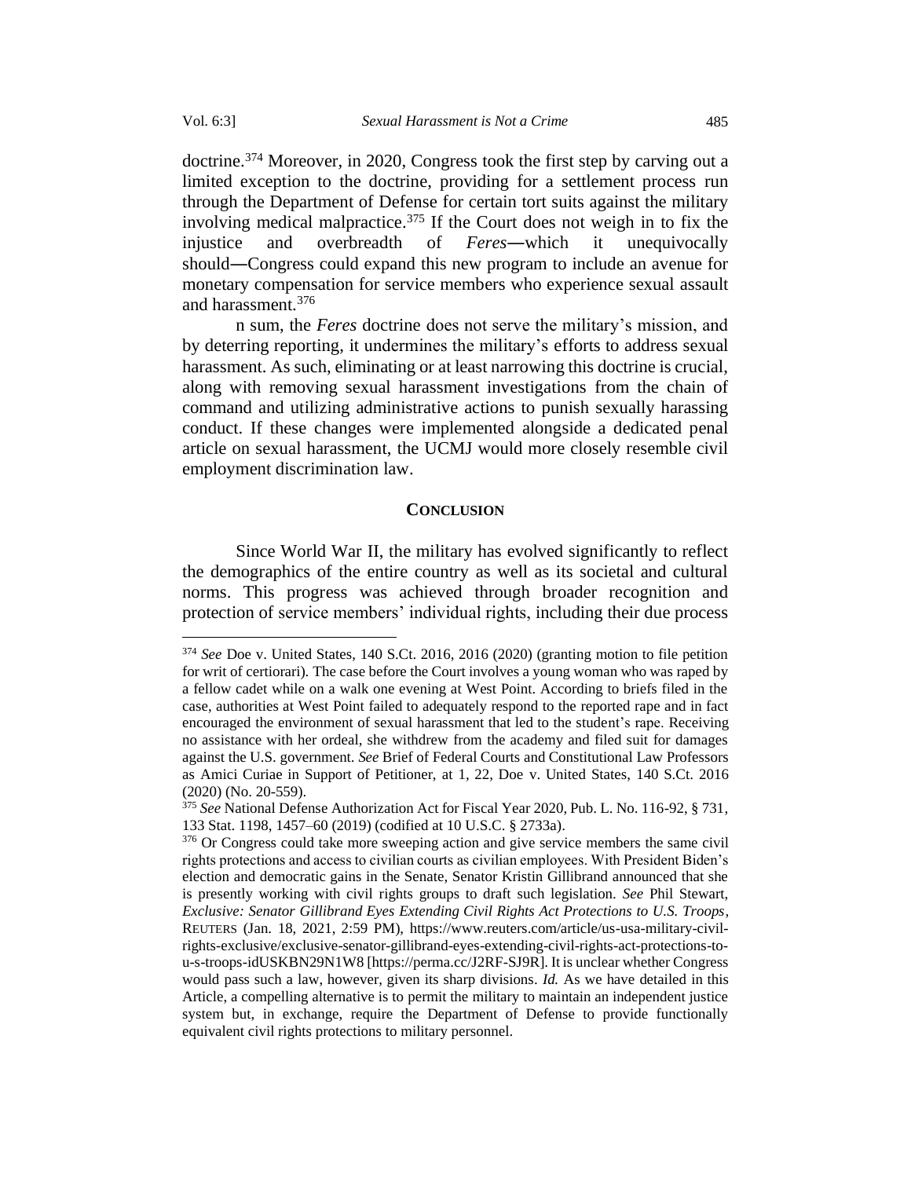doctrine.[374] Moreover, in 2020, Congress took the first step by carving out a limited exception to the doctrine, providing for a settlement process run through the Department of Defense for certain tort suits against the military involving medical malpractice.[375] If the Court does not weigh in to fix the injustice and overbreadth of *Feres*—which it unequivocally should—Congress could expand this new program to include an avenue for monetary compensation for service members who experience sexual assault and harassment.[376]

n sum, the *Feres* doctrine does not serve the military's mission, and by deterring reporting, it undermines the military's efforts to address sexual harassment. As such, eliminating or at least narrowing this doctrine is crucial, along with removing sexual harassment investigations from the chain of command and utilizing administrative actions to punish sexually harassing conduct. If these changes were implemented alongside a dedicated penal article on sexual harassment, the UCMJ would more closely resemble civil employment discrimination law.

## CONCLUSION

Since World War II, the military has evolved significantly to reflect the demographics of the entire country as well as its societal and cultural norms. This progress was achieved through broader recognition and protection of service members' individual rights, including their due process

---

[374] *See* Doe v. United States, 140 S.Ct. 2016, 2016 (2020) (granting motion to file petition for writ of certiorari). The case before the Court involves a young woman who was raped by a fellow cadet while on a walk one evening at West Point. According to briefs filed in the case, authorities at West Point failed to adequately respond to the reported rape and in fact encouraged the environment of sexual harassment that led to the student's rape. Receiving no assistance with her ordeal, she withdrew from the academy and filed suit for damages against the U.S. government. *See* Brief of Federal Courts and Constitutional Law Professors as Amici Curiae in Support of Petitioner, at 1, 22, Doe v. United States, 140 S.Ct. 2016 (2020) (No. 20-559).

[375] *See* National Defense Authorization Act for Fiscal Year 2020, Pub. L. No. 116-92, § 731, 133 Stat. 1198, 1457–60 (2019) (codified at 10 U.S.C. § 2733a).

[376] Or Congress could take more sweeping action and give service members the same civil rights protections and access to civilian courts as civilian employees. With President Biden's election and democratic gains in the Senate, Senator Kristin Gillibrand announced that she is presently working with civil rights groups to draft such legislation. *See* Phil Stewart, *Exclusive: Senator Gillibrand Eyes Extending Civil Rights Act Protections to U.S. Troops*, REUTERS (Jan. 18, 2021, 2:59 PM), https://www.reuters.com/article/us-usa-military-civil-rights-exclusive/exclusive-senator-gillibrand-eyes-extending-civil-rights-act-protections-to-u-s-troops-idUSKBN29N1W8 [https://perma.cc/J2RF-SJ9R]. It is unclear whether Congress would pass such a law, however, given its sharp divisions. *Id.* As we have detailed in this Article, a compelling alternative is to permit the military to maintain an independent justice system but, in exchange, require the Department of Defense to provide functionally equivalent civil rights protections to military personnel.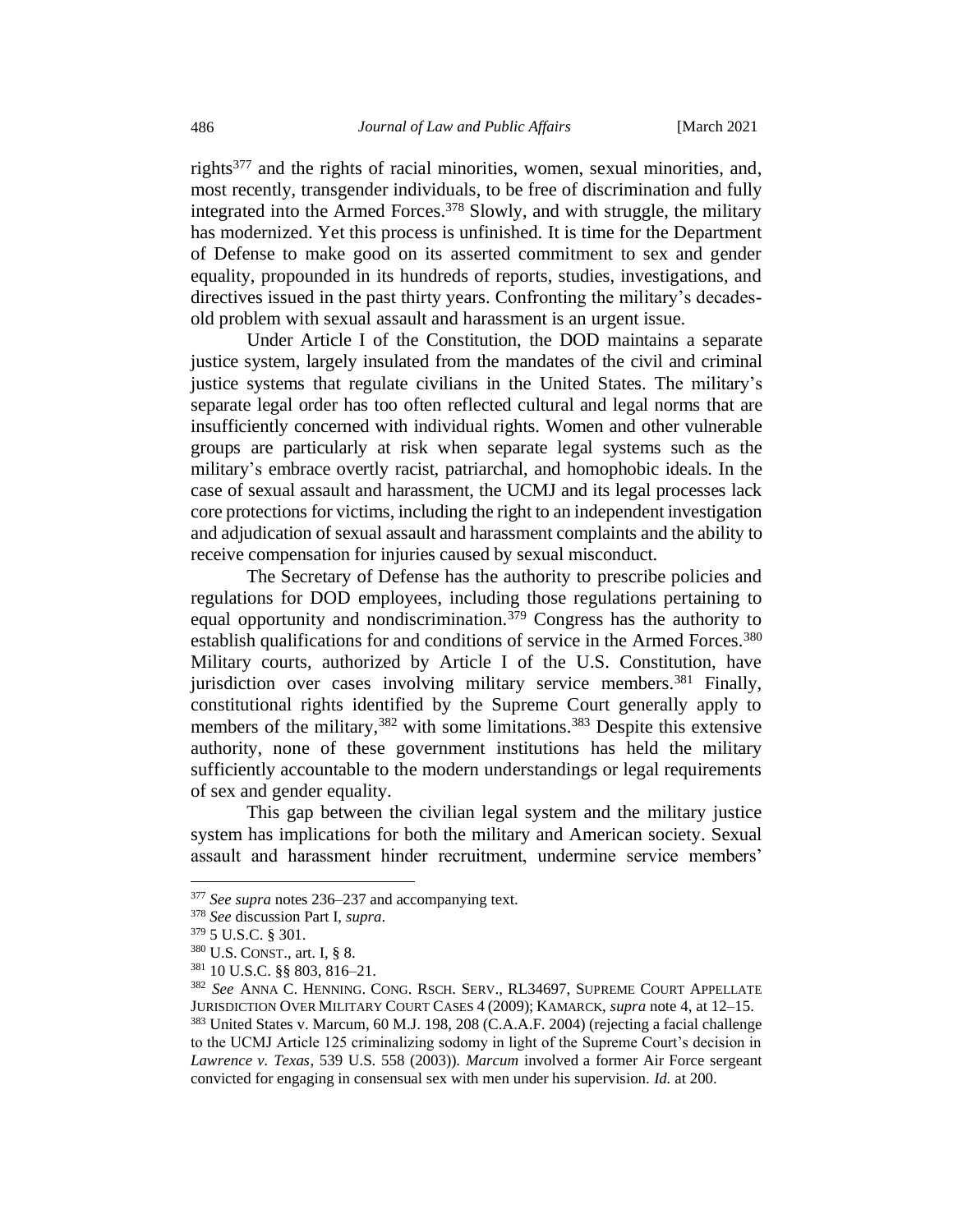rights[377] and the rights of racial minorities, women, sexual minorities, and, most recently, transgender individuals, to be free of discrimination and fully integrated into the Armed Forces.[378] Slowly, and with struggle, the military has modernized. Yet this process is unfinished. It is time for the Department of Defense to make good on its asserted commitment to sex and gender equality, propounded in its hundreds of reports, studies, investigations, and directives issued in the past thirty years. Confronting the military's decades-old problem with sexual assault and harassment is an urgent issue.

Under Article I of the Constitution, the DOD maintains a separate justice system, largely insulated from the mandates of the civil and criminal justice systems that regulate civilians in the United States. The military's separate legal order has too often reflected cultural and legal norms that are insufficiently concerned with individual rights. Women and other vulnerable groups are particularly at risk when separate legal systems such as the military's embrace overtly racist, patriarchal, and homophobic ideals. In the case of sexual assault and harassment, the UCMJ and its legal processes lack core protections for victims, including the right to an independent investigation and adjudication of sexual assault and harassment complaints and the ability to receive compensation for injuries caused by sexual misconduct.

The Secretary of Defense has the authority to prescribe policies and regulations for DOD employees, including those regulations pertaining to equal opportunity and nondiscrimination.[379] Congress has the authority to establish qualifications for and conditions of service in the Armed Forces.[380] Military courts, authorized by Article I of the U.S. Constitution, have jurisdiction over cases involving military service members.[381] Finally, constitutional rights identified by the Supreme Court generally apply to members of the military,[382] with some limitations.[383] Despite this extensive authority, none of these government institutions has held the military sufficiently accountable to the modern understandings or legal requirements of sex and gender equality.

This gap between the civilian legal system and the military justice system has implications for both the military and American society. Sexual assault and harassment hinder recruitment, undermine service members'

---

[377] *See supra* notes 236–237 and accompanying text.

[378] *See* discussion Part I, *supra*.

[379] 5 U.S.C. § 301.

[380] U.S. CONST., art. I, § 8.

[381] 10 U.S.C. §§ 803, 816–21.

[382] *See* ANNA C. HENNING. CONG. RSCH. SERV., RL34697, SUPREME COURT APPELLATE JURISDICTION OVER MILITARY COURT CASES 4 (2009); KAMARCK, *supra* note 4, at 12–15.

[383] United States v. Marcum, 60 M.J. 198, 208 (C.A.A.F. 2004) (rejecting a facial challenge to the UCMJ Article 125 criminalizing sodomy in light of the Supreme Court's decision in *Lawrence v. Texas*, 539 U.S. 558 (2003)). *Marcum* involved a former Air Force sergeant convicted for engaging in consensual sex with men under his supervision. *Id.* at 200.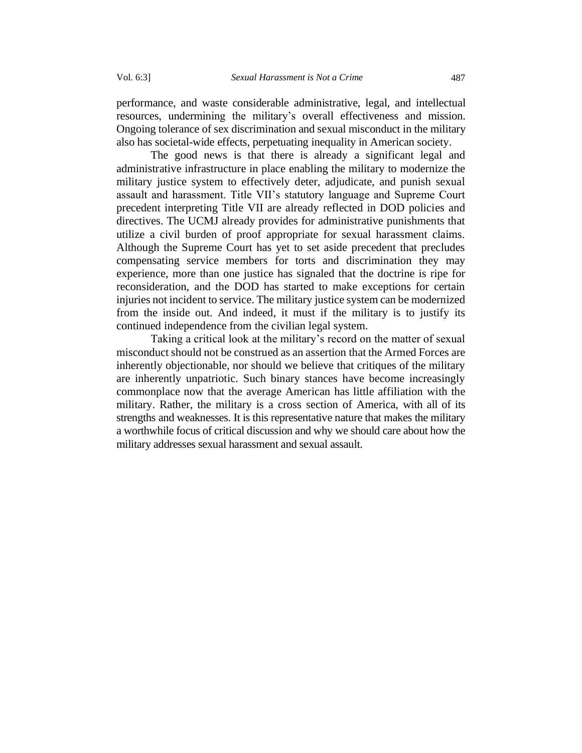performance, and waste considerable administrative, legal, and intellectual resources, undermining the military's overall effectiveness and mission. Ongoing tolerance of sex discrimination and sexual misconduct in the military also has societal-wide effects, perpetuating inequality in American society.

The good news is that there is already a significant legal and administrative infrastructure in place enabling the military to modernize the military justice system to effectively deter, adjudicate, and punish sexual assault and harassment. Title VII's statutory language and Supreme Court precedent interpreting Title VII are already reflected in DOD policies and directives. The UCMJ already provides for administrative punishments that utilize a civil burden of proof appropriate for sexual harassment claims. Although the Supreme Court has yet to set aside precedent that precludes compensating service members for torts and discrimination they may experience, more than one justice has signaled that the doctrine is ripe for reconsideration, and the DOD has started to make exceptions for certain injuries not incident to service. The military justice system can be modernized from the inside out. And indeed, it must if the military is to justify its continued independence from the civilian legal system.

Taking a critical look at the military's record on the matter of sexual misconduct should not be construed as an assertion that the Armed Forces are inherently objectionable, nor should we believe that critiques of the military are inherently unpatriotic. Such binary stances have become increasingly commonplace now that the average American has little affiliation with the military. Rather, the military is a cross section of America, with all of its strengths and weaknesses. It is this representative nature that makes the military a worthwhile focus of critical discussion and why we should care about how the military addresses sexual harassment and sexual assault.